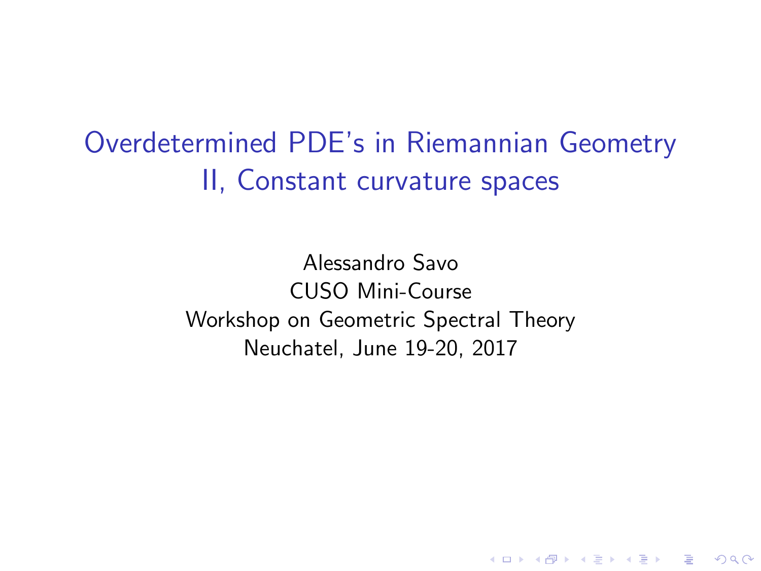# Overdetermined PDE's in Riemannian Geometry
## II, Constant curvature spaces

Alessandro Savo
CUSO Mini-Course
Workshop on Geometric Spectral Theory
Neuchatel, June 19-20, 2017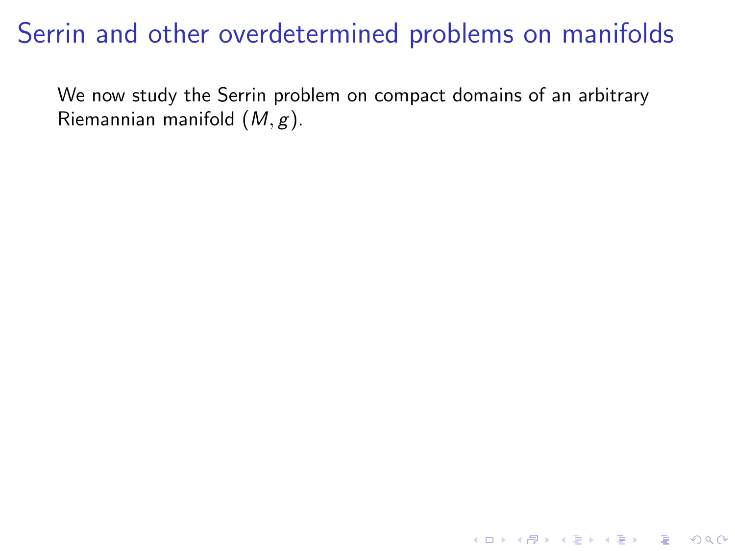# Serrin and other overdetermined problems on manifolds

We now study the Serrin problem on compact domains of an arbitrary Riemannian manifold $(M, g)$.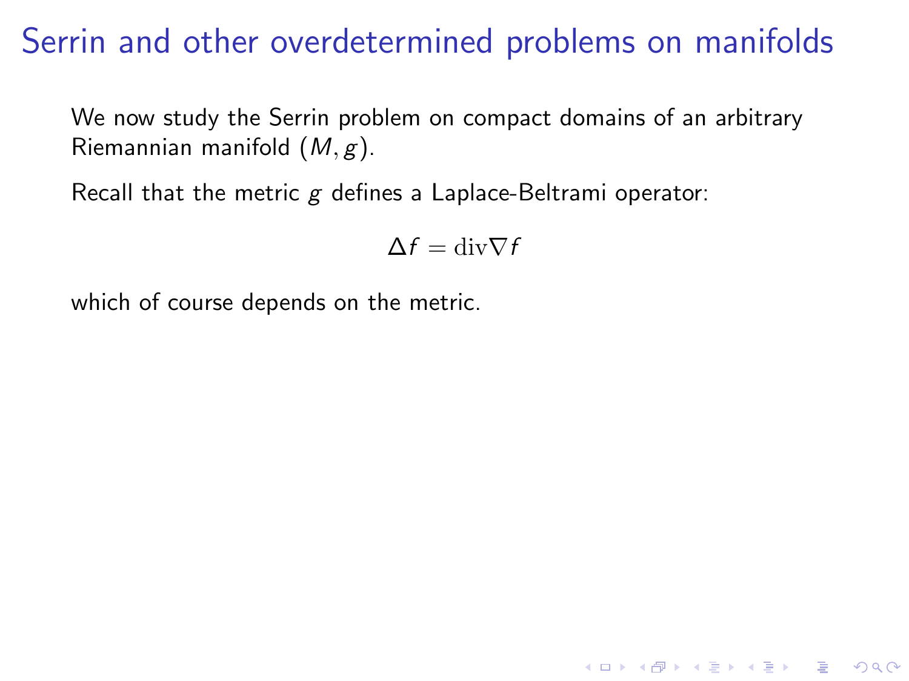# Serrin and other overdetermined problems on manifolds

We now study the Serrin problem on compact domains of an arbitrary Riemannian manifold $(M, g)$.

Recall that the metric $g$ defines a Laplace-Beltrami operator:

$$\Delta f = \mathrm{div} \nabla f$$

which of course depends on the metric.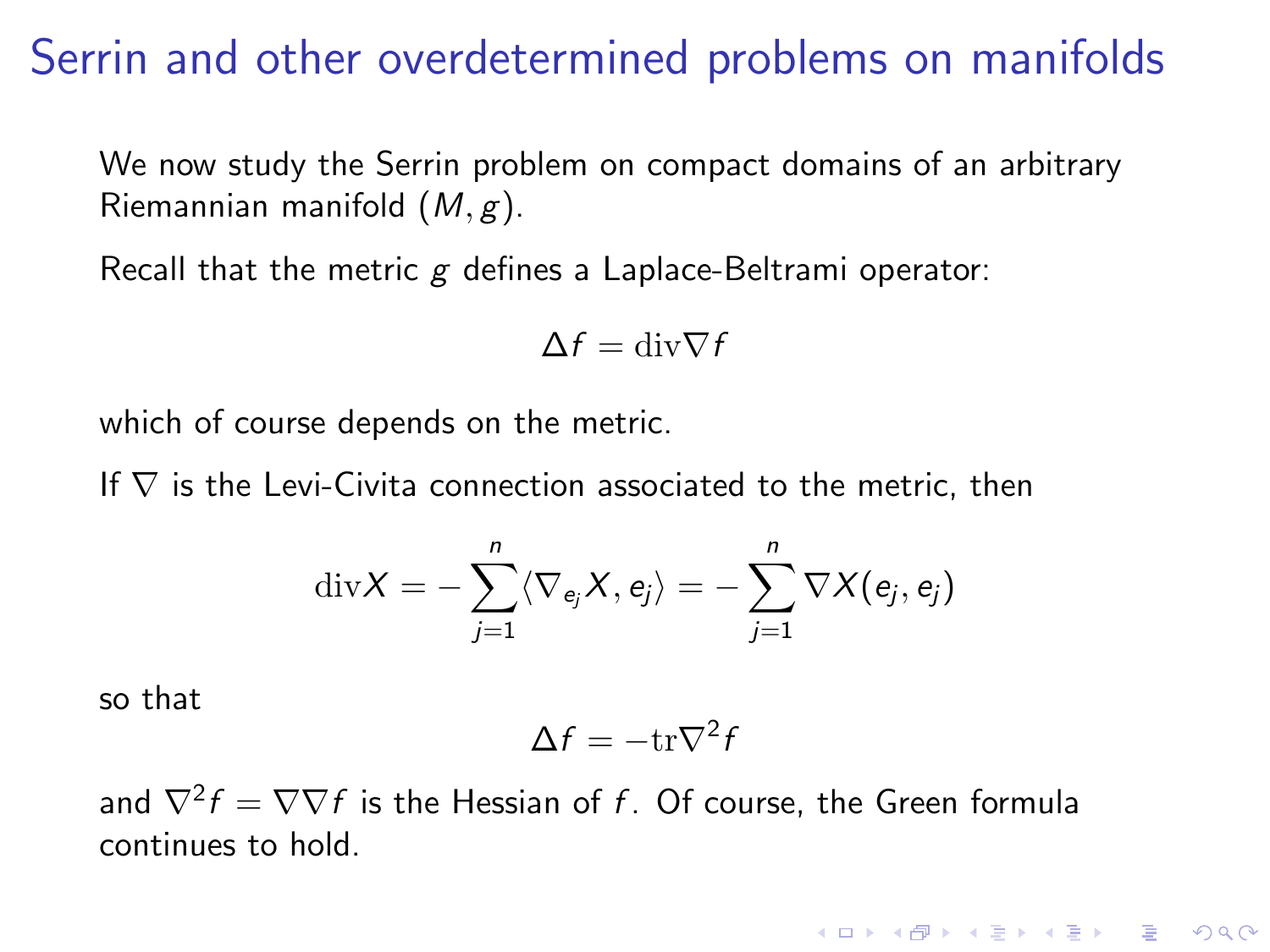# Serrin and other overdetermined problems on manifolds

We now study the Serrin problem on compact domains of an arbitrary Riemannian manifold $(M, g)$.

Recall that the metric $g$ defines a Laplace-Beltrami operator:

$$\Delta f = \mathrm{div} \nabla f$$

which of course depends on the metric.

If $\nabla$ is the Levi-Civita connection associated to the metric, then

$$\mathrm{div} X = -\sum_{j=1}^{n} \langle \nabla_{e_j} X, e_j \rangle = -\sum_{j=1}^{n} \nabla X(e_j, e_j)$$

so that

$$\Delta f = -\mathrm{tr} \nabla^2 f$$

and $\nabla^2 f = \nabla \nabla f$ is the Hessian of $f$. Of course, the Green formula continues to hold.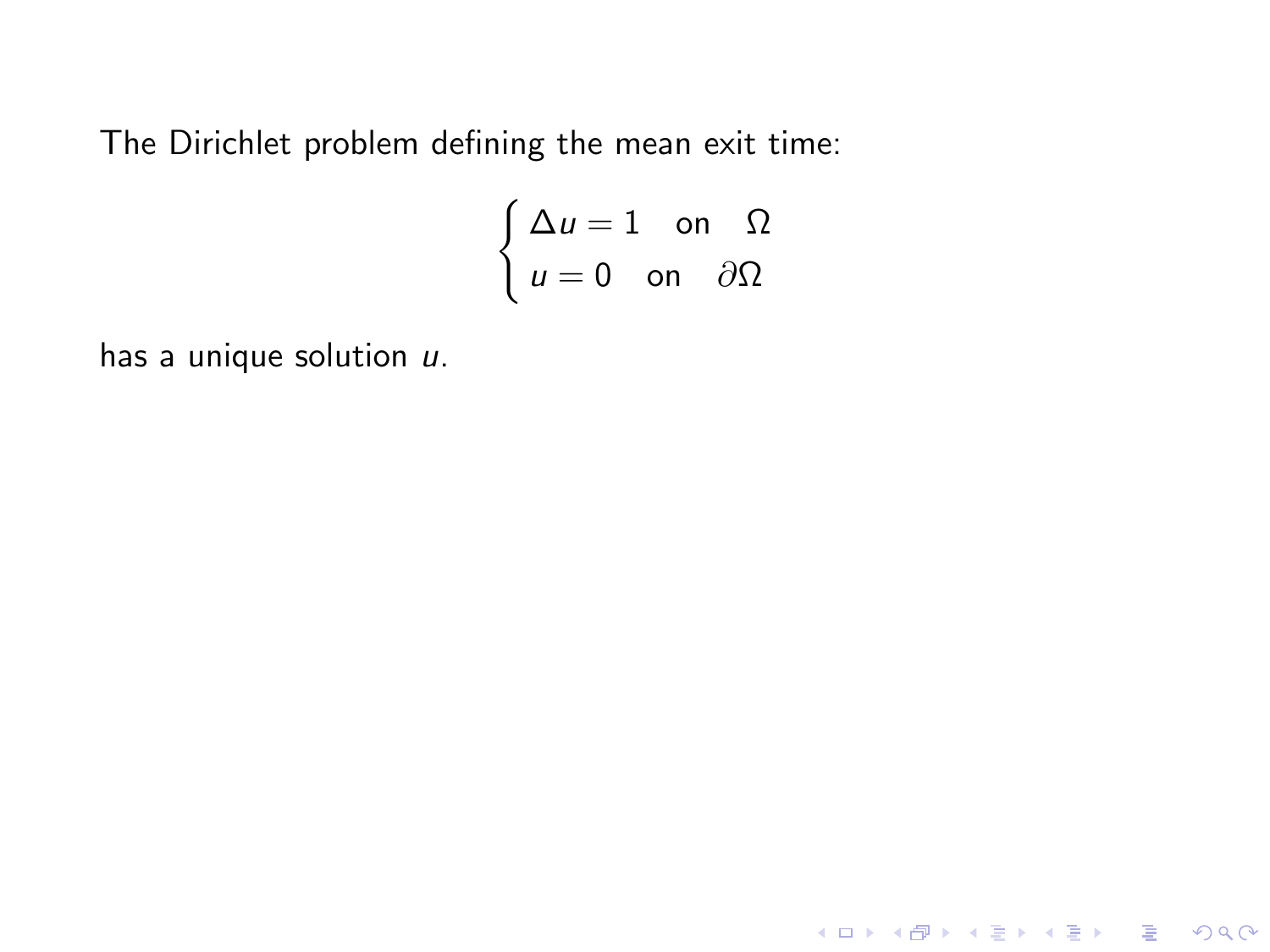The Dirichlet problem defining the mean exit time:

$$\begin{cases} \Delta u = 1 \quad \text{on} \quad \Omega \\ u = 0 \quad \text{on} \quad \partial\Omega \end{cases}$$

has a unique solution $u$.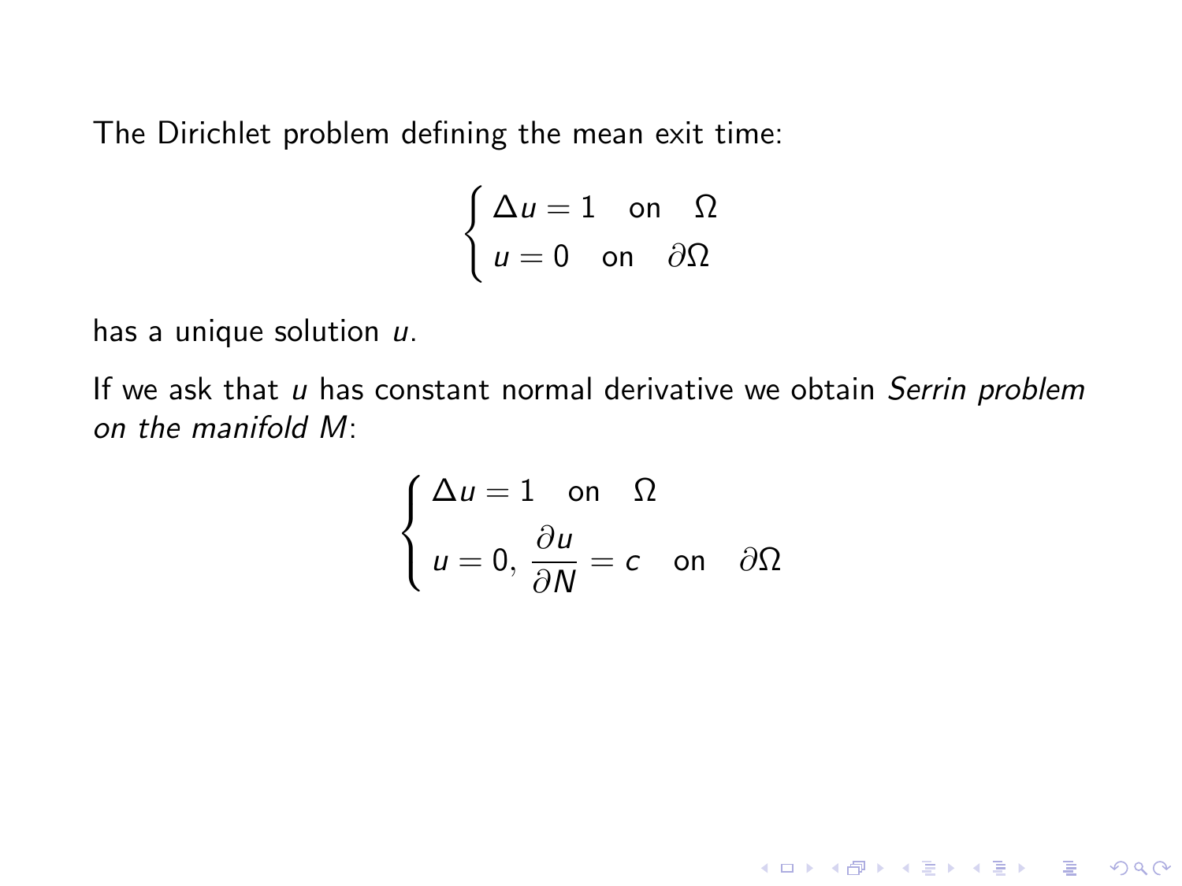The Dirichlet problem defining the mean exit time:

$$
\begin{cases}
\Delta u = 1 \quad \text{on} \quad \Omega \\
u = 0 \quad \text{on} \quad \partial\Omega
\end{cases}
$$

has a unique solution $u$.

If we ask that $u$ has constant normal derivative we obtain *Serrin problem on the manifold $M$*:

$$
\begin{cases}
\Delta u = 1 \quad \text{on} \quad \Omega \\
u = 0, \, \dfrac{\partial u}{\partial N} = c \quad \text{on} \quad \partial\Omega
\end{cases}
$$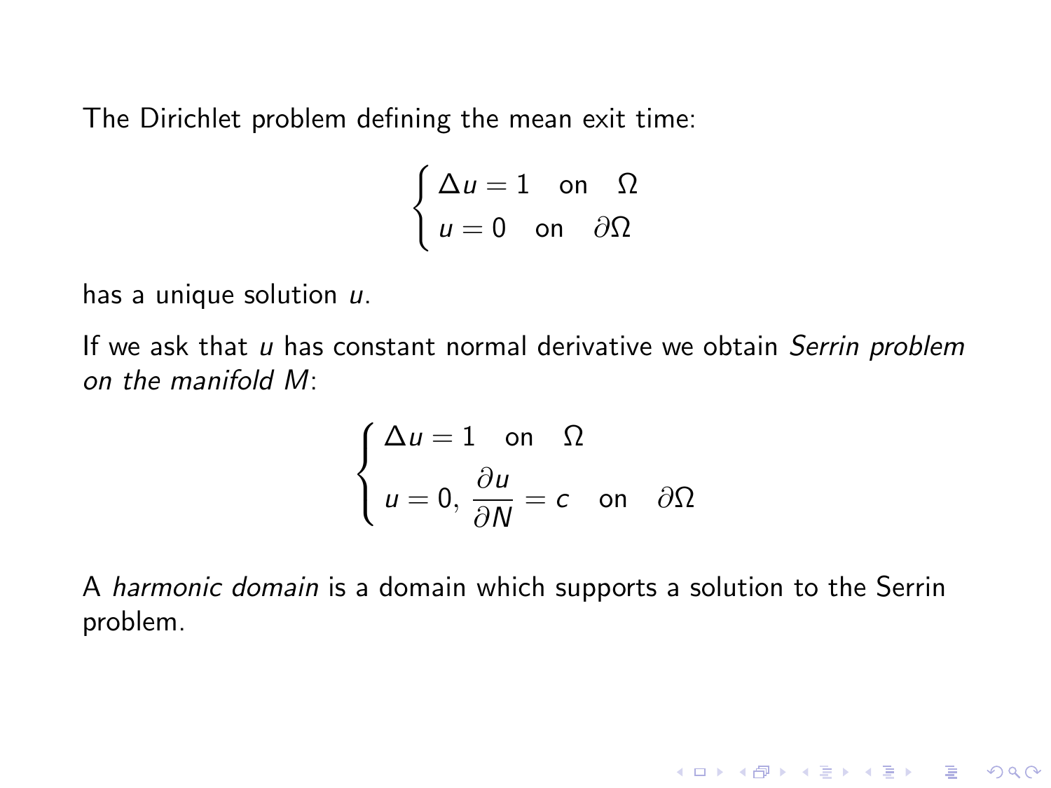The Dirichlet problem defining the mean exit time:

$$
\begin{cases}
\Delta u = 1 \quad \text{on} \quad \Omega \\
u = 0 \quad \text{on} \quad \partial\Omega
\end{cases}
$$

has a unique solution $u$.

If we ask that $u$ has constant normal derivative we obtain *Serrin problem on the manifold M*:

$$
\begin{cases}
\Delta u = 1 \quad \text{on} \quad \Omega \\
u = 0, \ \dfrac{\partial u}{\partial N} = c \quad \text{on} \quad \partial\Omega
\end{cases}
$$

A *harmonic domain* is a domain which supports a solution to the Serrin problem.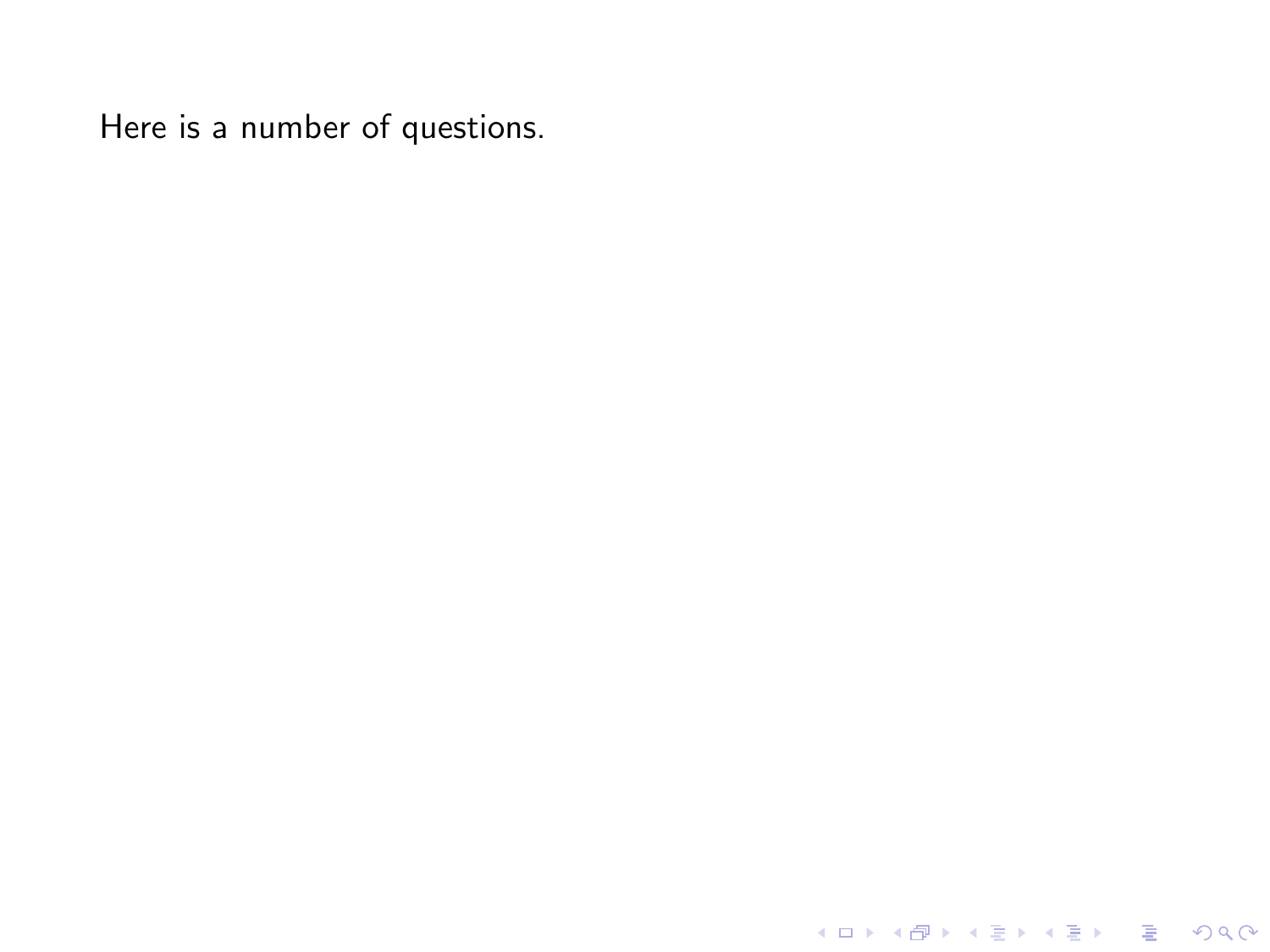Here is a number of questions.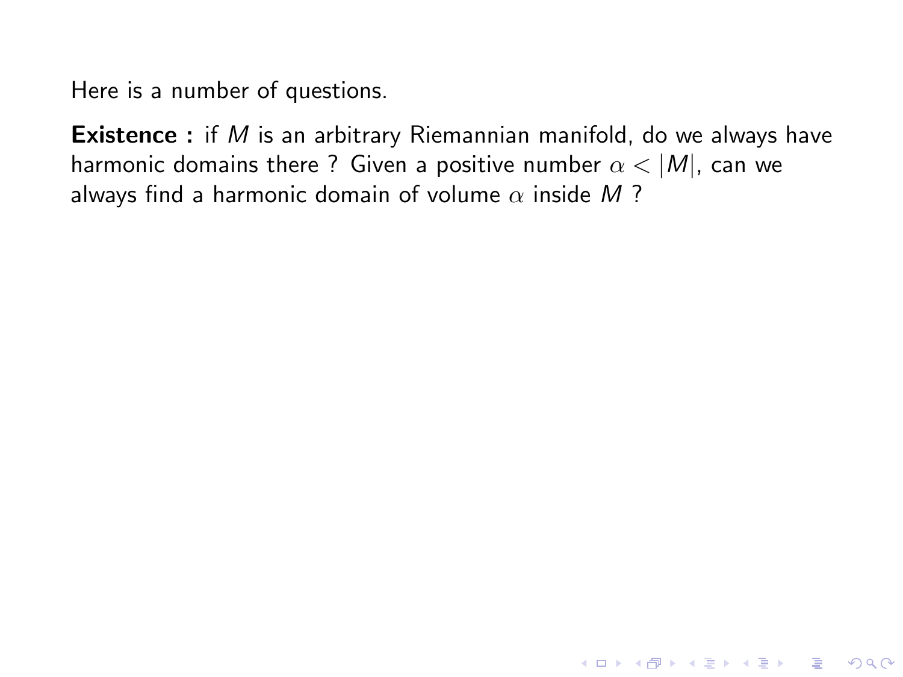Here is a number of questions.

**Existence :** if $M$ is an arbitrary Riemannian manifold, do we always have harmonic domains there ? Given a positive number $\alpha < |M|$, can we always find a harmonic domain of volume $\alpha$ inside $M$ ?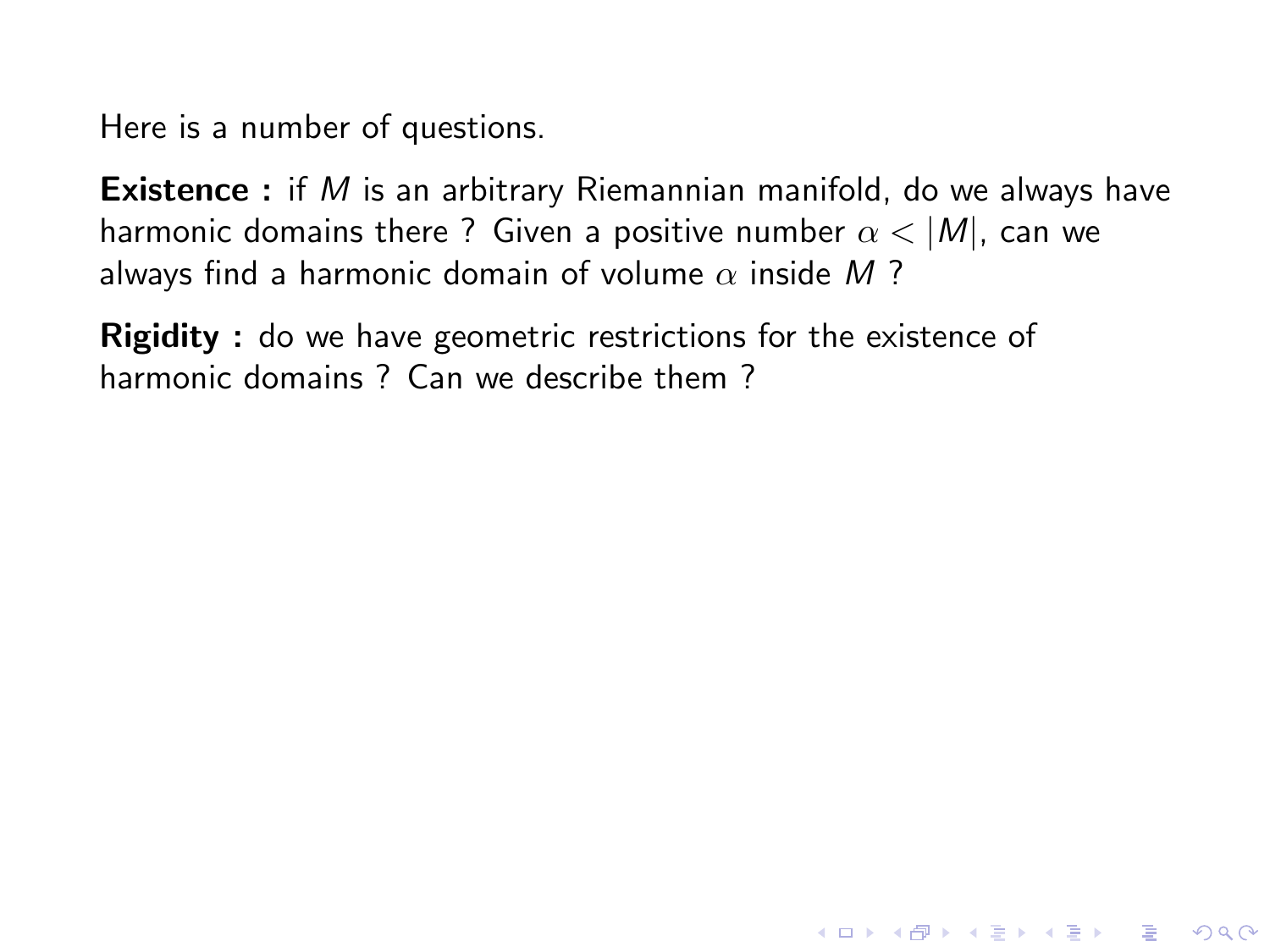Here is a number of questions.

**Existence :** if $M$ is an arbitrary Riemannian manifold, do we always have harmonic domains there ? Given a positive number $\alpha < |M|$, can we always find a harmonic domain of volume $\alpha$ inside $M$ ?

**Rigidity :** do we have geometric restrictions for the existence of harmonic domains ? Can we describe them ?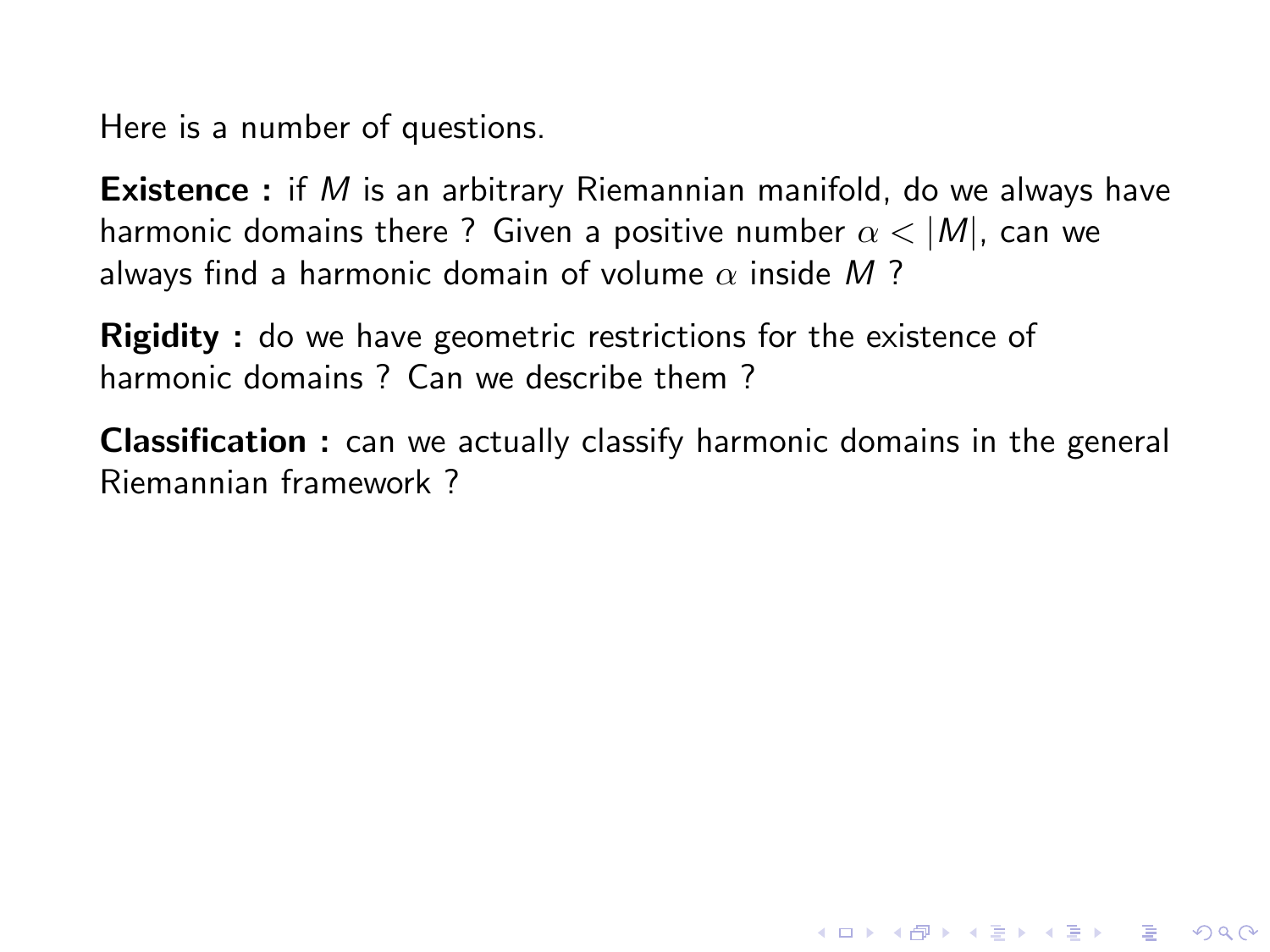Here is a number of questions.

**Existence :** if $M$ is an arbitrary Riemannian manifold, do we always have harmonic domains there ? Given a positive number $\alpha < |M|$, can we always find a harmonic domain of volume $\alpha$ inside $M$ ?

**Rigidity :** do we have geometric restrictions for the existence of harmonic domains ? Can we describe them ?

**Classification :** can we actually classify harmonic domains in the general Riemannian framework ?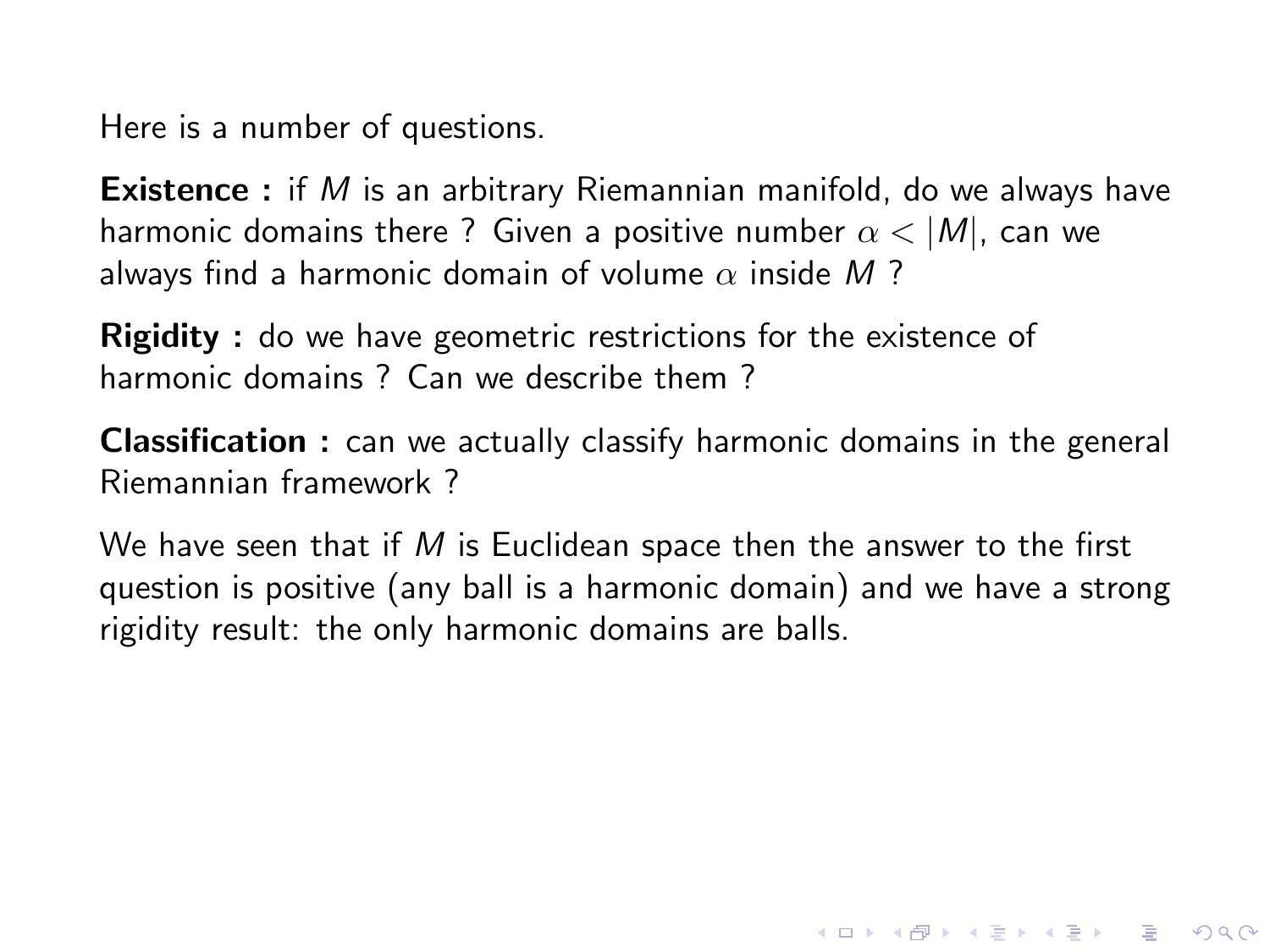Here is a number of questions.

**Existence :** if $M$ is an arbitrary Riemannian manifold, do we always have harmonic domains there ? Given a positive number $\alpha < |M|$, can we always find a harmonic domain of volume $\alpha$ inside $M$ ?

**Rigidity :** do we have geometric restrictions for the existence of harmonic domains ? Can we describe them ?

**Classification :** can we actually classify harmonic domains in the general Riemannian framework ?

We have seen that if $M$ is Euclidean space then the answer to the first question is positive (any ball is a harmonic domain) and we have a strong rigidity result: the only harmonic domains are balls.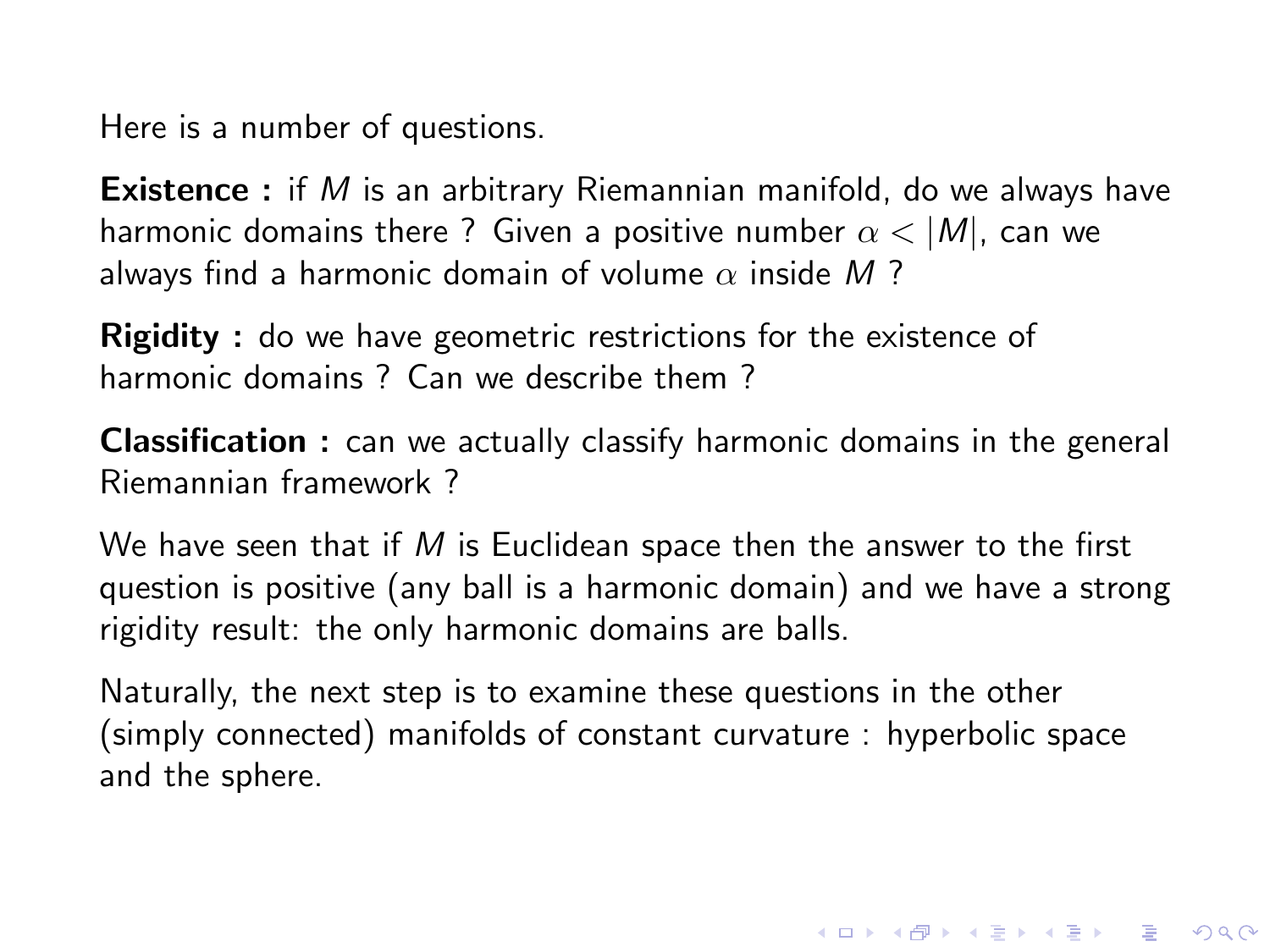Here is a number of questions.

**Existence :** if $M$ is an arbitrary Riemannian manifold, do we always have harmonic domains there ? Given a positive number $\alpha < |M|$, can we always find a harmonic domain of volume $\alpha$ inside $M$ ?

**Rigidity :** do we have geometric restrictions for the existence of harmonic domains ? Can we describe them ?

**Classification :** can we actually classify harmonic domains in the general Riemannian framework ?

We have seen that if $M$ is Euclidean space then the answer to the first question is positive (any ball is a harmonic domain) and we have a strong rigidity result: the only harmonic domains are balls.

Naturally, the next step is to examine these questions in the other (simply connected) manifolds of constant curvature : hyperbolic space and the sphere.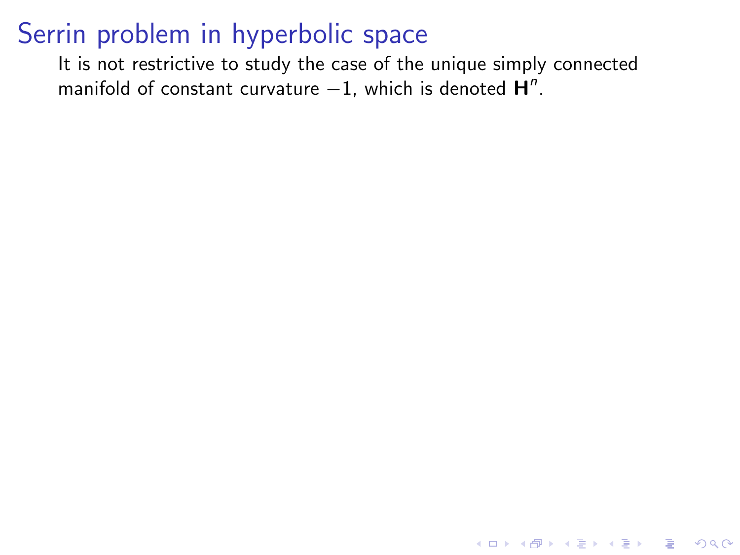# Serrin problem in hyperbolic space

It is not restrictive to study the case of the unique simply connected manifold of constant curvature $-1$, which is denoted $\mathbf{H}^n$.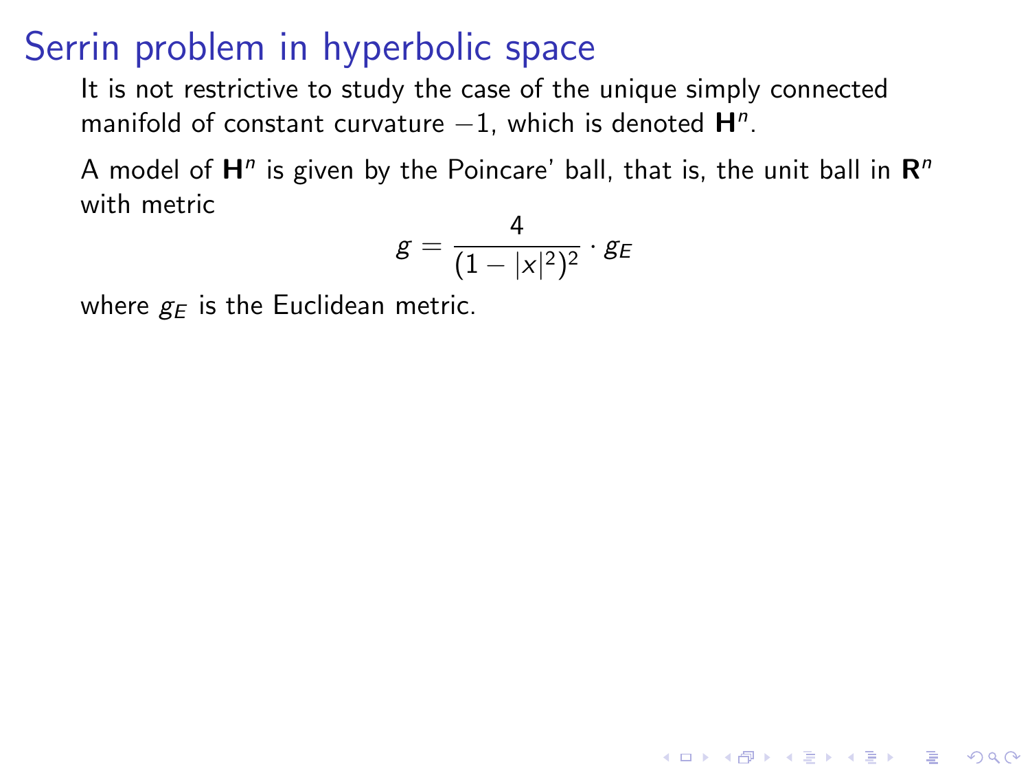# Serrin problem in hyperbolic space

It is not restrictive to study the case of the unique simply connected manifold of constant curvature $-1$, which is denoted $\mathbf{H}^n$.

A model of $\mathbf{H}^n$ is given by the Poincare' ball, that is, the unit ball in $\mathbf{R}^n$ with metric

$$g = \frac{4}{(1 - |x|^2)^2} \cdot g_E$$

where $g_E$ is the Euclidean metric.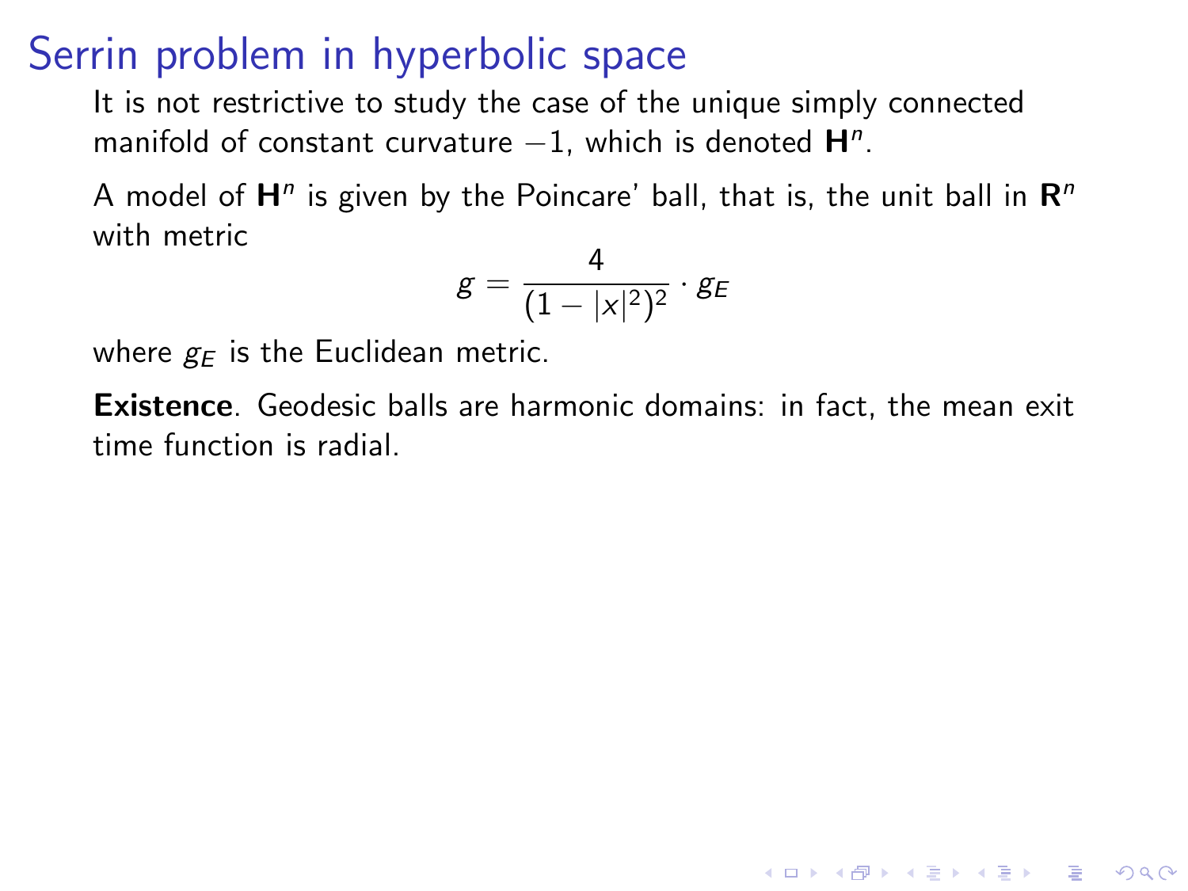# Serrin problem in hyperbolic space

It is not restrictive to study the case of the unique simply connected manifold of constant curvature $-1$, which is denoted $\mathbf{H}^n$.

A model of $\mathbf{H}^n$ is given by the Poincare' ball, that is, the unit ball in $\mathbf{R}^n$ with metric

$$g = \frac{4}{(1 - |x|^2)^2} \cdot g_E$$

where $g_E$ is the Euclidean metric.

**Existence**. Geodesic balls are harmonic domains: in fact, the mean exit time function is radial.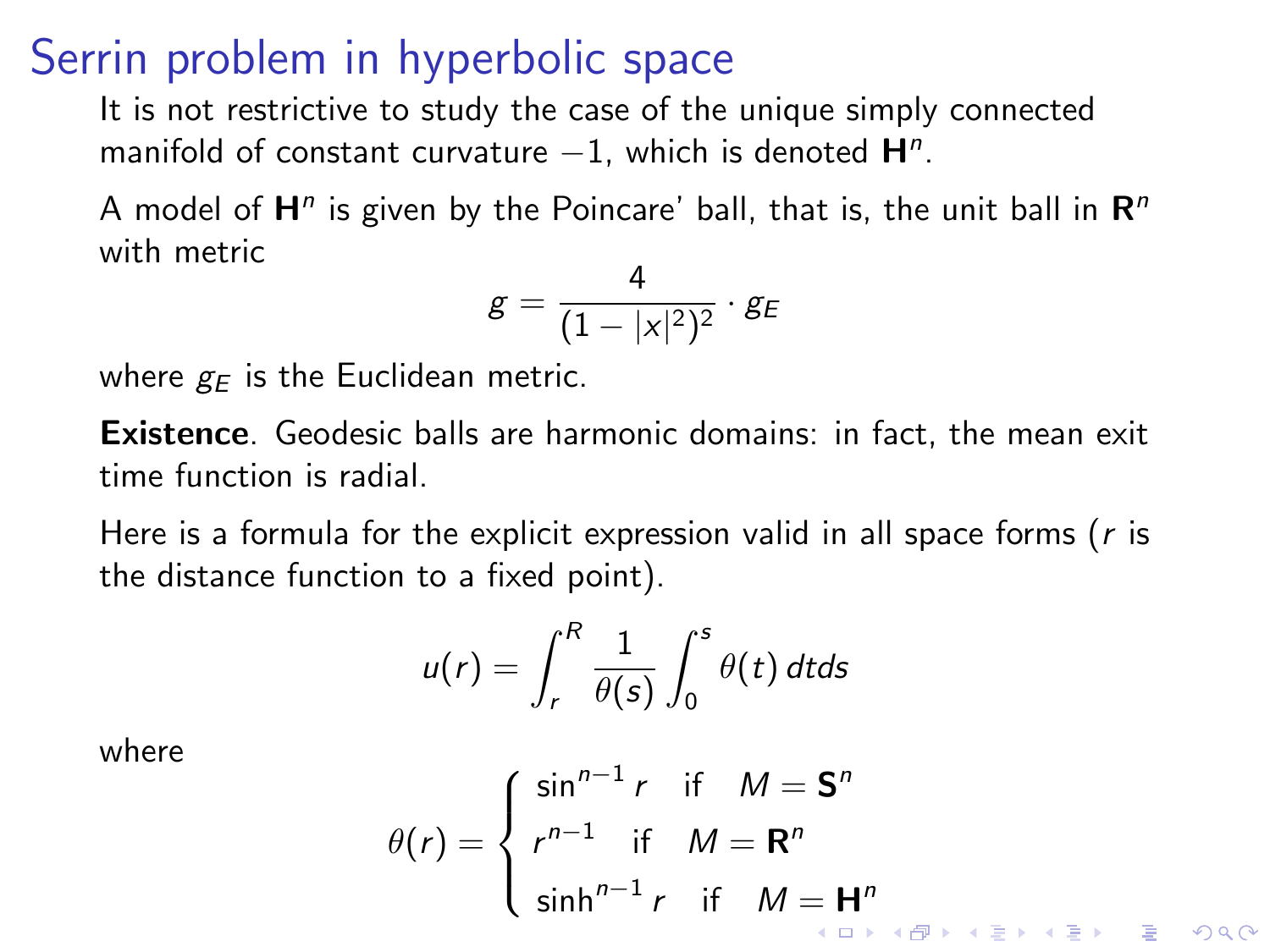# Serrin problem in hyperbolic space

It is not restrictive to study the case of the unique simply connected manifold of constant curvature $-1$, which is denoted $\mathbf{H}^n$.

A model of $\mathbf{H}^n$ is given by the Poincare' ball, that is, the unit ball in $\mathbf{R}^n$ with metric

$$g = \frac{4}{(1-|x|^2)^2} \cdot g_E$$

where $g_E$ is the Euclidean metric.

**Existence**. Geodesic balls are harmonic domains: in fact, the mean exit time function is radial.

Here is a formula for the explicit expression valid in all space forms ($r$ is the distance function to a fixed point).

$$u(r) = \int_r^R \frac{1}{\theta(s)} \int_0^s \theta(t)\, dt ds$$

where

$$\theta(r) = \begin{cases} \sin^{n-1} r & \text{if} \quad M = \mathbf{S}^n \\ r^{n-1} & \text{if} \quad M = \mathbf{R}^n \\ \sinh^{n-1} r & \text{if} \quad M = \mathbf{H}^n \end{cases}$$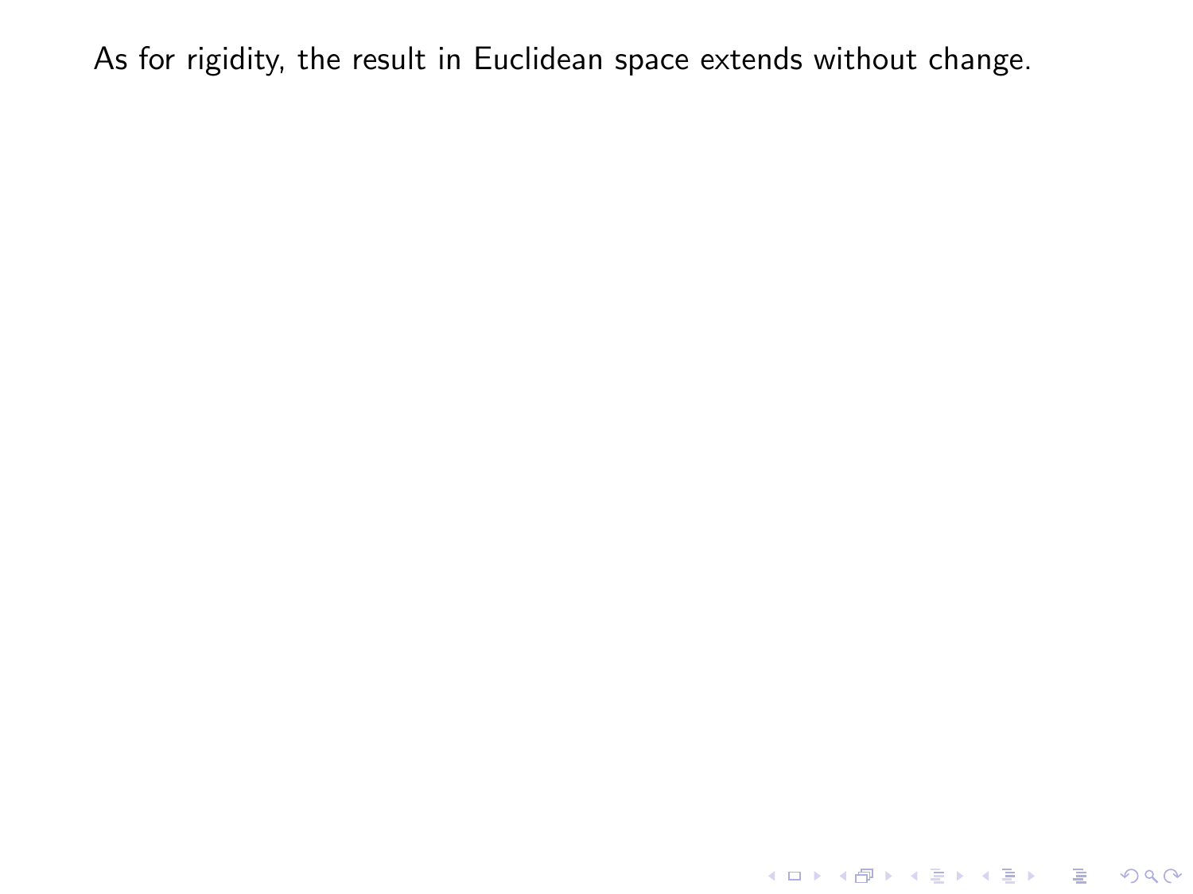As for rigidity, the result in Euclidean space extends without change.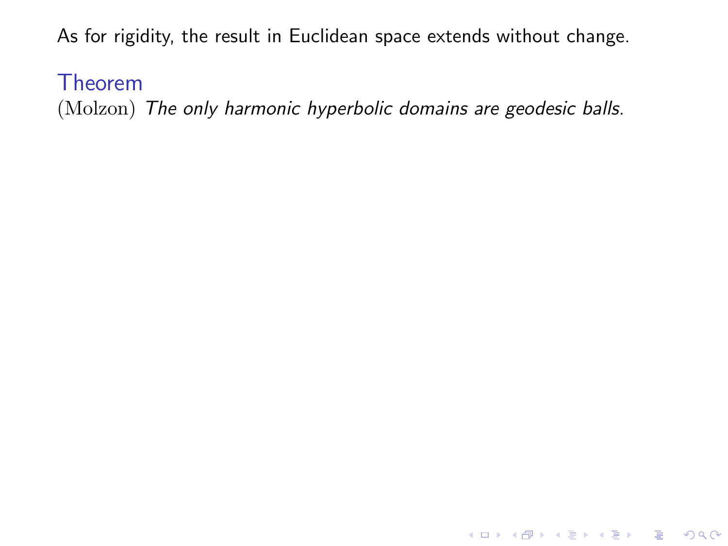As for rigidity, the result in Euclidean space extends without change.

**Theorem**

(Molzon) *The only harmonic hyperbolic domains are geodesic balls.*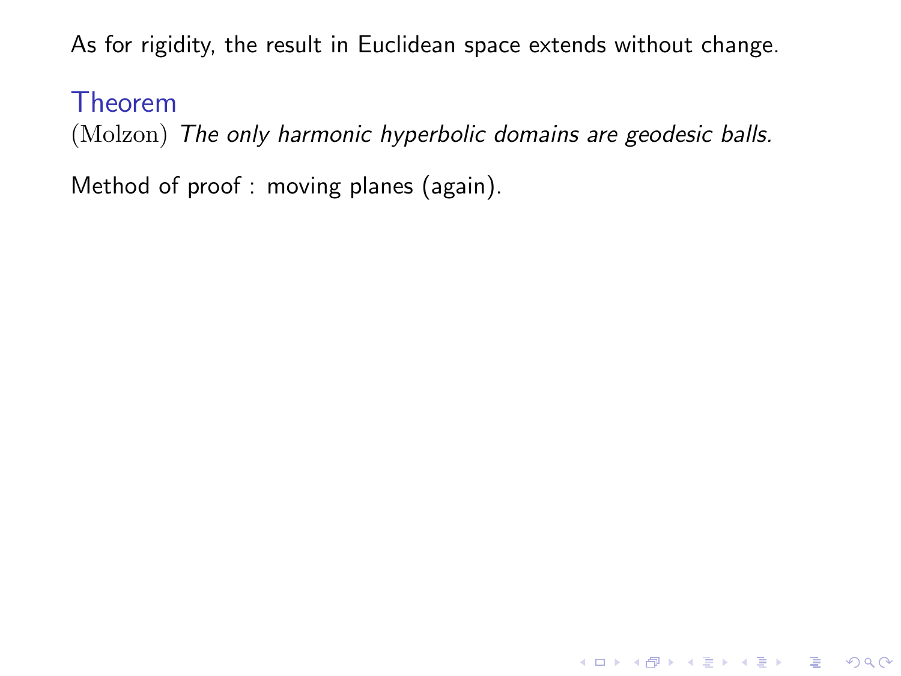As for rigidity, the result in Euclidean space extends without change.

### Theorem

(Molzon) *The only harmonic hyperbolic domains are geodesic balls.*

Method of proof : moving planes (again).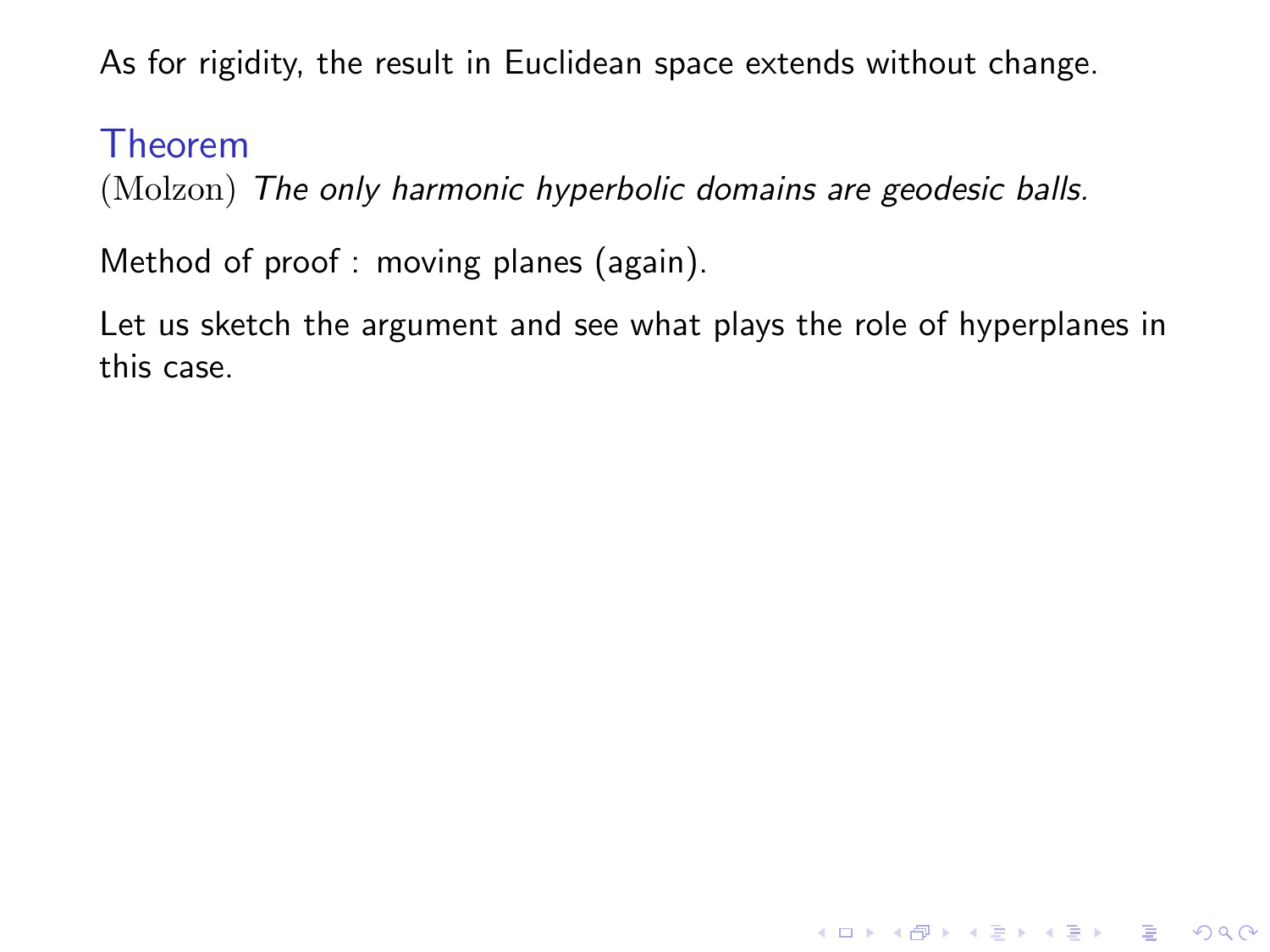As for rigidity, the result in Euclidean space extends without change.

### Theorem

(Molzon) *The only harmonic hyperbolic domains are geodesic balls.*

Method of proof : moving planes (again).

Let us sketch the argument and see what plays the role of hyperplanes in this case.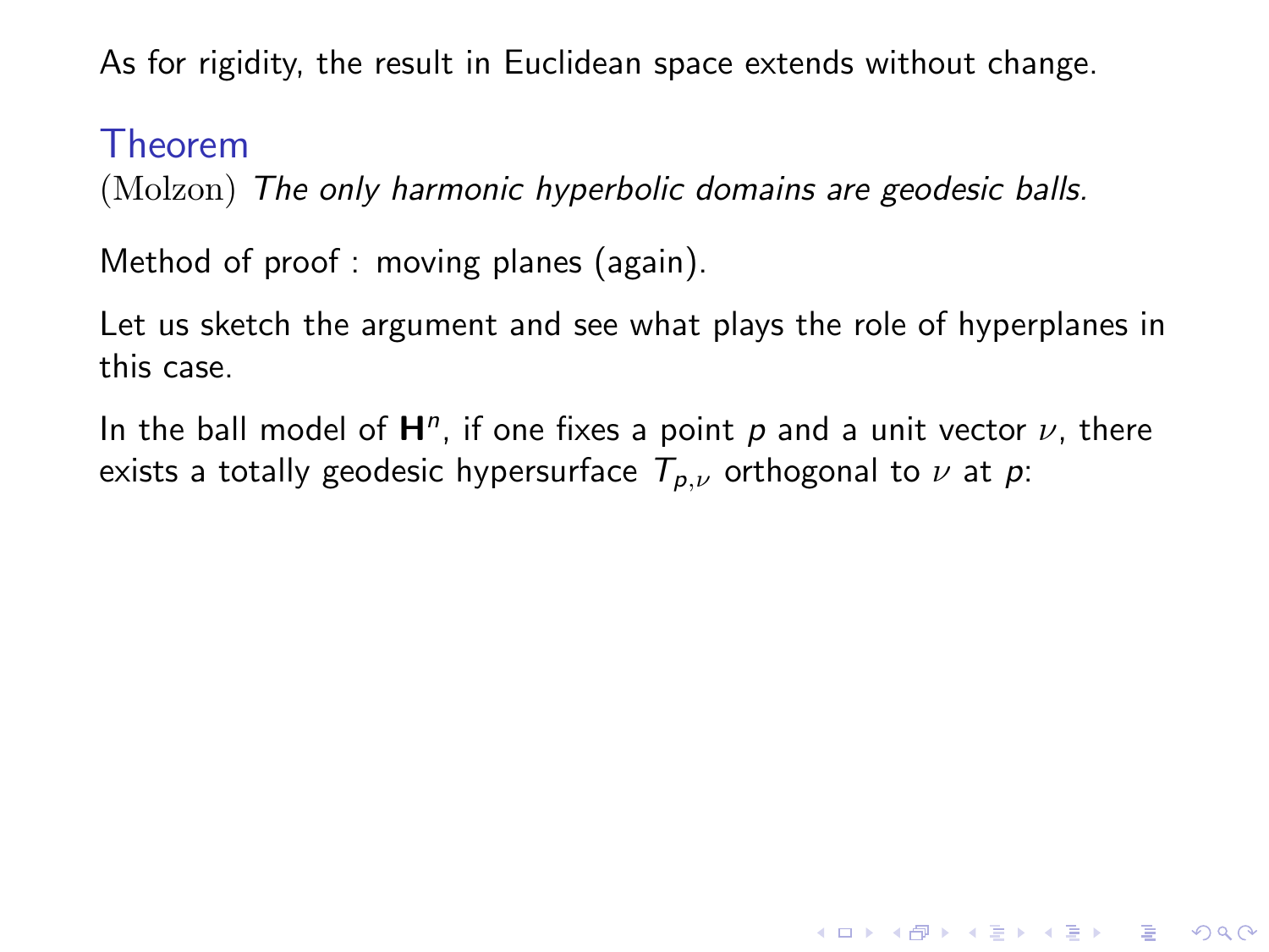As for rigidity, the result in Euclidean space extends without change.

### Theorem

(Molzon) *The only harmonic hyperbolic domains are geodesic balls.*

Method of proof : moving planes (again).

Let us sketch the argument and see what plays the role of hyperplanes in this case.

In the ball model of $\mathbf{H}^n$, if one fixes a point $p$ and a unit vector $\nu$, there exists a totally geodesic hypersurface $T_{p,\nu}$ orthogonal to $\nu$ at $p$: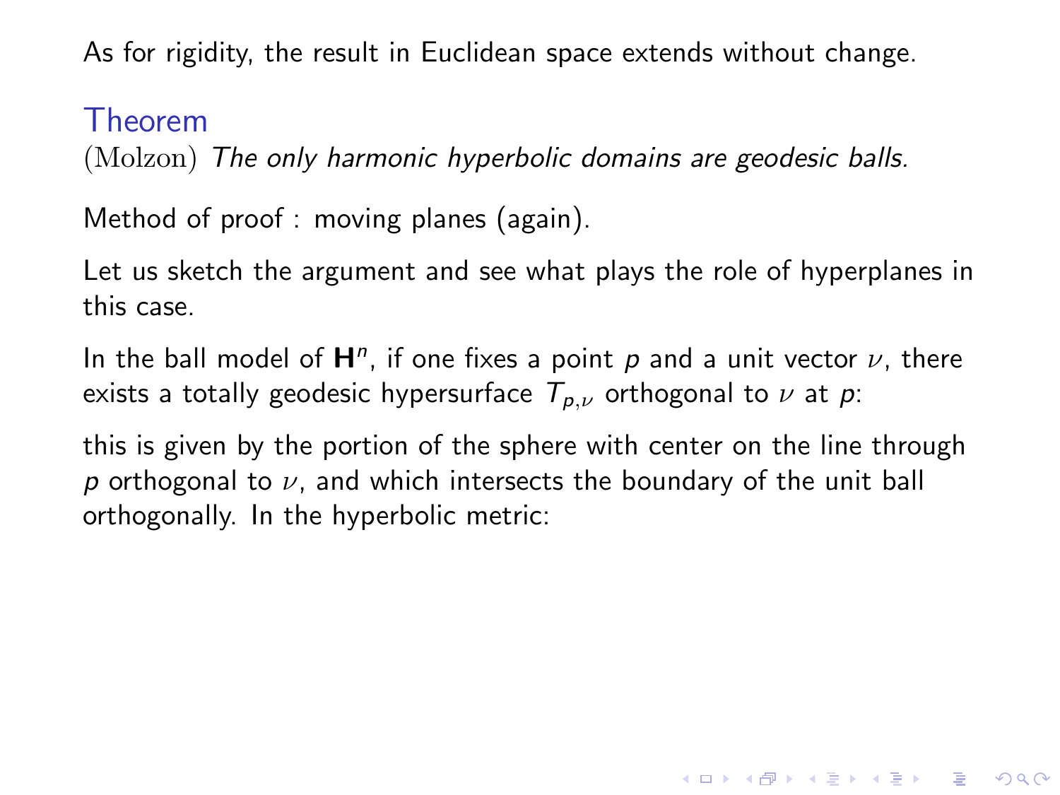As for rigidity, the result in Euclidean space extends without change.

### Theorem

(Molzon) *The only harmonic hyperbolic domains are geodesic balls.*

Method of proof : moving planes (again).

Let us sketch the argument and see what plays the role of hyperplanes in this case.

In the ball model of $\mathbf{H}^n$, if one fixes a point $p$ and a unit vector $\nu$, there exists a totally geodesic hypersurface $T_{p,\nu}$ orthogonal to $\nu$ at $p$:

this is given by the portion of the sphere with center on the line through $p$ orthogonal to $\nu$, and which intersects the boundary of the unit ball orthogonally. In the hyperbolic metric: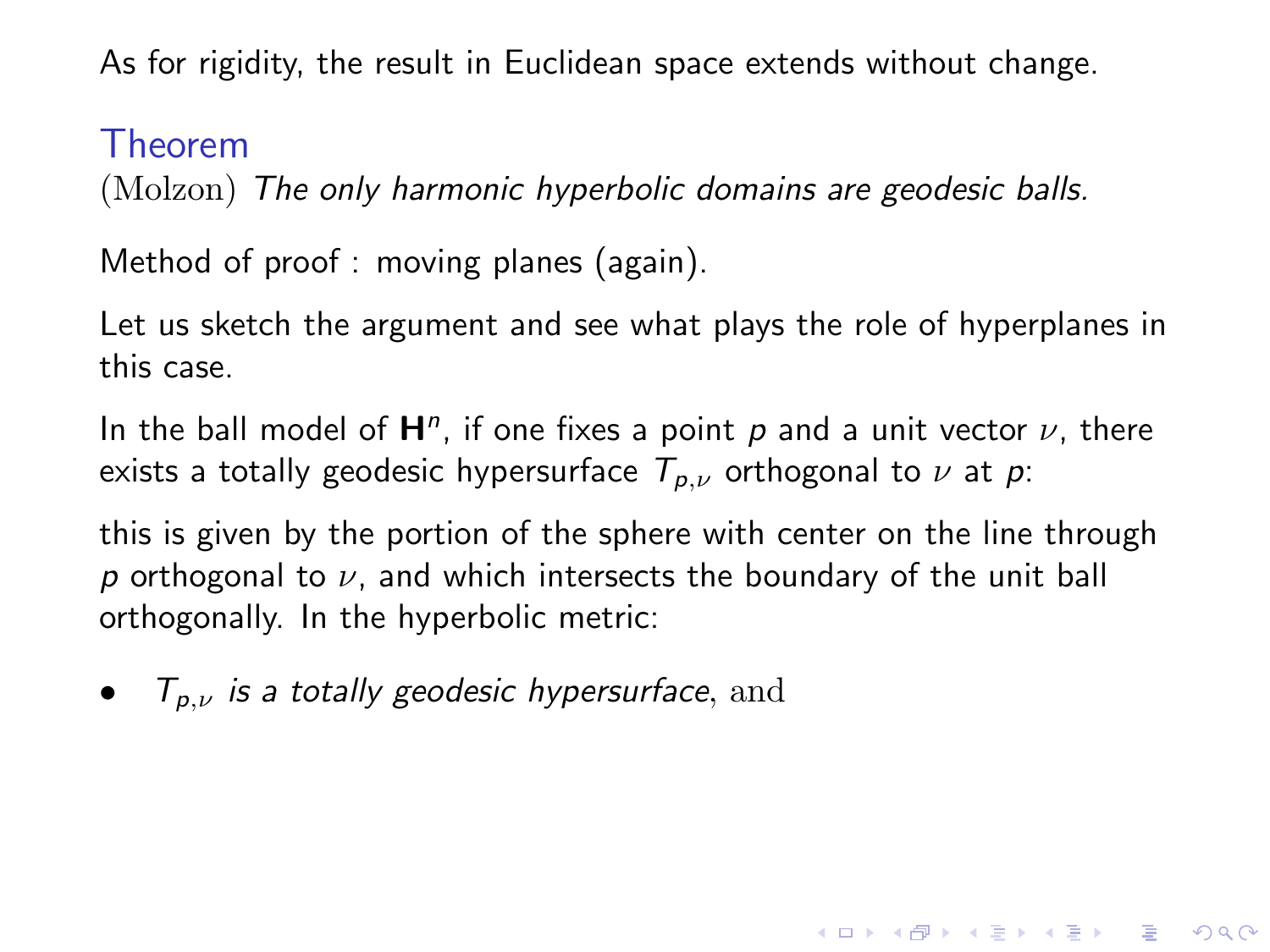As for rigidity, the result in Euclidean space extends without change.

### Theorem

(Molzon) *The only harmonic hyperbolic domains are geodesic balls.*

Method of proof : moving planes (again).

Let us sketch the argument and see what plays the role of hyperplanes in this case.

In the ball model of $\mathbf{H}^n$, if one fixes a point $p$ and a unit vector $\nu$, there exists a totally geodesic hypersurface $T_{p,\nu}$ orthogonal to $\nu$ at $p$:

this is given by the portion of the sphere with center on the line through $p$ orthogonal to $\nu$, and which intersects the boundary of the unit ball orthogonally. In the hyperbolic metric:

- $T_{p,\nu}$ *is a totally geodesic hypersurface*, and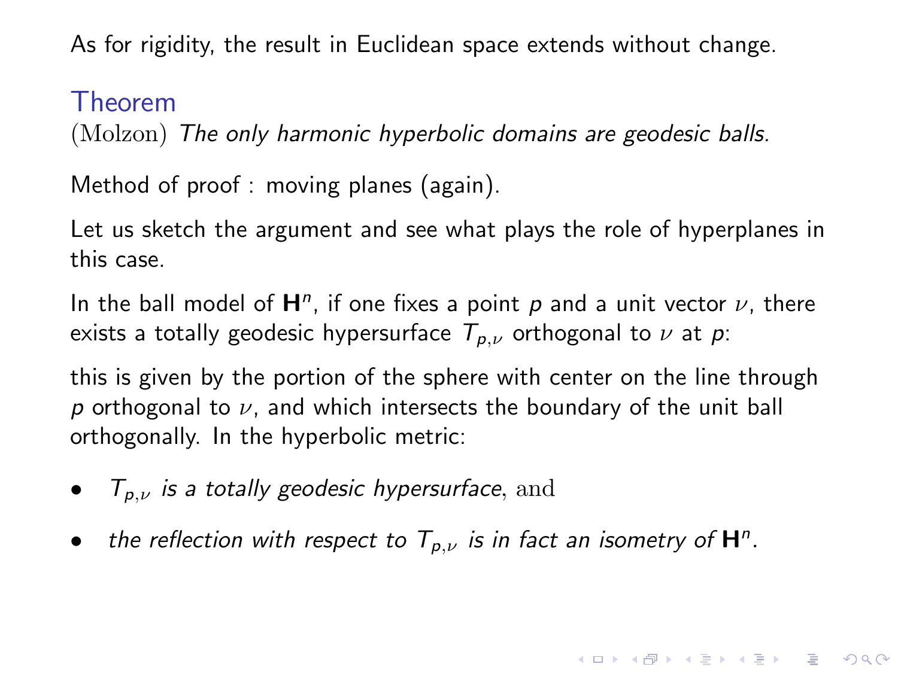As for rigidity, the result in Euclidean space extends without change.

### Theorem

(Molzon) *The only harmonic hyperbolic domains are geodesic balls.*

Method of proof : moving planes (again).

Let us sketch the argument and see what plays the role of hyperplanes in this case.

In the ball model of $\mathbf{H}^n$, if one fixes a point $p$ and a unit vector $\nu$, there exists a totally geodesic hypersurface $T_{p,\nu}$ orthogonal to $\nu$ at $p$:

this is given by the portion of the sphere with center on the line through $p$ orthogonal to $\nu$, and which intersects the boundary of the unit ball orthogonally. In the hyperbolic metric:

- *$T_{p,\nu}$ is a totally geodesic hypersurface*, and
- *the reflection with respect to $T_{p,\nu}$ is in fact an isometry of $\mathbf{H}^n$.*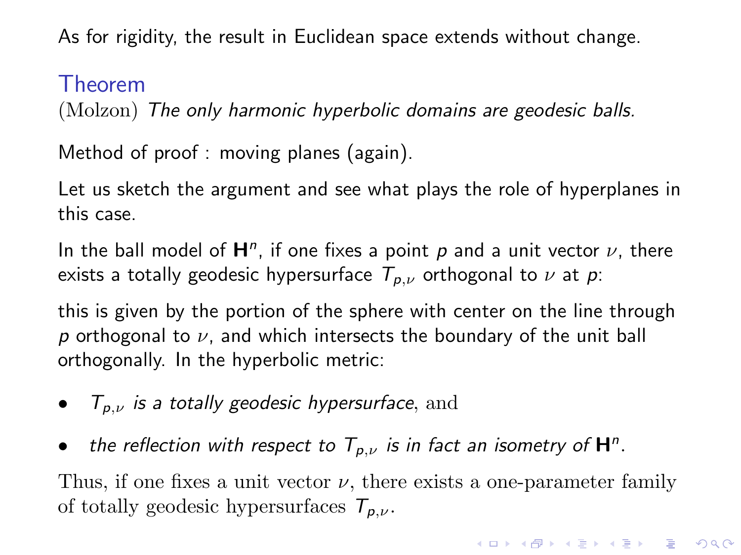As for rigidity, the result in Euclidean space extends without change.

### Theorem

(Molzon) *The only harmonic hyperbolic domains are geodesic balls.*

Method of proof : moving planes (again).

Let us sketch the argument and see what plays the role of hyperplanes in this case.

In the ball model of $\mathbf{H}^n$, if one fixes a point $p$ and a unit vector $\nu$, there exists a totally geodesic hypersurface $T_{p,\nu}$ orthogonal to $\nu$ at $p$:

this is given by the portion of the sphere with center on the line through $p$ orthogonal to $\nu$, and which intersects the boundary of the unit ball orthogonally. In the hyperbolic metric:

- *$T_{p,\nu}$ is a totally geodesic hypersurface*, and
- *the reflection with respect to $T_{p,\nu}$ is in fact an isometry of $\mathbf{H}^n$.*

Thus, if one fixes a unit vector $\nu$, there exists a one-parameter family of totally geodesic hypersurfaces $T_{p,\nu}$.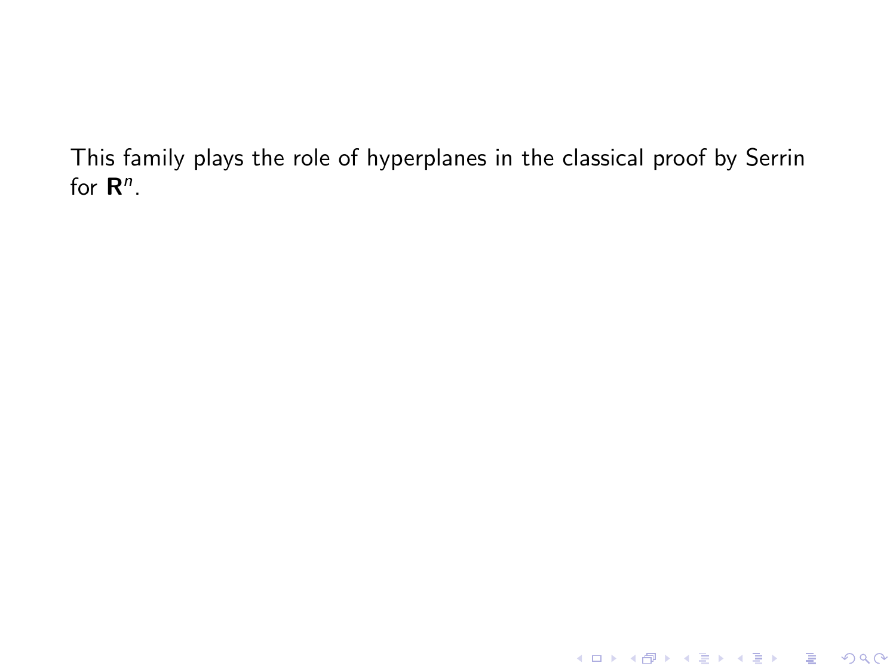This family plays the role of hyperplanes in the classical proof by Serrin for $\mathbf{R}^n$.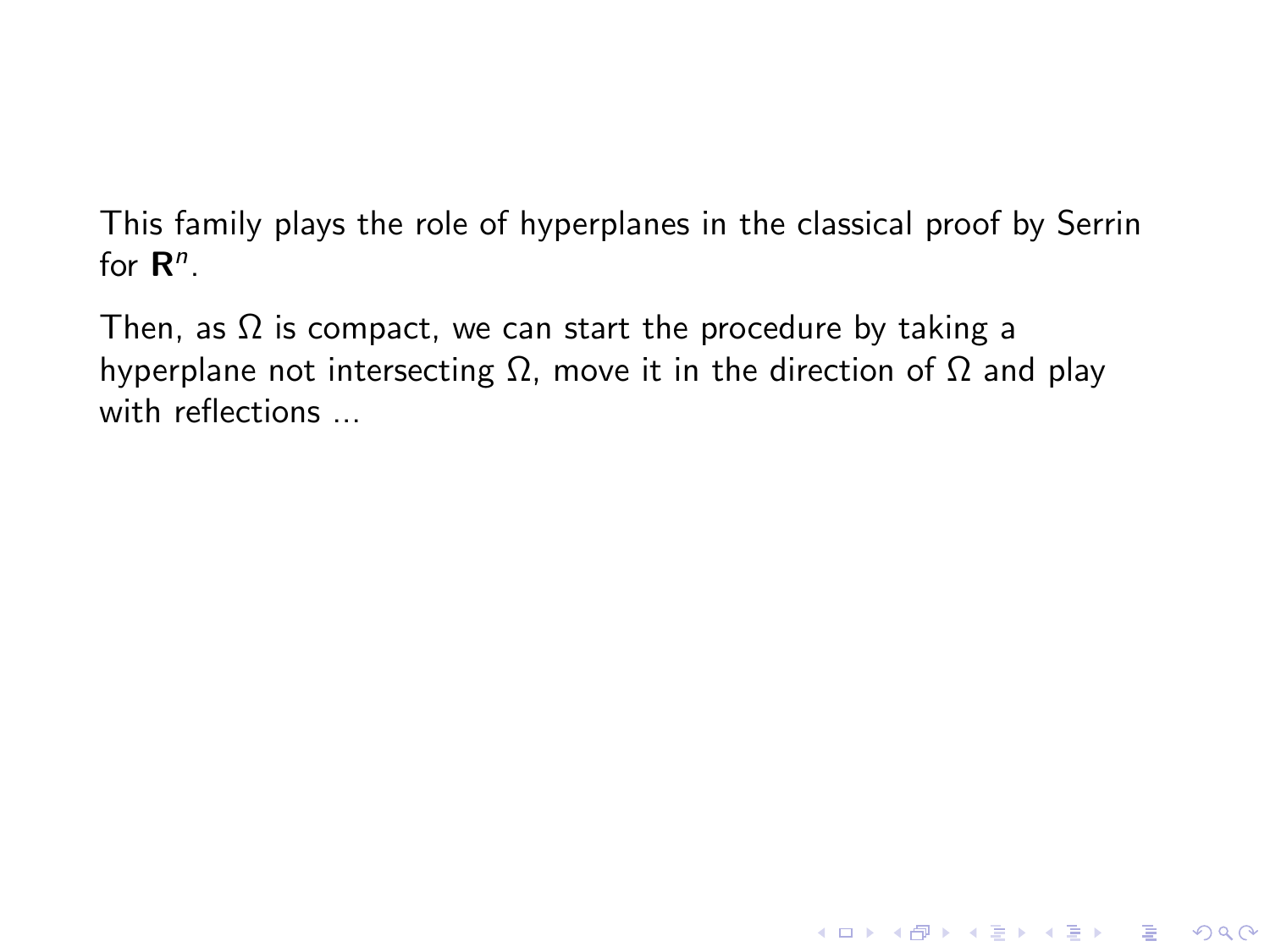This family plays the role of hyperplanes in the classical proof by Serrin for $\mathbf{R}^n$.

Then, as $\Omega$ is compact, we can start the procedure by taking a hyperplane not intersecting $\Omega$, move it in the direction of $\Omega$ and play with reflections ...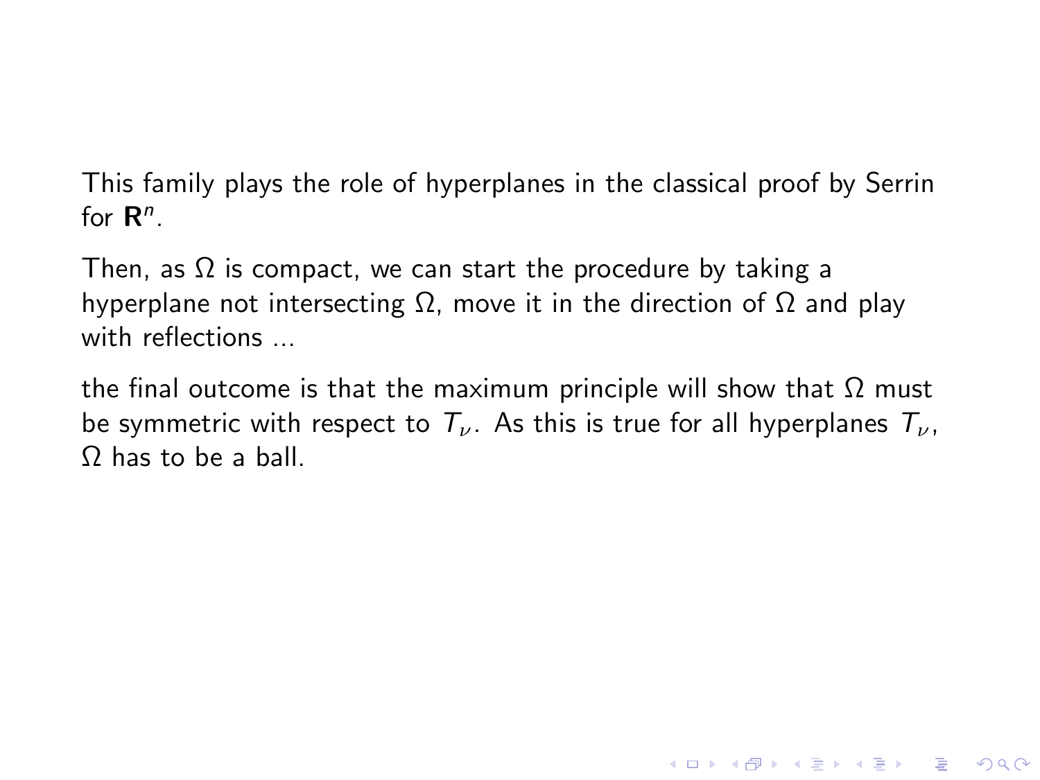This family plays the role of hyperplanes in the classical proof by Serrin for $\mathbf{R}^n$.

Then, as $\Omega$ is compact, we can start the procedure by taking a hyperplane not intersecting $\Omega$, move it in the direction of $\Omega$ and play with reflections ...

the final outcome is that the maximum principle will show that $\Omega$ must be symmetric with respect to $T_\nu$. As this is true for all hyperplanes $T_\nu$, $\Omega$ has to be a ball.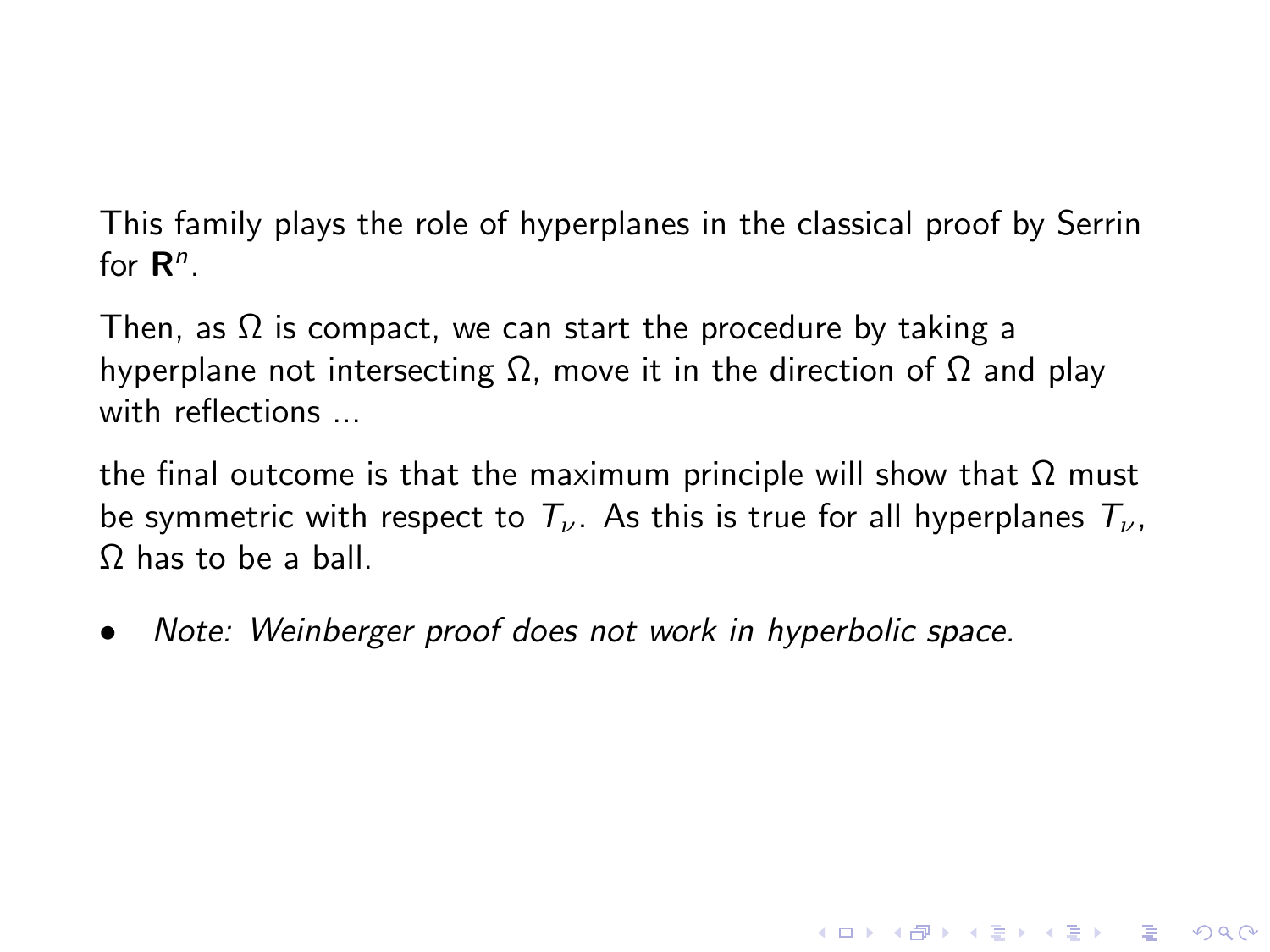This family plays the role of hyperplanes in the classical proof by Serrin for $\mathbf{R}^n$.

Then, as $\Omega$ is compact, we can start the procedure by taking a hyperplane not intersecting $\Omega$, move it in the direction of $\Omega$ and play with reflections ...

the final outcome is that the maximum principle will show that $\Omega$ must be symmetric with respect to $T_\nu$. As this is true for all hyperplanes $T_\nu$, $\Omega$ has to be a ball.

- *Note: Weinberger proof does not work in hyperbolic space.*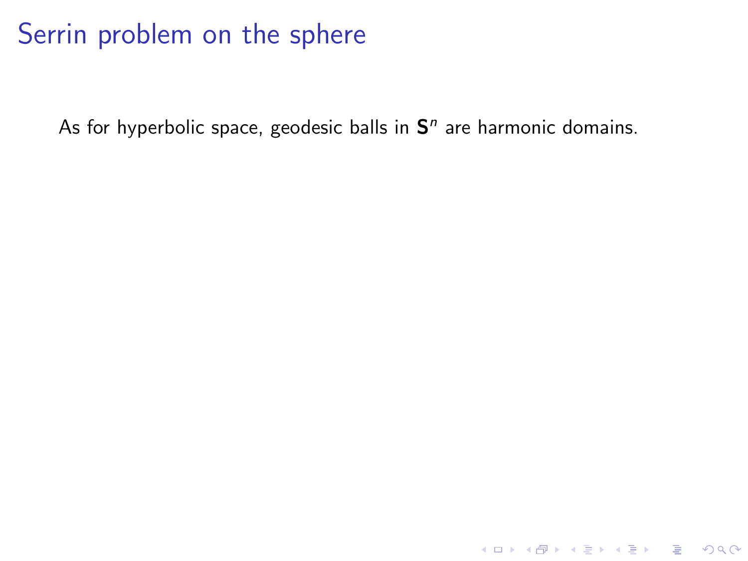# Serrin problem on the sphere

As for hyperbolic space, geodesic balls in $\mathbf{S}^n$ are harmonic domains.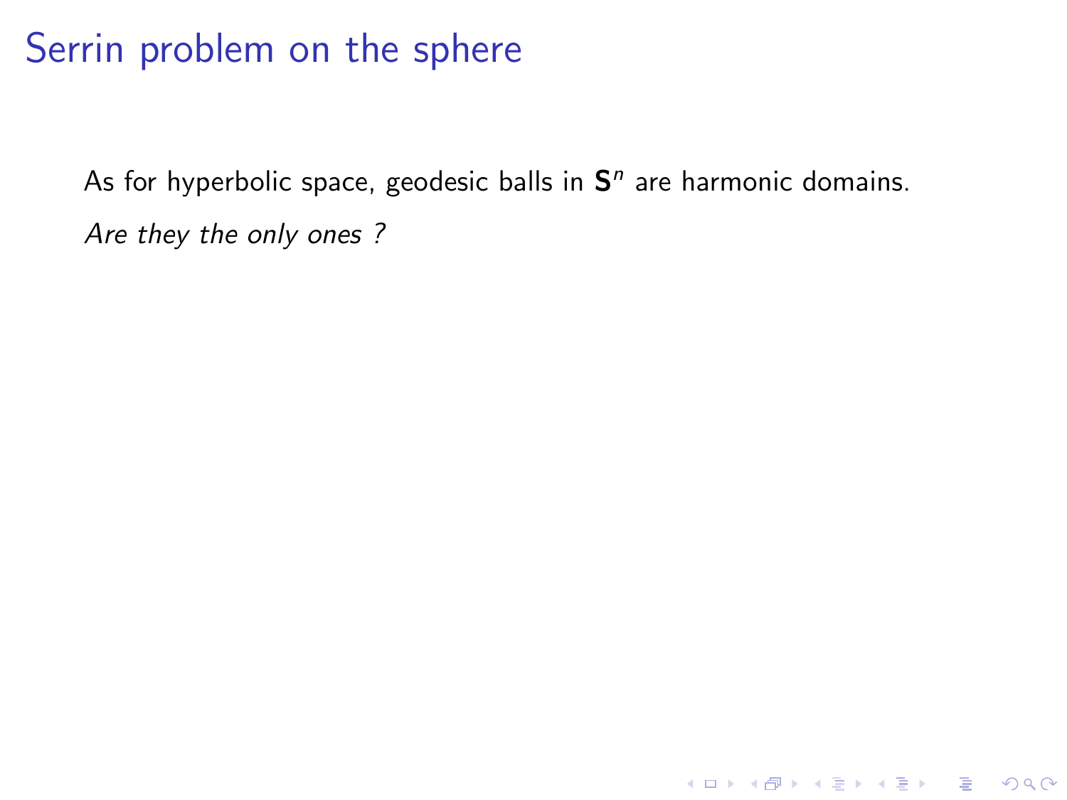# Serrin problem on the sphere

As for hyperbolic space, geodesic balls in $\mathbf{S}^n$ are harmonic domains.

*Are they the only ones ?*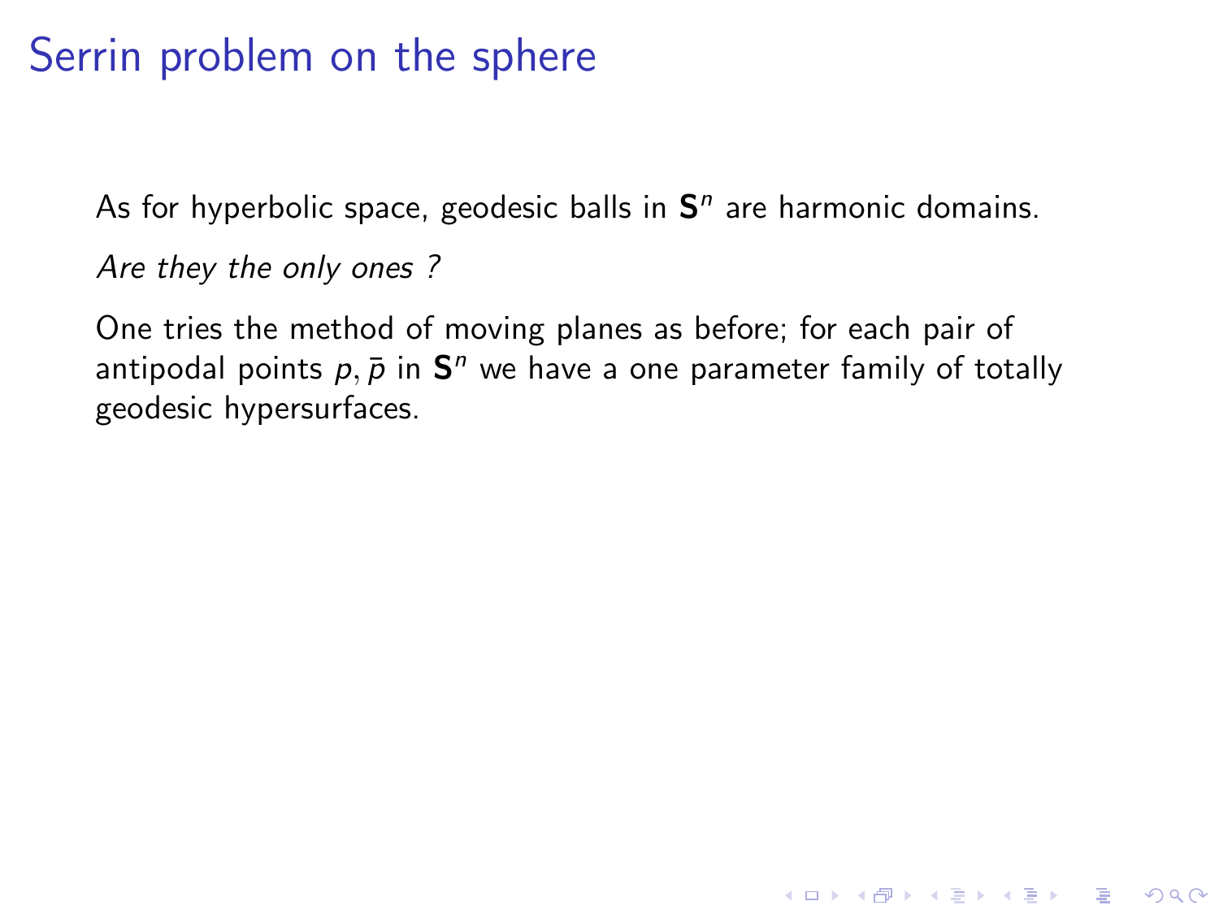# Serrin problem on the sphere

As for hyperbolic space, geodesic balls in $\mathbf{S}^n$ are harmonic domains.

*Are they the only ones ?*

One tries the method of moving planes as before; for each pair of antipodal points $p, \bar{p}$ in $\mathbf{S}^n$ we have a one parameter family of totally geodesic hypersurfaces.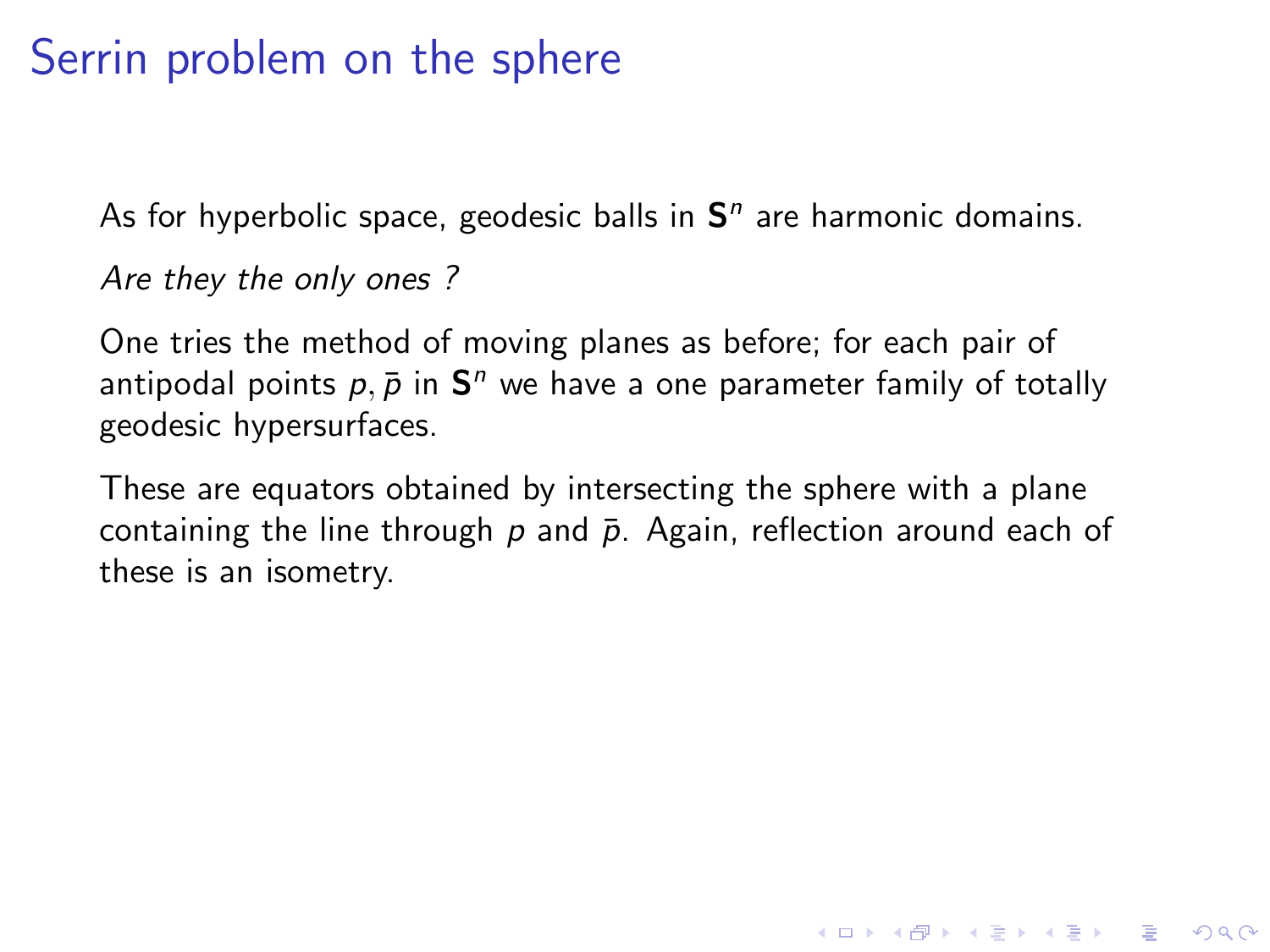# Serrin problem on the sphere

As for hyperbolic space, geodesic balls in $\mathbf{S}^n$ are harmonic domains.

*Are they the only ones ?*

One tries the method of moving planes as before; for each pair of antipodal points $p, \bar{p}$ in $\mathbf{S}^n$ we have a one parameter family of totally geodesic hypersurfaces.

These are equators obtained by intersecting the sphere with a plane containing the line through $p$ and $\bar{p}$. Again, reflection around each of these is an isometry.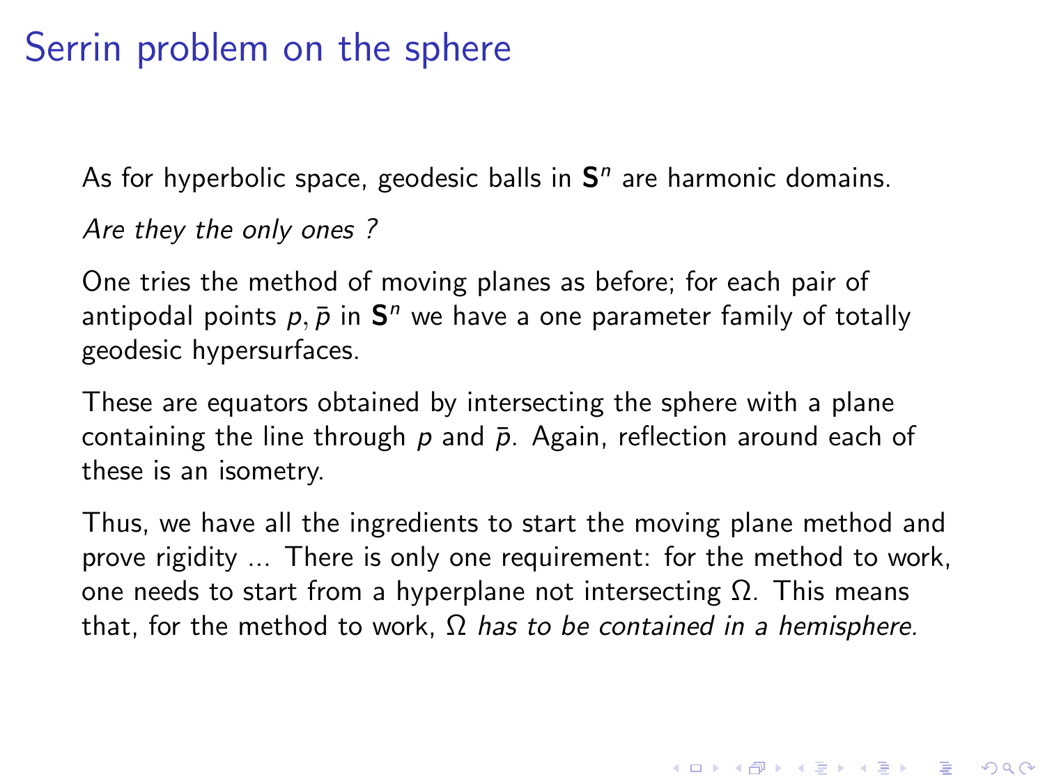# Serrin problem on the sphere

As for hyperbolic space, geodesic balls in $\mathbf{S}^n$ are harmonic domains.

*Are they the only ones ?*

One tries the method of moving planes as before; for each pair of antipodal points $p, \bar{p}$ in $\mathbf{S}^n$ we have a one parameter family of totally geodesic hypersurfaces.

These are equators obtained by intersecting the sphere with a plane containing the line through $p$ and $\bar{p}$. Again, reflection around each of these is an isometry.

Thus, we have all the ingredients to start the moving plane method and prove rigidity ... There is only one requirement: for the method to work, one needs to start from a hyperplane not intersecting $\Omega$. This means that, for the method to work, $\Omega$ *has to be contained in a hemisphere.*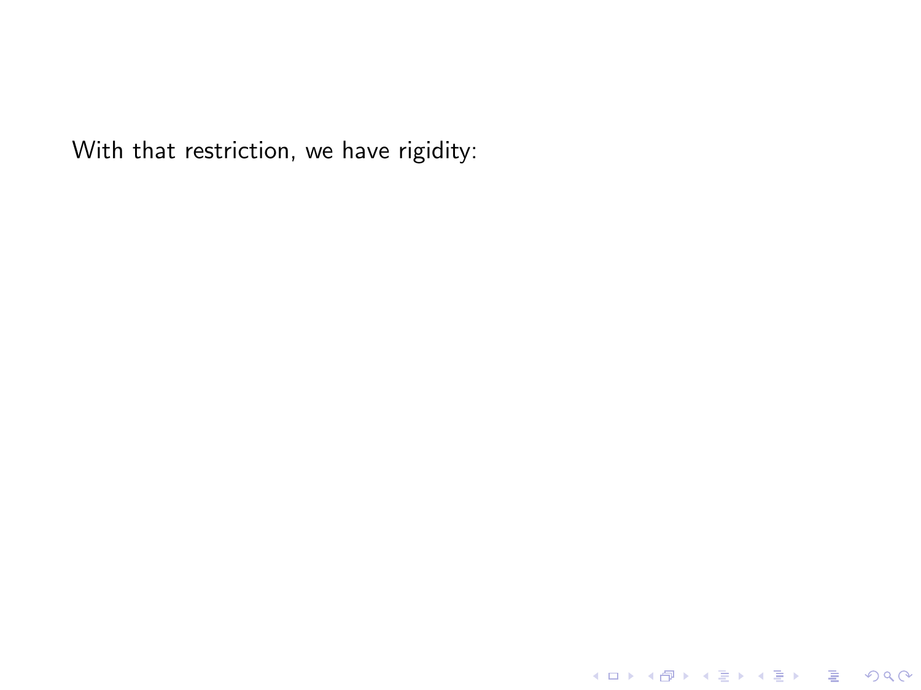With that restriction, we have rigidity: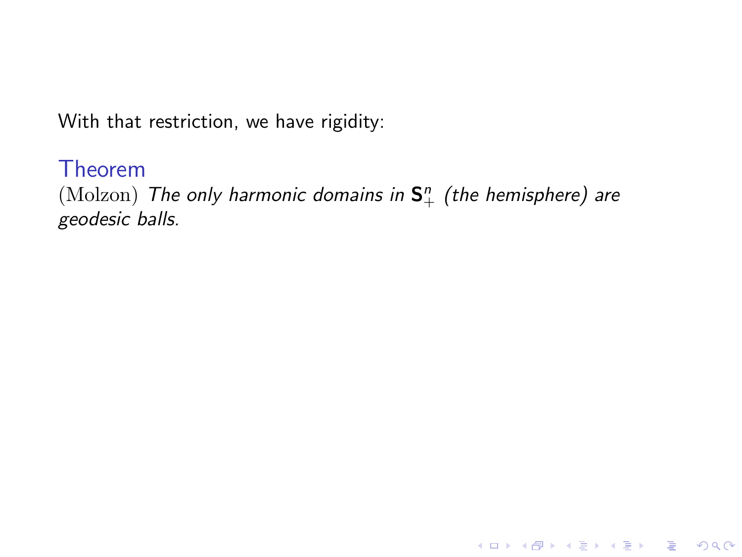With that restriction, we have rigidity:

**Theorem**

(Molzon) *The only harmonic domains in $\mathbf{S}^n_+$ (the hemisphere) are geodesic balls.*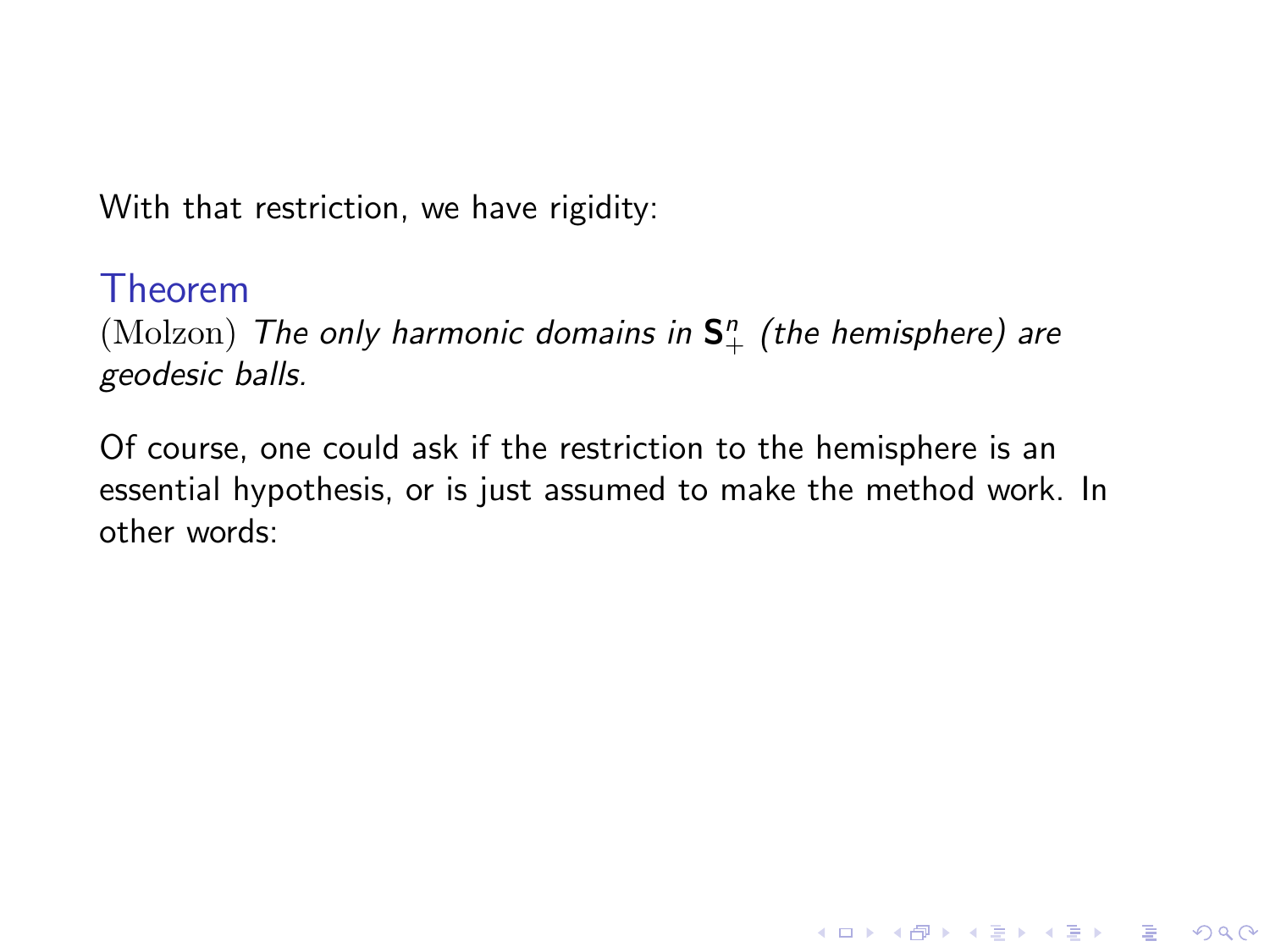With that restriction, we have rigidity:

**Theorem**

(Molzon) *The only harmonic domains in $\mathbf{S}^n_+$ (the hemisphere) are geodesic balls.*

Of course, one could ask if the restriction to the hemisphere is an essential hypothesis, or is just assumed to make the method work. In other words: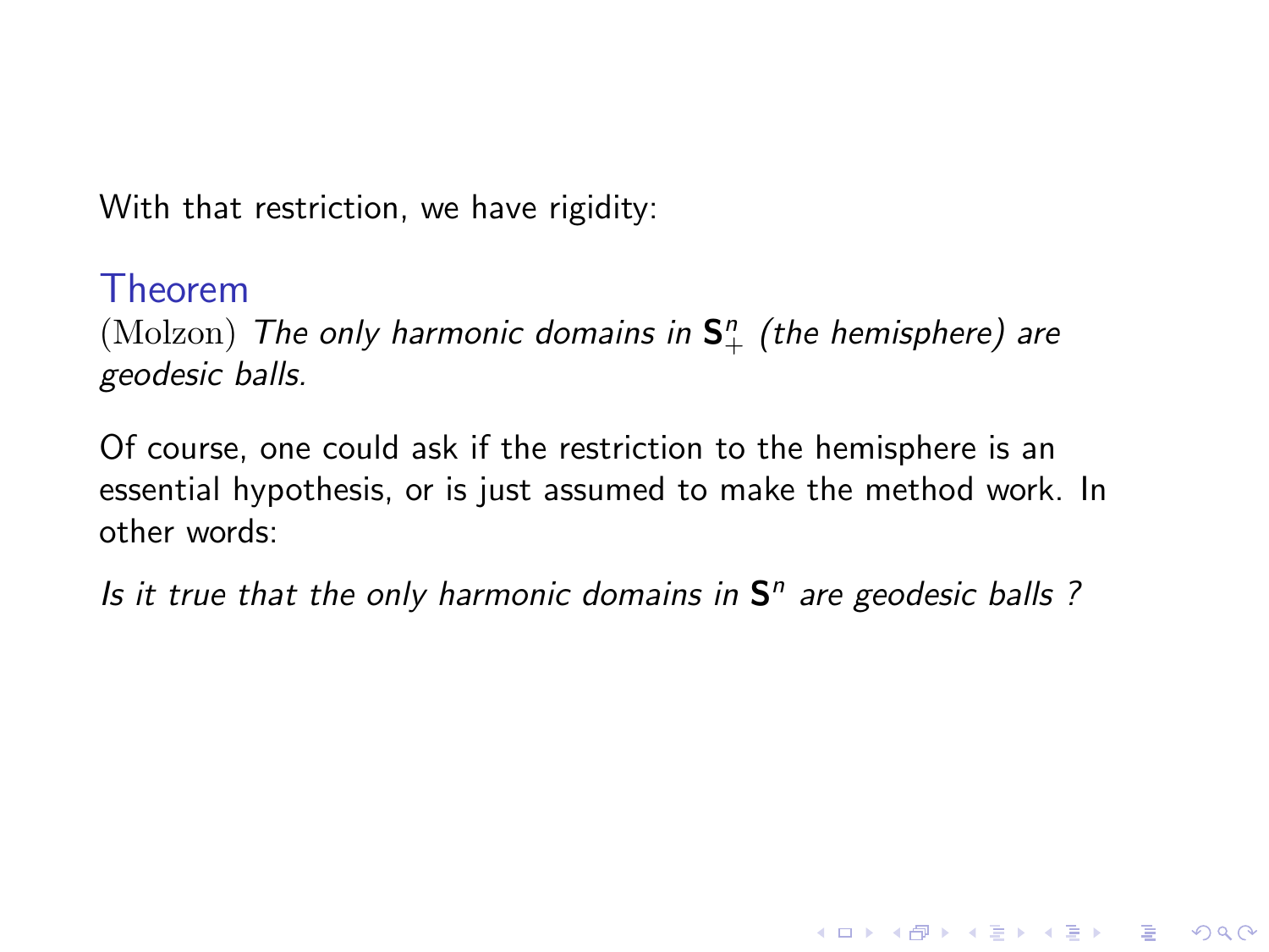With that restriction, we have rigidity:

**Theorem**

(Molzon) *The only harmonic domains in $\mathbf{S}^n_+$ (the hemisphere) are geodesic balls.*

Of course, one could ask if the restriction to the hemisphere is an essential hypothesis, or is just assumed to make the method work. In other words:

*Is it true that the only harmonic domains in $\mathbf{S}^n$ are geodesic balls ?*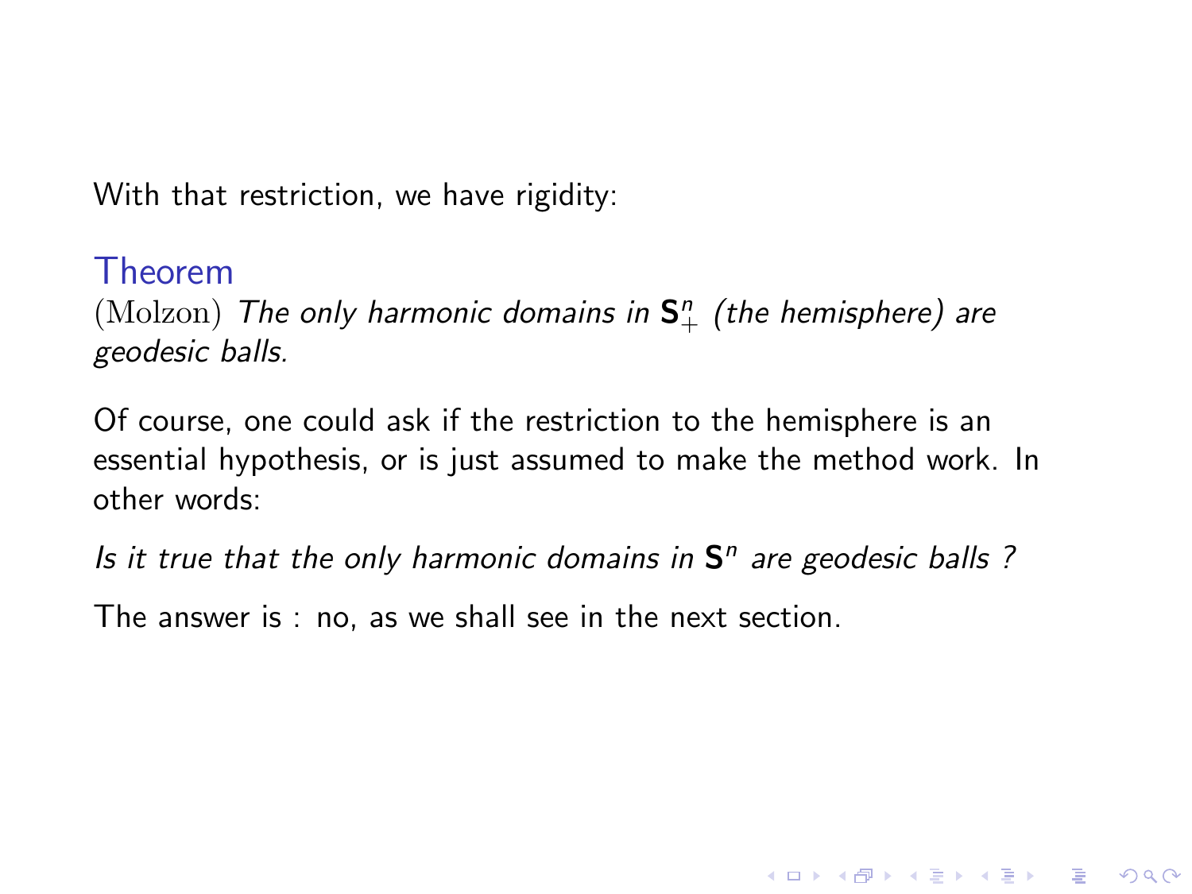With that restriction, we have rigidity:

**Theorem**

(Molzon) *The only harmonic domains in $\mathbf{S}^n_+$ (the hemisphere) are geodesic balls.*

Of course, one could ask if the restriction to the hemisphere is an essential hypothesis, or is just assumed to make the method work. In other words:

*Is it true that the only harmonic domains in $\mathbf{S}^n$ are geodesic balls ?*

The answer is : no, as we shall see in the next section.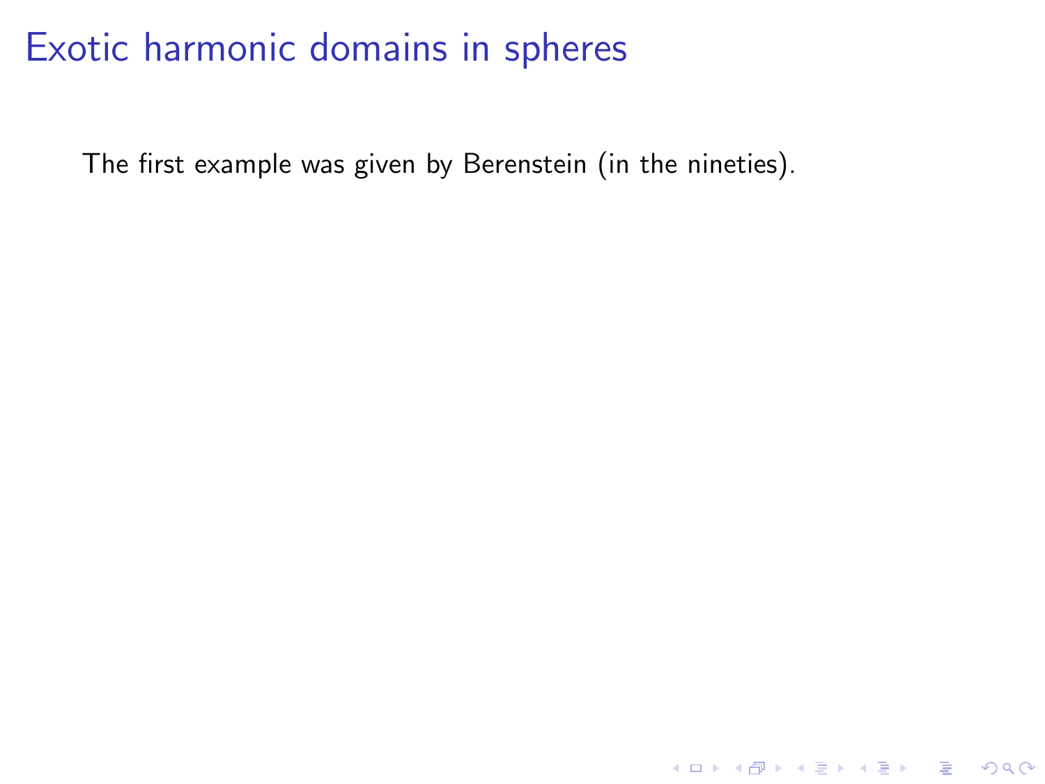# Exotic harmonic domains in spheres

The first example was given by Berenstein (in the nineties).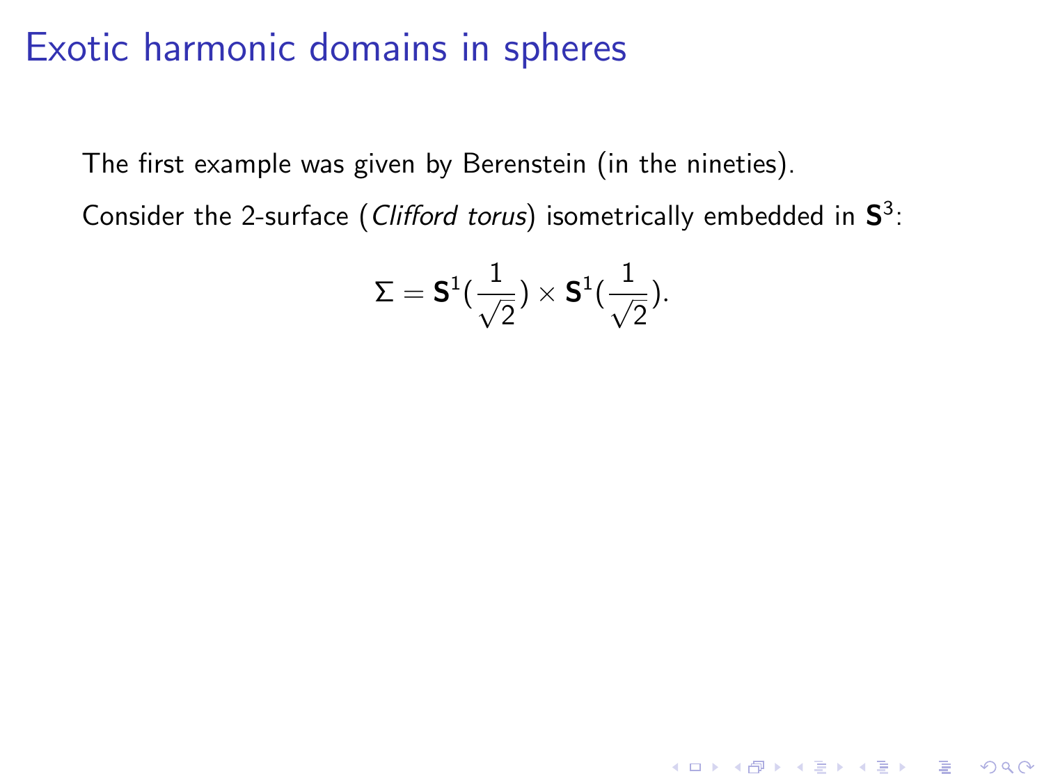# Exotic harmonic domains in spheres

The first example was given by Berenstein (in the nineties).

Consider the 2-surface (*Clifford torus*) isometrically embedded in $\mathbf{S}^3$:

$$\Sigma = \mathbf{S}^1(\frac{1}{\sqrt{2}}) \times \mathbf{S}^1(\frac{1}{\sqrt{2}}).$$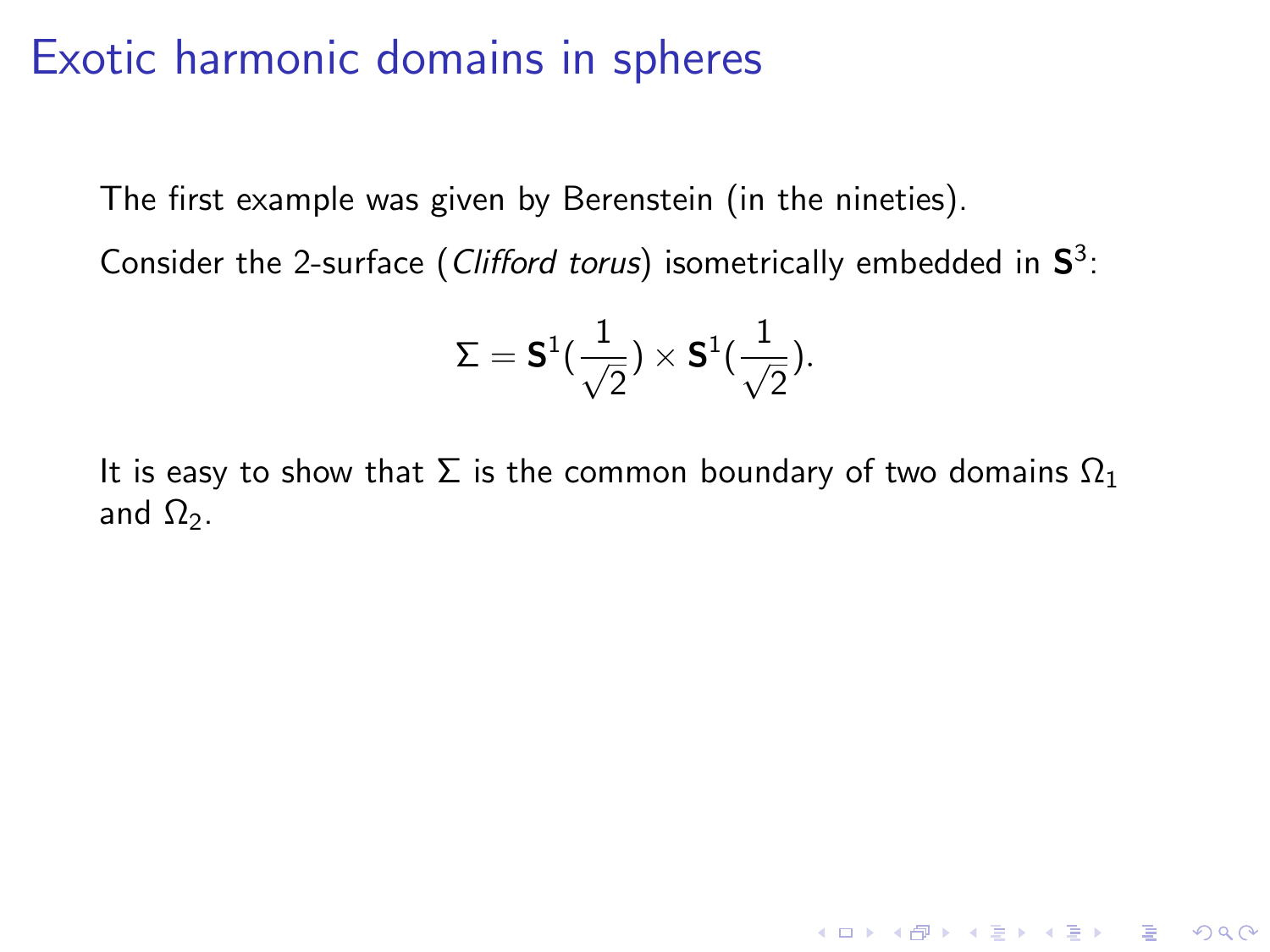# Exotic harmonic domains in spheres

The first example was given by Berenstein (in the nineties).

Consider the 2-surface (*Clifford torus*) isometrically embedded in $\mathbf{S}^3$:

$$\Sigma = \mathbf{S}^1(\frac{1}{\sqrt{2}}) \times \mathbf{S}^1(\frac{1}{\sqrt{2}}).$$

It is easy to show that $\Sigma$ is the common boundary of two domains $\Omega_1$ and $\Omega_2$.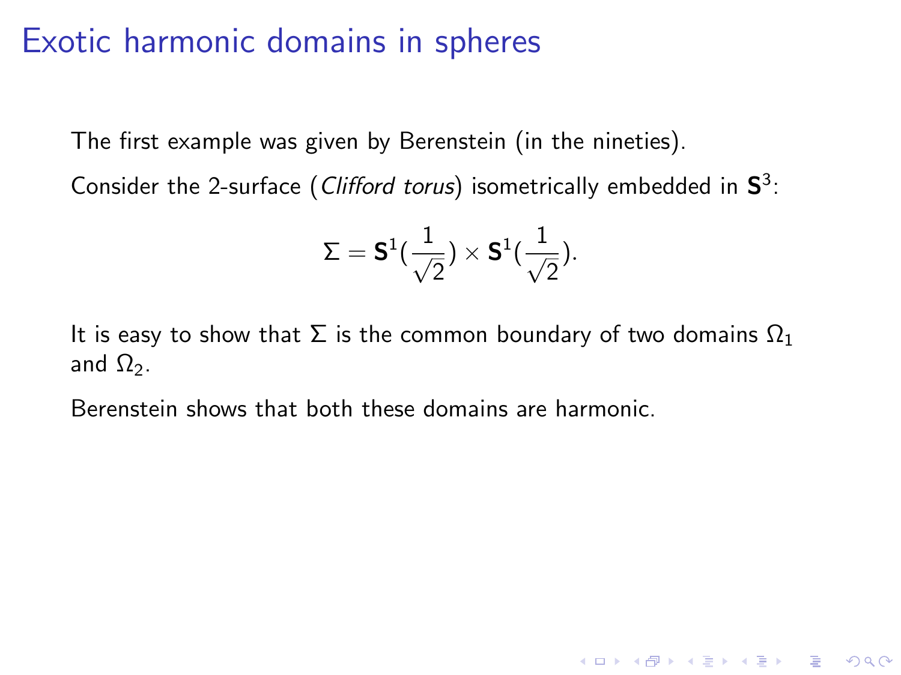# Exotic harmonic domains in spheres

The first example was given by Berenstein (in the nineties).

Consider the 2-surface (*Clifford torus*) isometrically embedded in $\mathbf{S}^3$:

$$\Sigma = \mathbf{S}^1(\frac{1}{\sqrt{2}}) \times \mathbf{S}^1(\frac{1}{\sqrt{2}}).$$

It is easy to show that $\Sigma$ is the common boundary of two domains $\Omega_1$ and $\Omega_2$.

Berenstein shows that both these domains are harmonic.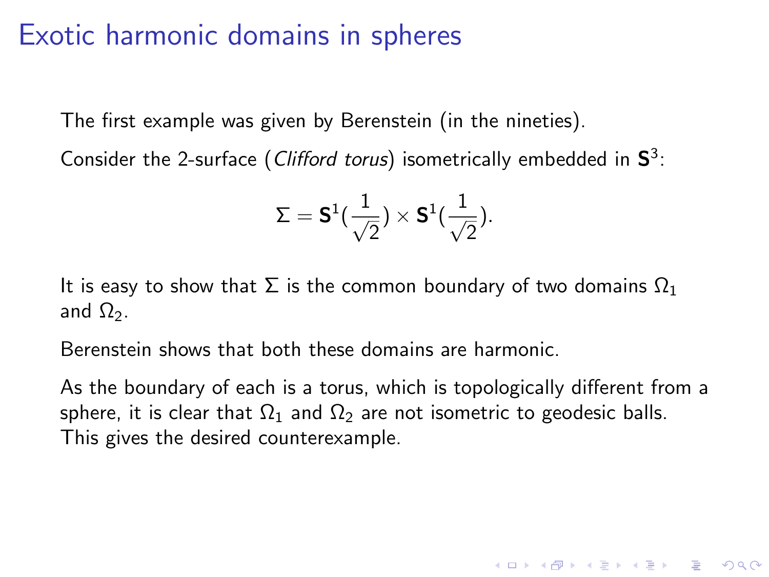# Exotic harmonic domains in spheres

The first example was given by Berenstein (in the nineties).

Consider the 2-surface (*Clifford torus*) isometrically embedded in $\mathbf{S}^3$:

$$\Sigma = \mathbf{S}^1\left(\frac{1}{\sqrt{2}}\right) \times \mathbf{S}^1\left(\frac{1}{\sqrt{2}}\right).$$

It is easy to show that $\Sigma$ is the common boundary of two domains $\Omega_1$ and $\Omega_2$.

Berenstein shows that both these domains are harmonic.

As the boundary of each is a torus, which is topologically different from a sphere, it is clear that $\Omega_1$ and $\Omega_2$ are not isometric to geodesic balls. This gives the desired counterexample.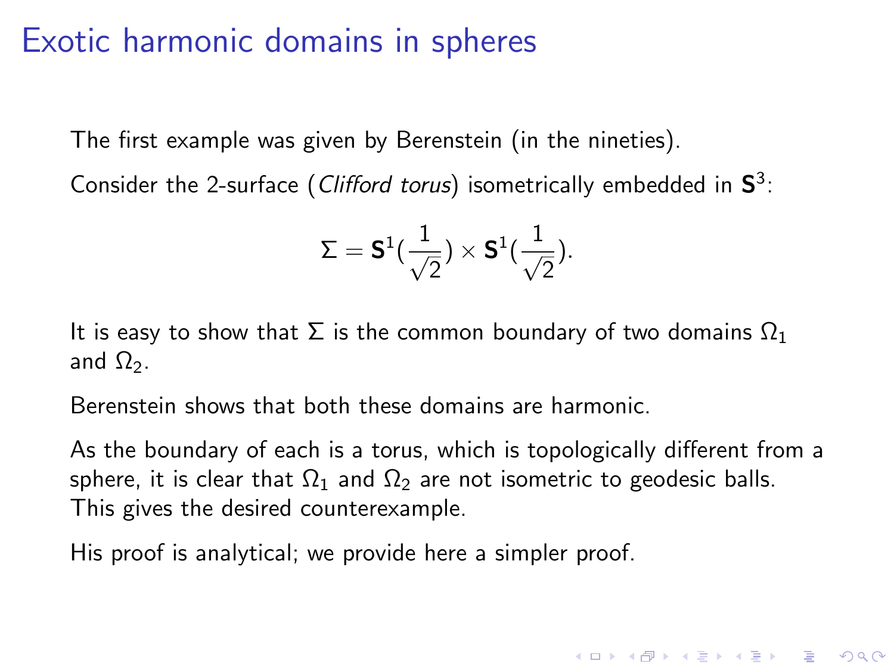# Exotic harmonic domains in spheres

The first example was given by Berenstein (in the nineties).

Consider the 2-surface (*Clifford torus*) isometrically embedded in $\mathbf{S}^3$:

$$\Sigma = \mathbf{S}^1(\frac{1}{\sqrt{2}}) \times \mathbf{S}^1(\frac{1}{\sqrt{2}}).$$

It is easy to show that $\Sigma$ is the common boundary of two domains $\Omega_1$ and $\Omega_2$.

Berenstein shows that both these domains are harmonic.

As the boundary of each is a torus, which is topologically different from a sphere, it is clear that $\Omega_1$ and $\Omega_2$ are not isometric to geodesic balls. This gives the desired counterexample.

His proof is analytical; we provide here a simpler proof.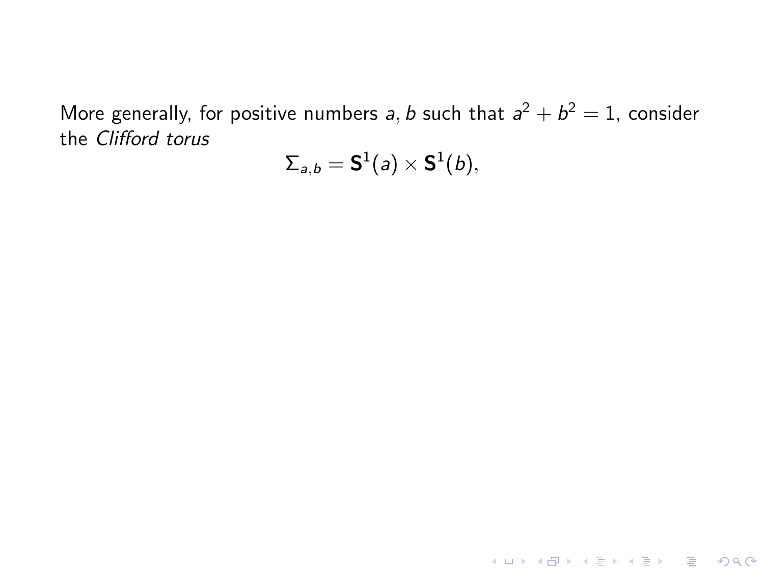More generally, for positive numbers $a, b$ such that $a^2 + b^2 = 1$, consider the *Clifford torus*

$$\Sigma_{a,b} = \mathbf{S}^1(a) \times \mathbf{S}^1(b),$$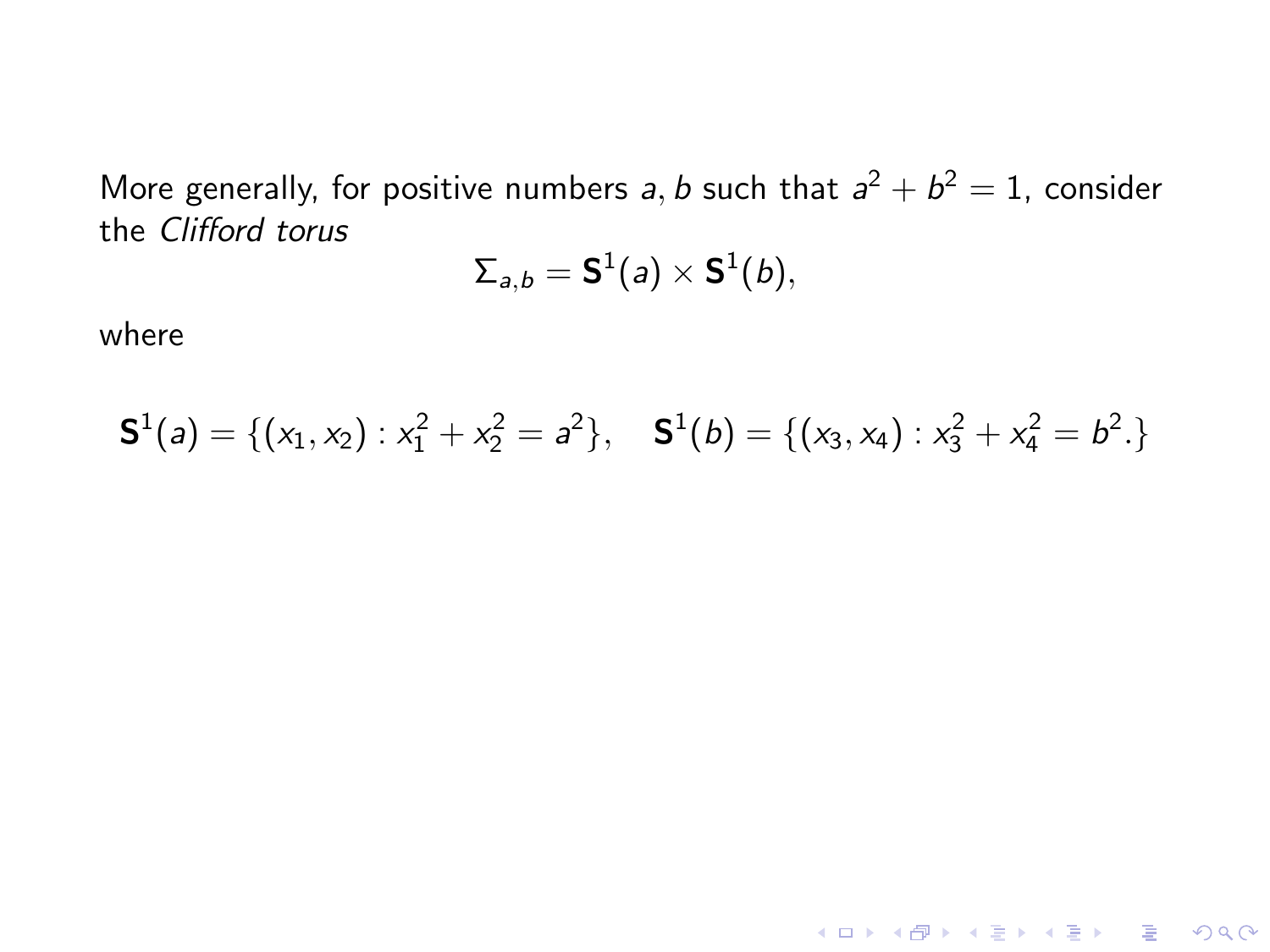More generally, for positive numbers $a, b$ such that $a^2 + b^2 = 1$, consider the *Clifford torus*

$$\Sigma_{a,b} = \mathbf{S}^1(a) \times \mathbf{S}^1(b),$$

where

$$\mathbf{S}^1(a) = \{(x_1, x_2) : x_1^2 + x_2^2 = a^2\}, \quad \mathbf{S}^1(b) = \{(x_3, x_4) : x_3^2 + x_4^2 = b^2.\}$$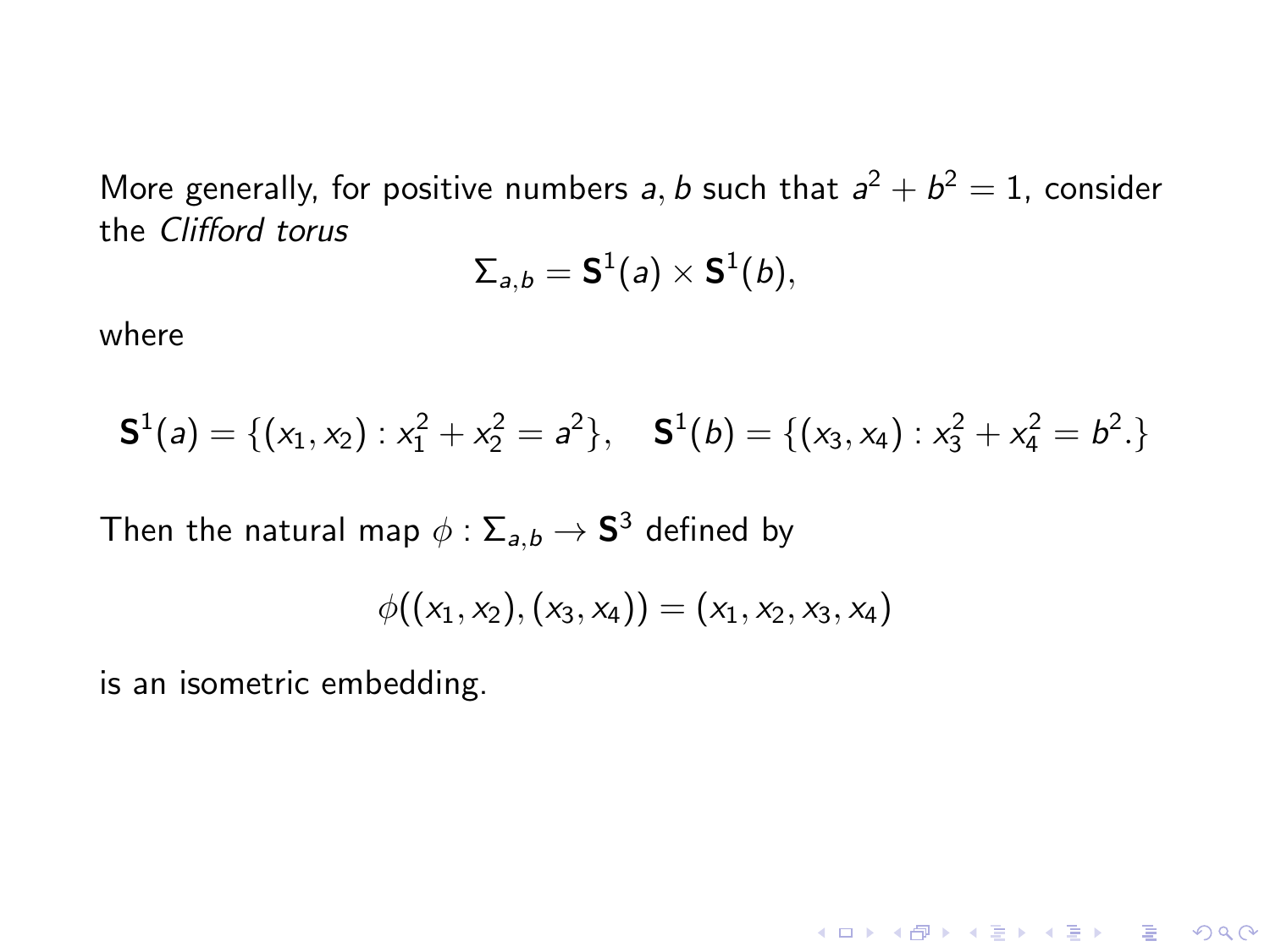More generally, for positive numbers $a, b$ such that $a^2 + b^2 = 1$, consider the *Clifford torus*

$$\Sigma_{a,b} = \mathbf{S}^1(a) \times \mathbf{S}^1(b),$$

where

$$\mathbf{S}^1(a) = \{(x_1, x_2) : x_1^2 + x_2^2 = a^2\}, \quad \mathbf{S}^1(b) = \{(x_3, x_4) : x_3^2 + x_4^2 = b^2.\}$$

Then the natural map $\phi : \Sigma_{a,b} \to \mathbf{S}^3$ defined by

$$\phi((x_1, x_2), (x_3, x_4)) = (x_1, x_2, x_3, x_4)$$

is an isometric embedding.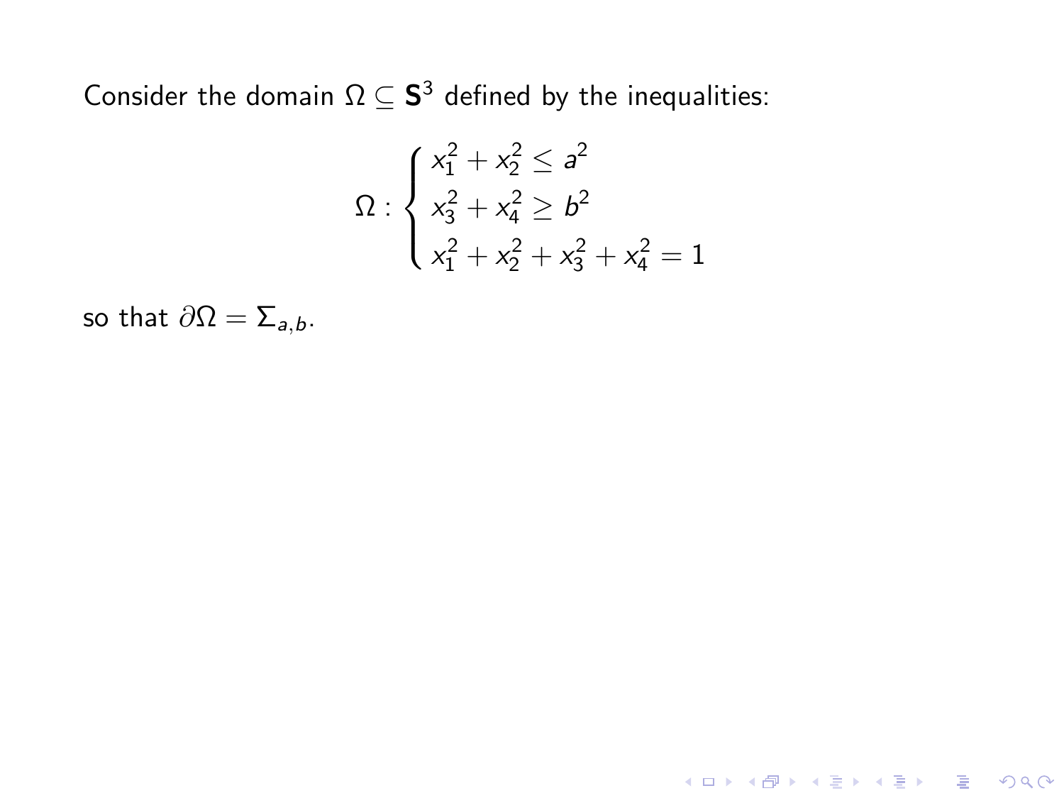Consider the domain $\Omega \subseteq \mathbf{S}^3$ defined by the inequalities:

$$\Omega : \begin{cases} x_1^2 + x_2^2 \leq a^2 \\ x_3^2 + x_4^2 \geq b^2 \\ x_1^2 + x_2^2 + x_3^2 + x_4^2 = 1 \end{cases}$$

so that $\partial\Omega = \Sigma_{a,b}$.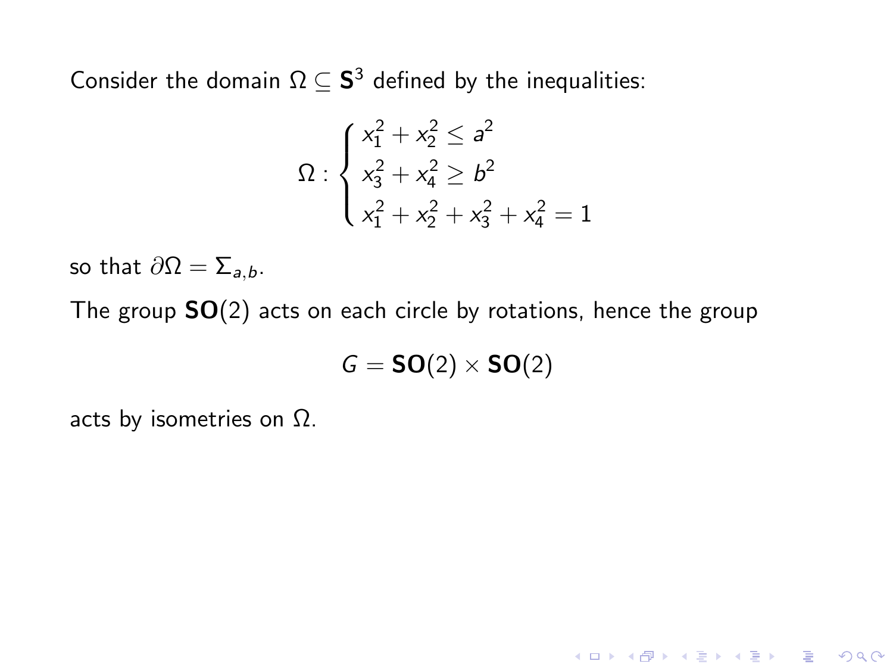Consider the domain $\Omega \subseteq \mathbf{S}^3$ defined by the inequalities:

$$\Omega : \begin{cases} x_1^2 + x_2^2 \leq a^2 \\ x_3^2 + x_4^2 \geq b^2 \\ x_1^2 + x_2^2 + x_3^2 + x_4^2 = 1 \end{cases}$$

so that $\partial\Omega = \Sigma_{a,b}$.

The group $\mathbf{SO}(2)$ acts on each circle by rotations, hence the group

$$G = \mathbf{SO}(2) \times \mathbf{SO}(2)$$

acts by isometries on $\Omega$.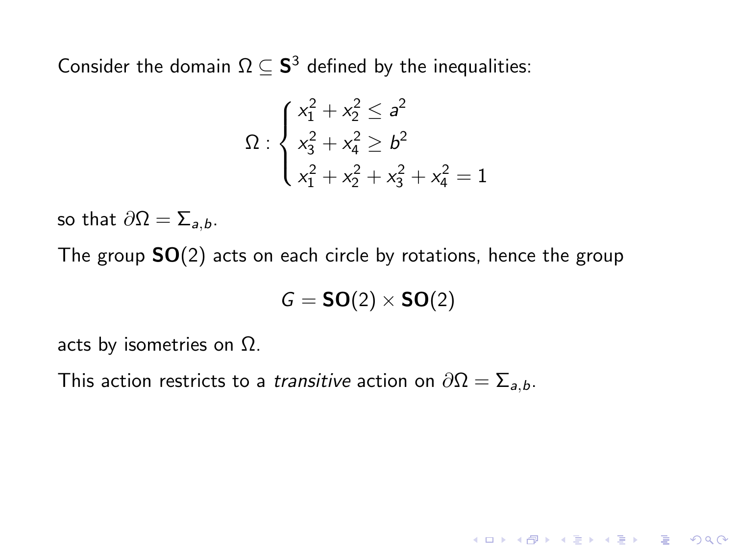Consider the domain $\Omega \subseteq \mathbf{S}^3$ defined by the inequalities:

$$\Omega : \begin{cases} x_1^2 + x_2^2 \leq a^2 \\ x_3^2 + x_4^2 \geq b^2 \\ x_1^2 + x_2^2 + x_3^2 + x_4^2 = 1 \end{cases}$$

so that $\partial\Omega = \Sigma_{a,b}$.

The group $\mathbf{SO}(2)$ acts on each circle by rotations, hence the group

$$G = \mathbf{SO}(2) \times \mathbf{SO}(2)$$

acts by isometries on $\Omega$.

This action restricts to a *transitive* action on $\partial\Omega = \Sigma_{a,b}$.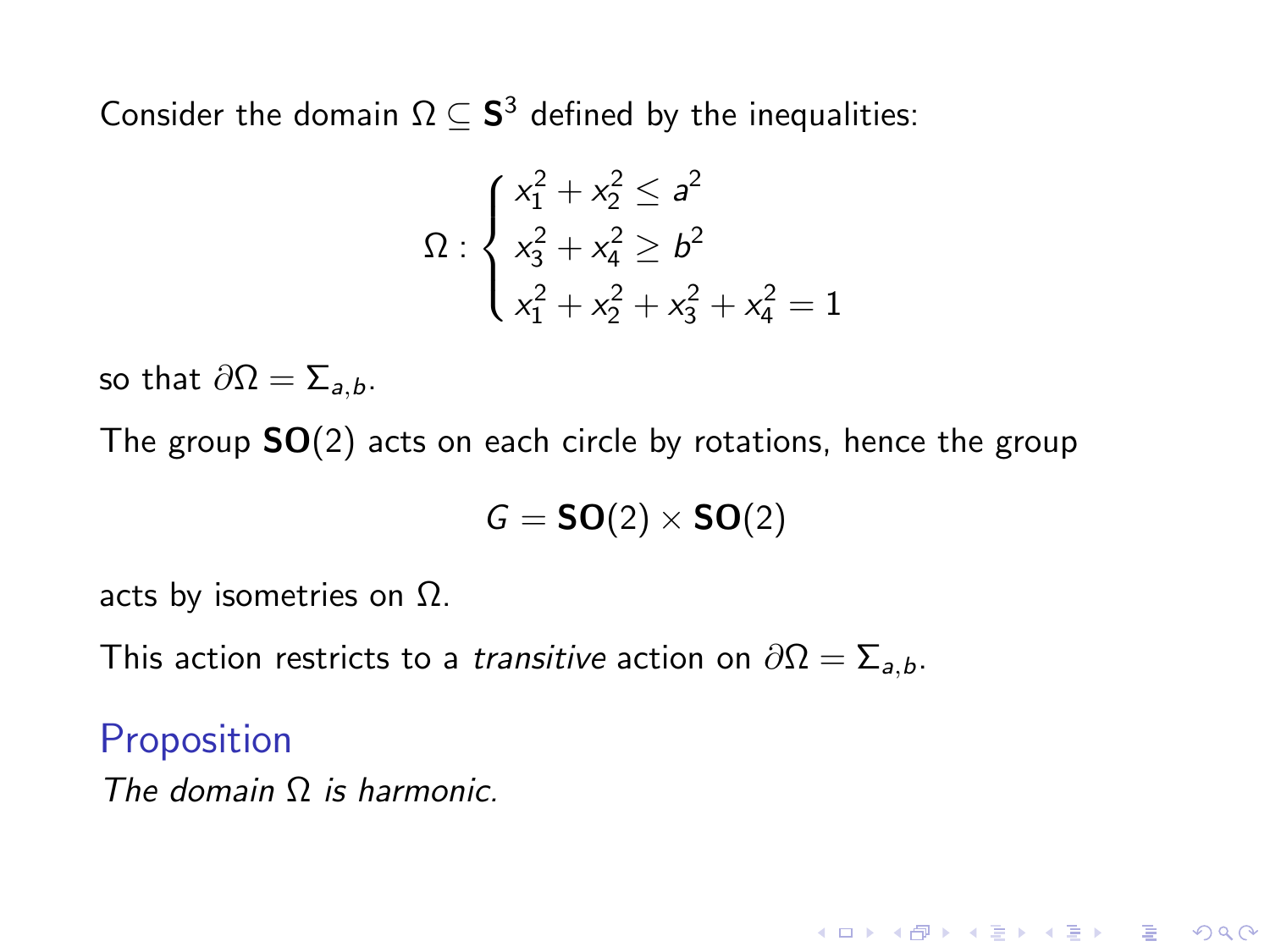Consider the domain $\Omega \subseteq \mathbf{S}^3$ defined by the inequalities:

$$
\Omega : \begin{cases} x_1^2 + x_2^2 \leq a^2 \\ x_3^2 + x_4^2 \geq b^2 \\ x_1^2 + x_2^2 + x_3^2 + x_4^2 = 1 \end{cases}
$$

so that $\partial\Omega = \Sigma_{a,b}$.

The group $\mathbf{SO}(2)$ acts on each circle by rotations, hence the group

$$
G = \mathbf{SO}(2) \times \mathbf{SO}(2)
$$

acts by isometries on $\Omega$.

This action restricts to a *transitive* action on $\partial\Omega = \Sigma_{a,b}$.

### Proposition

*The domain $\Omega$ is harmonic.*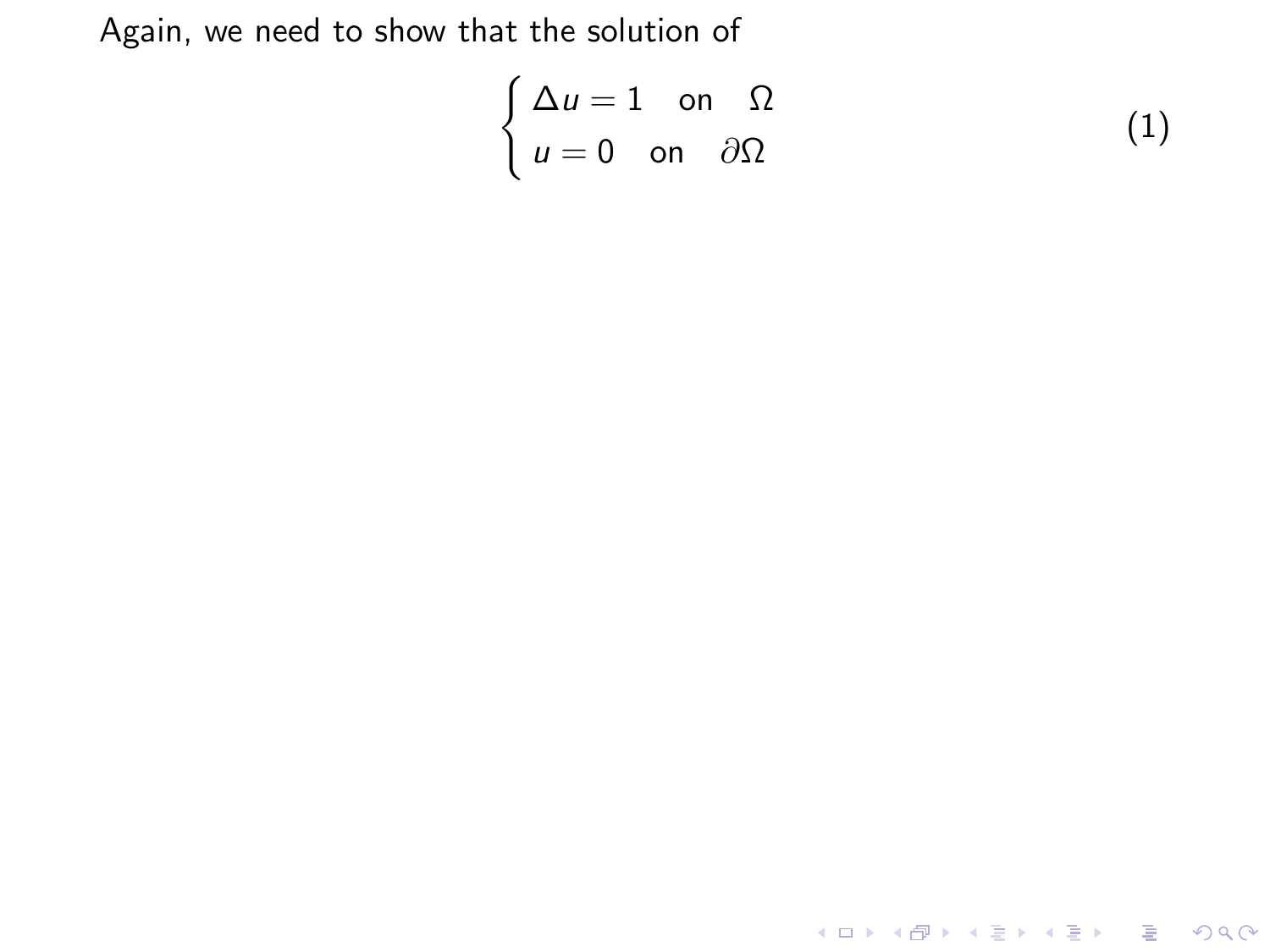Again, we need to show that the solution of

$$\begin{cases} \Delta u = 1 \quad \text{on} \quad \Omega \\ u = 0 \quad \text{on} \quad \partial\Omega \end{cases} \tag{1}$$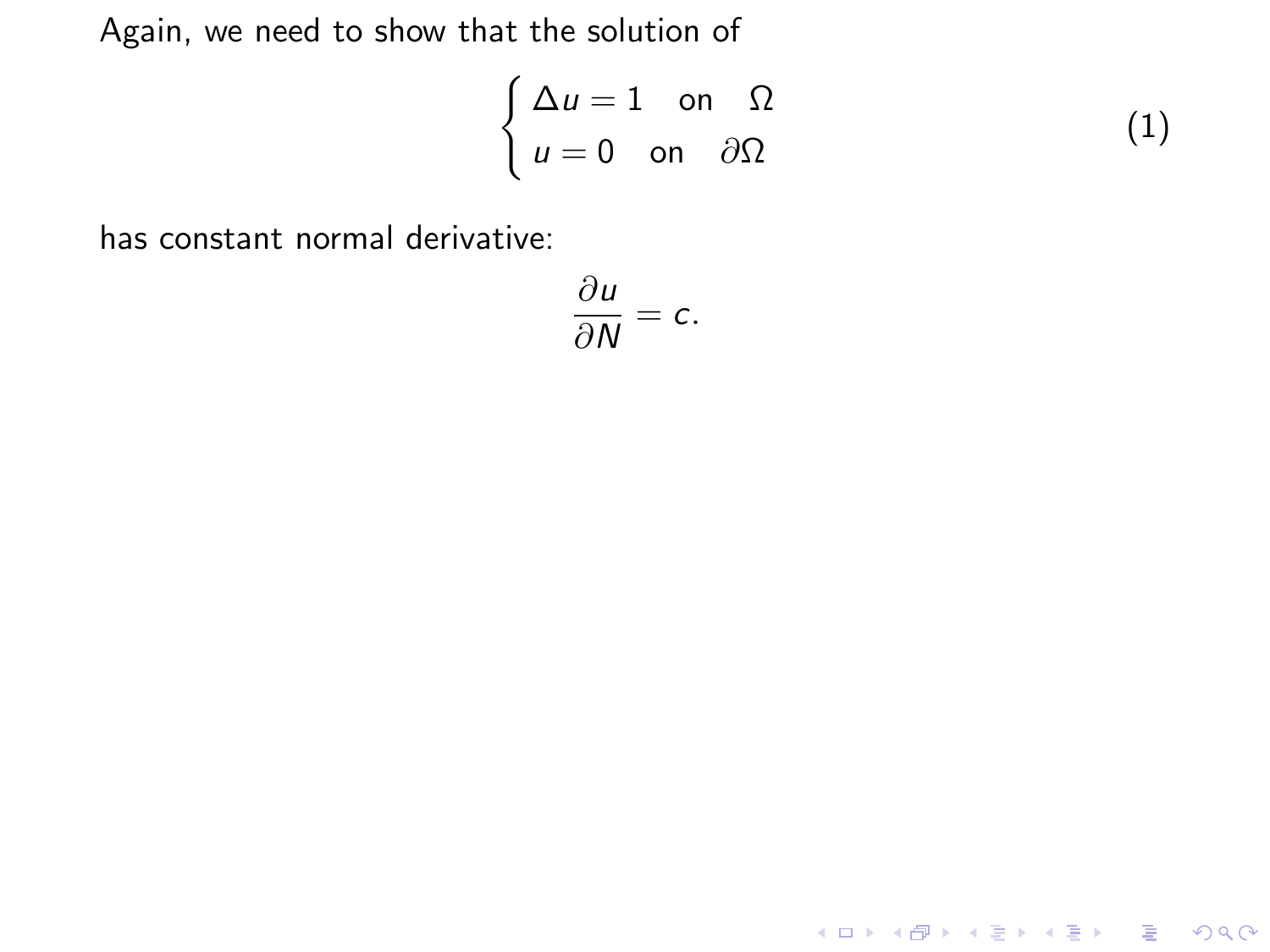Again, we need to show that the solution of

$$
\begin{cases} \Delta u = 1 \quad \text{on} \quad \Omega \\ u = 0 \quad \text{on} \quad \partial\Omega \end{cases} \tag{1}
$$

has constant normal derivative:

$$
\frac{\partial u}{\partial N} = c.
$$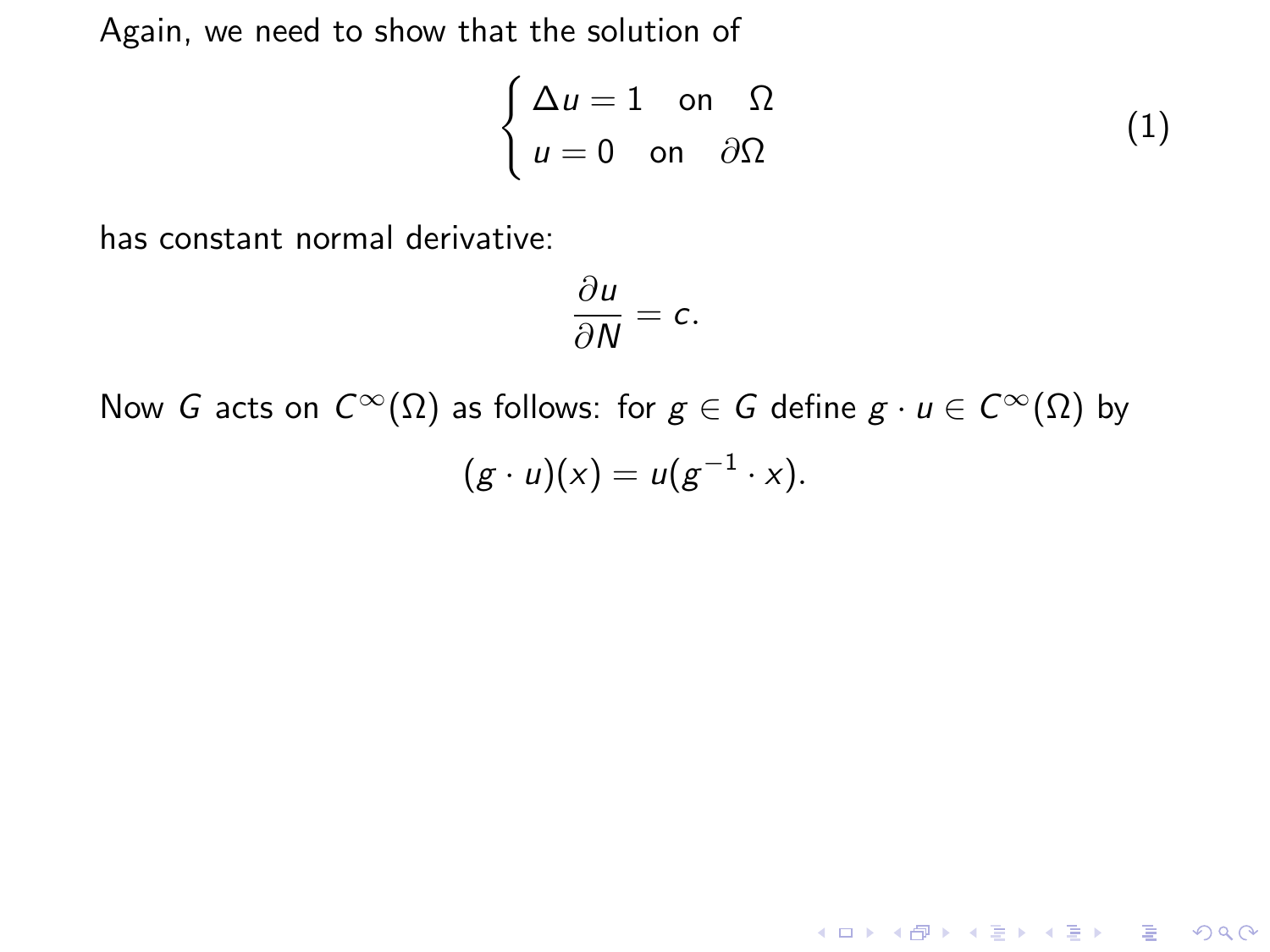Again, we need to show that the solution of

$$\begin{cases} \Delta u = 1 \quad \text{on} \quad \Omega \\ u = 0 \quad \text{on} \quad \partial\Omega \end{cases} \tag{1}$$

has constant normal derivative:

$$\frac{\partial u}{\partial N} = c.$$

Now $G$ acts on $C^\infty(\Omega)$ as follows: for $g \in G$ define $g \cdot u \in C^\infty(\Omega)$ by

$$(g \cdot u)(x) = u(g^{-1} \cdot x).$$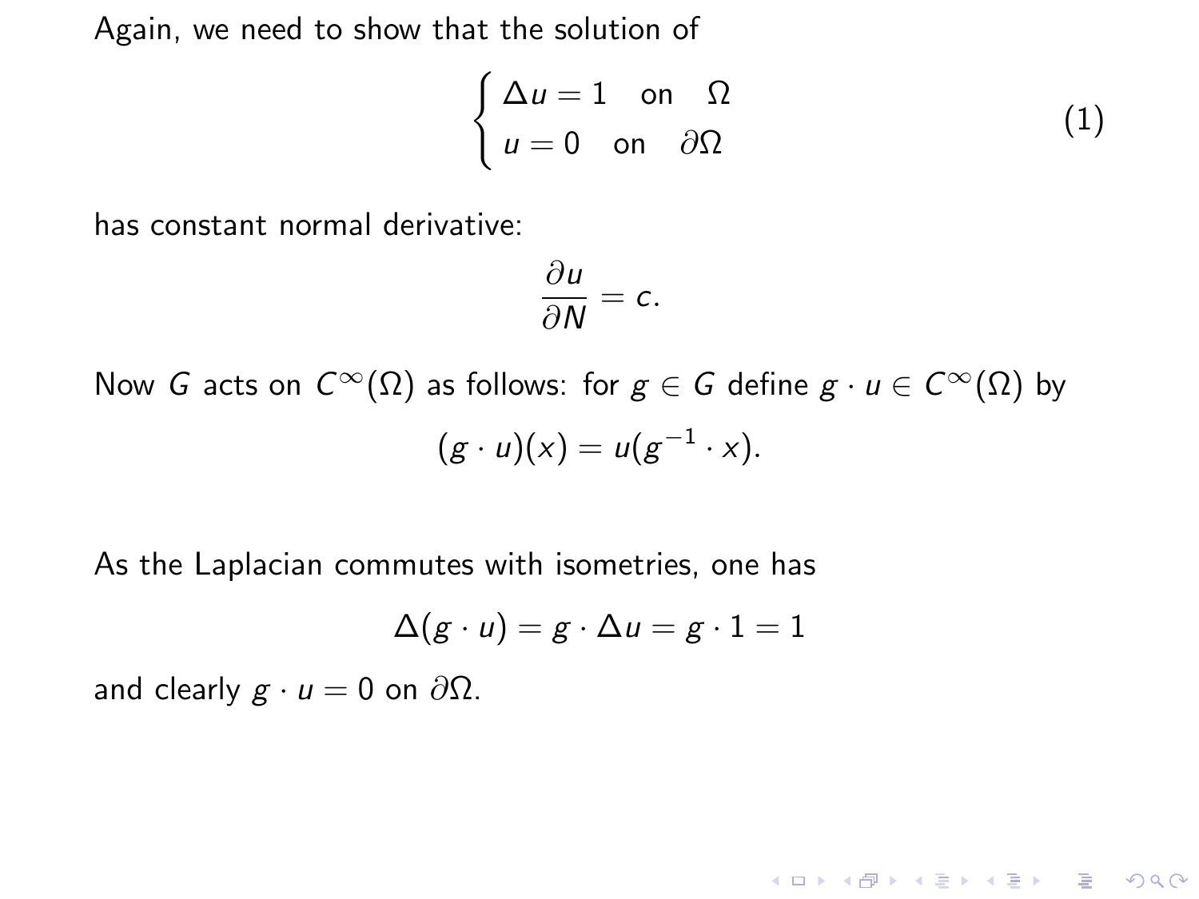Again, we need to show that the solution of

$$\begin{cases} \Delta u = 1 \quad \text{on} \quad \Omega \\ u = 0 \quad \text{on} \quad \partial\Omega \end{cases} \tag{1}$$

has constant normal derivative:

$$\frac{\partial u}{\partial N} = c.$$

Now $G$ acts on $C^\infty(\Omega)$ as follows: for $g \in G$ define $g \cdot u \in C^\infty(\Omega)$ by

$$(g \cdot u)(x) = u(g^{-1} \cdot x).$$

As the Laplacian commutes with isometries, one has

$$\Delta(g \cdot u) = g \cdot \Delta u = g \cdot 1 = 1$$

and clearly $g \cdot u = 0$ on $\partial\Omega$.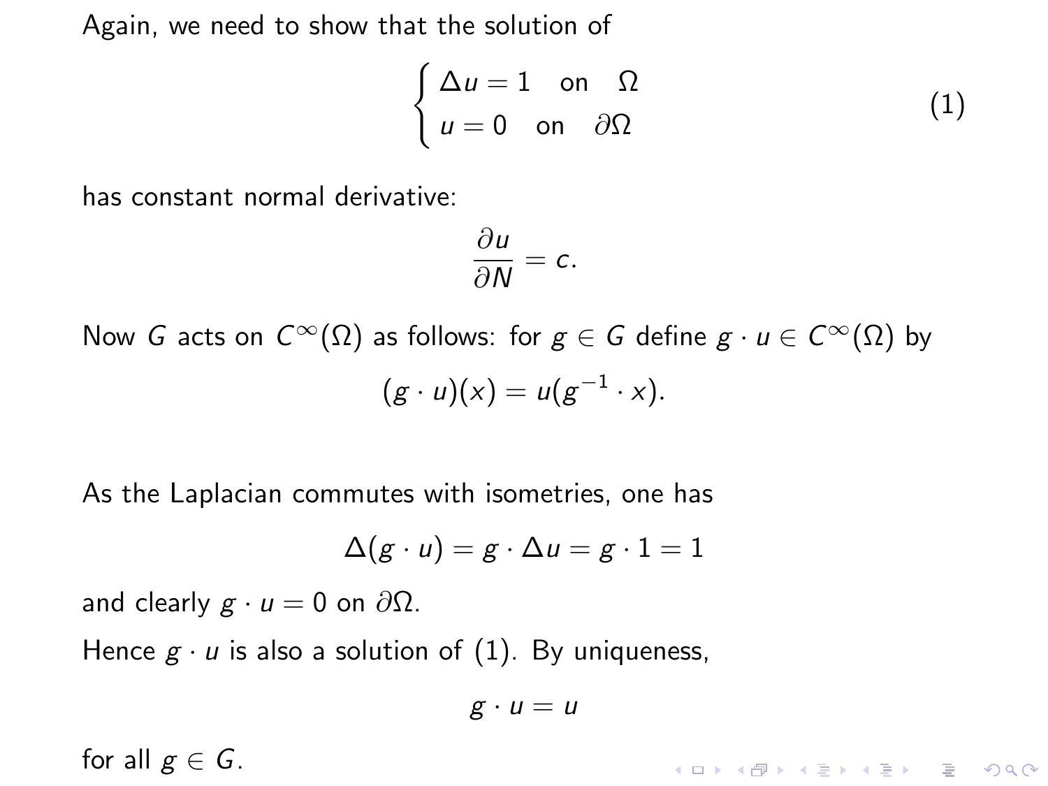Again, we need to show that the solution of

$$
\begin{cases} \Delta u = 1 & \text{on} \quad \Omega \\ u = 0 & \text{on} \quad \partial\Omega \end{cases} \tag{1}
$$

has constant normal derivative:

$$
\frac{\partial u}{\partial N} = c.
$$

Now $G$ acts on $C^\infty(\Omega)$ as follows: for $g \in G$ define $g \cdot u \in C^\infty(\Omega)$ by

$$
(g \cdot u)(x) = u(g^{-1} \cdot x).
$$

As the Laplacian commutes with isometries, one has

$$
\Delta(g \cdot u) = g \cdot \Delta u = g \cdot 1 = 1
$$

and clearly $g \cdot u = 0$ on $\partial\Omega$.

Hence $g \cdot u$ is also a solution of (1). By uniqueness,

$$
g \cdot u = u
$$

for all $g \in G$.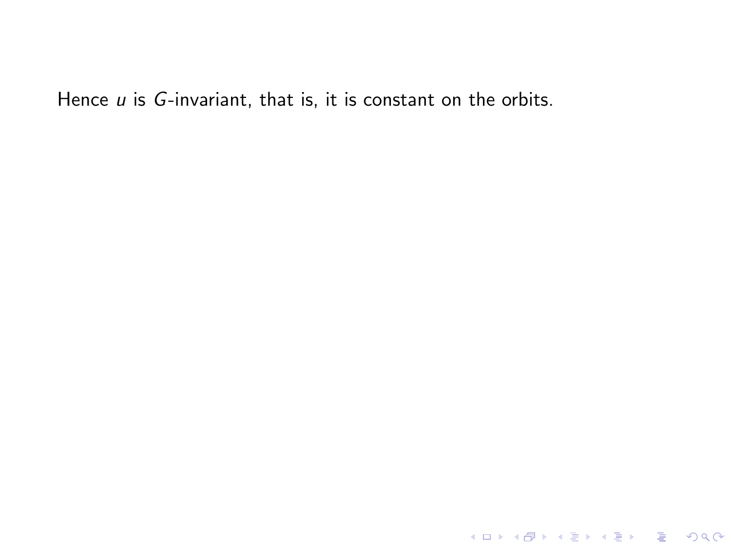Hence $u$ is $G$-invariant, that is, it is constant on the orbits.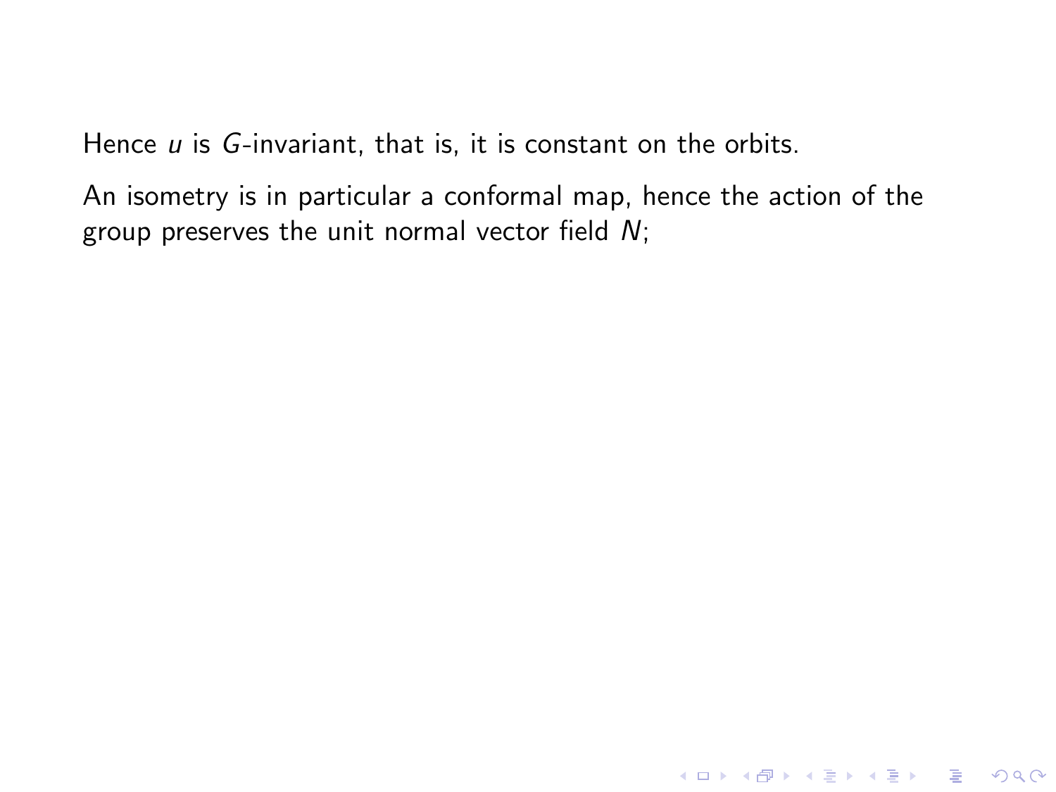Hence $u$ is $G$-invariant, that is, it is constant on the orbits.

An isometry is in particular a conformal map, hence the action of the group preserves the unit normal vector field $N$;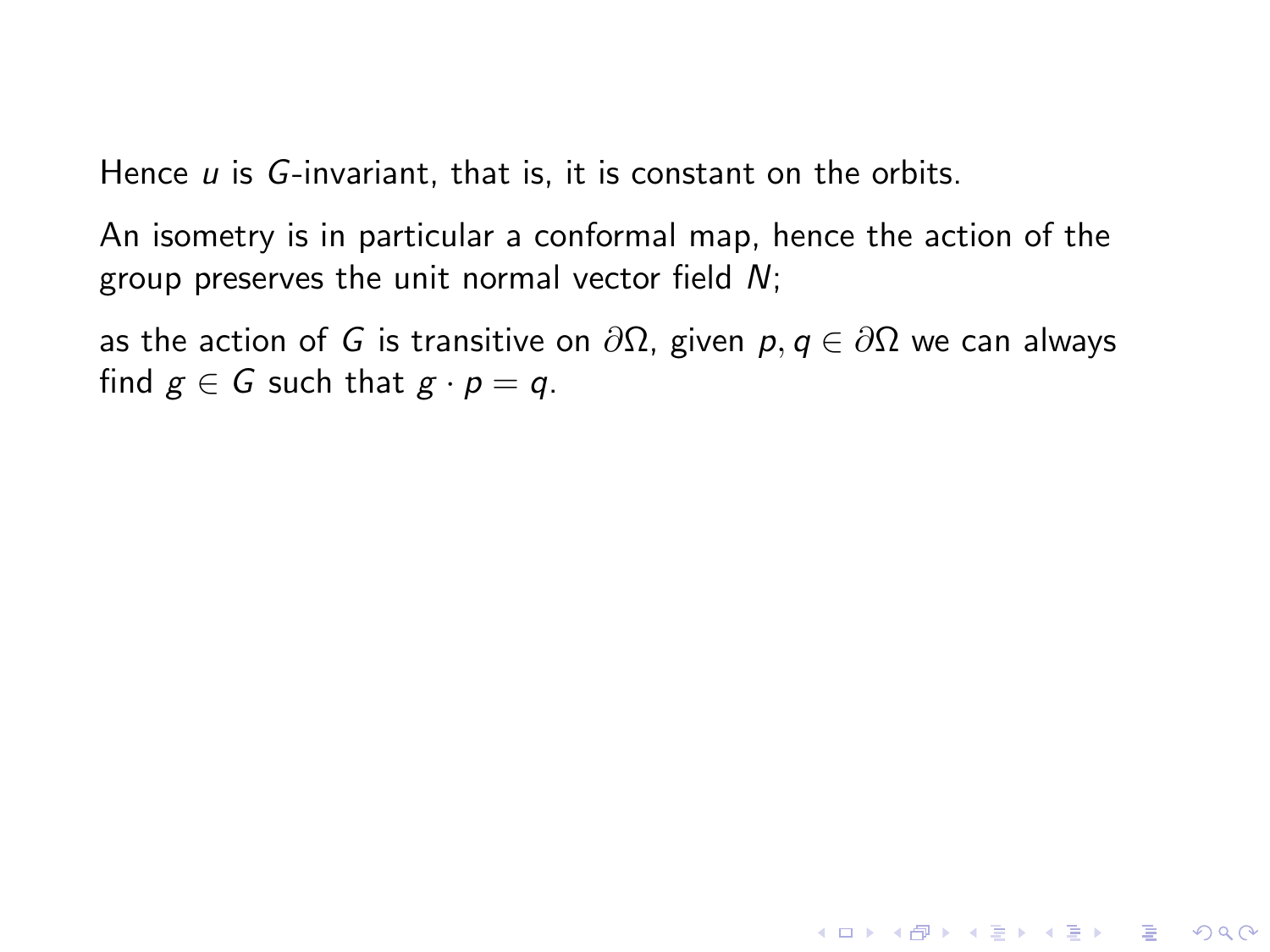Hence $u$ is $G$-invariant, that is, it is constant on the orbits.

An isometry is in particular a conformal map, hence the action of the group preserves the unit normal vector field $N$;

as the action of $G$ is transitive on $\partial\Omega$, given $p, q \in \partial\Omega$ we can always find $g \in G$ such that $g \cdot p = q$.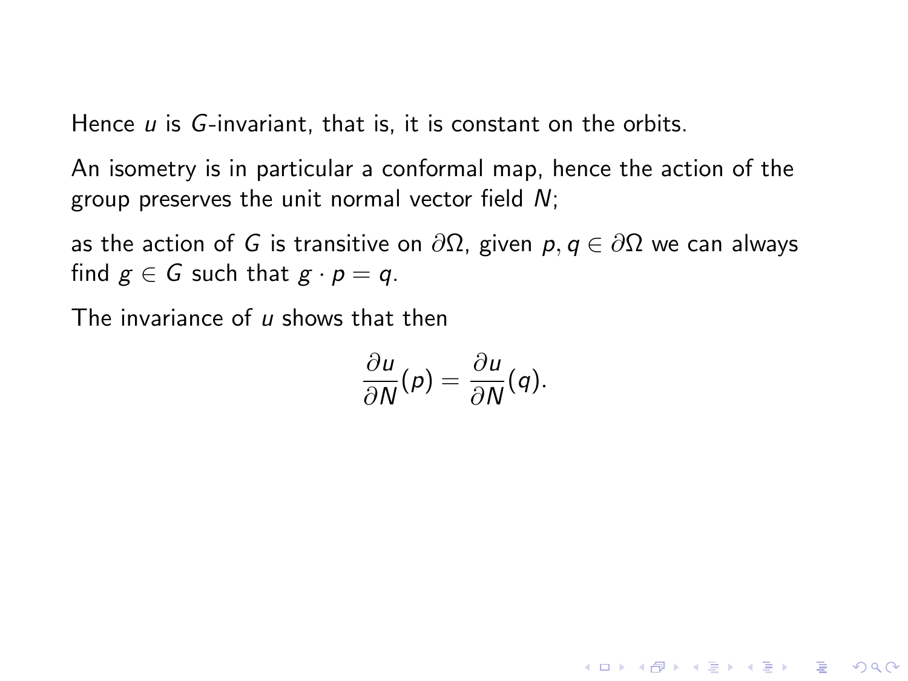Hence $u$ is $G$-invariant, that is, it is constant on the orbits.

An isometry is in particular a conformal map, hence the action of the group preserves the unit normal vector field $N$;

as the action of $G$ is transitive on $\partial\Omega$, given $p, q \in \partial\Omega$ we can always find $g \in G$ such that $g \cdot p = q$.

The invariance of $u$ shows that then

$$\frac{\partial u}{\partial N}(p) = \frac{\partial u}{\partial N}(q).$$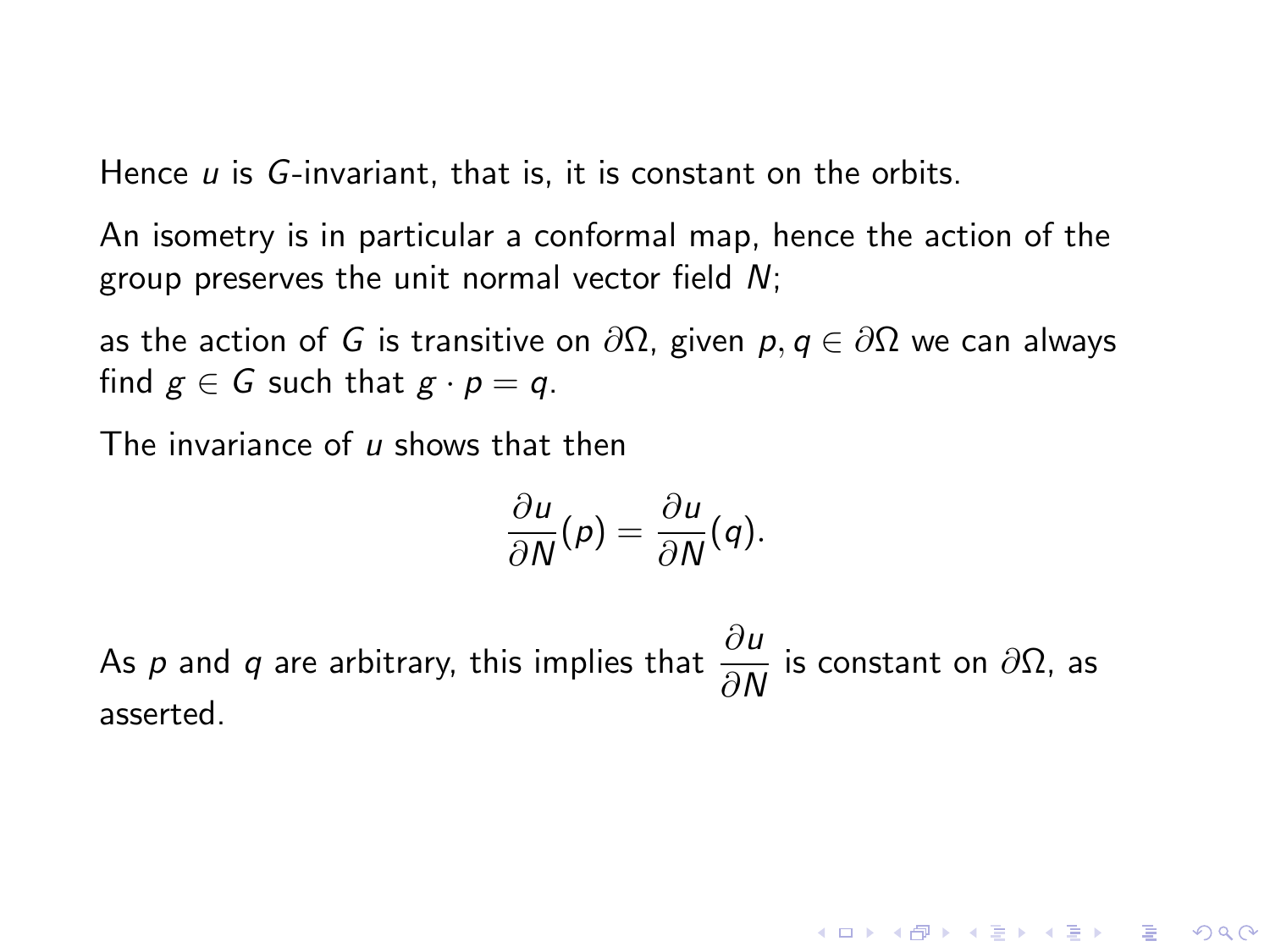Hence $u$ is $G$-invariant, that is, it is constant on the orbits.

An isometry is in particular a conformal map, hence the action of the group preserves the unit normal vector field $N$;

as the action of $G$ is transitive on $\partial\Omega$, given $p, q \in \partial\Omega$ we can always find $g \in G$ such that $g \cdot p = q$.

The invariance of $u$ shows that then

$$\frac{\partial u}{\partial N}(p) = \frac{\partial u}{\partial N}(q).$$

As $p$ and $q$ are arbitrary, this implies that $\dfrac{\partial u}{\partial N}$ is constant on $\partial\Omega$, as asserted.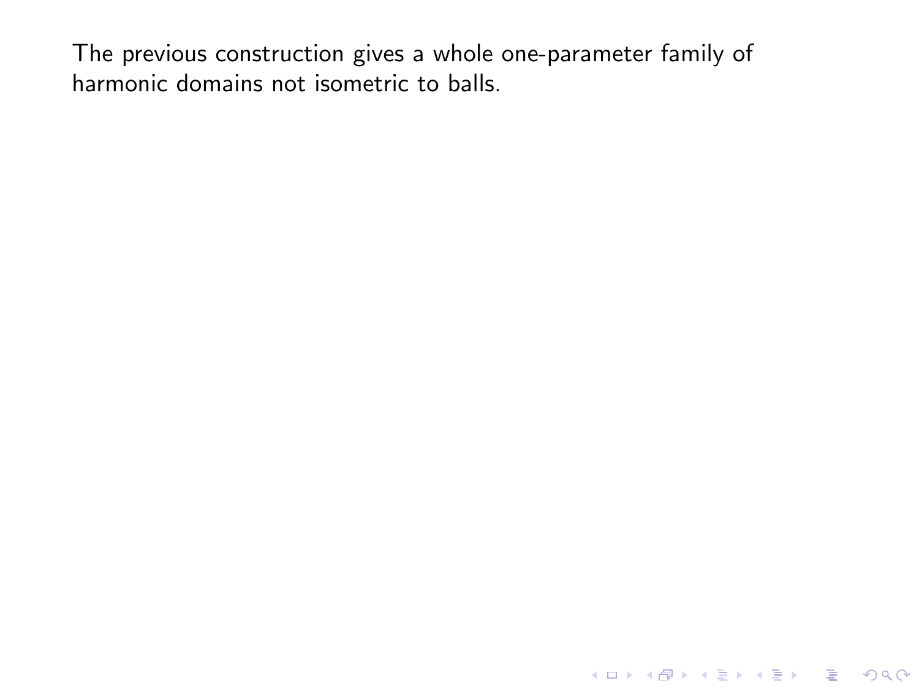The previous construction gives a whole one-parameter family of harmonic domains not isometric to balls.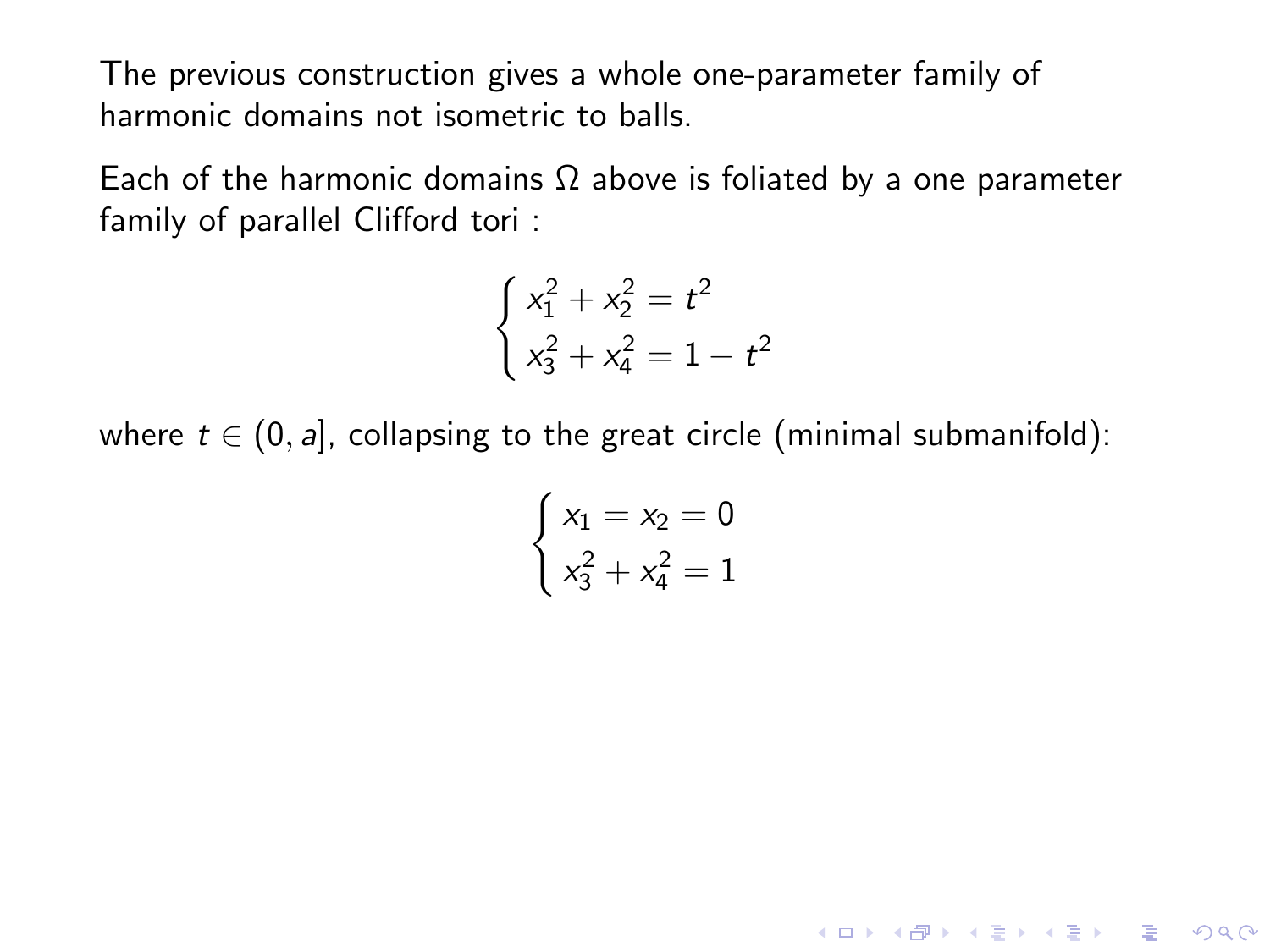The previous construction gives a whole one-parameter family of harmonic domains not isometric to balls.

Each of the harmonic domains $\Omega$ above is foliated by a one parameter family of parallel Clifford tori :

$$\begin{cases} x_1^2 + x_2^2 = t^2 \\ x_3^2 + x_4^2 = 1 - t^2 \end{cases}$$

where $t \in (0, a]$, collapsing to the great circle (minimal submanifold):

$$\begin{cases} x_1 = x_2 = 0 \\ x_3^2 + x_4^2 = 1 \end{cases}$$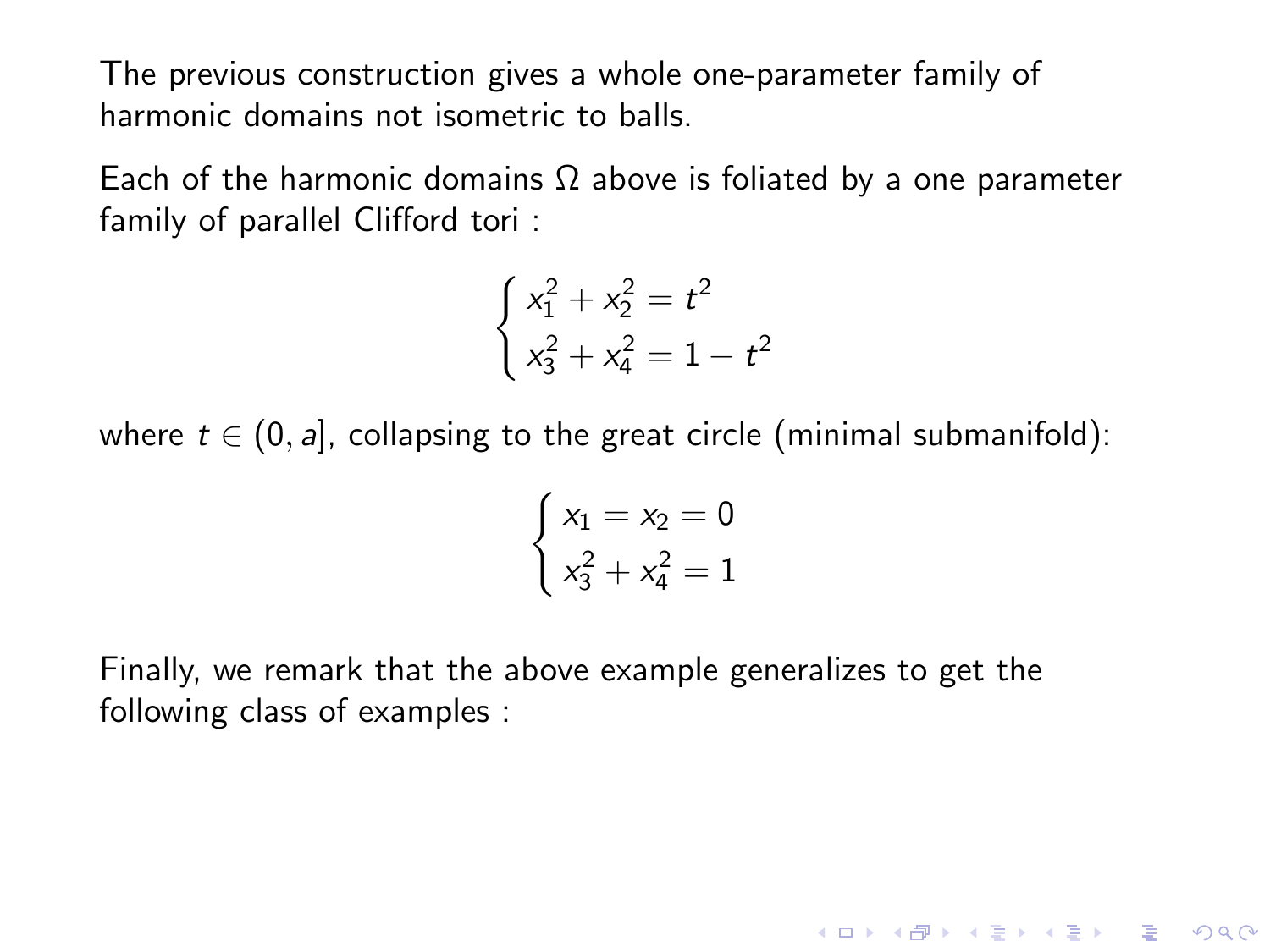The previous construction gives a whole one-parameter family of harmonic domains not isometric to balls.

Each of the harmonic domains $\Omega$ above is foliated by a one parameter family of parallel Clifford tori :

$$
\begin{cases} x_1^2 + x_2^2 = t^2 \\ x_3^2 + x_4^2 = 1 - t^2 \end{cases}
$$

where $t \in (0, a]$, collapsing to the great circle (minimal submanifold):

$$
\begin{cases} x_1 = x_2 = 0 \\ x_3^2 + x_4^2 = 1 \end{cases}
$$

Finally, we remark that the above example generalizes to get the following class of examples :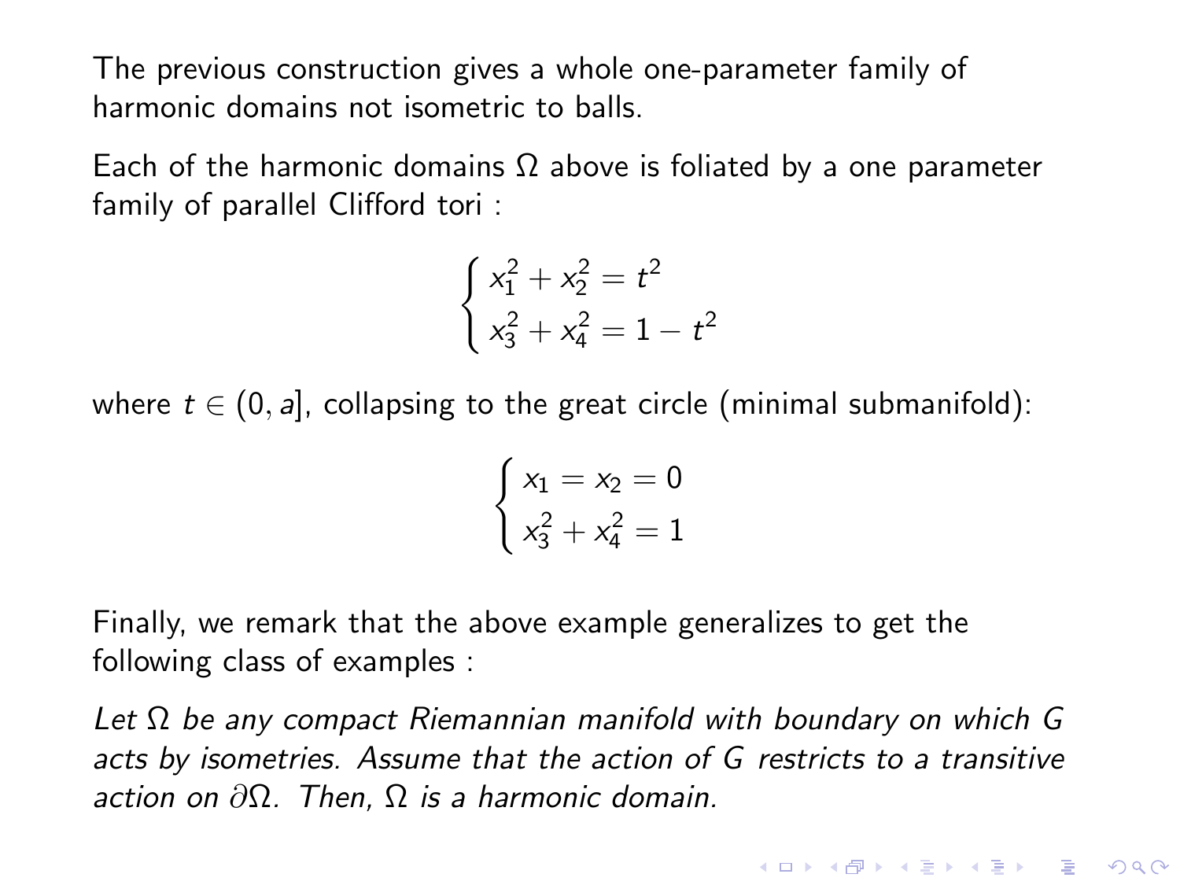The previous construction gives a whole one-parameter family of harmonic domains not isometric to balls.

Each of the harmonic domains $\Omega$ above is foliated by a one parameter family of parallel Clifford tori :

$$
\begin{cases} x_1^2 + x_2^2 = t^2 \\ x_3^2 + x_4^2 = 1 - t^2 \end{cases}
$$

where $t \in (0, a]$, collapsing to the great circle (minimal submanifold):

$$
\begin{cases} x_1 = x_2 = 0 \\ x_3^2 + x_4^2 = 1 \end{cases}
$$

Finally, we remark that the above example generalizes to get the following class of examples :

*Let $\Omega$ be any compact Riemannian manifold with boundary on which $G$ acts by isometries. Assume that the action of $G$ restricts to a transitive action on $\partial\Omega$. Then, $\Omega$ is a harmonic domain.*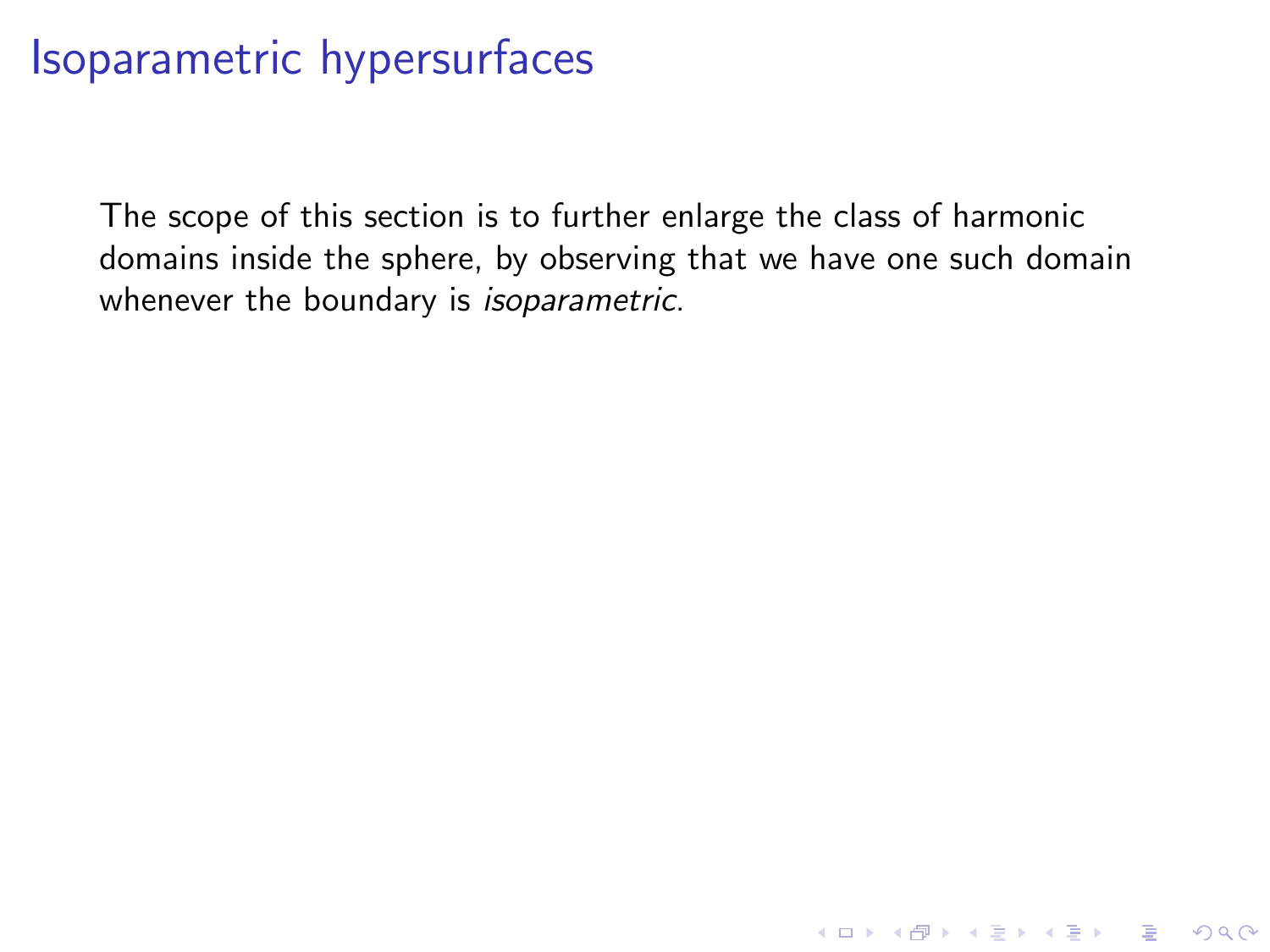# Isoparametric hypersurfaces

The scope of this section is to further enlarge the class of harmonic domains inside the sphere, by observing that we have one such domain whenever the boundary is *isoparametric*.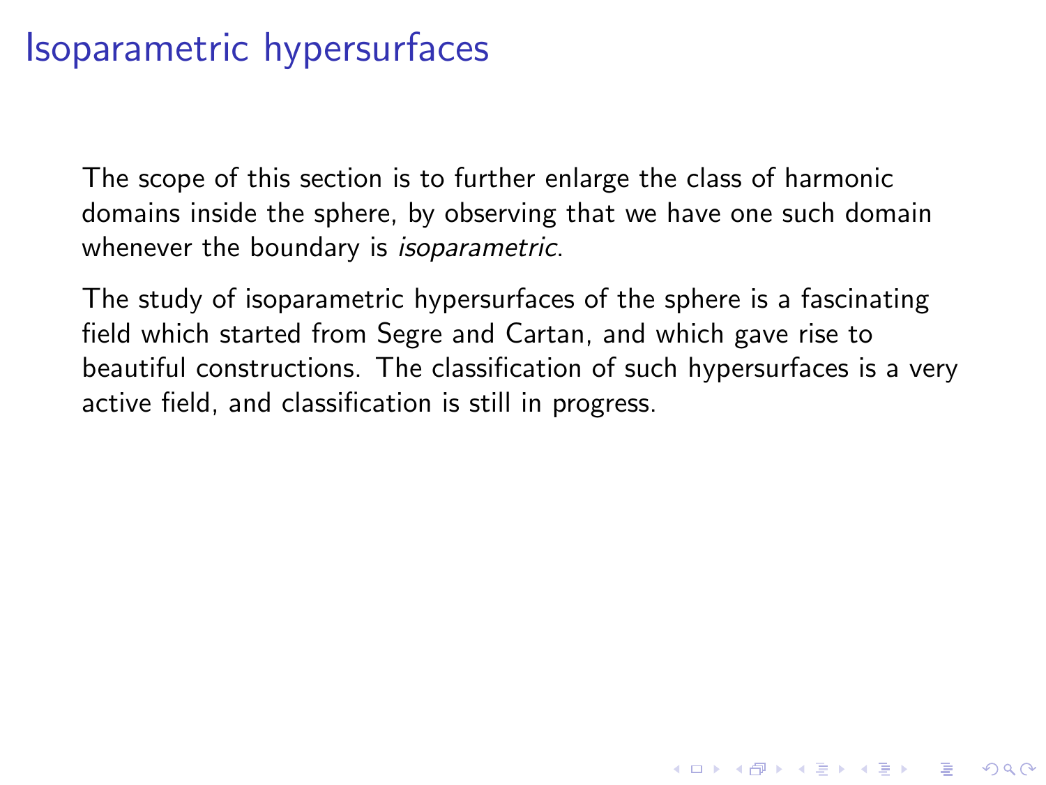# Isoparametric hypersurfaces

The scope of this section is to further enlarge the class of harmonic domains inside the sphere, by observing that we have one such domain whenever the boundary is *isoparametric*.

The study of isoparametric hypersurfaces of the sphere is a fascinating field which started from Segre and Cartan, and which gave rise to beautiful constructions. The classification of such hypersurfaces is a very active field, and classification is still in progress.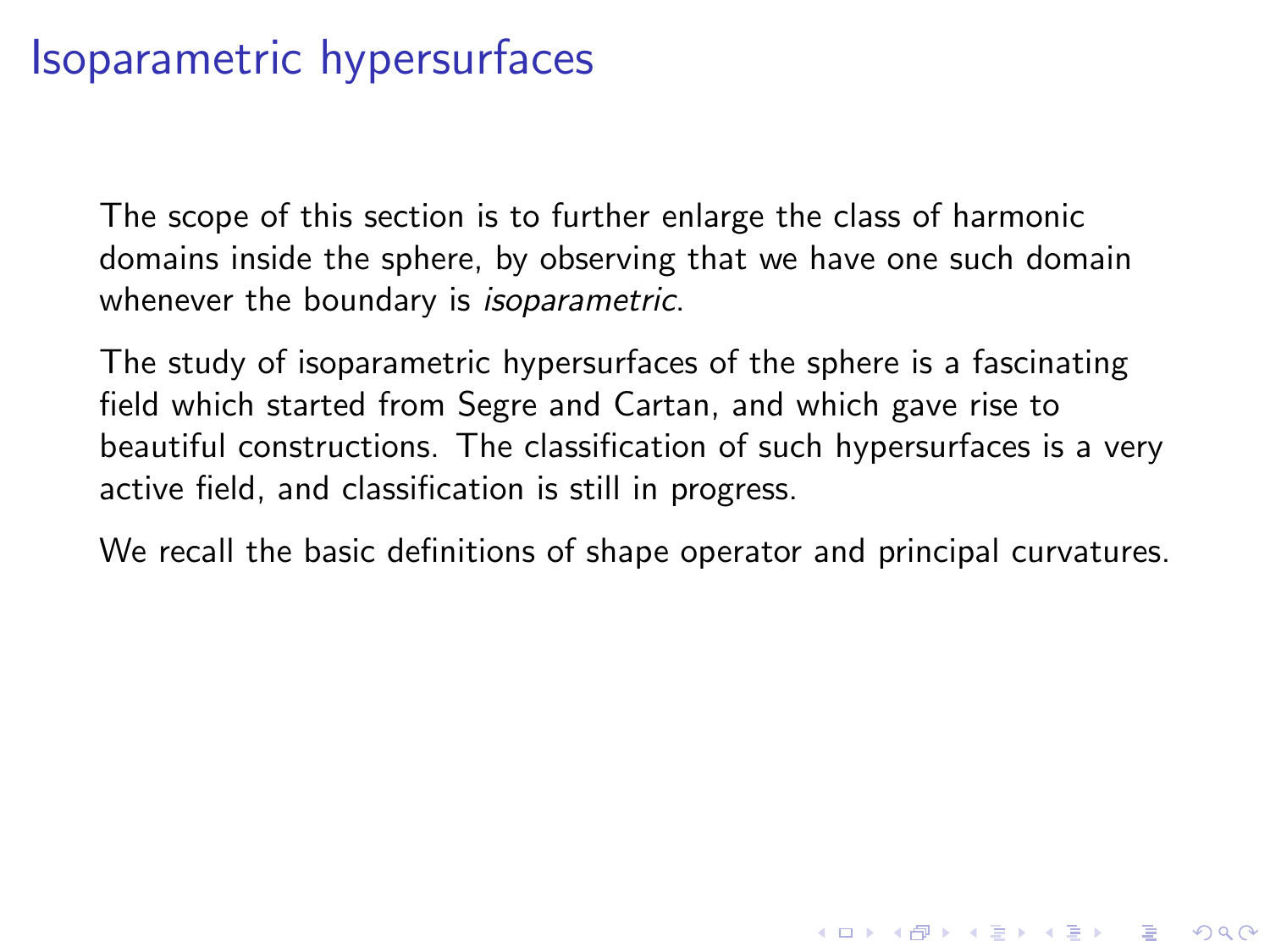# Isoparametric hypersurfaces

The scope of this section is to further enlarge the class of harmonic domains inside the sphere, by observing that we have one such domain whenever the boundary is *isoparametric*.

The study of isoparametric hypersurfaces of the sphere is a fascinating field which started from Segre and Cartan, and which gave rise to beautiful constructions. The classification of such hypersurfaces is a very active field, and classification is still in progress.

We recall the basic definitions of shape operator and principal curvatures.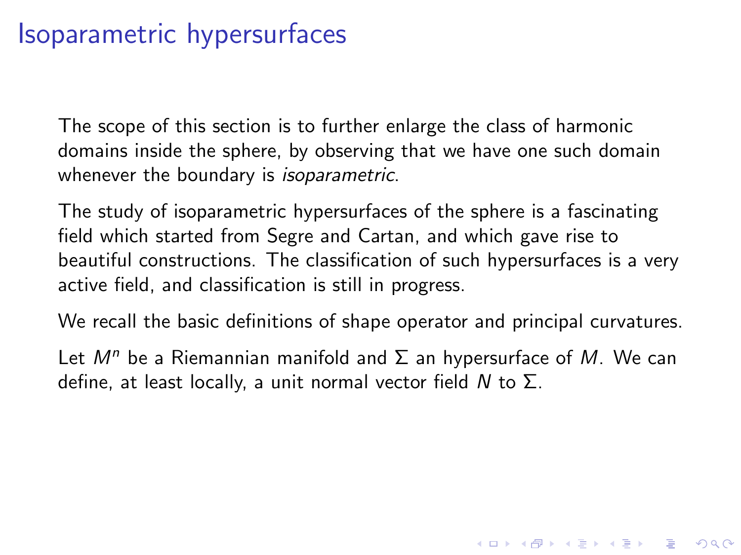# Isoparametric hypersurfaces

The scope of this section is to further enlarge the class of harmonic domains inside the sphere, by observing that we have one such domain whenever the boundary is *isoparametric*.

The study of isoparametric hypersurfaces of the sphere is a fascinating field which started from Segre and Cartan, and which gave rise to beautiful constructions. The classification of such hypersurfaces is a very active field, and classification is still in progress.

We recall the basic definitions of shape operator and principal curvatures.

Let $M^n$ be a Riemannian manifold and $\Sigma$ an hypersurface of $M$. We can define, at least locally, a unit normal vector field $N$ to $\Sigma$.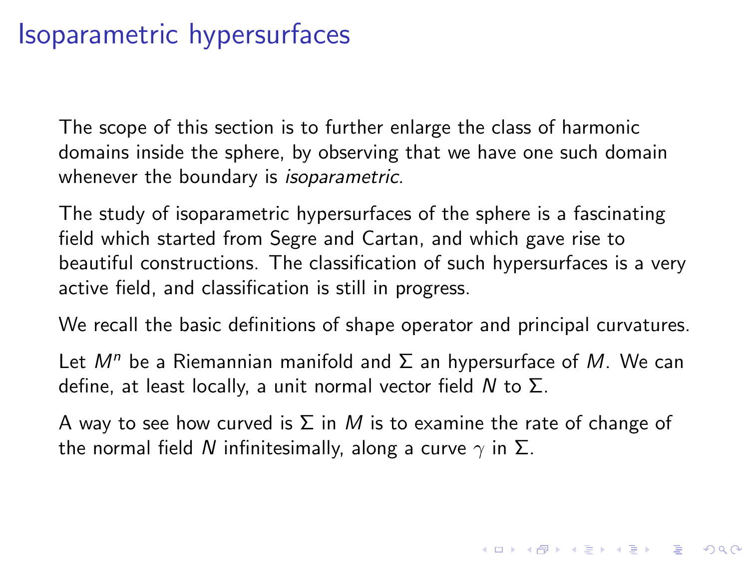# Isoparametric hypersurfaces

The scope of this section is to further enlarge the class of harmonic domains inside the sphere, by observing that we have one such domain whenever the boundary is *isoparametric*.

The study of isoparametric hypersurfaces of the sphere is a fascinating field which started from Segre and Cartan, and which gave rise to beautiful constructions. The classification of such hypersurfaces is a very active field, and classification is still in progress.

We recall the basic definitions of shape operator and principal curvatures.

Let $M^n$ be a Riemannian manifold and $\Sigma$ an hypersurface of $M$. We can define, at least locally, a unit normal vector field $N$ to $\Sigma$.

A way to see how curved is $\Sigma$ in $M$ is to examine the rate of change of the normal field $N$ infinitesimally, along a curve $\gamma$ in $\Sigma$.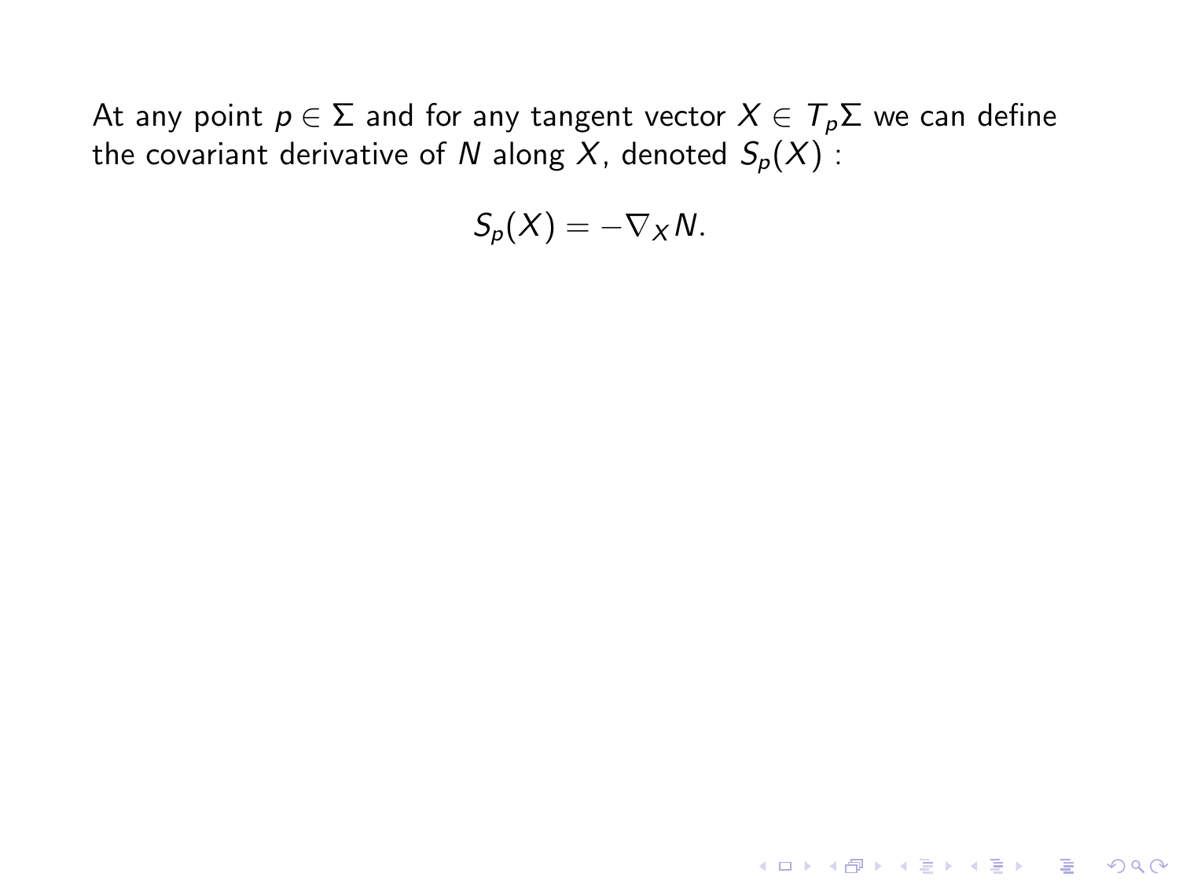At any point $p \in \Sigma$ and for any tangent vector $X \in T_p\Sigma$ we can define the covariant derivative of $N$ along $X$, denoted $S_p(X)$ :

$$S_p(X) = -\nabla_X N.$$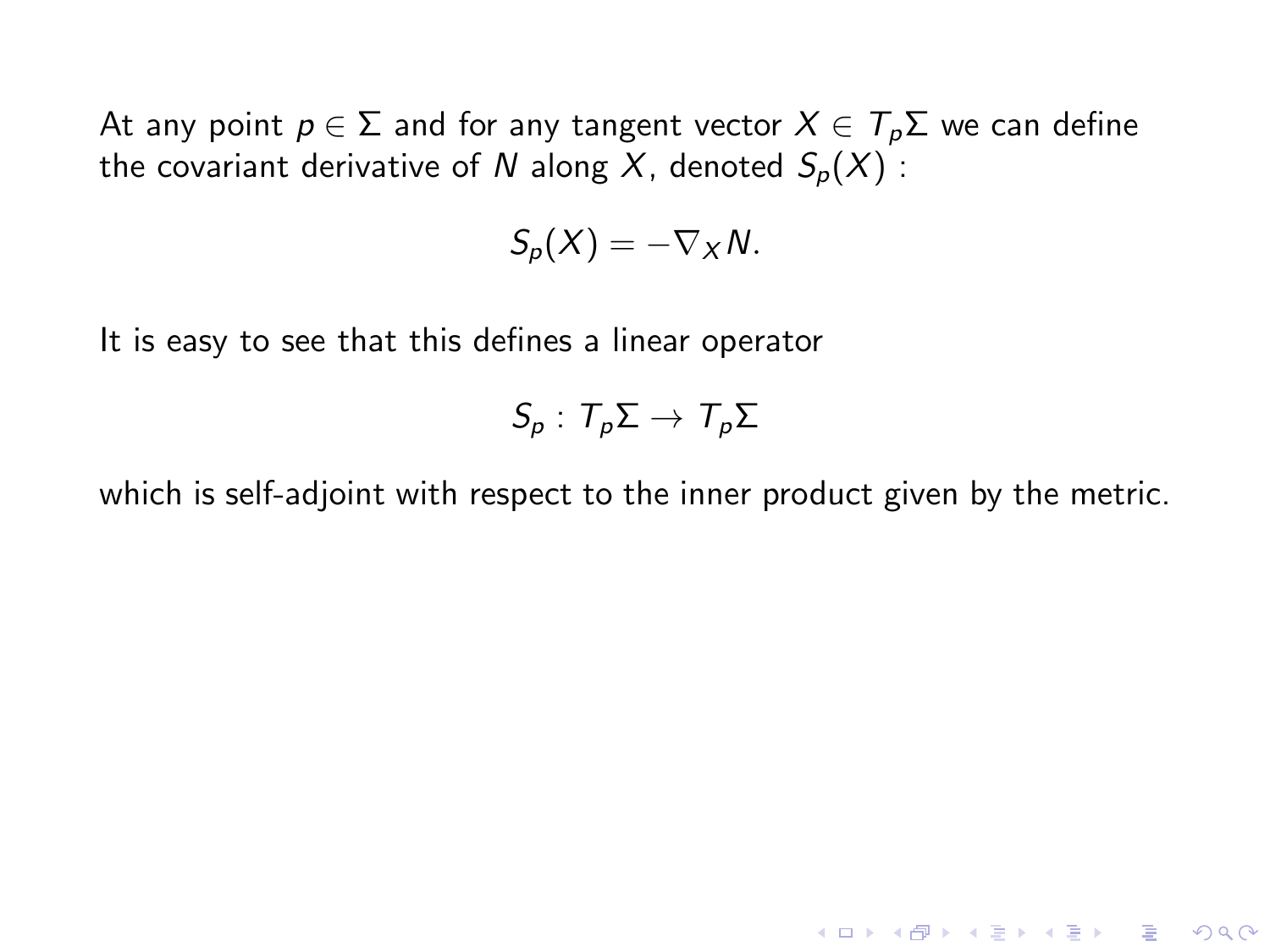At any point $p \in \Sigma$ and for any tangent vector $X \in T_p\Sigma$ we can define the covariant derivative of $N$ along $X$, denoted $S_p(X)$ :

$$S_p(X) = -\nabla_X N.$$

It is easy to see that this defines a linear operator

$$S_p : T_p\Sigma \to T_p\Sigma$$

which is self-adjoint with respect to the inner product given by the metric.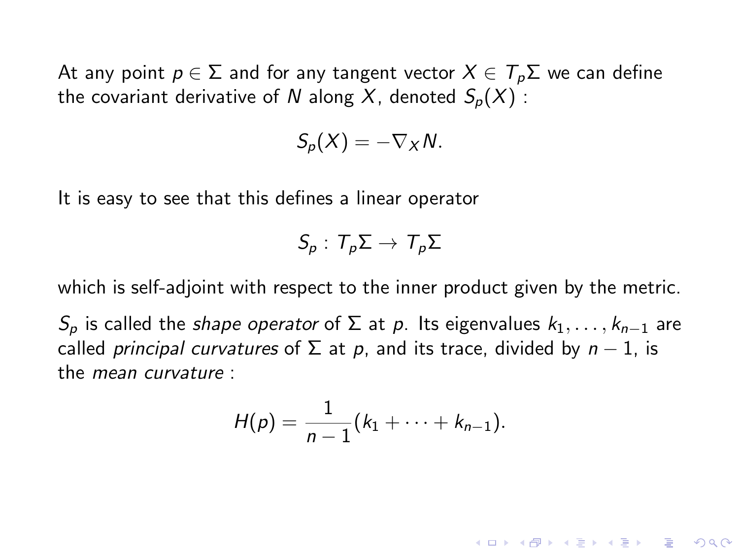At any point $p \in \Sigma$ and for any tangent vector $X \in T_p\Sigma$ we can define the covariant derivative of $N$ along $X$, denoted $S_p(X)$ :

$$S_p(X) = -\nabla_X N.$$

It is easy to see that this defines a linear operator

$$S_p : T_p\Sigma \to T_p\Sigma$$

which is self-adjoint with respect to the inner product given by the metric.

$S_p$ is called the *shape operator* of $\Sigma$ at $p$. Its eigenvalues $k_1, \ldots, k_{n-1}$ are called *principal curvatures* of $\Sigma$ at $p$, and its trace, divided by $n-1$, is the *mean curvature* :

$$H(p) = \frac{1}{n-1}(k_1 + \cdots + k_{n-1}).$$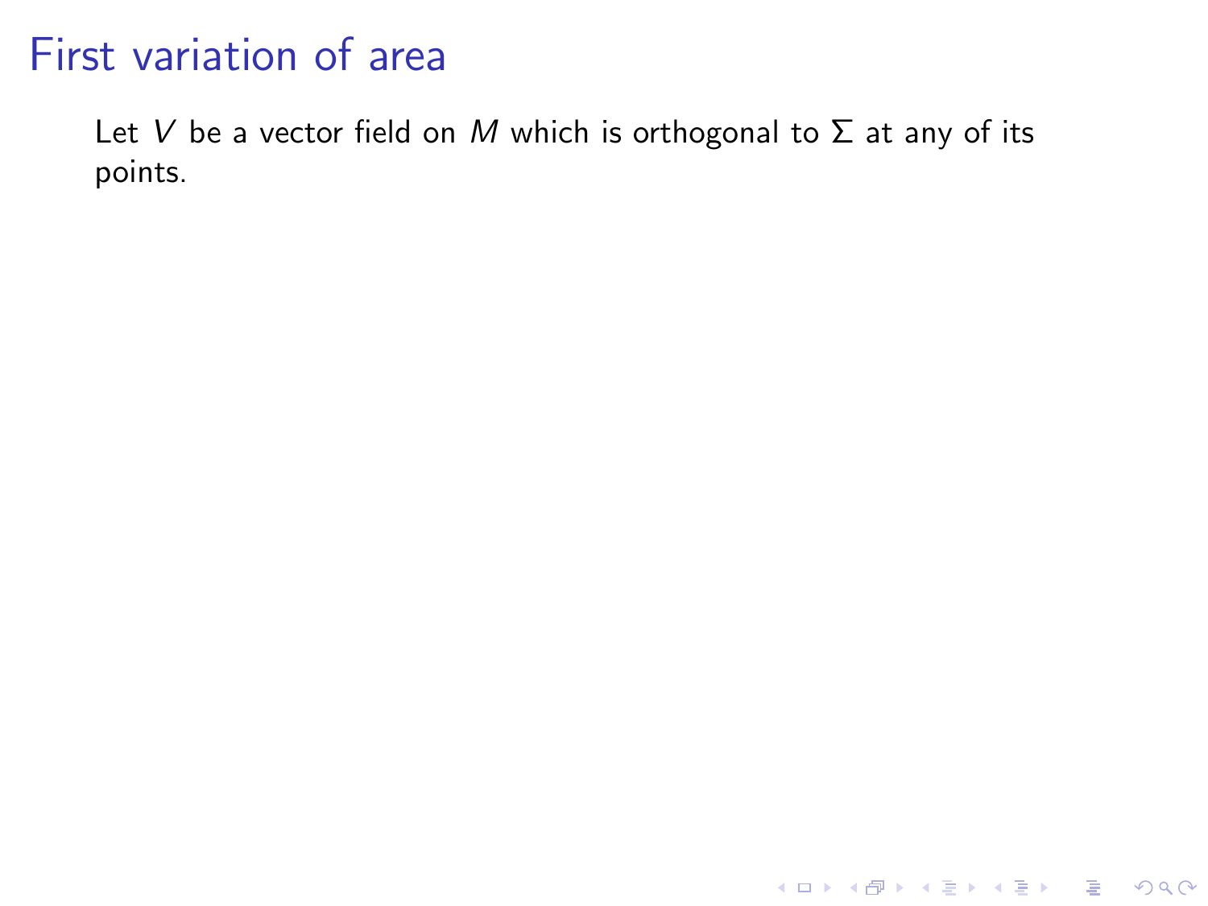# First variation of area

Let $V$ be a vector field on $M$ which is orthogonal to $\Sigma$ at any of its points.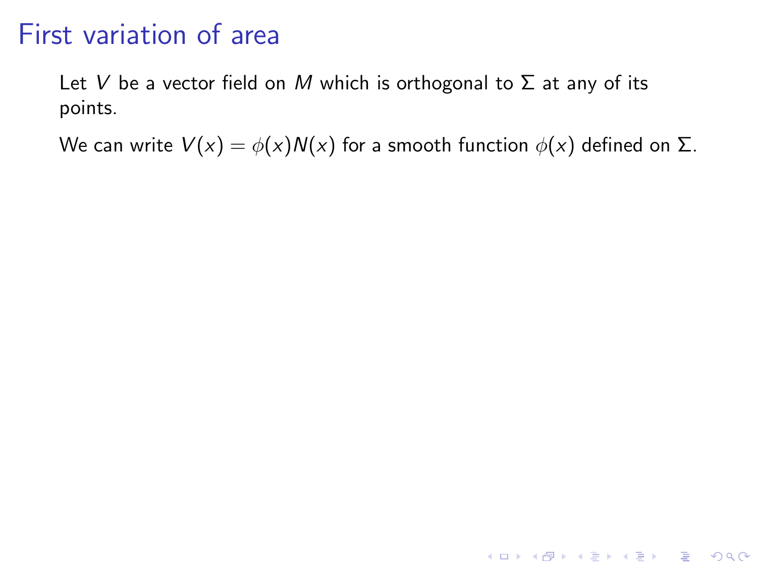# First variation of area

Let $V$ be a vector field on $M$ which is orthogonal to $\Sigma$ at any of its points.

We can write $V(x) = \phi(x)N(x)$ for a smooth function $\phi(x)$ defined on $\Sigma$.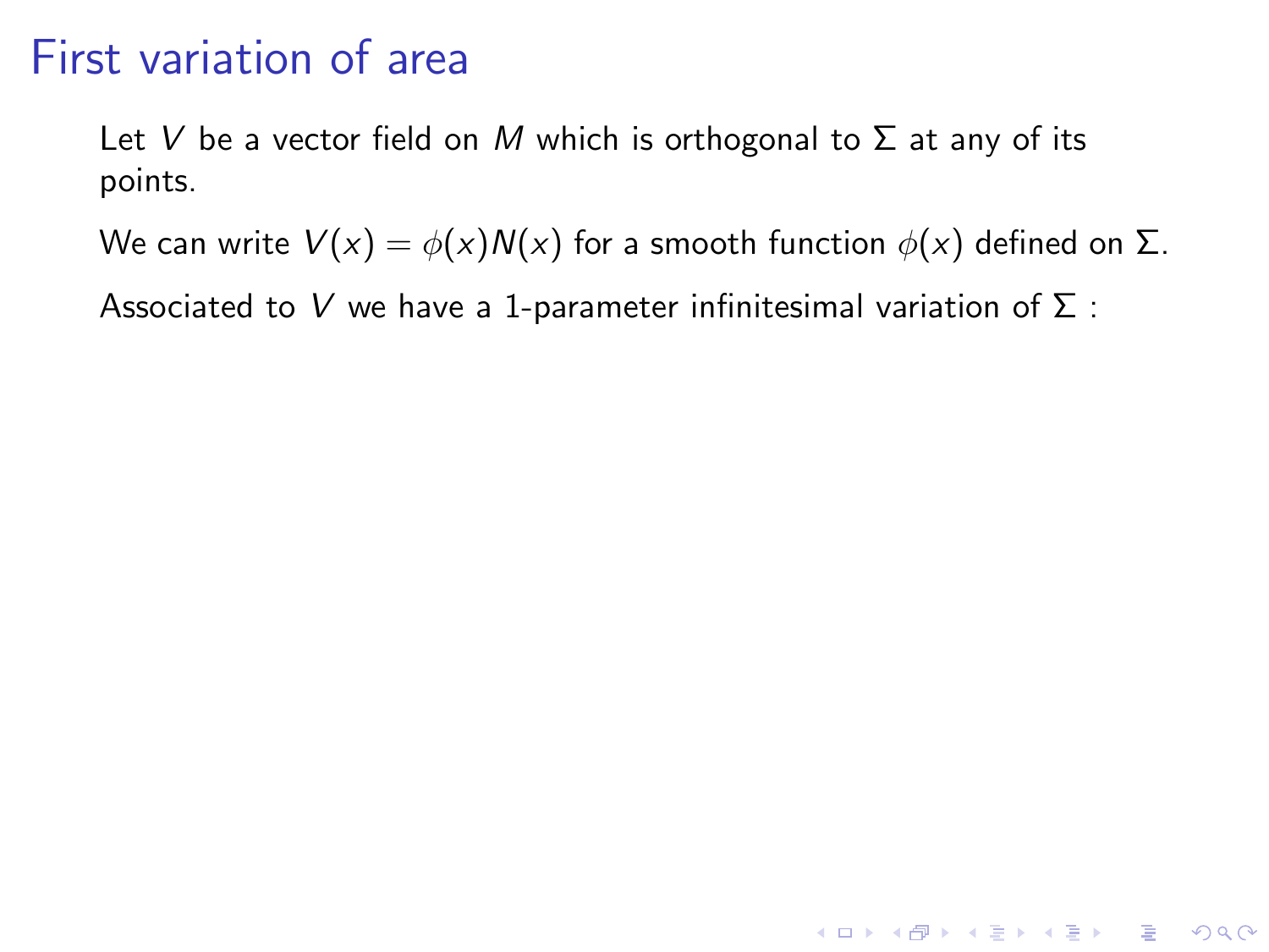# First variation of area

Let $V$ be a vector field on $M$ which is orthogonal to $\Sigma$ at any of its points.

We can write $V(x) = \phi(x)N(x)$ for a smooth function $\phi(x)$ defined on $\Sigma$.

Associated to $V$ we have a 1-parameter infinitesimal variation of $\Sigma$ :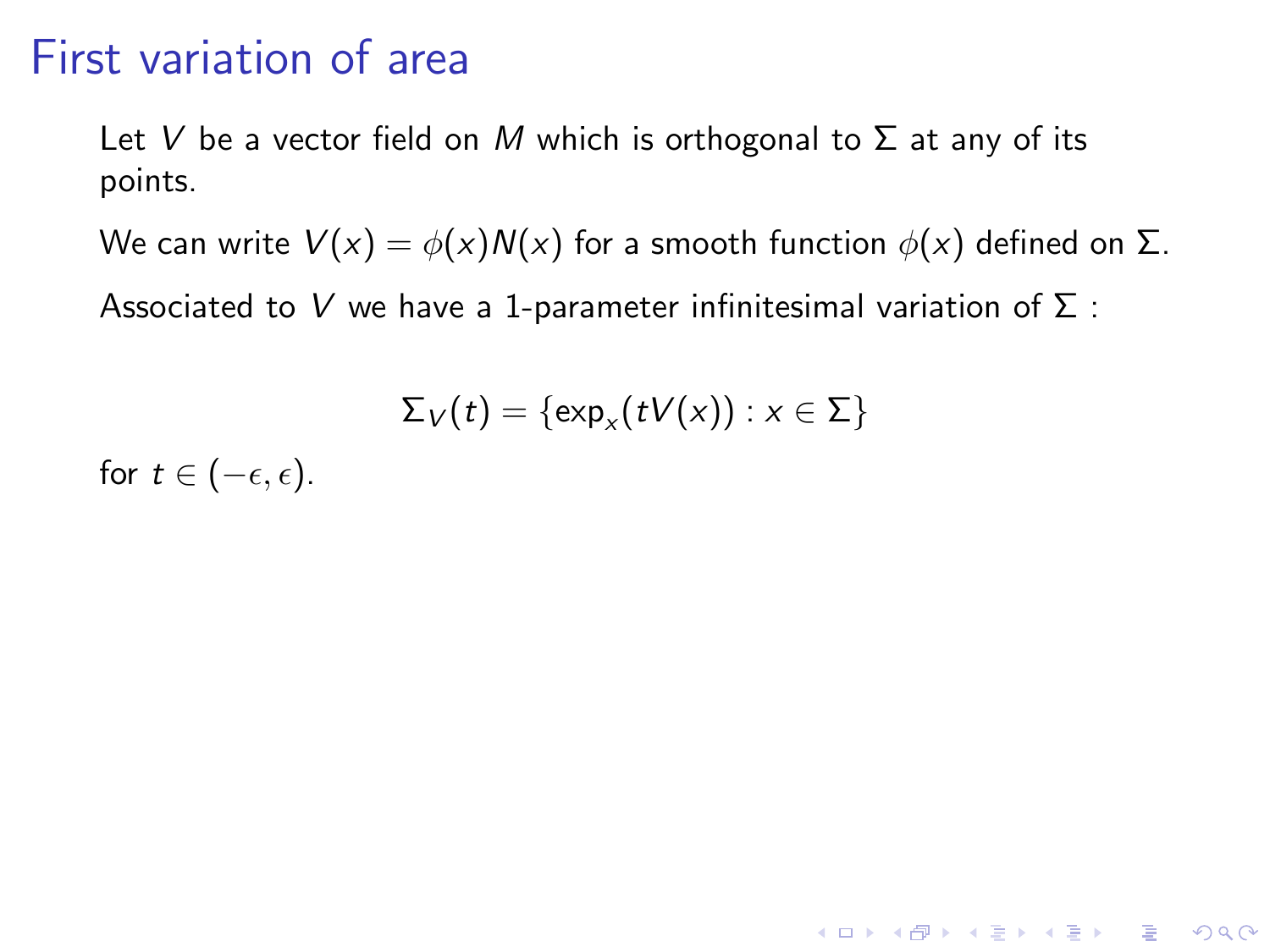# First variation of area

Let $V$ be a vector field on $M$ which is orthogonal to $\Sigma$ at any of its points.

We can write $V(x) = \phi(x)N(x)$ for a smooth function $\phi(x)$ defined on $\Sigma$.

Associated to $V$ we have a 1-parameter infinitesimal variation of $\Sigma$ :

$$\Sigma_V(t) = \{\exp_x(tV(x)) : x \in \Sigma\}$$

for $t \in (-\epsilon, \epsilon)$.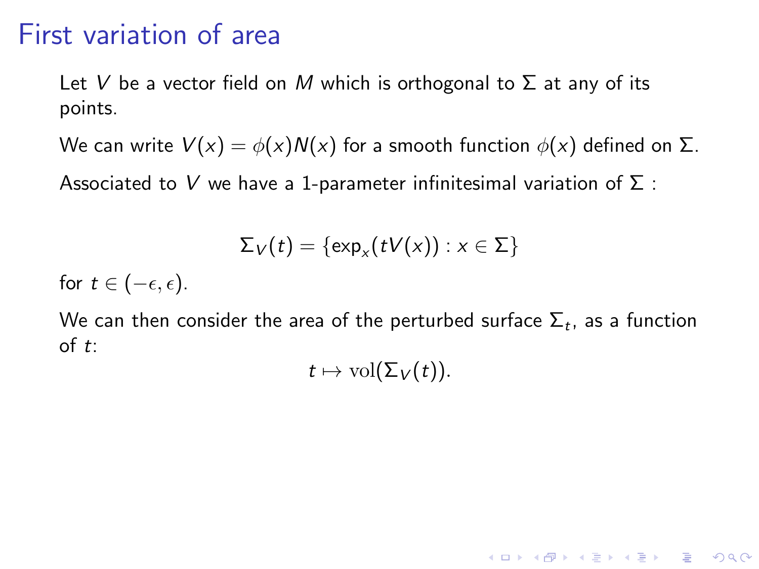# First variation of area

Let $V$ be a vector field on $M$ which is orthogonal to $\Sigma$ at any of its points.

We can write $V(x) = \phi(x)N(x)$ for a smooth function $\phi(x)$ defined on $\Sigma$.

Associated to $V$ we have a 1-parameter infinitesimal variation of $\Sigma$ :

$$\Sigma_V(t) = \{\exp_x(tV(x)) : x \in \Sigma\}$$

for $t \in (-\epsilon, \epsilon)$.

We can then consider the area of the perturbed surface $\Sigma_t$, as a function of $t$:

$$t \mapsto \mathrm{vol}(\Sigma_V(t)).$$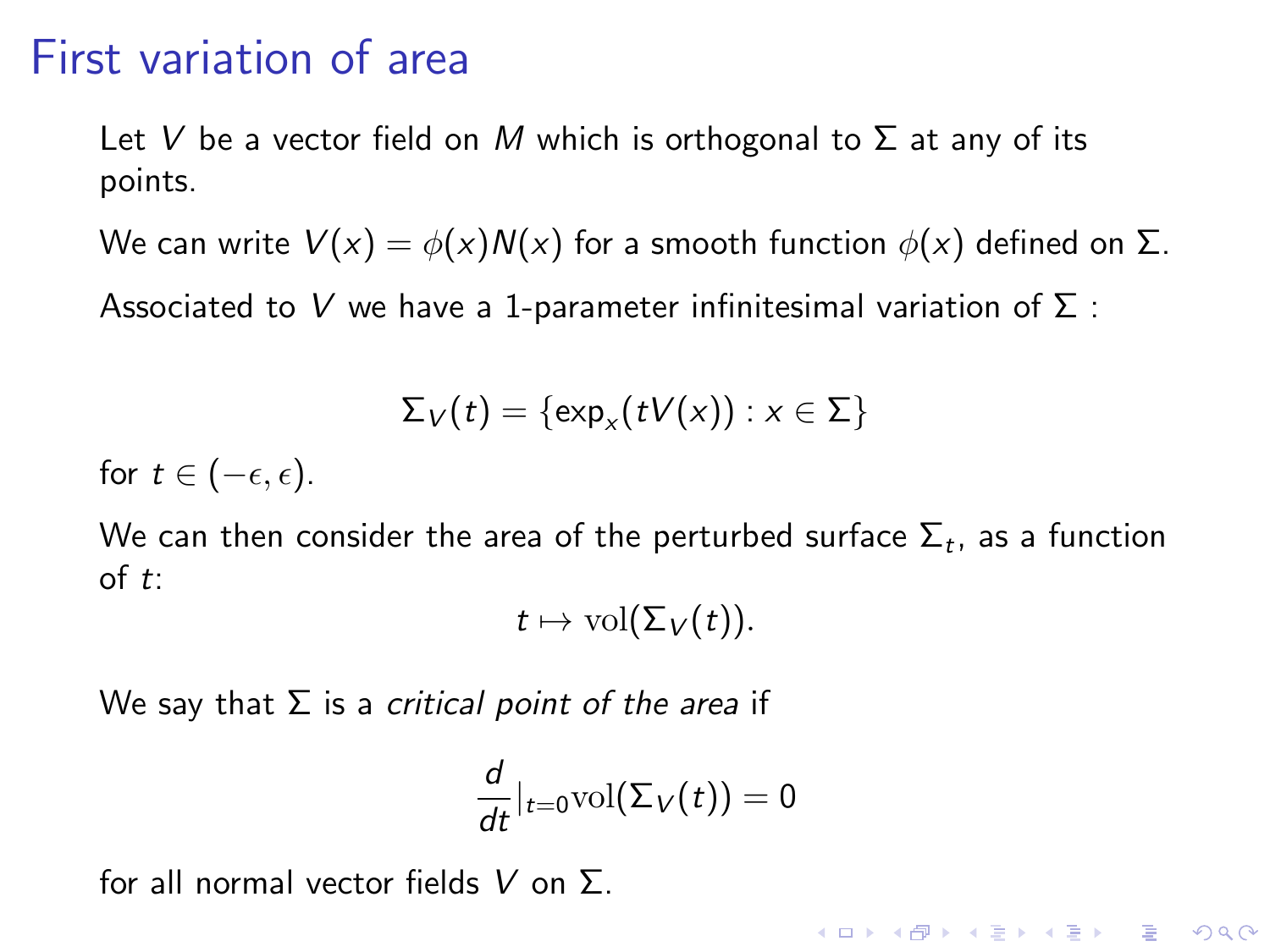# First variation of area

Let $V$ be a vector field on $M$ which is orthogonal to $\Sigma$ at any of its points.

We can write $V(x) = \phi(x)N(x)$ for a smooth function $\phi(x)$ defined on $\Sigma$.

Associated to $V$ we have a 1-parameter infinitesimal variation of $\Sigma$ :

$$\Sigma_V(t) = \{\exp_x(tV(x)) : x \in \Sigma\}$$

for $t \in (-\epsilon, \epsilon)$.

We can then consider the area of the perturbed surface $\Sigma_t$, as a function of $t$:

$$t \mapsto \mathrm{vol}(\Sigma_V(t)).$$

We say that $\Sigma$ is a *critical point of the area* if

$$\frac{d}{dt}|_{t=0}\mathrm{vol}(\Sigma_V(t)) = 0$$

for all normal vector fields $V$ on $\Sigma$.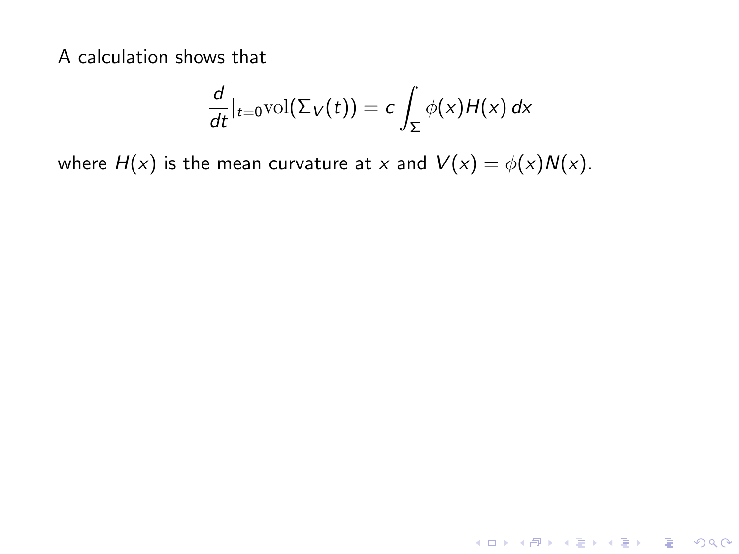A calculation shows that

$$\frac{d}{dt}|_{t=0}\mathrm{vol}(\Sigma_V(t)) = c\int_\Sigma \phi(x)H(x)\,dx$$

where $H(x)$ is the mean curvature at $x$ and $V(x) = \phi(x)N(x)$.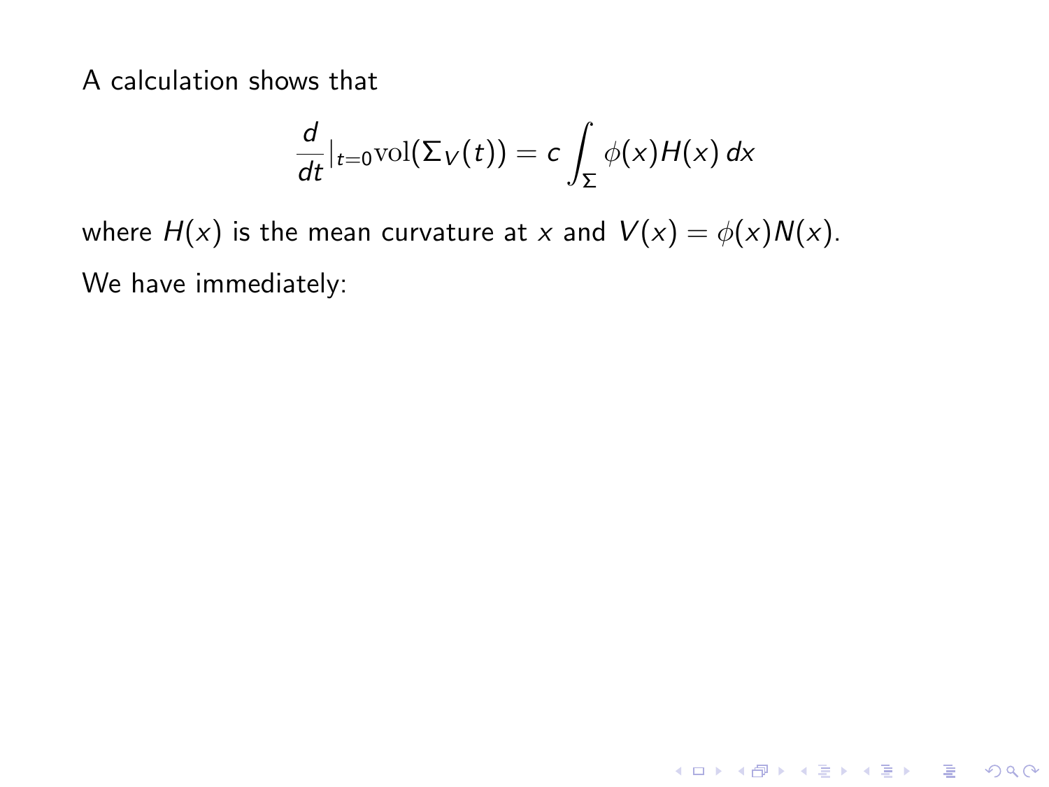A calculation shows that

$$\frac{d}{dt}|_{t=0}\mathrm{vol}(\Sigma_V(t)) = c\int_\Sigma \phi(x)H(x)\,dx$$

where $H(x)$ is the mean curvature at $x$ and $V(x) = \phi(x)N(x)$.

We have immediately: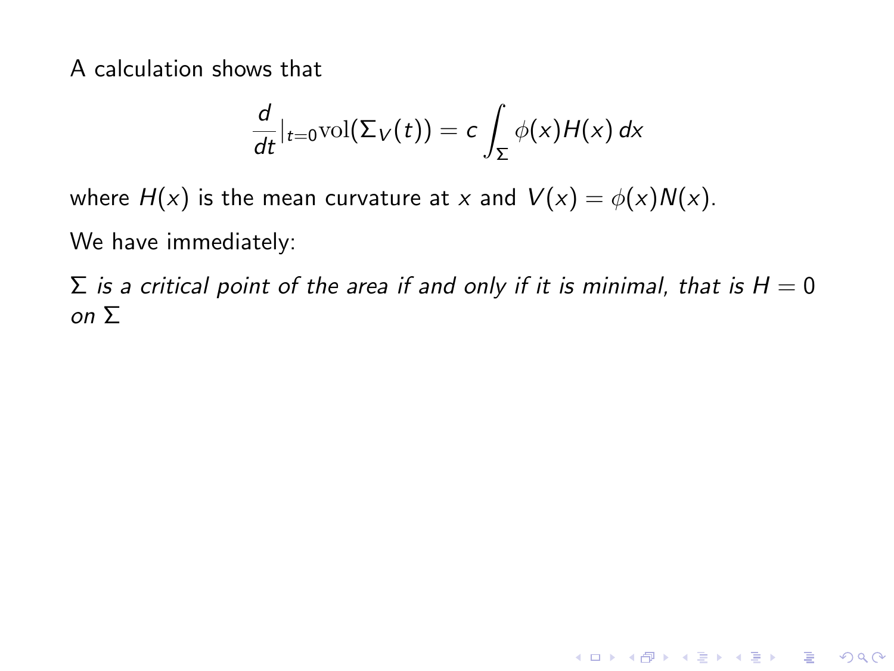A calculation shows that

$$\frac{d}{dt}|_{t=0}\mathrm{vol}(\Sigma_V(t)) = c\int_\Sigma \phi(x)H(x)\,dx$$

where $H(x)$ is the mean curvature at $x$ and $V(x) = \phi(x)N(x)$.

We have immediately:

*$\Sigma$ is a critical point of the area if and only if it is minimal, that is $H = 0$ on $\Sigma$*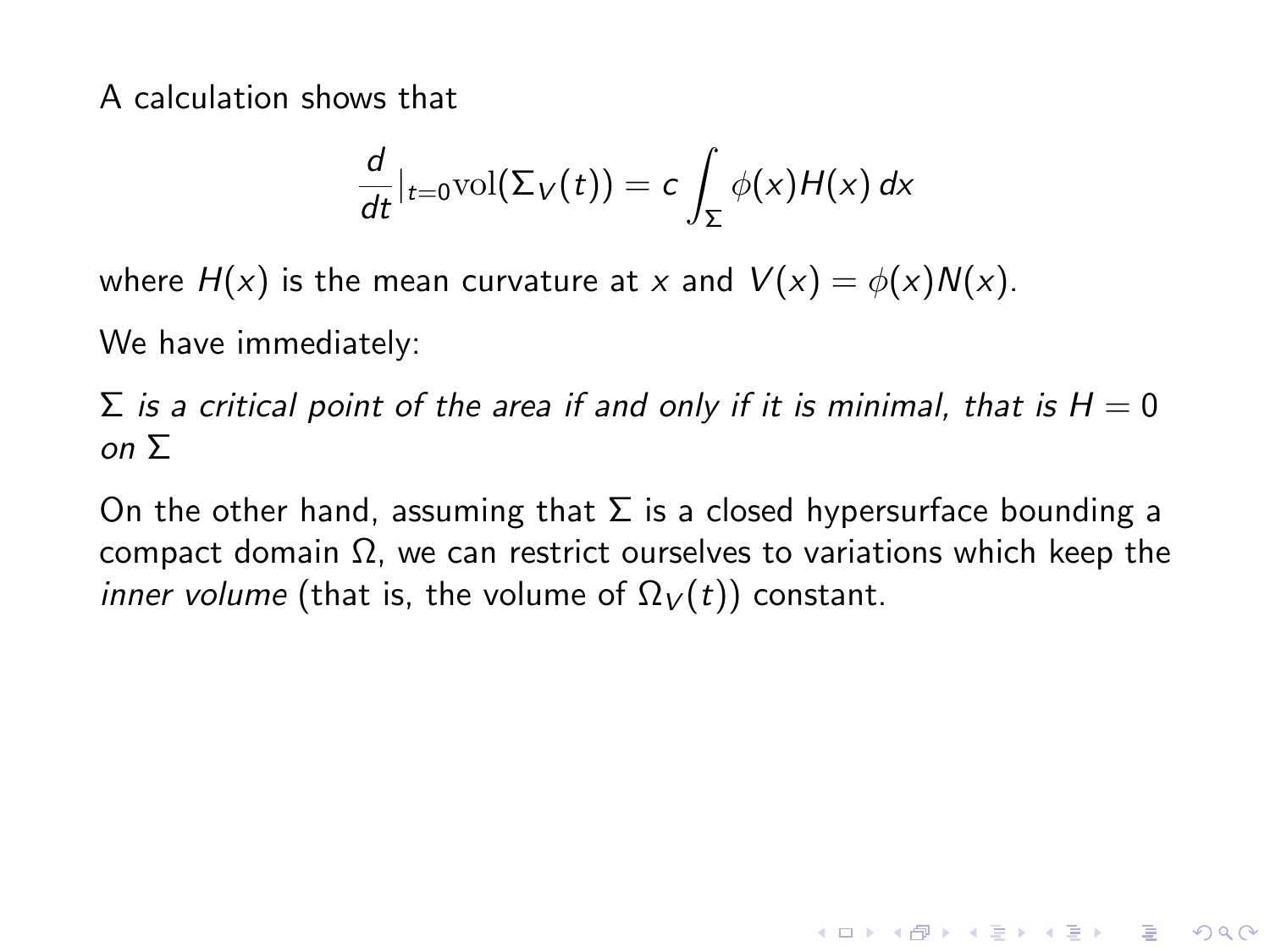A calculation shows that

$$\frac{d}{dt}|_{t=0}\mathrm{vol}(\Sigma_V(t)) = c\int_\Sigma \phi(x)H(x)\,dx$$

where $H(x)$ is the mean curvature at $x$ and $V(x) = \phi(x)N(x)$.

We have immediately:

*$\Sigma$ is a critical point of the area if and only if it is minimal, that is $H = 0$ on $\Sigma$*

On the other hand, assuming that $\Sigma$ is a closed hypersurface bounding a compact domain $\Omega$, we can restrict ourselves to variations which keep the *inner volume* (that is, the volume of $\Omega_V(t)$) constant.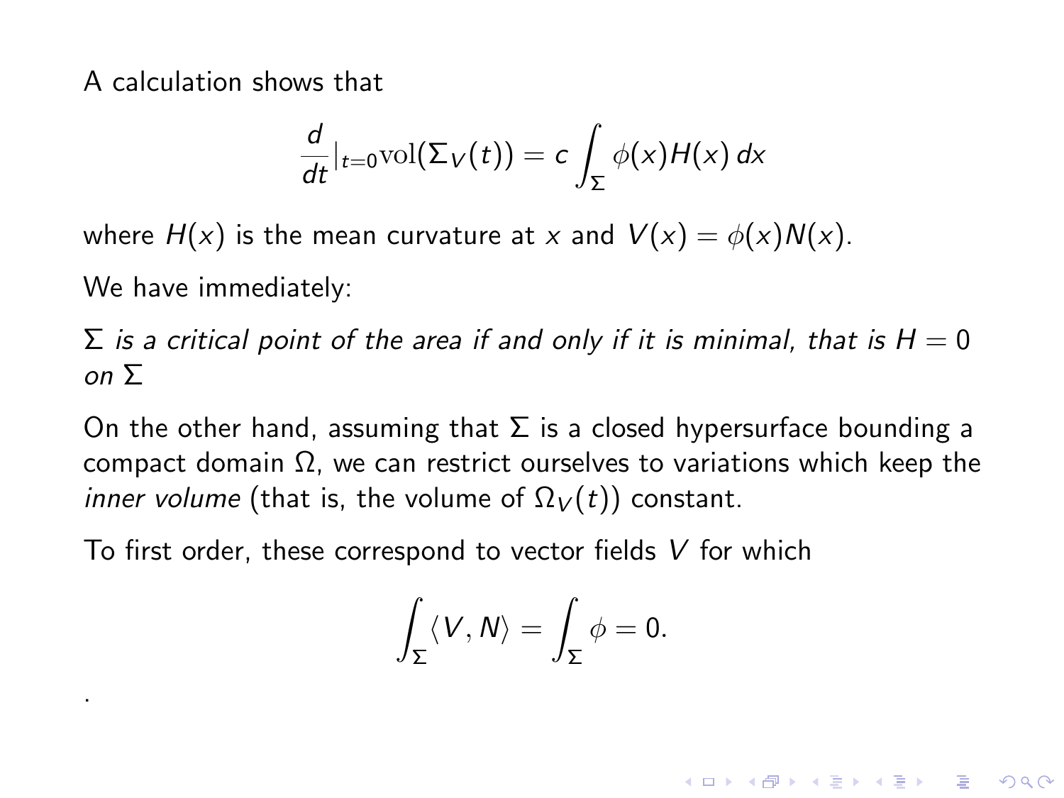A calculation shows that

$$\frac{d}{dt}|_{t=0}\mathrm{vol}(\Sigma_V(t)) = c\int_\Sigma \phi(x)H(x)\,dx$$

where $H(x)$ is the mean curvature at $x$ and $V(x) = \phi(x)N(x)$.

We have immediately:

*$\Sigma$ is a critical point of the area if and only if it is minimal, that is $H = 0$ on $\Sigma$*

On the other hand, assuming that $\Sigma$ is a closed hypersurface bounding a compact domain $\Omega$, we can restrict ourselves to variations which keep the *inner volume* (that is, the volume of $\Omega_V(t)$) constant.

To first order, these correspond to vector fields $V$ for which

$$\int_\Sigma \langle V, N\rangle = \int_\Sigma \phi = 0.$$

.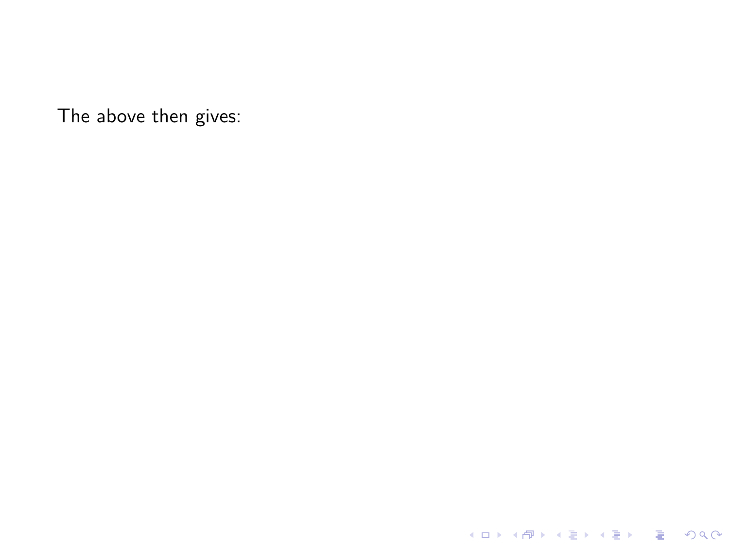The above then gives: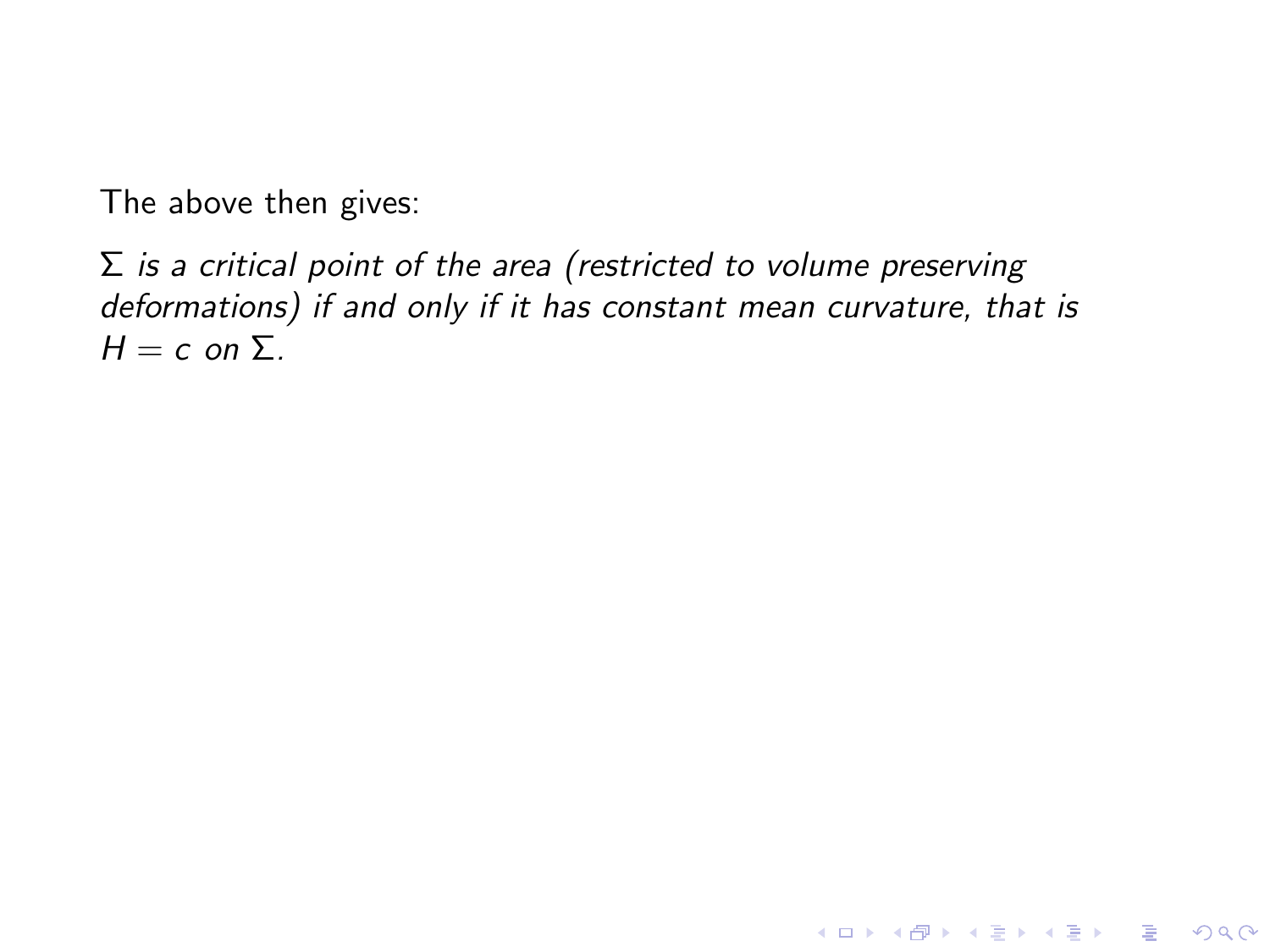The above then gives:

*$\Sigma$ is a critical point of the area (restricted to volume preserving deformations) if and only if it has constant mean curvature, that is $H = c$ on $\Sigma$.*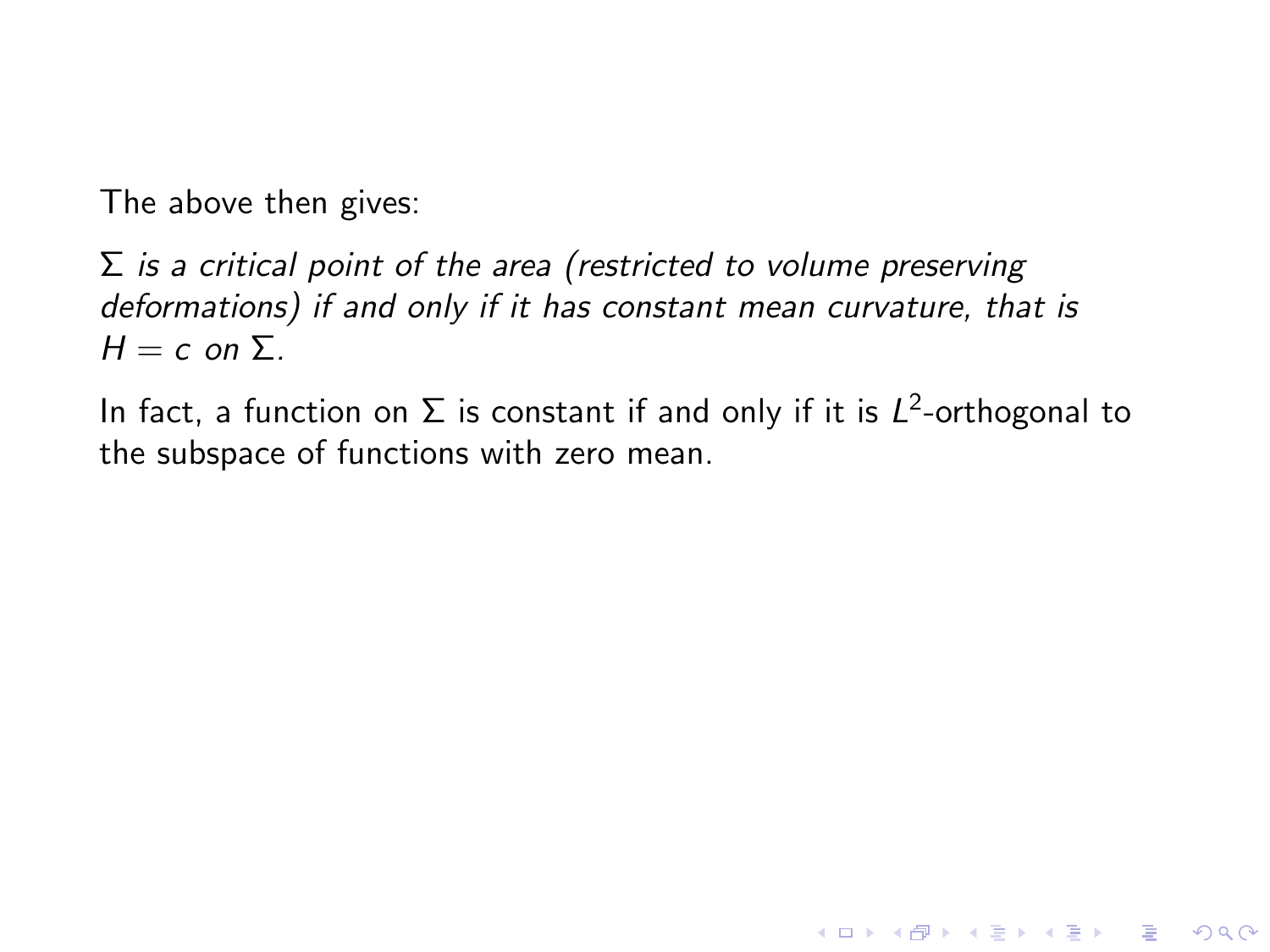The above then gives:

*$\Sigma$ is a critical point of the area (restricted to volume preserving deformations) if and only if it has constant mean curvature, that is $H = c$ on $\Sigma$.*

In fact, a function on $\Sigma$ is constant if and only if it is $L^2$-orthogonal to the subspace of functions with zero mean.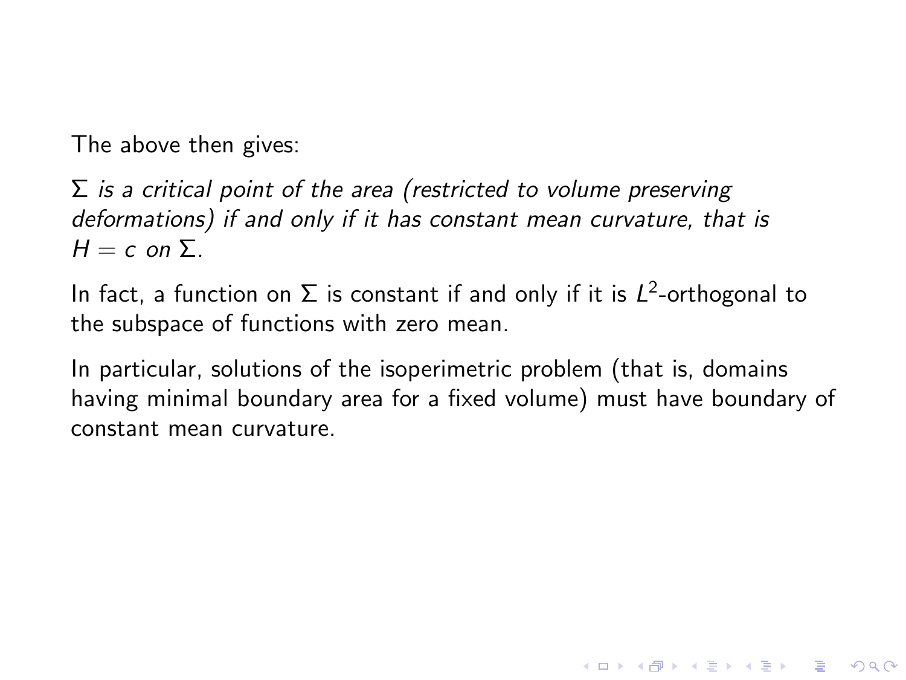The above then gives:

*$\Sigma$ is a critical point of the area (restricted to volume preserving deformations) if and only if it has constant mean curvature, that is $H = c$ on $\Sigma$.*

In fact, a function on $\Sigma$ is constant if and only if it is $L^2$-orthogonal to the subspace of functions with zero mean.

In particular, solutions of the isoperimetric problem (that is, domains having minimal boundary area for a fixed volume) must have boundary of constant mean curvature.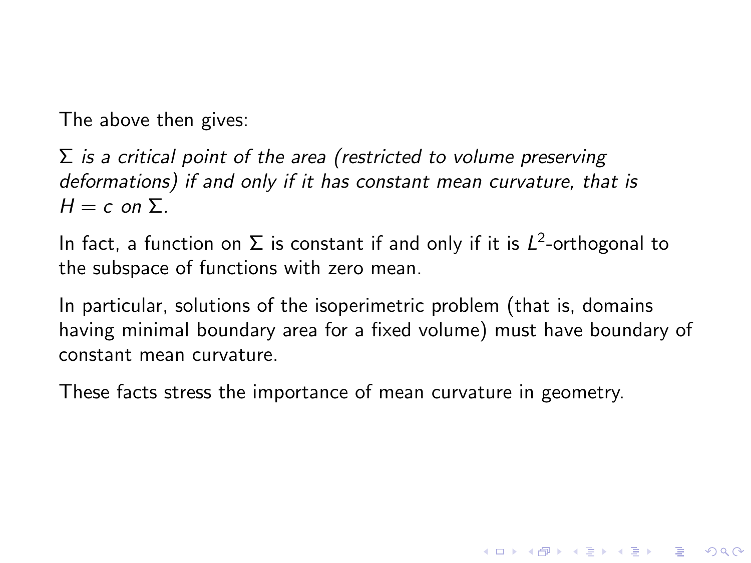The above then gives:

*$\Sigma$ is a critical point of the area (restricted to volume preserving deformations) if and only if it has constant mean curvature, that is $H = c$ on $\Sigma$.*

In fact, a function on $\Sigma$ is constant if and only if it is $L^2$-orthogonal to the subspace of functions with zero mean.

In particular, solutions of the isoperimetric problem (that is, domains having minimal boundary area for a fixed volume) must have boundary of constant mean curvature.

These facts stress the importance of mean curvature in geometry.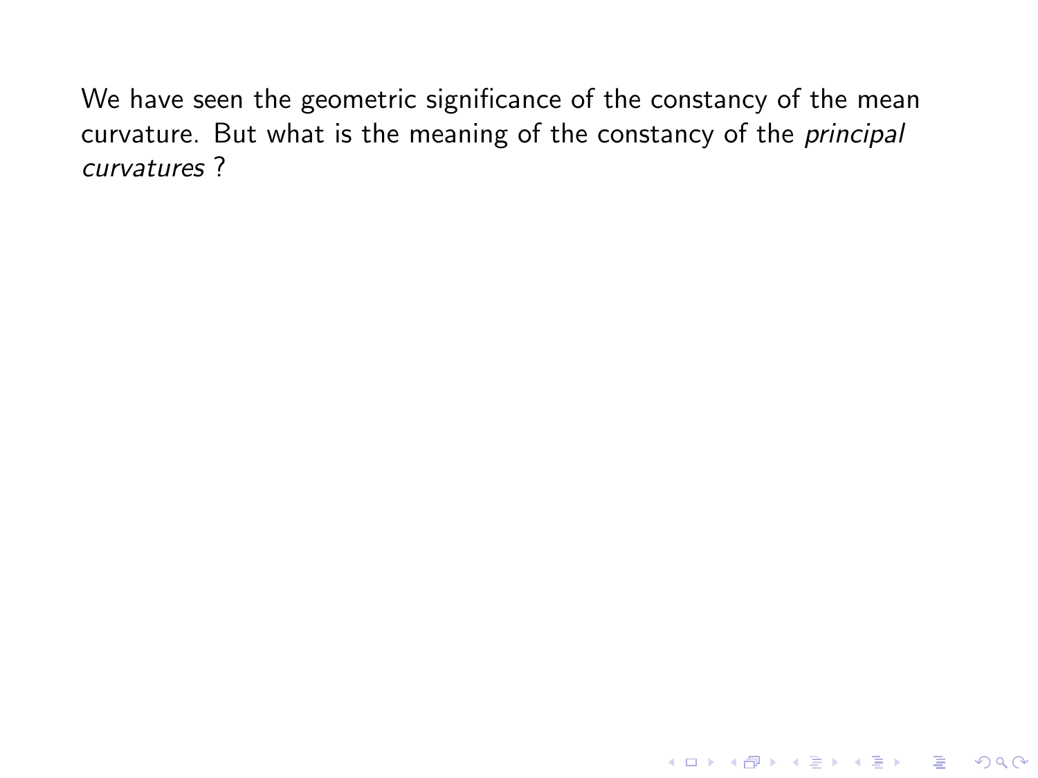We have seen the geometric significance of the constancy of the mean curvature. But what is the meaning of the constancy of the *principal curvatures* ?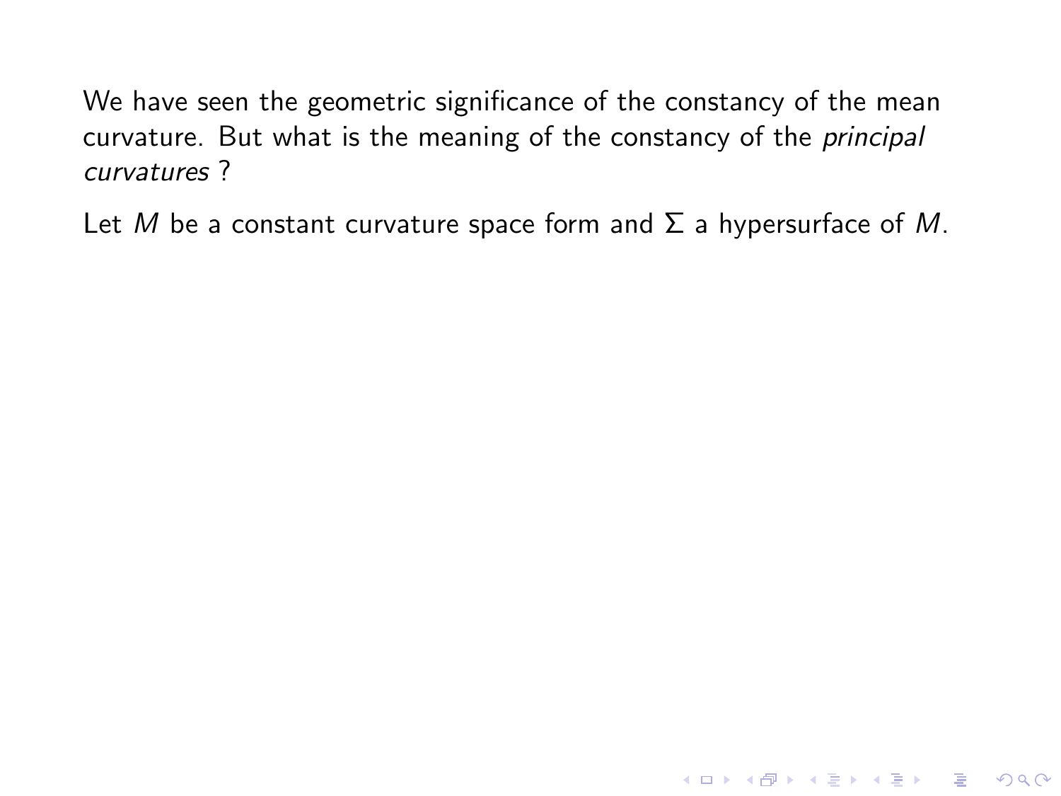We have seen the geometric significance of the constancy of the mean curvature. But what is the meaning of the constancy of the *principal curvatures* ?

Let $M$ be a constant curvature space form and $\Sigma$ a hypersurface of $M$.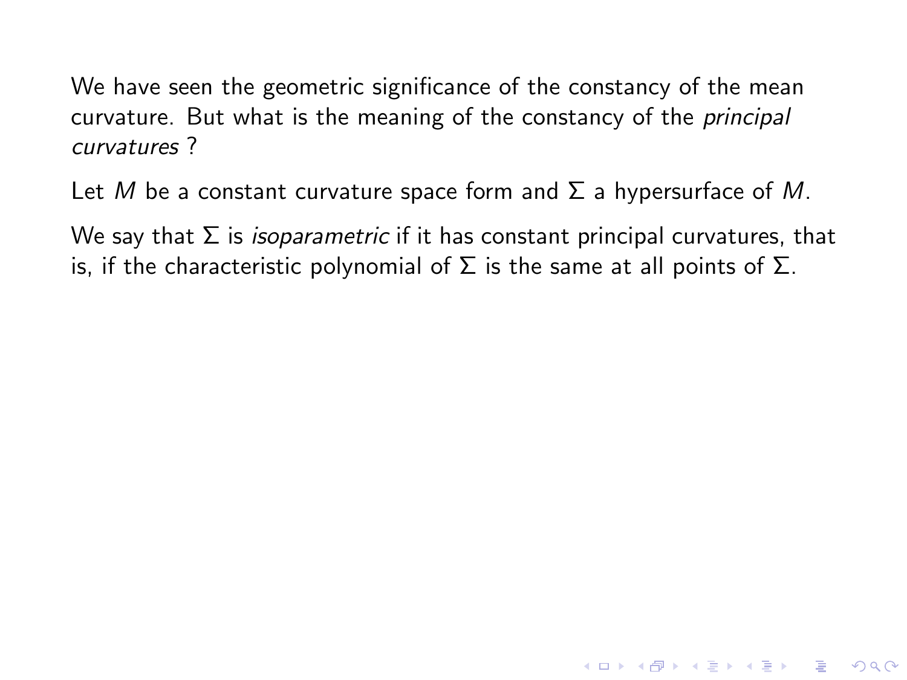We have seen the geometric significance of the constancy of the mean curvature. But what is the meaning of the constancy of the *principal curvatures* ?

Let $M$ be a constant curvature space form and $\Sigma$ a hypersurface of $M$.

We say that $\Sigma$ is *isoparametric* if it has constant principal curvatures, that is, if the characteristic polynomial of $\Sigma$ is the same at all points of $\Sigma$.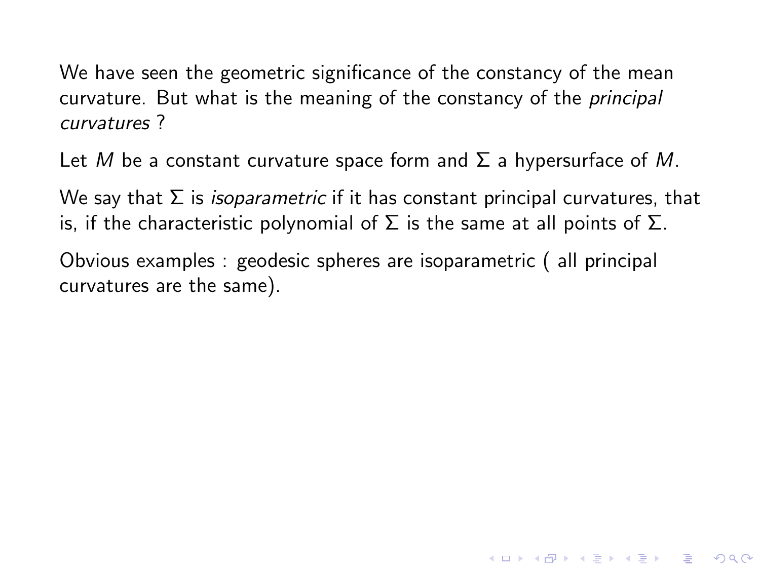We have seen the geometric significance of the constancy of the mean curvature. But what is the meaning of the constancy of the *principal curvatures* ?

Let $M$ be a constant curvature space form and $\Sigma$ a hypersurface of $M$.

We say that $\Sigma$ is *isoparametric* if it has constant principal curvatures, that is, if the characteristic polynomial of $\Sigma$ is the same at all points of $\Sigma$.

Obvious examples : geodesic spheres are isoparametric ( all principal curvatures are the same).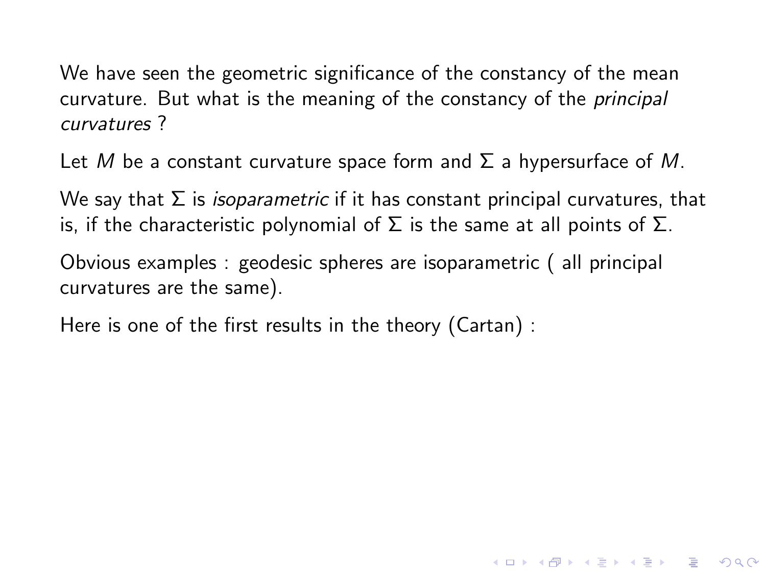We have seen the geometric significance of the constancy of the mean curvature. But what is the meaning of the constancy of the *principal curvatures* ?

Let $M$ be a constant curvature space form and $\Sigma$ a hypersurface of $M$.

We say that $\Sigma$ is *isoparametric* if it has constant principal curvatures, that is, if the characteristic polynomial of $\Sigma$ is the same at all points of $\Sigma$.

Obvious examples : geodesic spheres are isoparametric ( all principal curvatures are the same).

Here is one of the first results in the theory (Cartan) :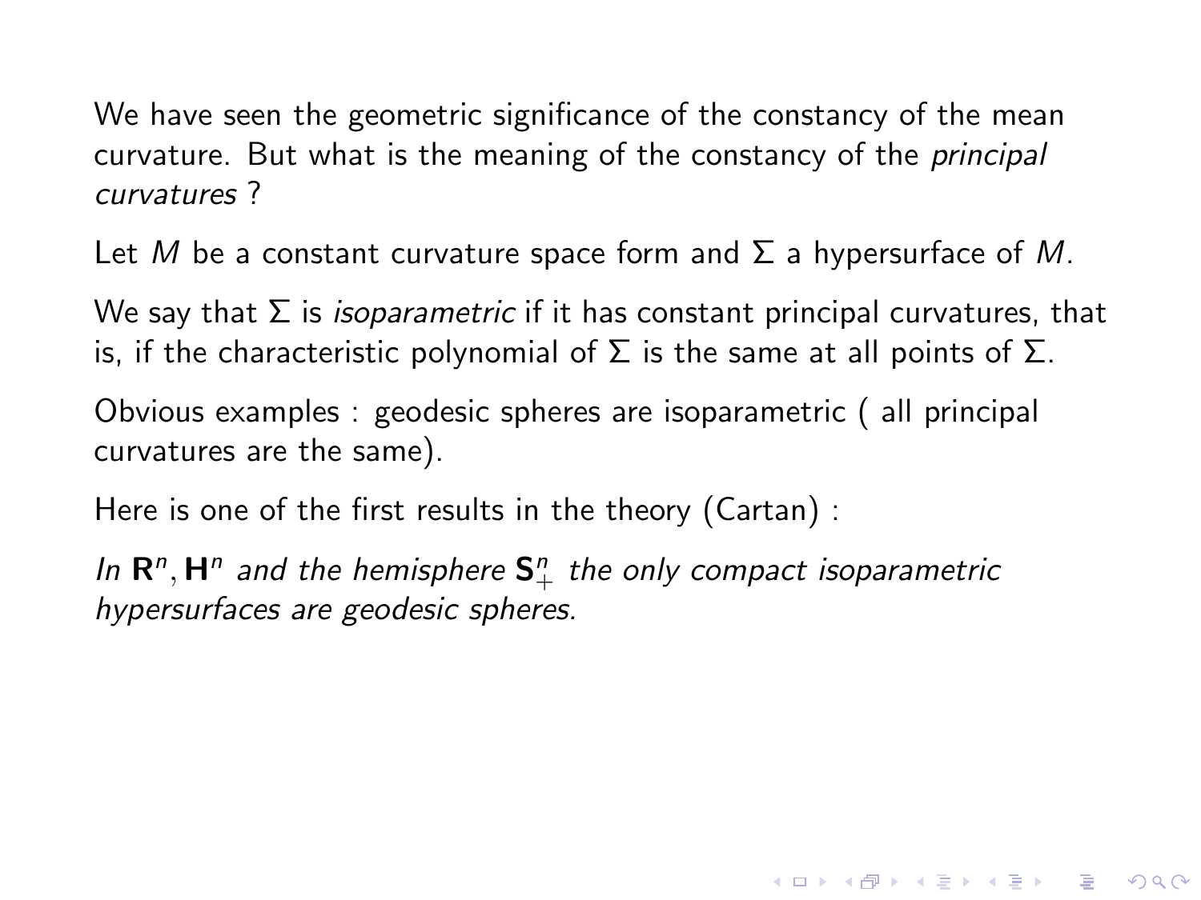We have seen the geometric significance of the constancy of the mean curvature. But what is the meaning of the constancy of the *principal curvatures* ?

Let $M$ be a constant curvature space form and $\Sigma$ a hypersurface of $M$.

We say that $\Sigma$ is *isoparametric* if it has constant principal curvatures, that is, if the characteristic polynomial of $\Sigma$ is the same at all points of $\Sigma$.

Obvious examples : geodesic spheres are isoparametric ( all principal curvatures are the same).

Here is one of the first results in the theory (Cartan) :

*In* $\mathbf{R}^n, \mathbf{H}^n$ *and the hemisphere* $\mathbf{S}^n_+$ *the only compact isoparametric hypersurfaces are geodesic spheres.*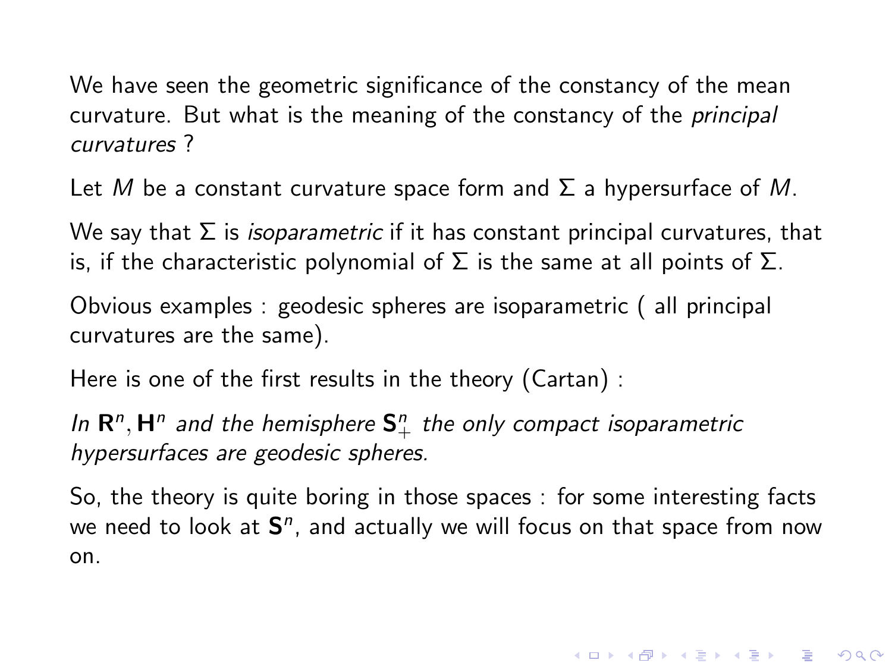We have seen the geometric significance of the constancy of the mean curvature. But what is the meaning of the constancy of the *principal curvatures* ?

Let $M$ be a constant curvature space form and $\Sigma$ a hypersurface of $M$.

We say that $\Sigma$ is *isoparametric* if it has constant principal curvatures, that is, if the characteristic polynomial of $\Sigma$ is the same at all points of $\Sigma$.

Obvious examples : geodesic spheres are isoparametric ( all principal curvatures are the same).

Here is one of the first results in the theory (Cartan) :

*In $\mathbf{R}^n, \mathbf{H}^n$ and the hemisphere $\mathbf{S}^n_+$ the only compact isoparametric hypersurfaces are geodesic spheres.*

So, the theory is quite boring in those spaces : for some interesting facts we need to look at $\mathbf{S}^n$, and actually we will focus on that space from now on.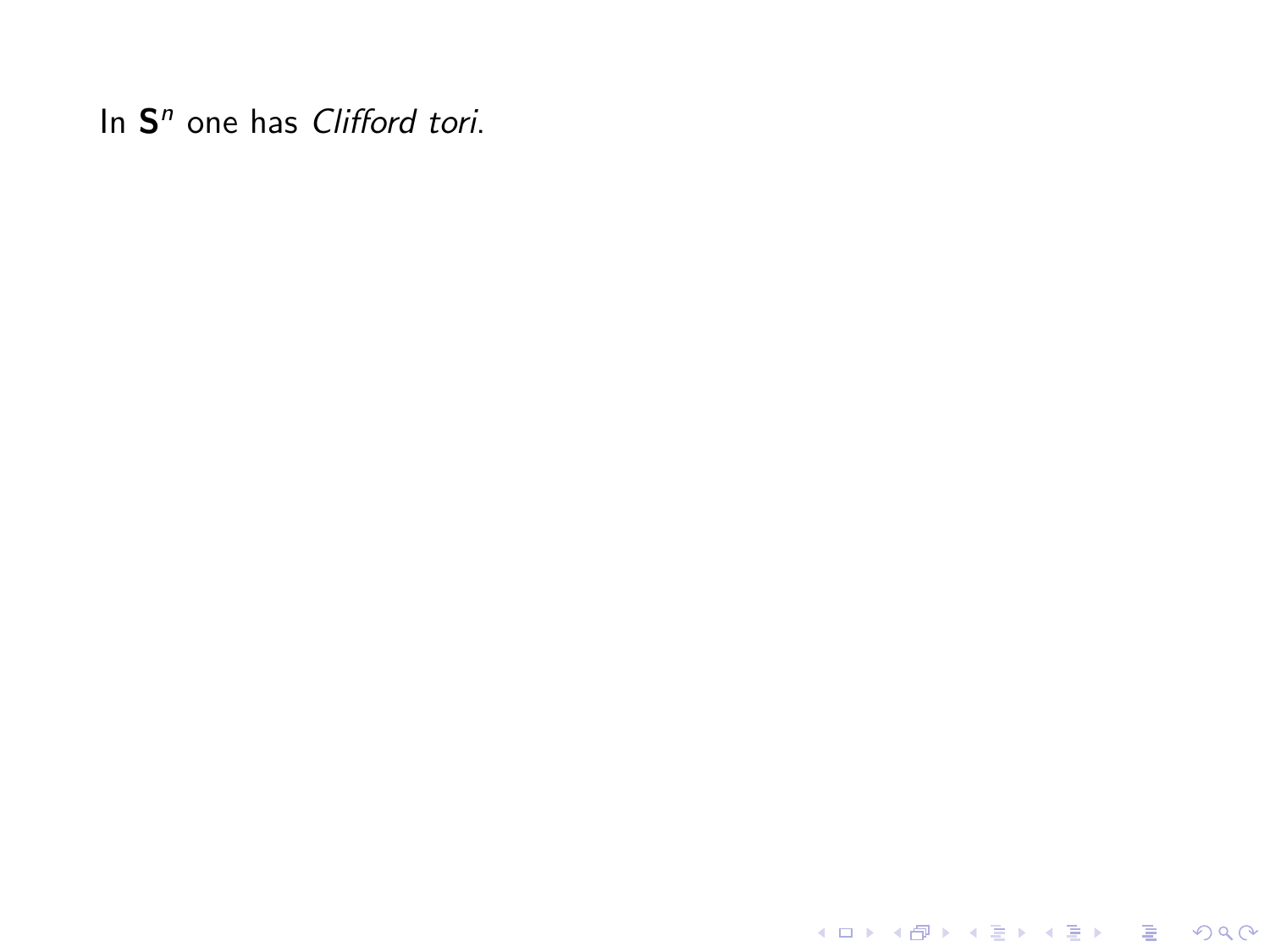In $\mathbf{S}^n$ one has *Clifford tori*.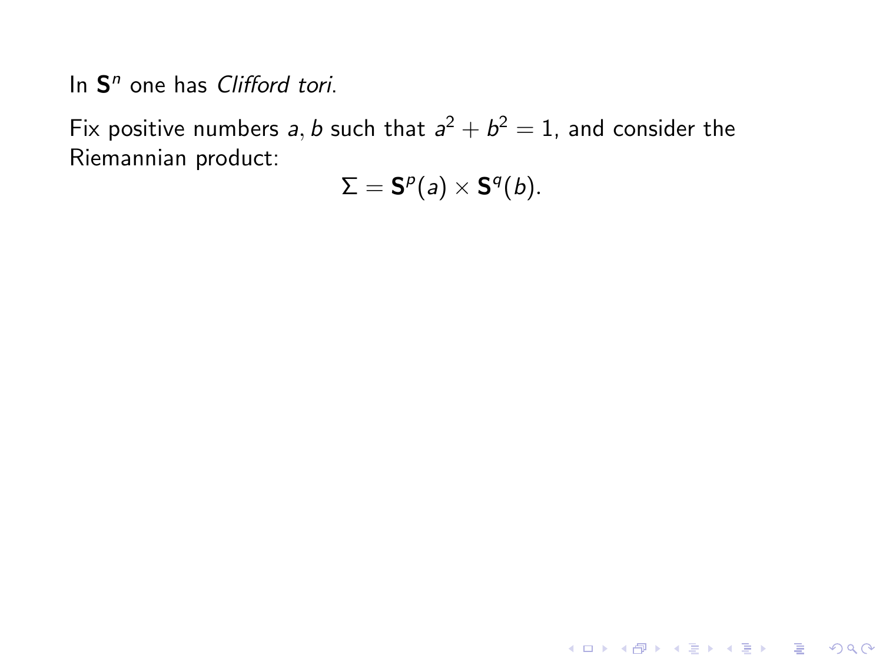In $\mathbf{S}^n$ one has *Clifford tori*.

Fix positive numbers $a, b$ such that $a^2 + b^2 = 1$, and consider the Riemannian product:

$$\Sigma = \mathbf{S}^p(a) \times \mathbf{S}^q(b).$$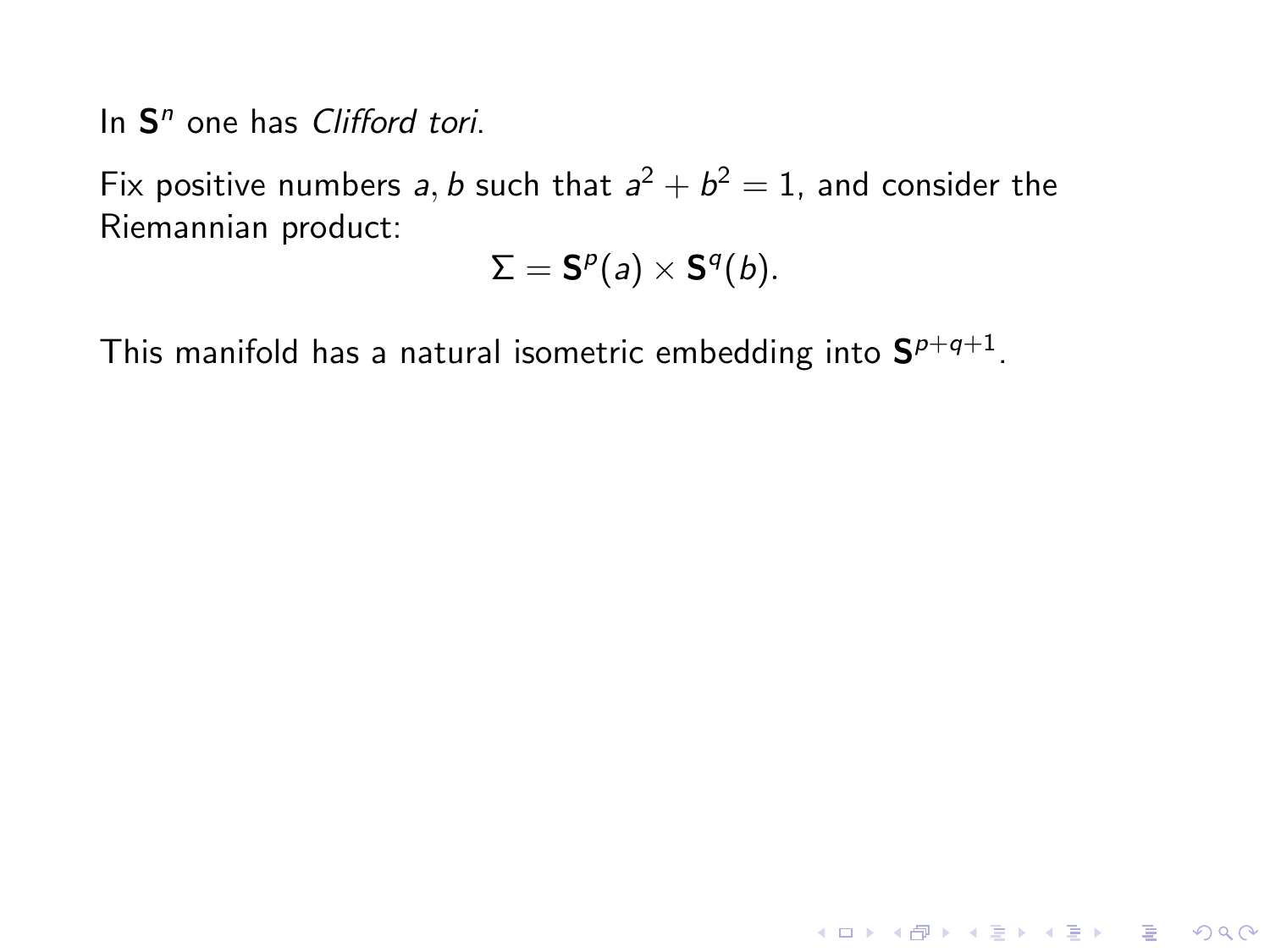In $\mathbf{S}^n$ one has *Clifford tori*.

Fix positive numbers $a, b$ such that $a^2 + b^2 = 1$, and consider the Riemannian product:

$$\Sigma = \mathbf{S}^p(a) \times \mathbf{S}^q(b).$$

This manifold has a natural isometric embedding into $\mathbf{S}^{p+q+1}$.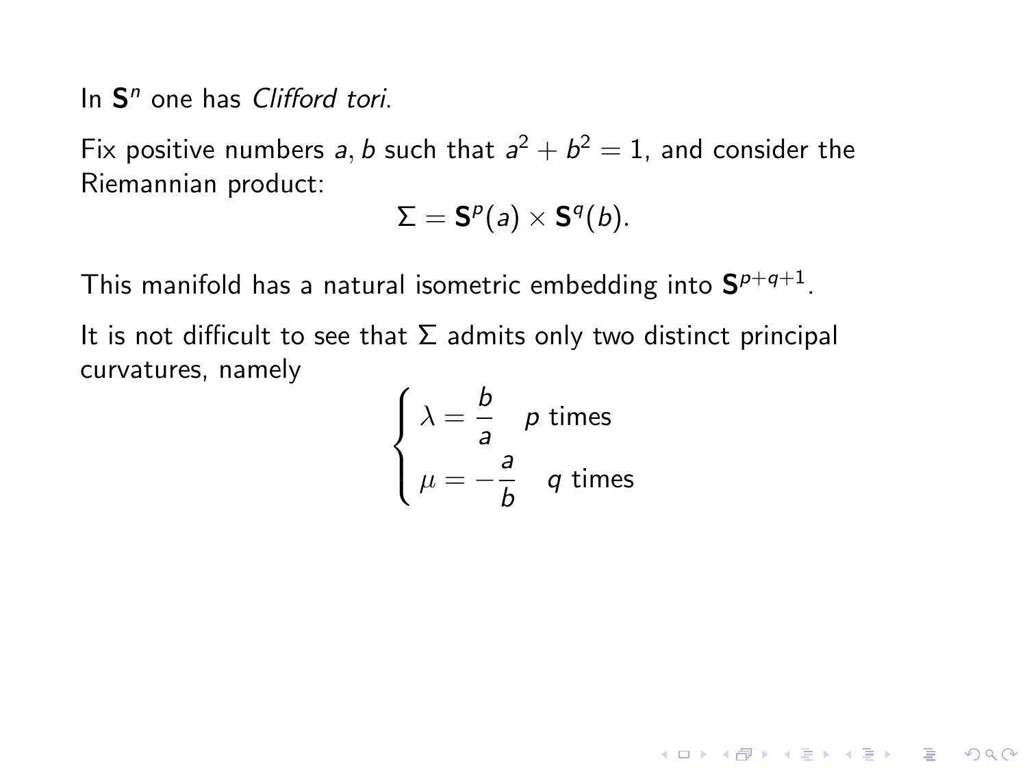In $\mathbf{S}^n$ one has *Clifford tori*.

Fix positive numbers $a, b$ such that $a^2 + b^2 = 1$, and consider the Riemannian product:

$$\Sigma = \mathbf{S}^p(a) \times \mathbf{S}^q(b).$$

This manifold has a natural isometric embedding into $\mathbf{S}^{p+q+1}$.

It is not difficult to see that $\Sigma$ admits only two distinct principal curvatures, namely

$$\begin{cases} \lambda = \dfrac{b}{a} \quad p \text{ times} \\ \mu = -\dfrac{a}{b} \quad q \text{ times} \end{cases}$$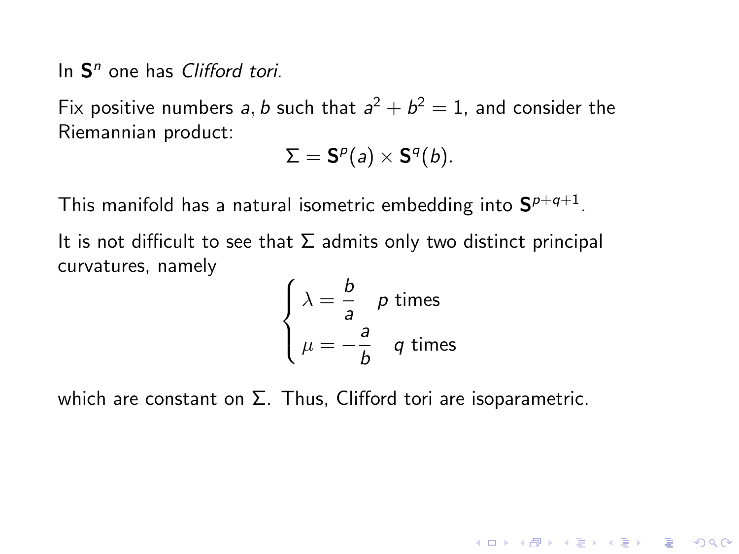In $\mathbf{S}^n$ one has *Clifford tori*.

Fix positive numbers $a, b$ such that $a^2 + b^2 = 1$, and consider the Riemannian product:

$$\Sigma = \mathbf{S}^p(a) \times \mathbf{S}^q(b).$$

This manifold has a natural isometric embedding into $\mathbf{S}^{p+q+1}$.

It is not difficult to see that $\Sigma$ admits only two distinct principal curvatures, namely

$$\begin{cases} \lambda = \dfrac{b}{a} \quad p \text{ times} \\ \mu = -\dfrac{a}{b} \quad q \text{ times} \end{cases}$$

which are constant on $\Sigma$. Thus, Clifford tori are isoparametric.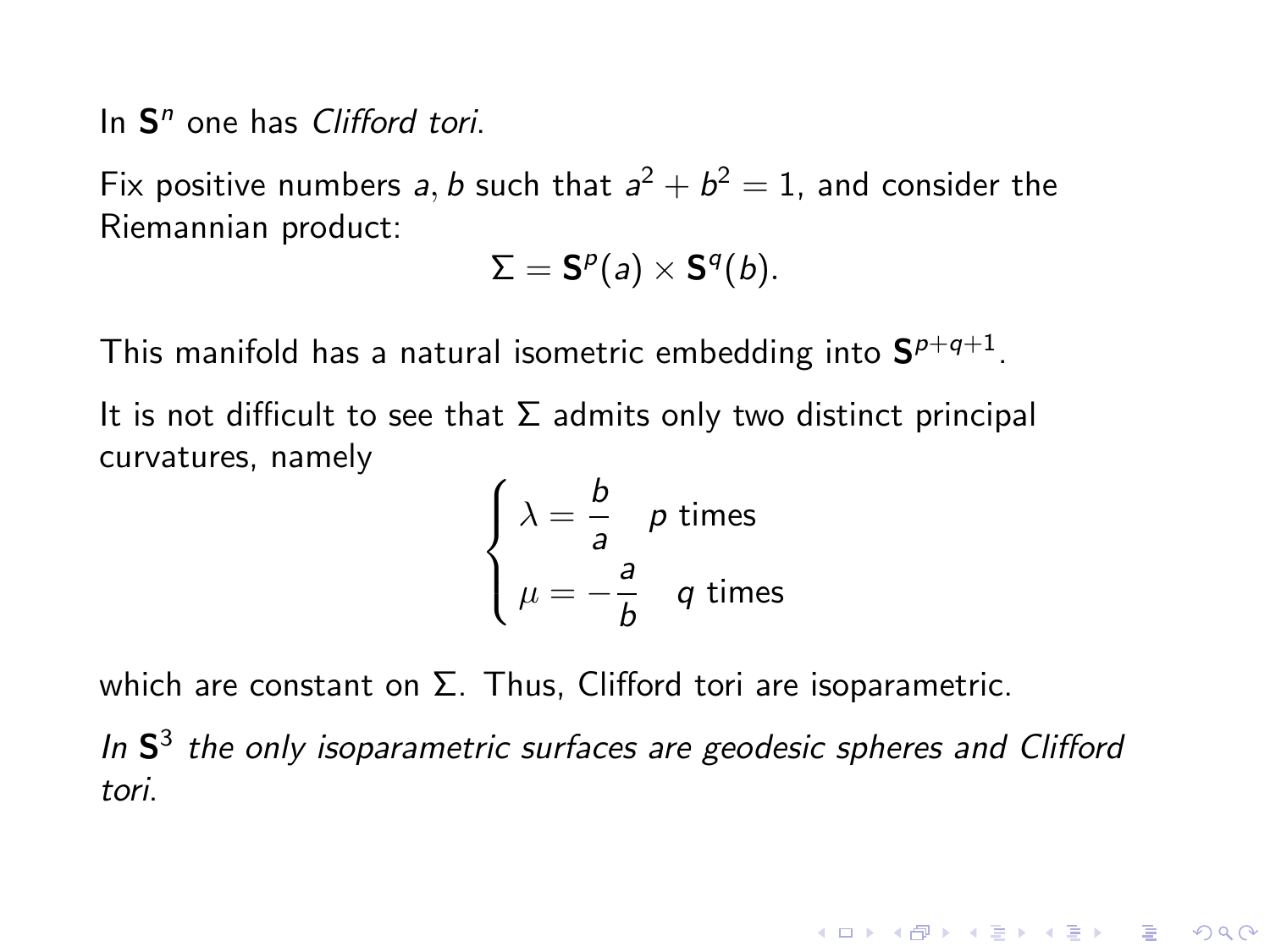In $\mathbf{S}^n$ one has *Clifford tori*.

Fix positive numbers $a, b$ such that $a^2 + b^2 = 1$, and consider the Riemannian product:

$$\Sigma = \mathbf{S}^p(a) \times \mathbf{S}^q(b).$$

This manifold has a natural isometric embedding into $\mathbf{S}^{p+q+1}$.

It is not difficult to see that $\Sigma$ admits only two distinct principal curvatures, namely

$$\begin{cases} \lambda = \dfrac{b}{a} & p \text{ times} \\ \mu = -\dfrac{a}{b} & q \text{ times} \end{cases}$$

which are constant on $\Sigma$. Thus, Clifford tori are isoparametric.

*In $\mathbf{S}^3$ the only isoparametric surfaces are geodesic spheres and Clifford tori.*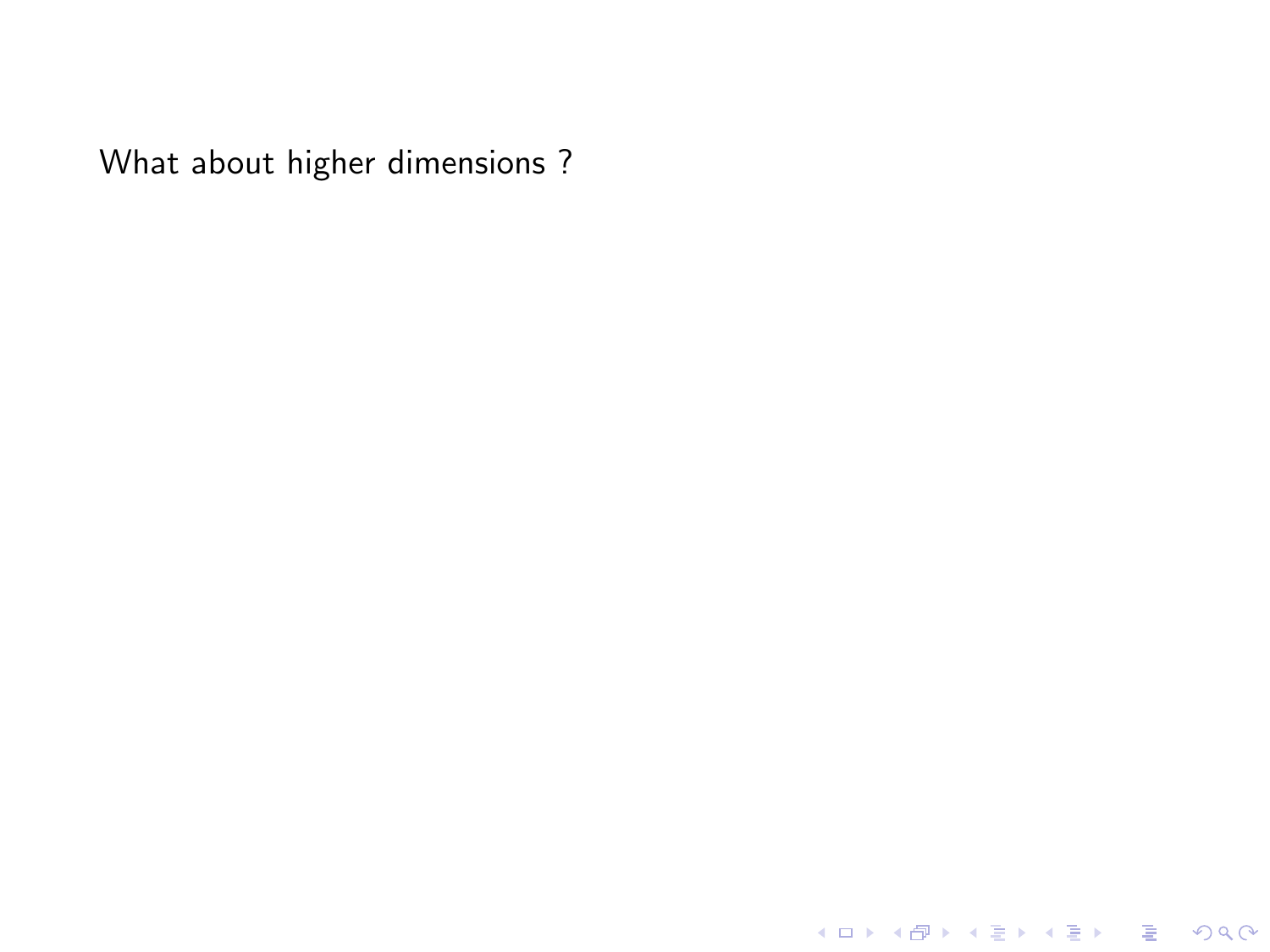What about higher dimensions ?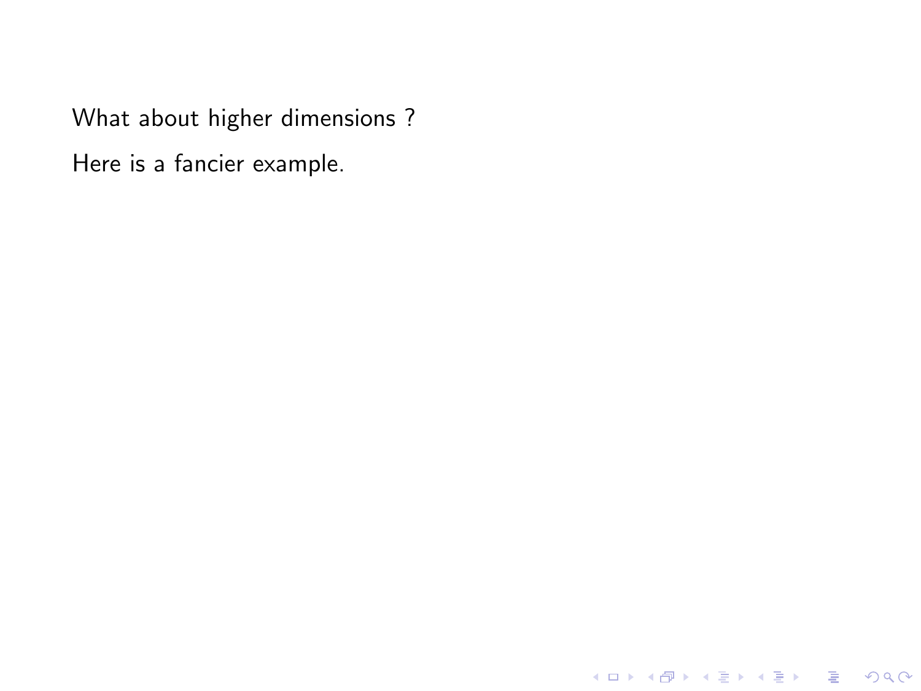What about higher dimensions ?

Here is a fancier example.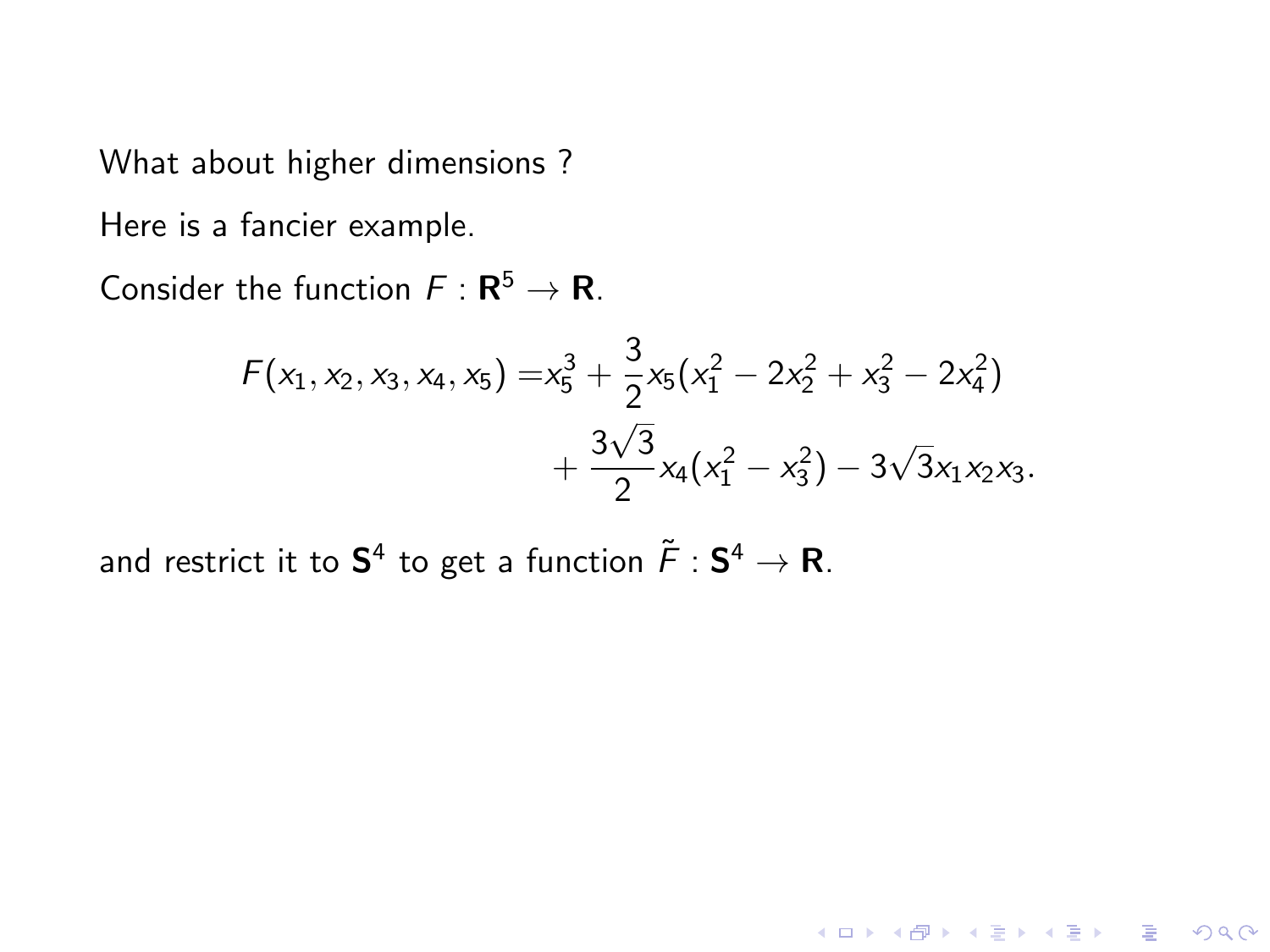What about higher dimensions ?

Here is a fancier example.

Consider the function $F : \mathbf{R}^5 \to \mathbf{R}$.

$$
\begin{aligned}
F(x_1, x_2, x_3, x_4, x_5) = & x_5^3 + \frac{3}{2} x_5 (x_1^2 - 2x_2^2 + x_3^2 - 2x_4^2) \\
& + \frac{3\sqrt{3}}{2} x_4 (x_1^2 - x_3^2) - 3\sqrt{3} x_1 x_2 x_3.
\end{aligned}
$$

and restrict it to $\mathbf{S}^4$ to get a function $\tilde{F} : \mathbf{S}^4 \to \mathbf{R}$.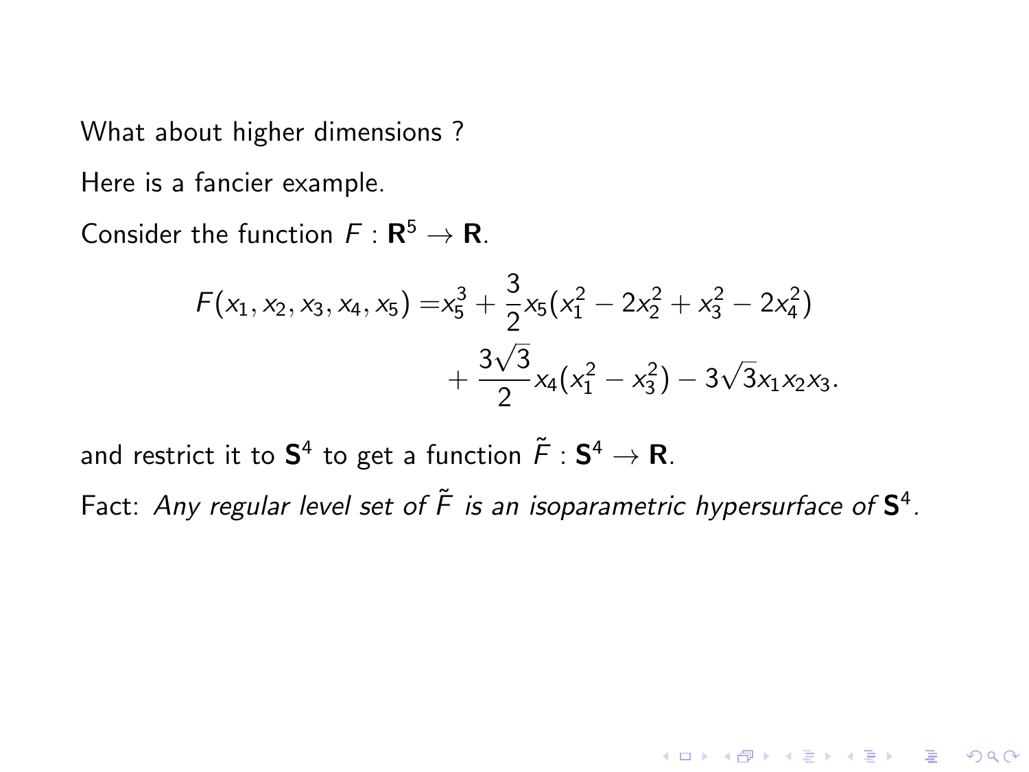What about higher dimensions ?

Here is a fancier example.

Consider the function $F : \mathbf{R}^5 \to \mathbf{R}$.

$$
\begin{aligned}
F(x_1, x_2, x_3, x_4, x_5) =& x_5^3 + \frac{3}{2}x_5(x_1^2 - 2x_2^2 + x_3^2 - 2x_4^2) \\
&+ \frac{3\sqrt{3}}{2}x_4(x_1^2 - x_3^2) - 3\sqrt{3}x_1x_2x_3.
\end{aligned}
$$

and restrict it to $\mathbf{S}^4$ to get a function $\tilde{F} : \mathbf{S}^4 \to \mathbf{R}$.

Fact: *Any regular level set of $\tilde{F}$ is an isoparametric hypersurface of $\mathbf{S}^4$.*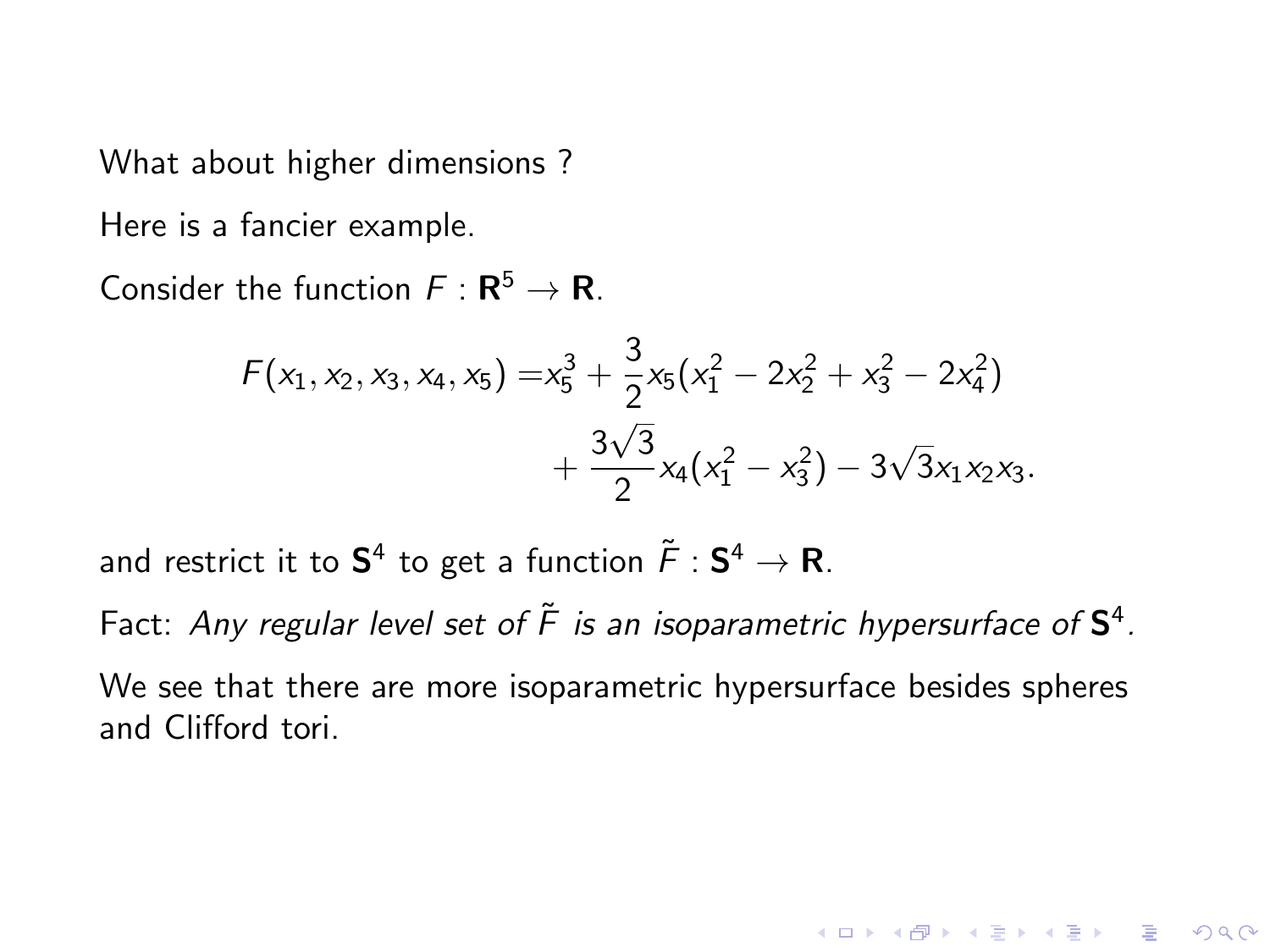What about higher dimensions ?

Here is a fancier example.

Consider the function $F : \mathbf{R}^5 \to \mathbf{R}$.

$$
\begin{aligned}
F(x_1, x_2, x_3, x_4, x_5) =& x_5^3 + \frac{3}{2} x_5 (x_1^2 - 2x_2^2 + x_3^2 - 2x_4^2) \\
&+ \frac{3\sqrt{3}}{2} x_4 (x_1^2 - x_3^2) - 3\sqrt{3} x_1 x_2 x_3.
\end{aligned}
$$

and restrict it to $\mathbf{S}^4$ to get a function $\tilde{F} : \mathbf{S}^4 \to \mathbf{R}$.

Fact: *Any regular level set of $\tilde{F}$ is an isoparametric hypersurface of $\mathbf{S}^4$.*

We see that there are more isoparametric hypersurface besides spheres and Clifford tori.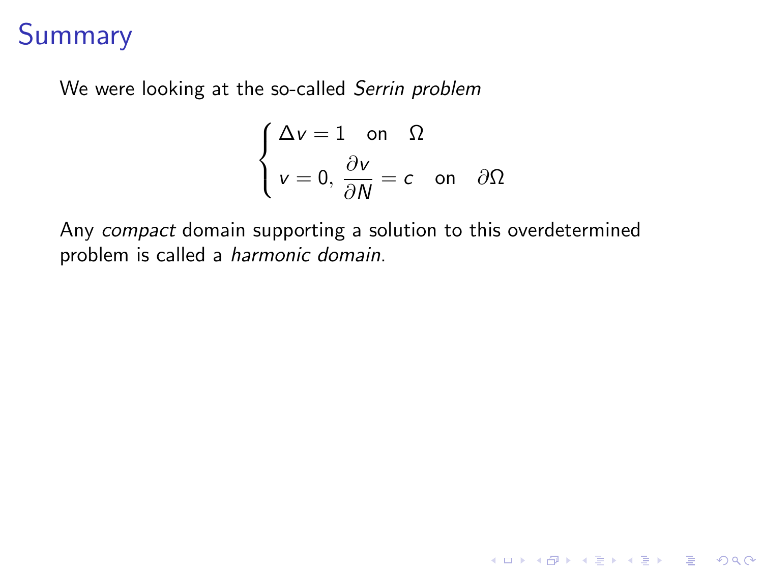# Summary

We were looking at the so-called *Serrin problem*

$$\begin{cases} \Delta v = 1 \quad \text{on} \quad \Omega \\ v = 0, \ \dfrac{\partial v}{\partial N} = c \quad \text{on} \quad \partial\Omega \end{cases}$$

Any *compact* domain supporting a solution to this overdetermined problem is called a *harmonic domain*.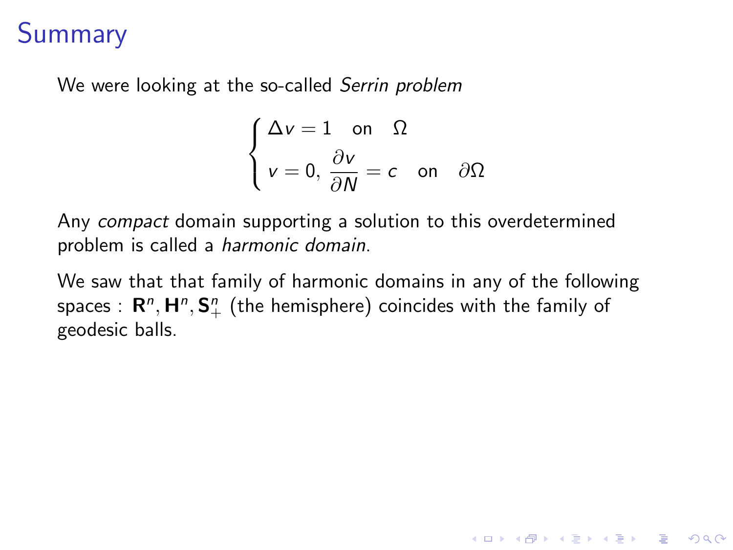# Summary

We were looking at the so-called *Serrin problem*

$$\begin{cases} \Delta v = 1 \quad \text{on} \quad \Omega \\ v = 0, \, \dfrac{\partial v}{\partial N} = c \quad \text{on} \quad \partial\Omega \end{cases}$$

Any *compact* domain supporting a solution to this overdetermined problem is called a *harmonic domain*.

We saw that that family of harmonic domains in any of the following spaces : $\mathbf{R}^n, \mathbf{H}^n, \mathbf{S}^n_+$ (the hemisphere) coincides with the family of geodesic balls.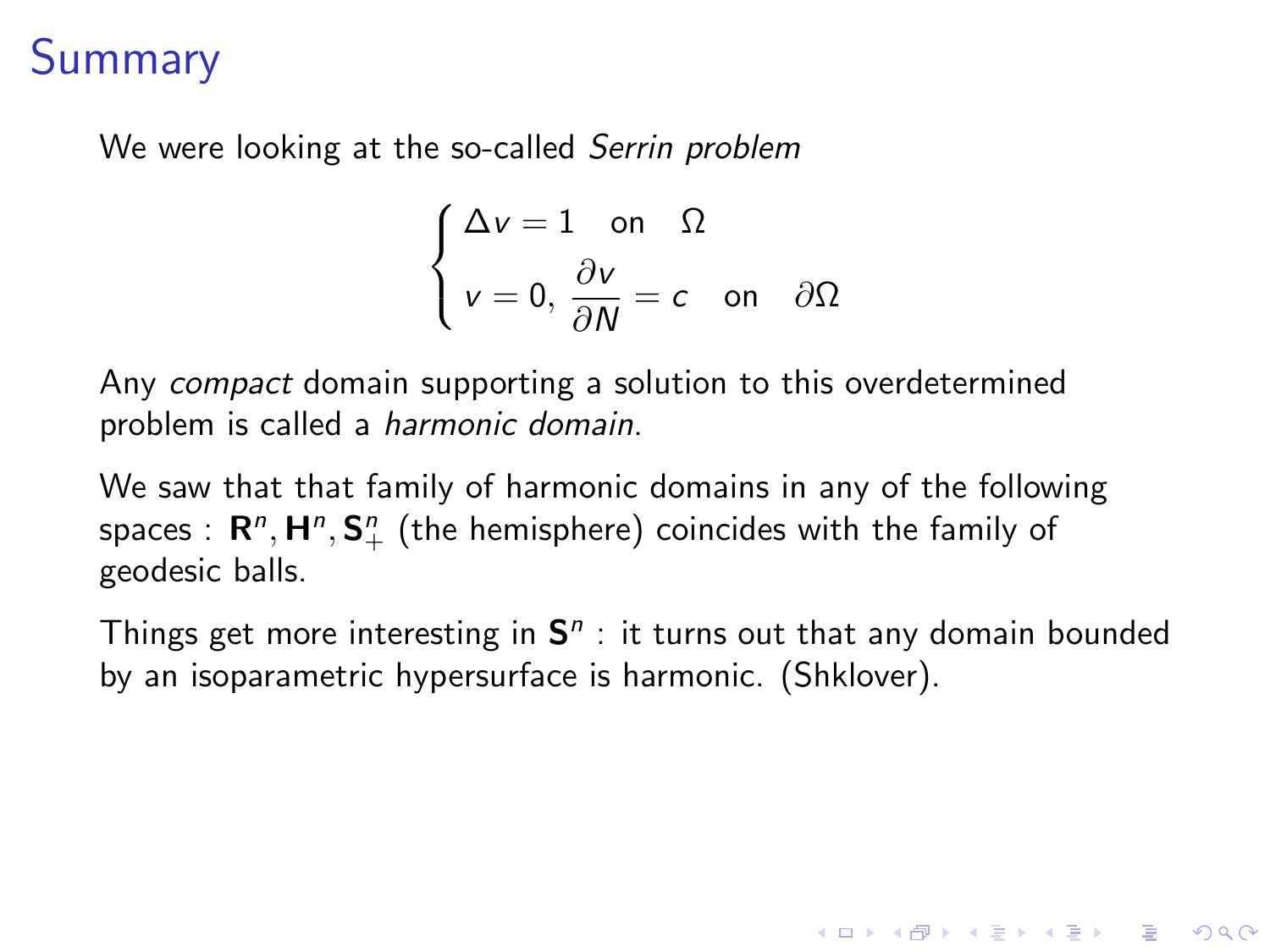# Summary

We were looking at the so-called *Serrin problem*

$$\begin{cases} \Delta v = 1 \quad \text{on} \quad \Omega \\ v = 0,\ \dfrac{\partial v}{\partial N} = c \quad \text{on} \quad \partial\Omega \end{cases}$$

Any *compact* domain supporting a solution to this overdetermined problem is called a *harmonic domain*.

We saw that that family of harmonic domains in any of the following spaces : $\mathbf{R}^n, \mathbf{H}^n, \mathbf{S}^n_+$ (the hemisphere) coincides with the family of geodesic balls.

Things get more interesting in $\mathbf{S}^n$ : it turns out that any domain bounded by an isoparametric hypersurface is harmonic. (Shklover).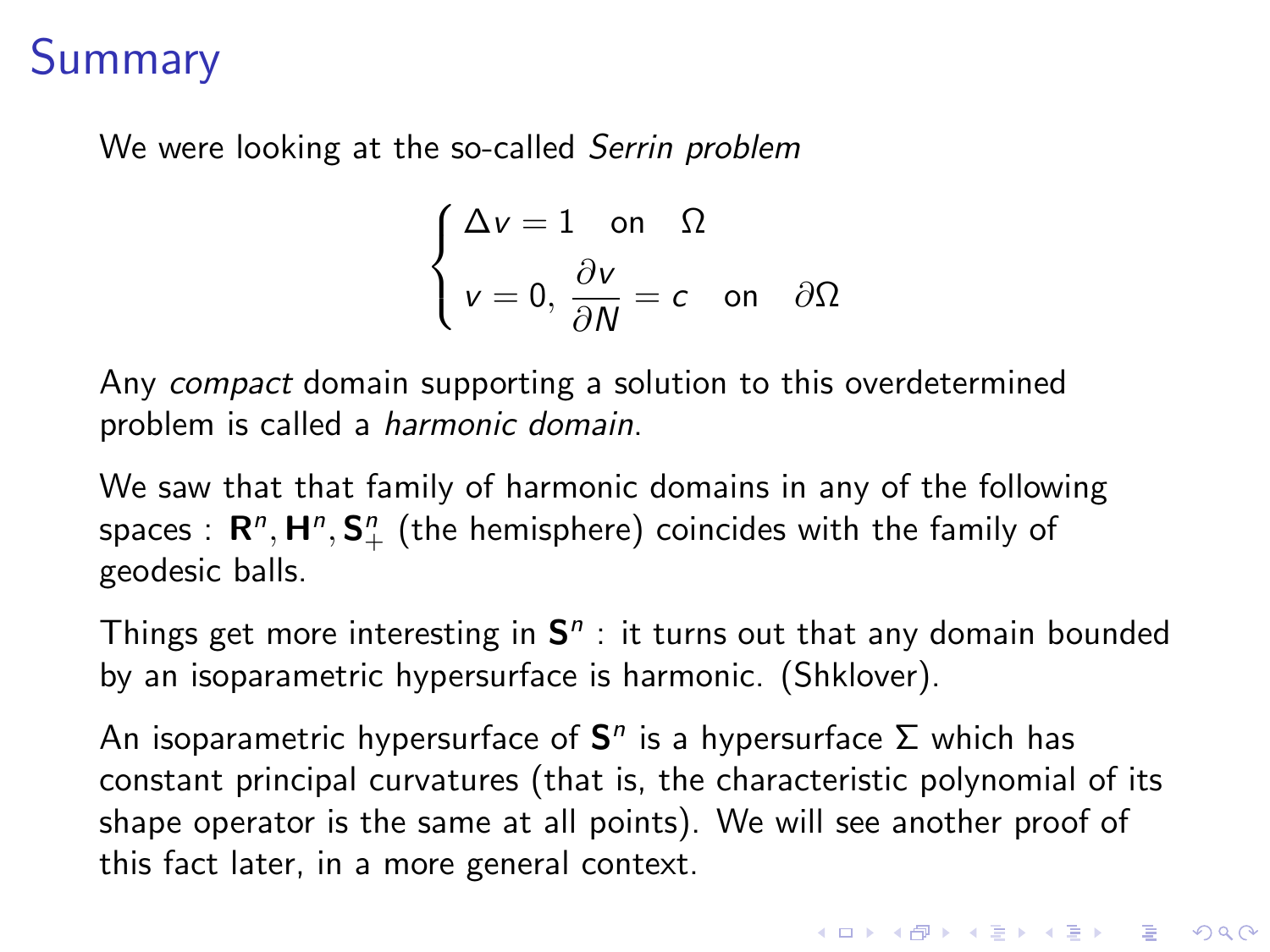# Summary

We were looking at the so-called *Serrin problem*

$$\begin{cases} \Delta v = 1 \quad \text{on} \quad \Omega \\ v = 0, \, \dfrac{\partial v}{\partial N} = c \quad \text{on} \quad \partial\Omega \end{cases}$$

Any *compact* domain supporting a solution to this overdetermined problem is called a *harmonic domain*.

We saw that that family of harmonic domains in any of the following spaces : $\mathbf{R}^n, \mathbf{H}^n, \mathbf{S}^n_+$ (the hemisphere) coincides with the family of geodesic balls.

Things get more interesting in $\mathbf{S}^n$ : it turns out that any domain bounded by an isoparametric hypersurface is harmonic. (Shklover).

An isoparametric hypersurface of $\mathbf{S}^n$ is a hypersurface $\Sigma$ which has constant principal curvatures (that is, the characteristic polynomial of its shape operator is the same at all points). We will see another proof of this fact later, in a more general context.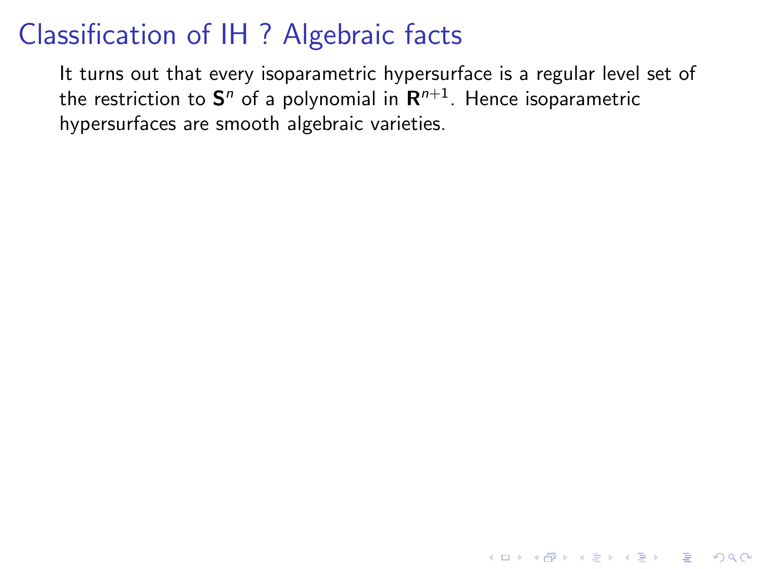# Classification of IH ? Algebraic facts

It turns out that every isoparametric hypersurface is a regular level set of the restriction to $\mathbf{S}^n$ of a polynomial in $\mathbf{R}^{n+1}$. Hence isoparametric hypersurfaces are smooth algebraic varieties.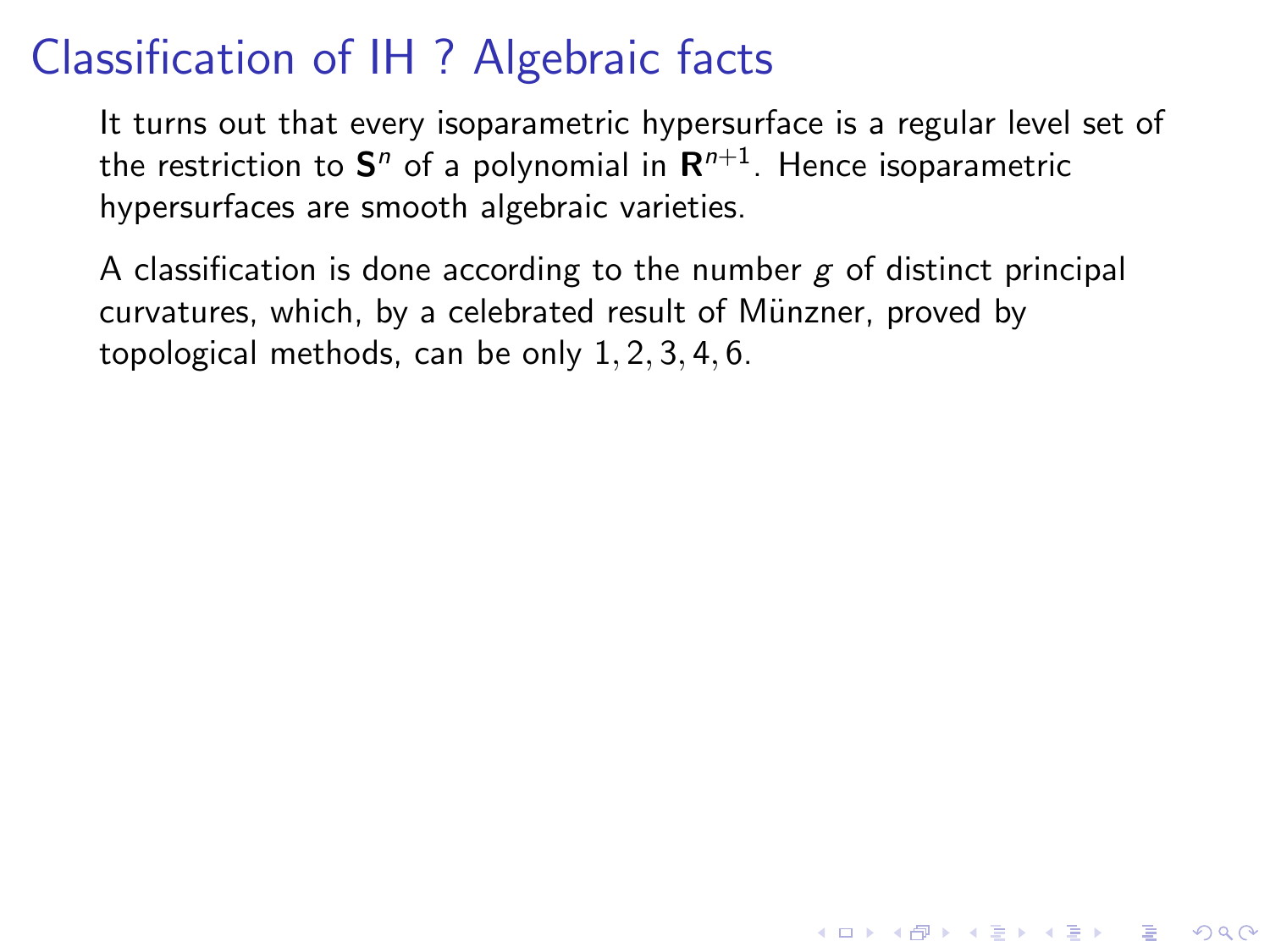# Classification of IH ? Algebraic facts

It turns out that every isoparametric hypersurface is a regular level set of the restriction to $\mathbf{S}^n$ of a polynomial in $\mathbf{R}^{n+1}$. Hence isoparametric hypersurfaces are smooth algebraic varieties.

A classification is done according to the number $g$ of distinct principal curvatures, which, by a celebrated result of Münzner, proved by topological methods, can be only $1, 2, 3, 4, 6$.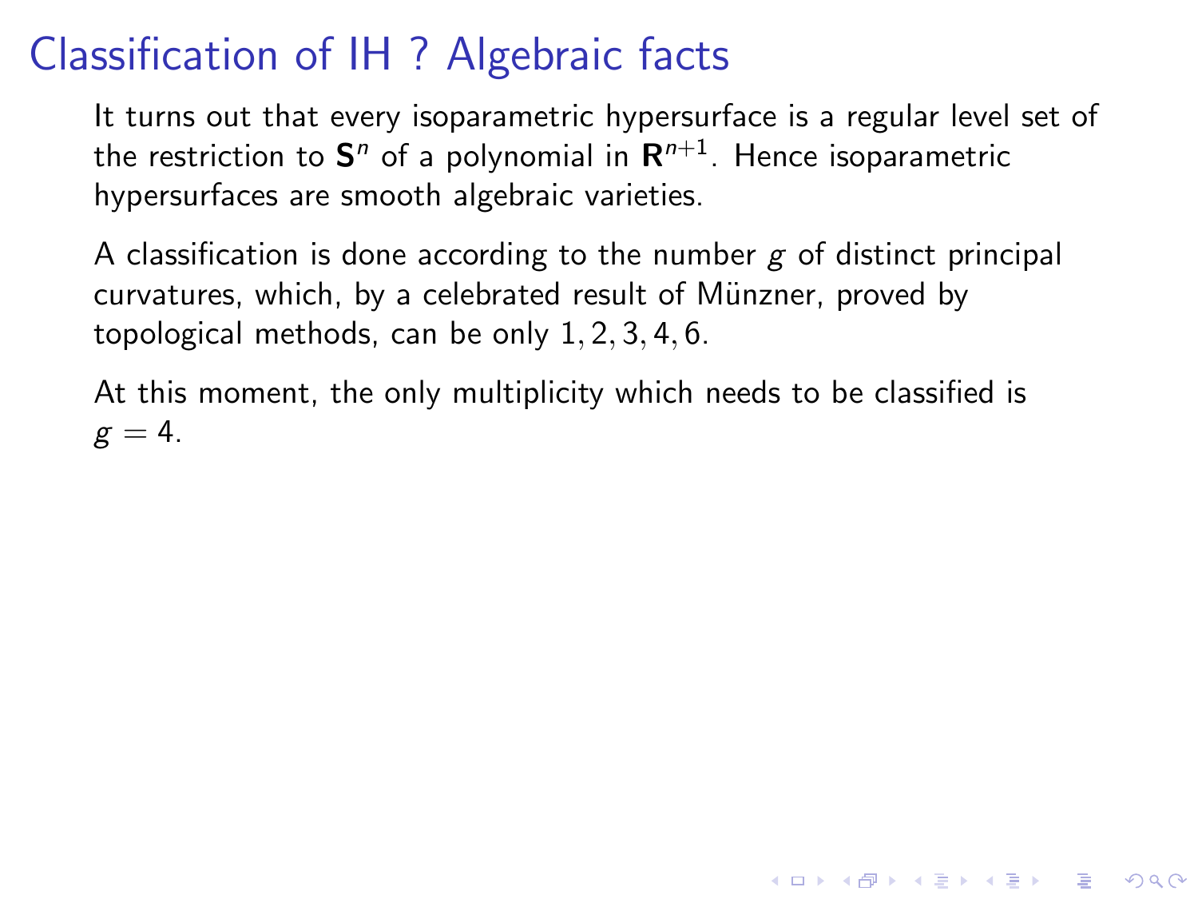# Classification of IH ? Algebraic facts

It turns out that every isoparametric hypersurface is a regular level set of the restriction to $\mathbf{S}^n$ of a polynomial in $\mathbf{R}^{n+1}$. Hence isoparametric hypersurfaces are smooth algebraic varieties.

A classification is done according to the number $g$ of distinct principal curvatures, which, by a celebrated result of Münzner, proved by topological methods, can be only $1, 2, 3, 4, 6$.

At this moment, the only multiplicity which needs to be classified is $g = 4$.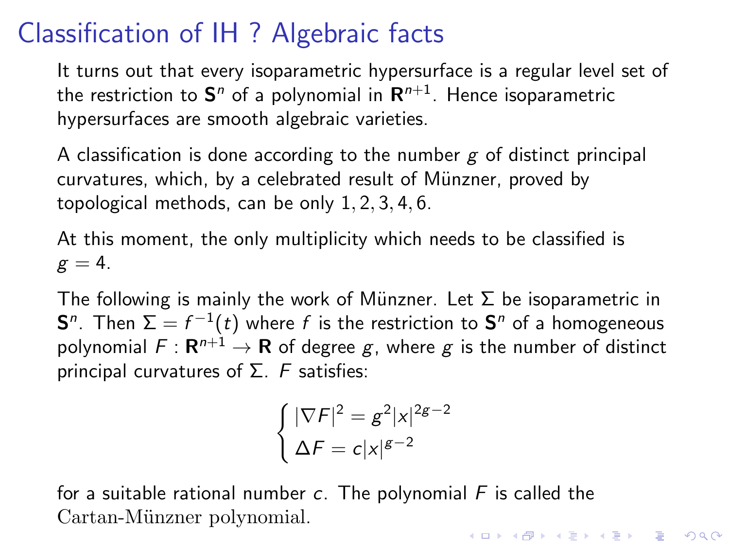# Classification of IH ? Algebraic facts

It turns out that every isoparametric hypersurface is a regular level set of the restriction to $\mathbf{S}^n$ of a polynomial in $\mathbf{R}^{n+1}$. Hence isoparametric hypersurfaces are smooth algebraic varieties.

A classification is done according to the number $g$ of distinct principal curvatures, which, by a celebrated result of Münzner, proved by topological methods, can be only $1, 2, 3, 4, 6$.

At this moment, the only multiplicity which needs to be classified is $g = 4$.

The following is mainly the work of Münzner. Let $\Sigma$ be isoparametric in $\mathbf{S}^n$. Then $\Sigma = f^{-1}(t)$ where $f$ is the restriction to $\mathbf{S}^n$ of a homogeneous polynomial $F : \mathbf{R}^{n+1} \to \mathbf{R}$ of degree $g$, where $g$ is the number of distinct principal curvatures of $\Sigma$. $F$ satisfies:

$$
\begin{cases}
|\nabla F|^2 = g^2 |x|^{2g-2} \\
\Delta F = c|x|^{g-2}
\end{cases}
$$

for a suitable rational number $c$. The polynomial $F$ is called the Cartan-Münzner polynomial.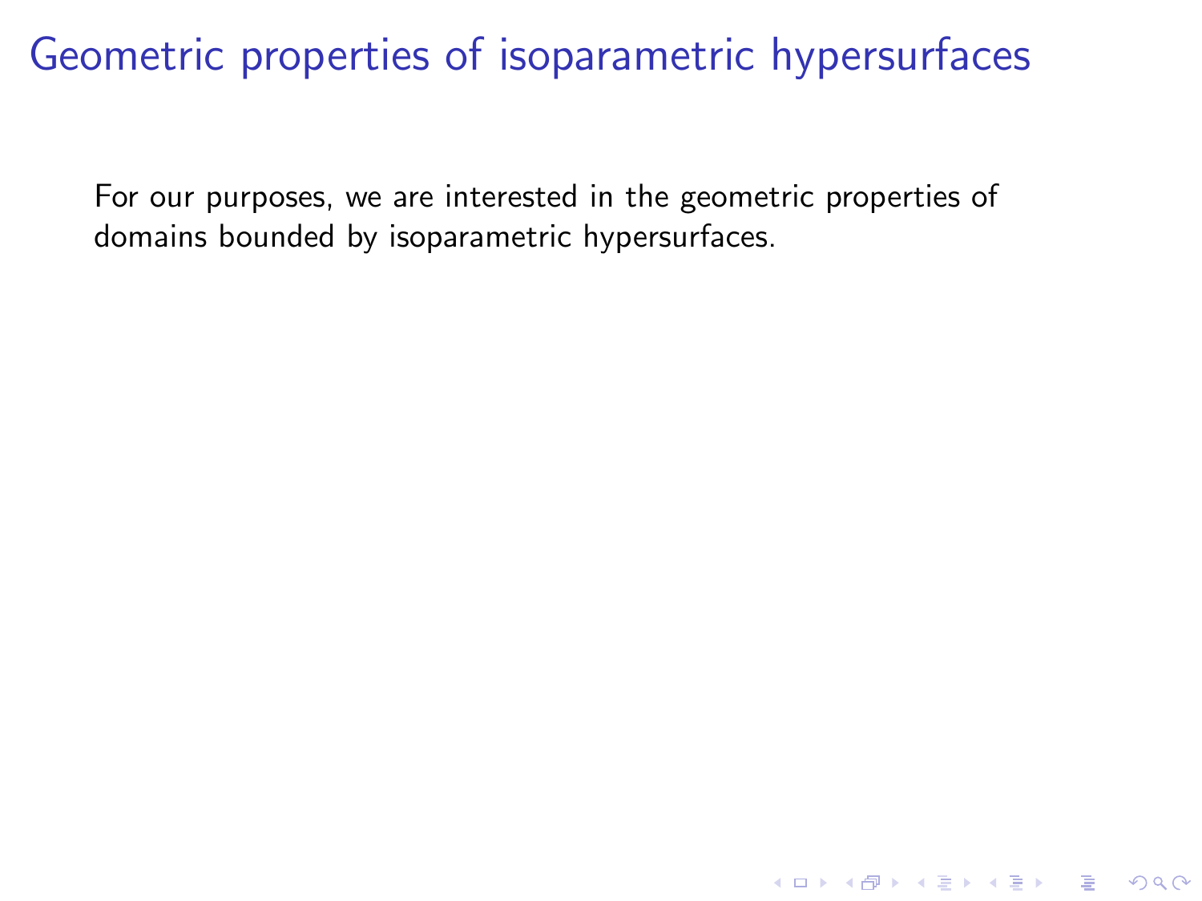# Geometric properties of isoparametric hypersurfaces

For our purposes, we are interested in the geometric properties of domains bounded by isoparametric hypersurfaces.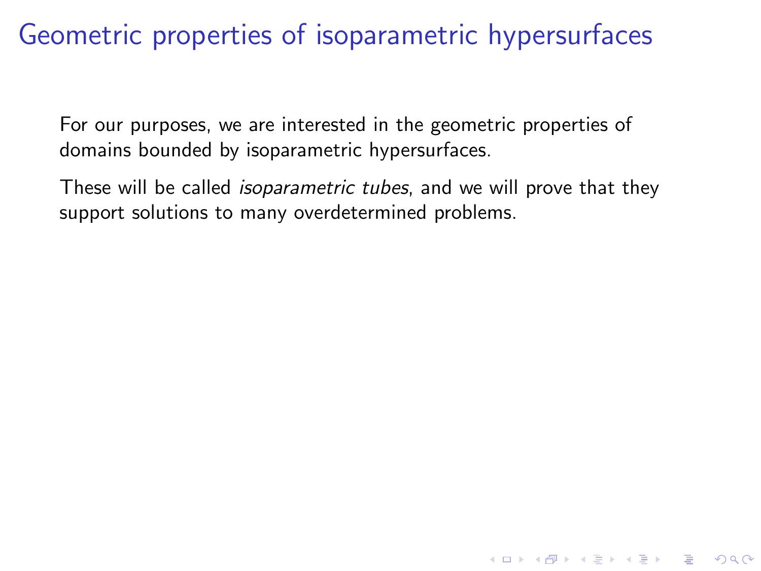# Geometric properties of isoparametric hypersurfaces

For our purposes, we are interested in the geometric properties of domains bounded by isoparametric hypersurfaces.

These will be called *isoparametric tubes*, and we will prove that they support solutions to many overdetermined problems.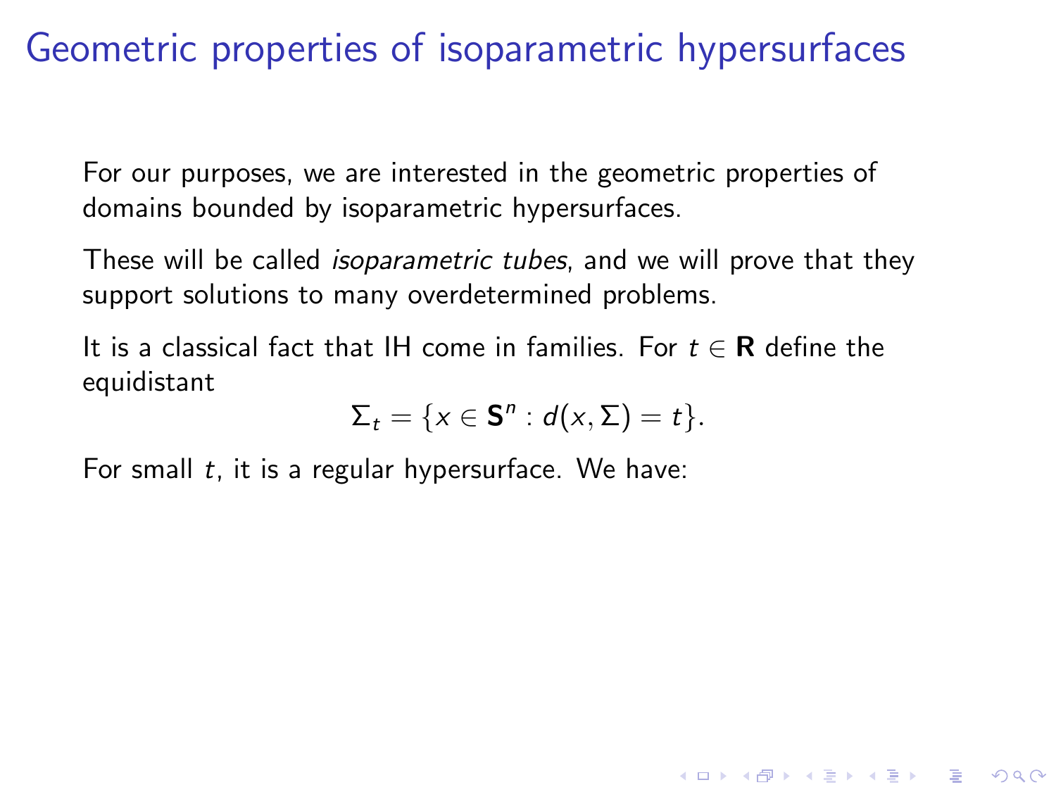# Geometric properties of isoparametric hypersurfaces

For our purposes, we are interested in the geometric properties of domains bounded by isoparametric hypersurfaces.

These will be called *isoparametric tubes*, and we will prove that they support solutions to many overdetermined problems.

It is a classical fact that IH come in families. For $t \in \mathbf{R}$ define the equidistant

$$\Sigma_t = \{x \in \mathbf{S}^n : d(x, \Sigma) = t\}.$$

For small $t$, it is a regular hypersurface. We have: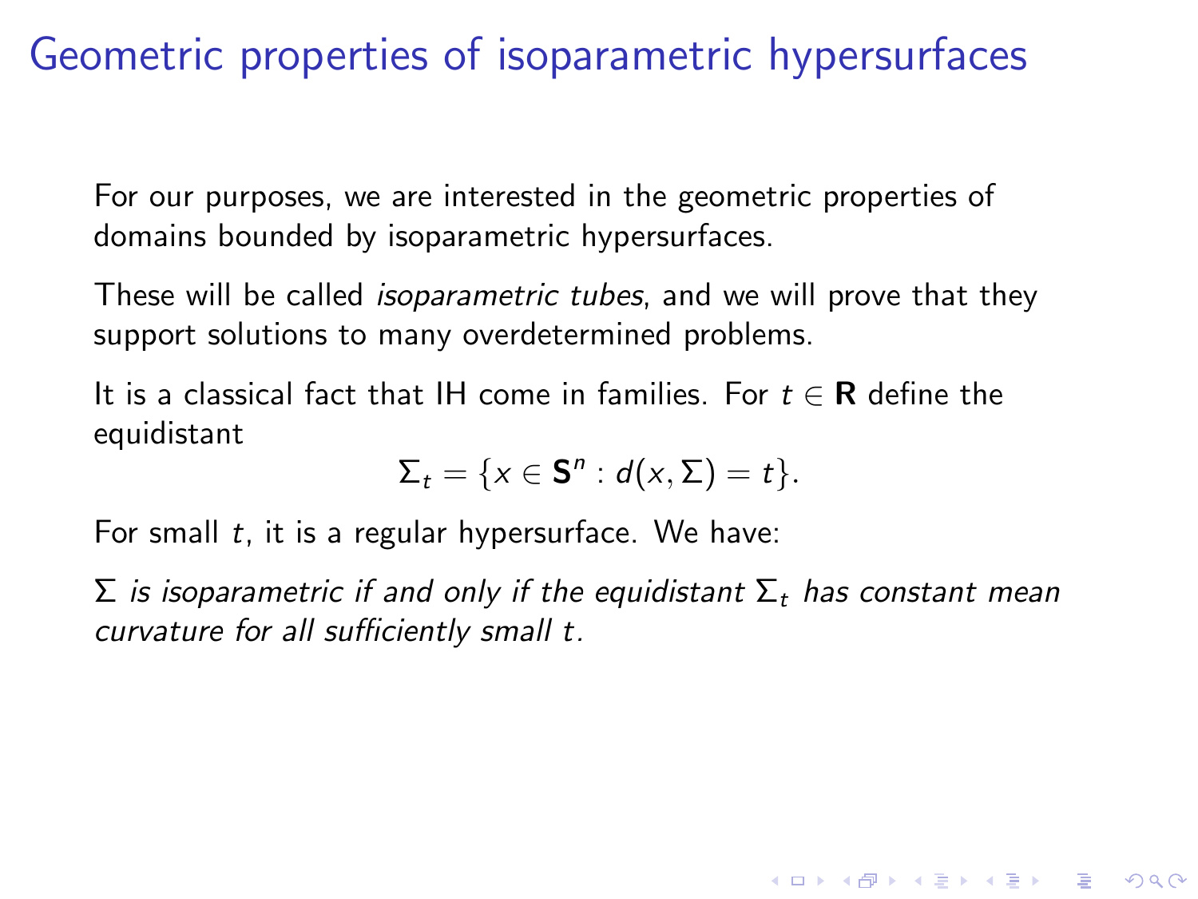# Geometric properties of isoparametric hypersurfaces

For our purposes, we are interested in the geometric properties of domains bounded by isoparametric hypersurfaces.

These will be called *isoparametric tubes*, and we will prove that they support solutions to many overdetermined problems.

It is a classical fact that IH come in families. For $t \in \mathbf{R}$ define the equidistant

$$\Sigma_t = \{x \in \mathbf{S}^n : d(x, \Sigma) = t\}.$$

For small $t$, it is a regular hypersurface. We have:

*$\Sigma$ is isoparametric if and only if the equidistant $\Sigma_t$ has constant mean curvature for all sufficiently small $t$.*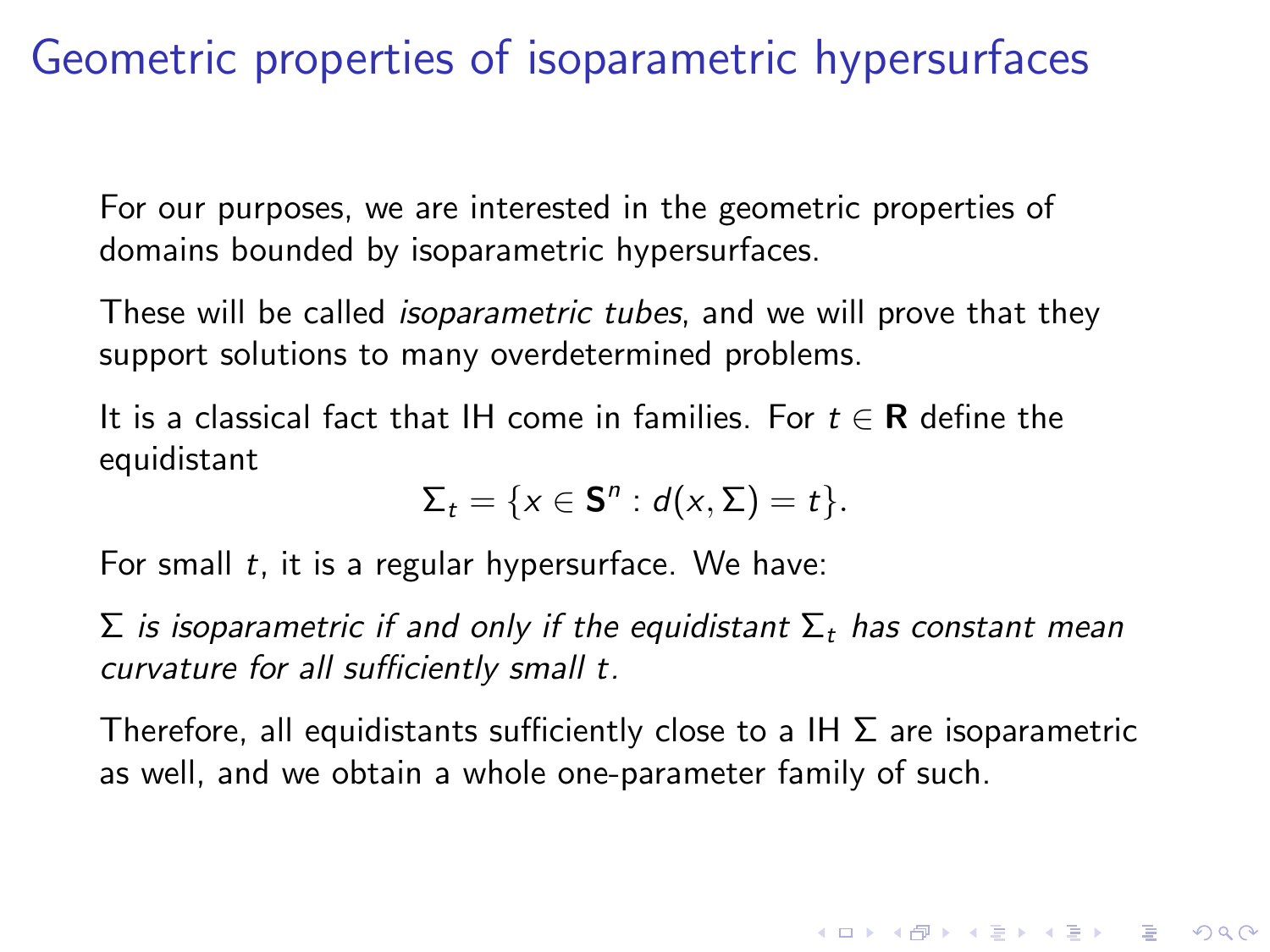# Geometric properties of isoparametric hypersurfaces

For our purposes, we are interested in the geometric properties of domains bounded by isoparametric hypersurfaces.

These will be called *isoparametric tubes*, and we will prove that they support solutions to many overdetermined problems.

It is a classical fact that IH come in families. For $t \in \mathbf{R}$ define the equidistant

$$\Sigma_t = \{x \in \mathbf{S}^n : d(x, \Sigma) = t\}.$$

For small $t$, it is a regular hypersurface. We have:

*$\Sigma$ is isoparametric if and only if the equidistant $\Sigma_t$ has constant mean curvature for all sufficiently small $t$.*

Therefore, all equidistants sufficiently close to a IH $\Sigma$ are isoparametric as well, and we obtain a whole one-parameter family of such.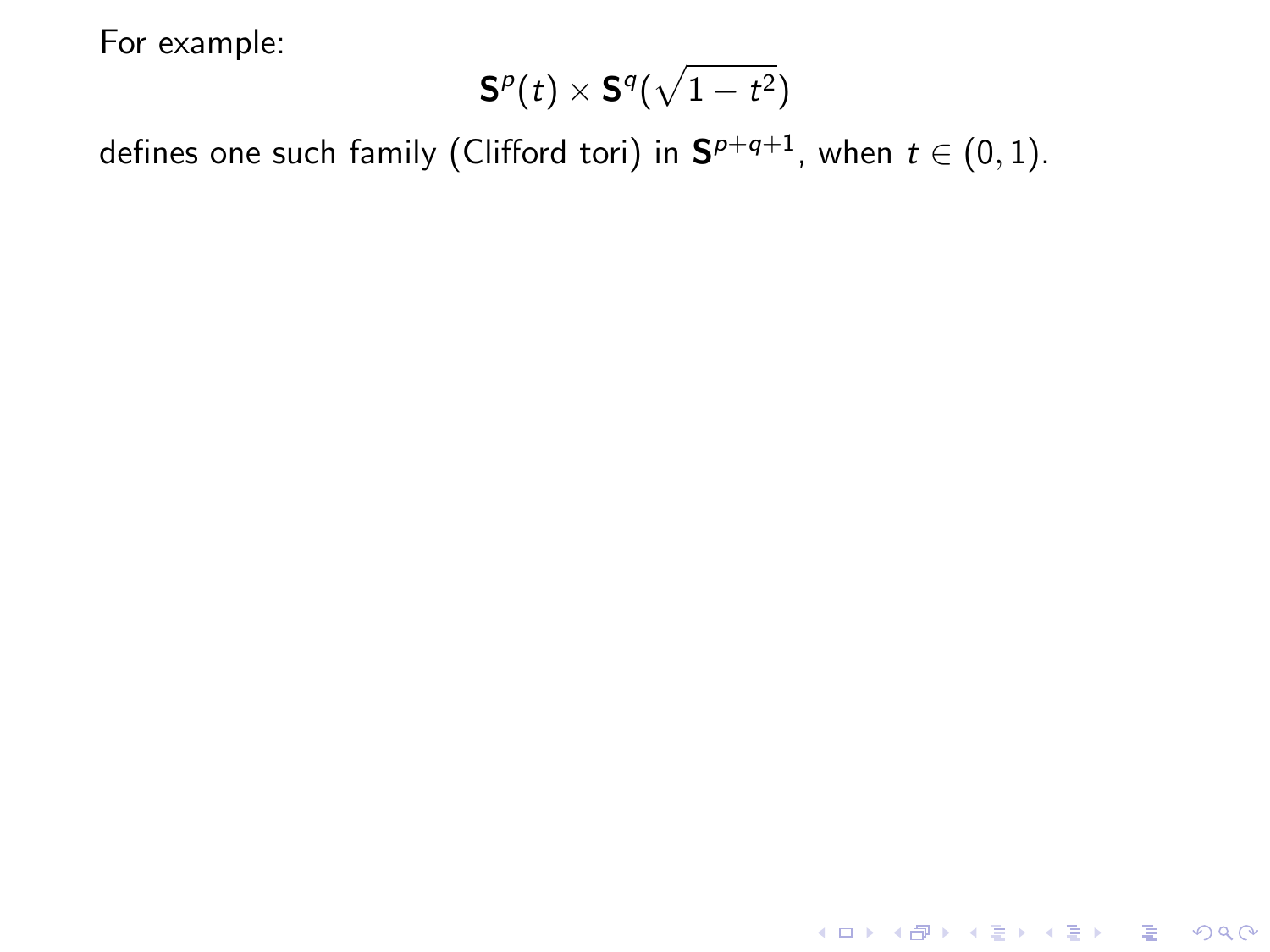For example:

$$\mathbf{S}^p(t) \times \mathbf{S}^q(\sqrt{1-t^2})$$

defines one such family (Clifford tori) in $\mathbf{S}^{p+q+1}$, when $t \in (0,1)$.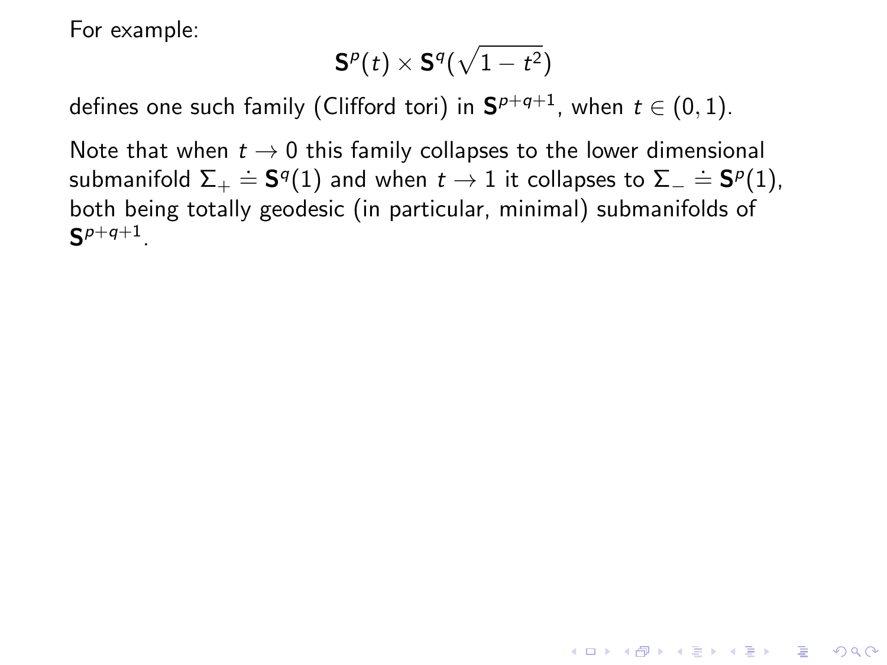For example:

$$\mathbf{S}^p(t) \times \mathbf{S}^q(\sqrt{1-t^2})$$

defines one such family (Clifford tori) in $\mathbf{S}^{p+q+1}$, when $t \in (0,1)$.

Note that when $t \to 0$ this family collapses to the lower dimensional submanifold $\Sigma_+ \doteq \mathbf{S}^q(1)$ and when $t \to 1$ it collapses to $\Sigma_- \doteq \mathbf{S}^p(1)$, both being totally geodesic (in particular, minimal) submanifolds of $\mathbf{S}^{p+q+1}$.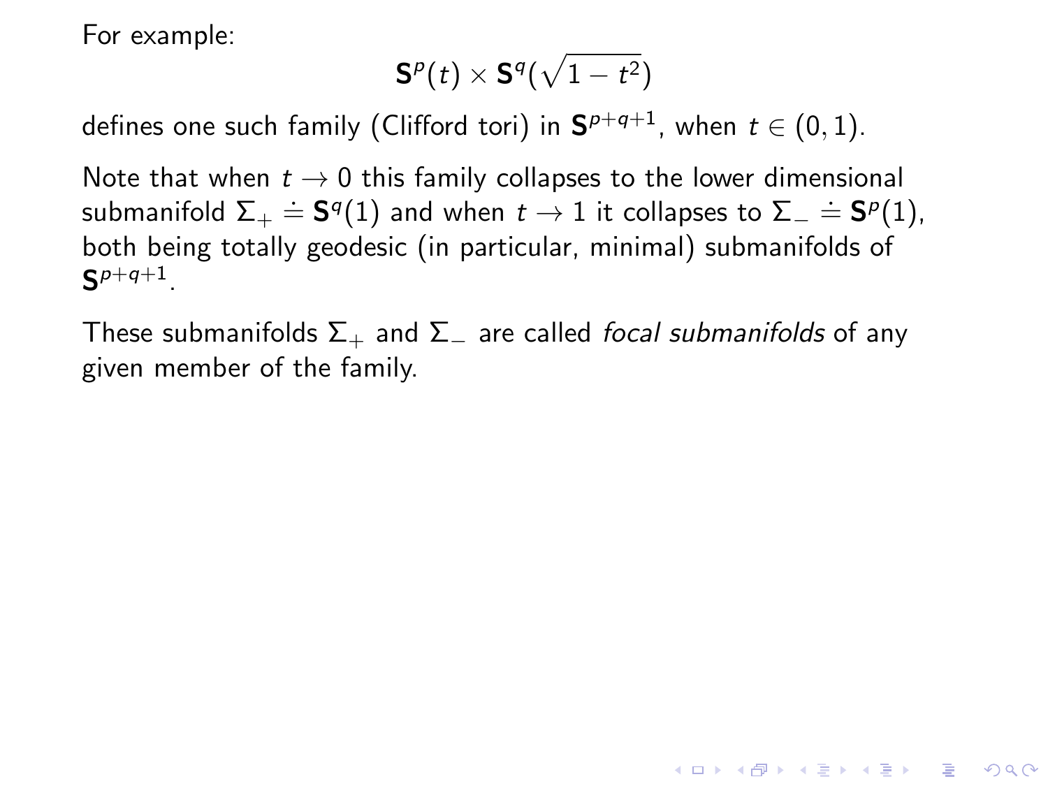For example:

$$\mathbf{S}^p(t) \times \mathbf{S}^q(\sqrt{1-t^2})$$

defines one such family (Clifford tori) in $\mathbf{S}^{p+q+1}$, when $t \in (0,1)$.

Note that when $t \to 0$ this family collapses to the lower dimensional submanifold $\Sigma_+ \doteq \mathbf{S}^q(1)$ and when $t \to 1$ it collapses to $\Sigma_- \doteq \mathbf{S}^p(1)$, both being totally geodesic (in particular, minimal) submanifolds of $\mathbf{S}^{p+q+1}$.

These submanifolds $\Sigma_+$ and $\Sigma_-$ are called *focal submanifolds* of any given member of the family.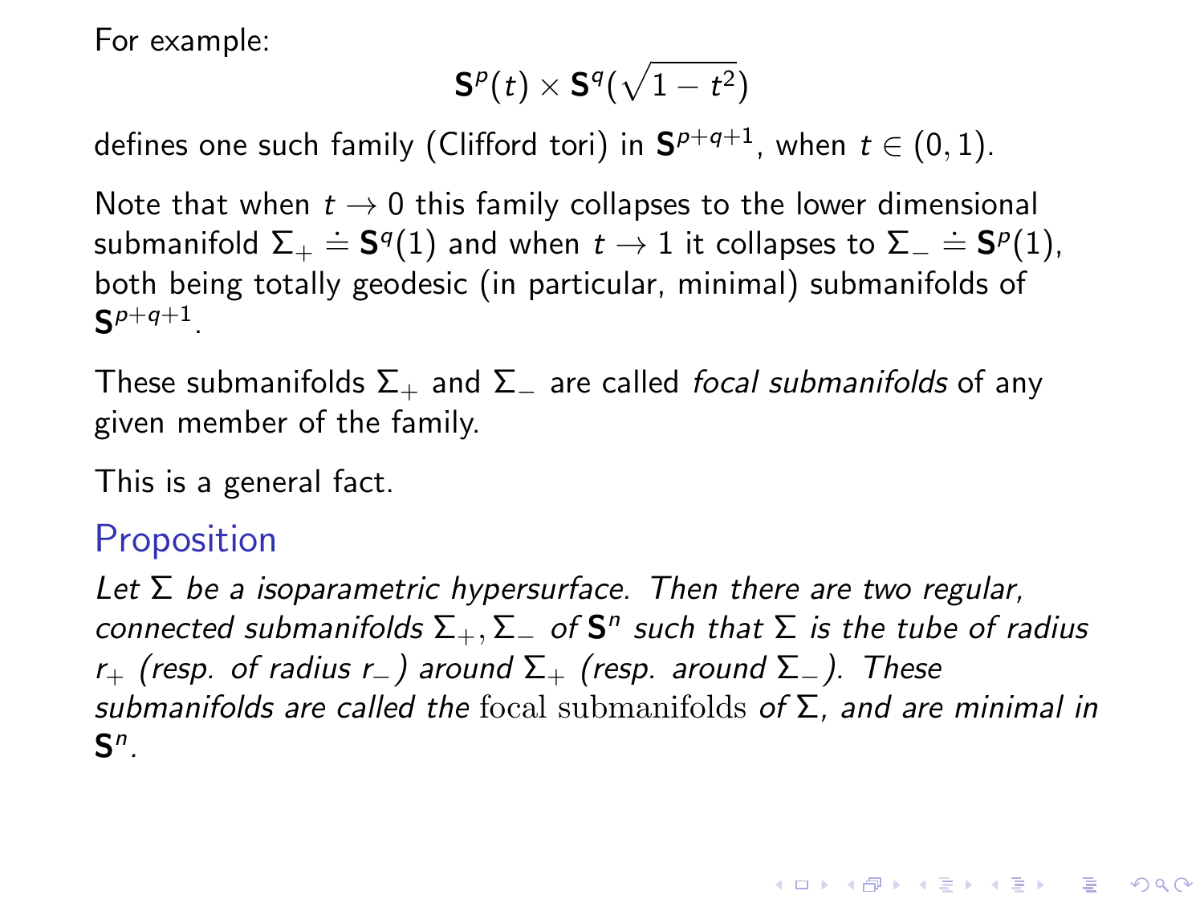For example:

$$\mathbf{S}^p(t) \times \mathbf{S}^q(\sqrt{1-t^2})$$

defines one such family (Clifford tori) in $\mathbf{S}^{p+q+1}$, when $t \in (0,1)$.

Note that when $t \to 0$ this family collapses to the lower dimensional submanifold $\Sigma_+ \doteq \mathbf{S}^q(1)$ and when $t \to 1$ it collapses to $\Sigma_- \doteq \mathbf{S}^p(1)$, both being totally geodesic (in particular, minimal) submanifolds of $\mathbf{S}^{p+q+1}$.

These submanifolds $\Sigma_+$ and $\Sigma_-$ are called *focal submanifolds* of any given member of the family.

This is a general fact.

### Proposition

*Let $\Sigma$ be a isoparametric hypersurface. Then there are two regular, connected submanifolds $\Sigma_+, \Sigma_-$ of $\mathbf{S}^n$ such that $\Sigma$ is the tube of radius $r_+$ (resp. of radius $r_-$) around $\Sigma_+$ (resp. around $\Sigma_-$). These submanifolds are called the* focal submanifolds *of $\Sigma$, and are minimal in $\mathbf{S}^n$.*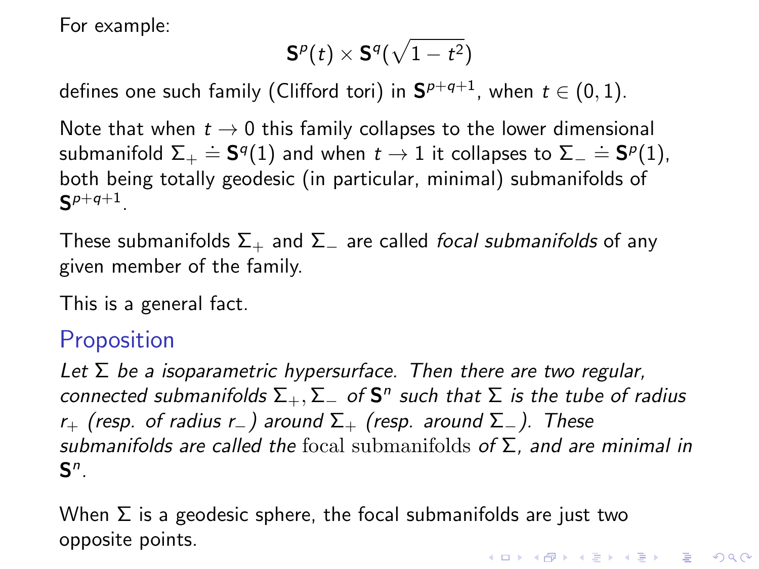For example:

$$\mathbf{S}^p(t) \times \mathbf{S}^q(\sqrt{1-t^2})$$

defines one such family (Clifford tori) in $\mathbf{S}^{p+q+1}$, when $t \in (0,1)$.

Note that when $t \to 0$ this family collapses to the lower dimensional submanifold $\Sigma_+ \doteq \mathbf{S}^q(1)$ and when $t \to 1$ it collapses to $\Sigma_- \doteq \mathbf{S}^p(1)$, both being totally geodesic (in particular, minimal) submanifolds of $\mathbf{S}^{p+q+1}$.

These submanifolds $\Sigma_+$ and $\Sigma_-$ are called *focal submanifolds* of any given member of the family.

This is a general fact.

## Proposition

*Let $\Sigma$ be a isoparametric hypersurface. Then there are two regular, connected submanifolds $\Sigma_+, \Sigma_-$ of $\mathbf{S}^n$ such that $\Sigma$ is the tube of radius $r_+$ (resp. of radius $r_-$) around $\Sigma_+$ (resp. around $\Sigma_-$). These submanifolds are called the* focal submanifolds *of $\Sigma$, and are minimal in $\mathbf{S}^n$.*

When $\Sigma$ is a geodesic sphere, the focal submanifolds are just two opposite points.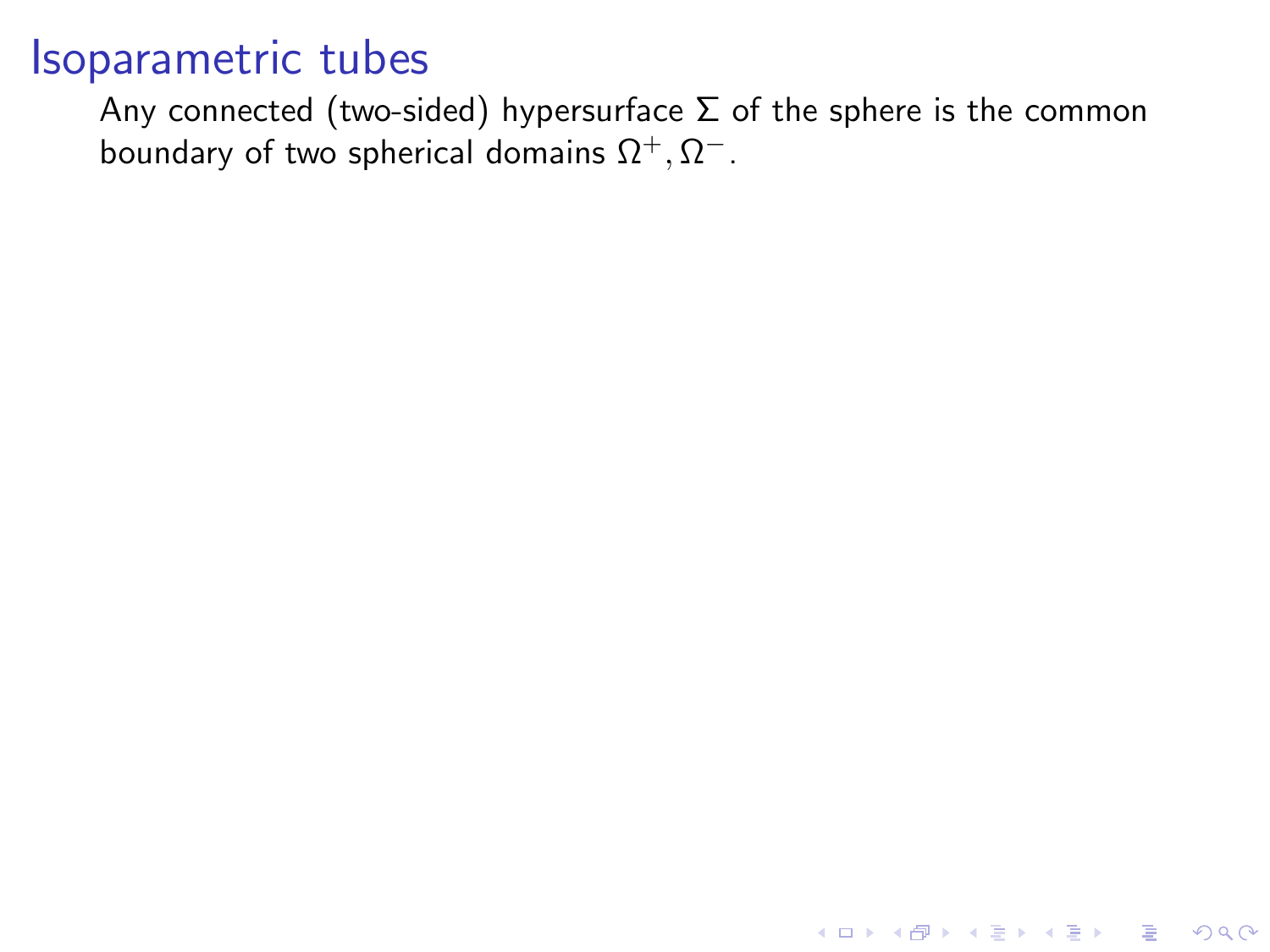# Isoparametric tubes

Any connected (two-sided) hypersurface $\Sigma$ of the sphere is the common boundary of two spherical domains $\Omega^+, \Omega^-$.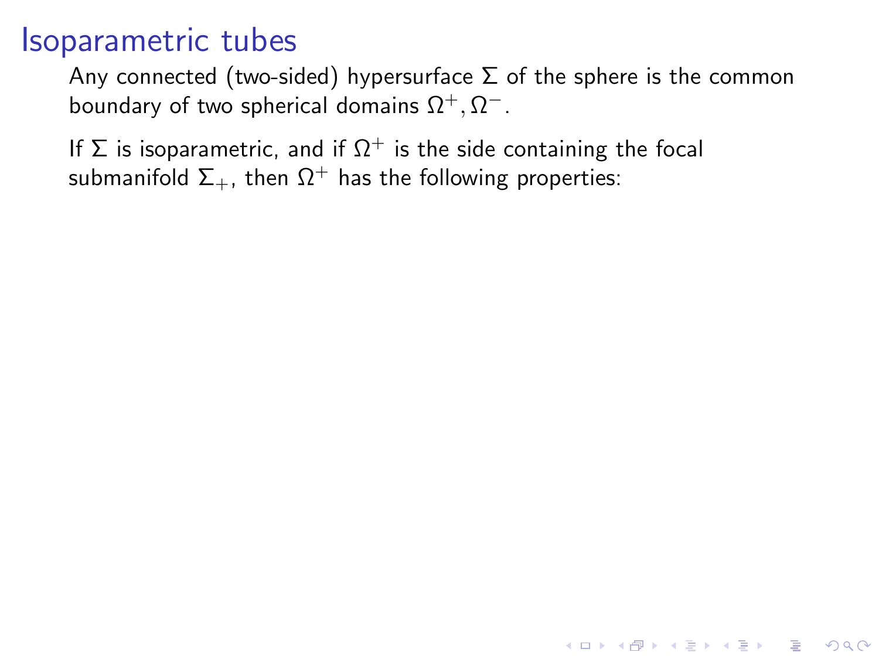# Isoparametric tubes

Any connected (two-sided) hypersurface $\Sigma$ of the sphere is the common boundary of two spherical domains $\Omega^+, \Omega^-$.

If $\Sigma$ is isoparametric, and if $\Omega^+$ is the side containing the focal submanifold $\Sigma_+$, then $\Omega^+$ has the following properties: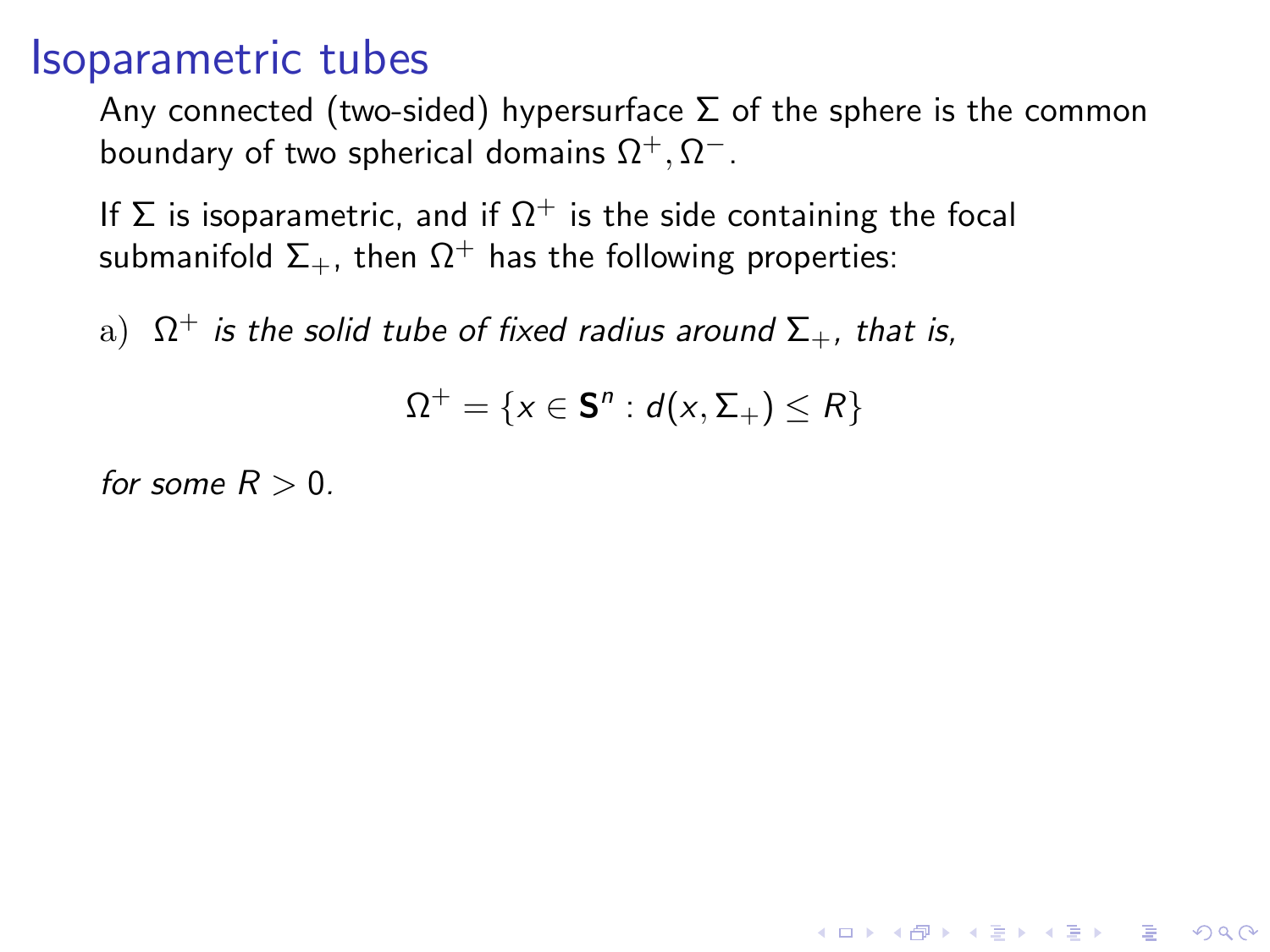# Isoparametric tubes

Any connected (two-sided) hypersurface $\Sigma$ of the sphere is the common boundary of two spherical domains $\Omega^+, \Omega^-$.

If $\Sigma$ is isoparametric, and if $\Omega^+$ is the side containing the focal submanifold $\Sigma_+$, then $\Omega^+$ has the following properties:

a) *$\Omega^+$ is the solid tube of fixed radius around $\Sigma_+$, that is,*

$$\Omega^+ = \{x \in \mathbf{S}^n : d(x, \Sigma_+) \leq R\}$$

*for some $R > 0$.*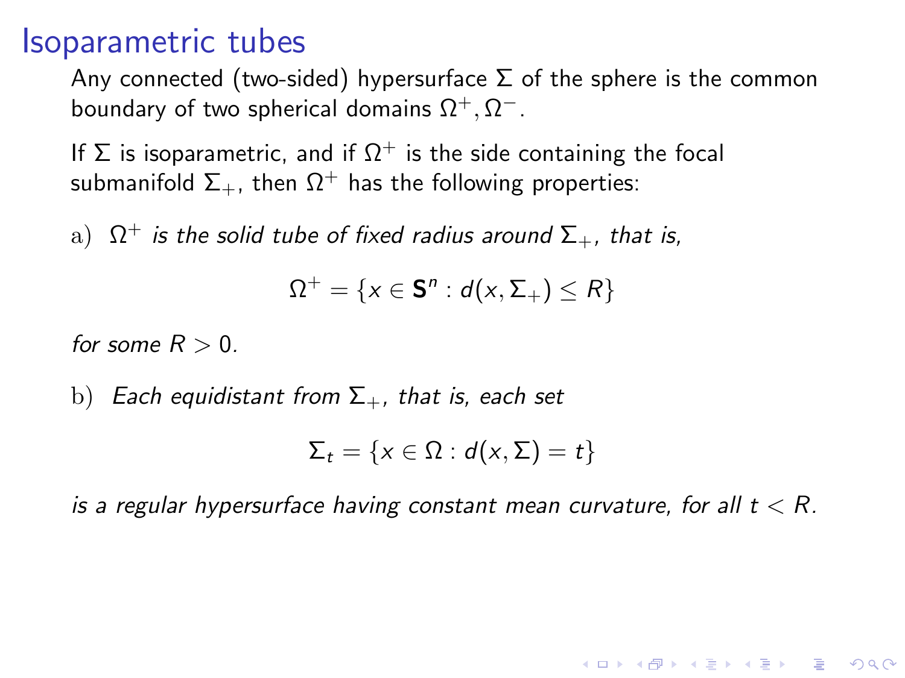# Isoparametric tubes

Any connected (two-sided) hypersurface $\Sigma$ of the sphere is the common boundary of two spherical domains $\Omega^+, \Omega^-$.

If $\Sigma$ is isoparametric, and if $\Omega^+$ is the side containing the focal submanifold $\Sigma_+$, then $\Omega^+$ has the following properties:

a) $\Omega^+$ *is the solid tube of fixed radius around* $\Sigma_+$*, that is,*

$$\Omega^+ = \{x \in \mathbf{S}^n : d(x, \Sigma_+) \leq R\}$$

*for some* $R > 0$*.*

b) *Each equidistant from* $\Sigma_+$*, that is, each set*

$$\Sigma_t = \{x \in \Omega : d(x, \Sigma) = t\}$$

*is a regular hypersurface having constant mean curvature, for all* $t < R$*.*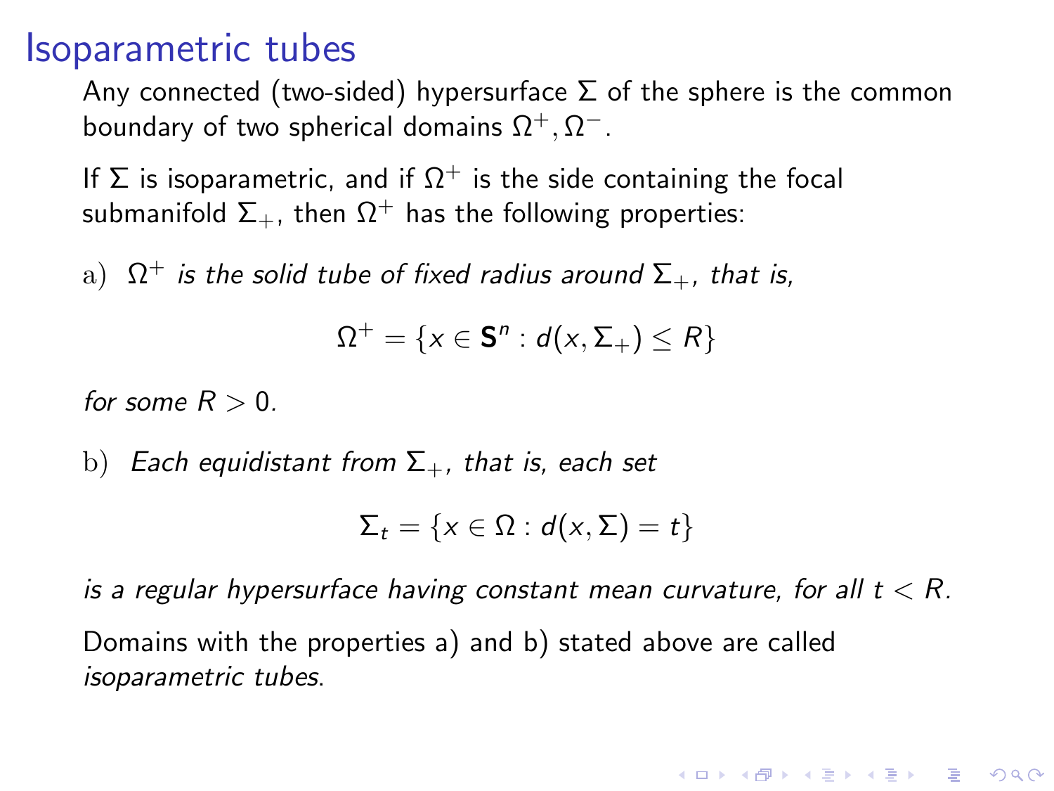# Isoparametric tubes

Any connected (two-sided) hypersurface $\Sigma$ of the sphere is the common boundary of two spherical domains $\Omega^+, \Omega^-$.

If $\Sigma$ is isoparametric, and if $\Omega^+$ is the side containing the focal submanifold $\Sigma_+$, then $\Omega^+$ has the following properties:

a) *$\Omega^+$ is the solid tube of fixed radius around $\Sigma_+$, that is,*

$$\Omega^+ = \{x \in \mathbf{S}^n : d(x, \Sigma_+) \leq R\}$$

*for some $R > 0$.*

b) *Each equidistant from $\Sigma_+$, that is, each set*

$$\Sigma_t = \{x \in \Omega : d(x, \Sigma) = t\}$$

*is a regular hypersurface having constant mean curvature, for all $t < R$.*

Domains with the properties a) and b) stated above are called *isoparametric tubes*.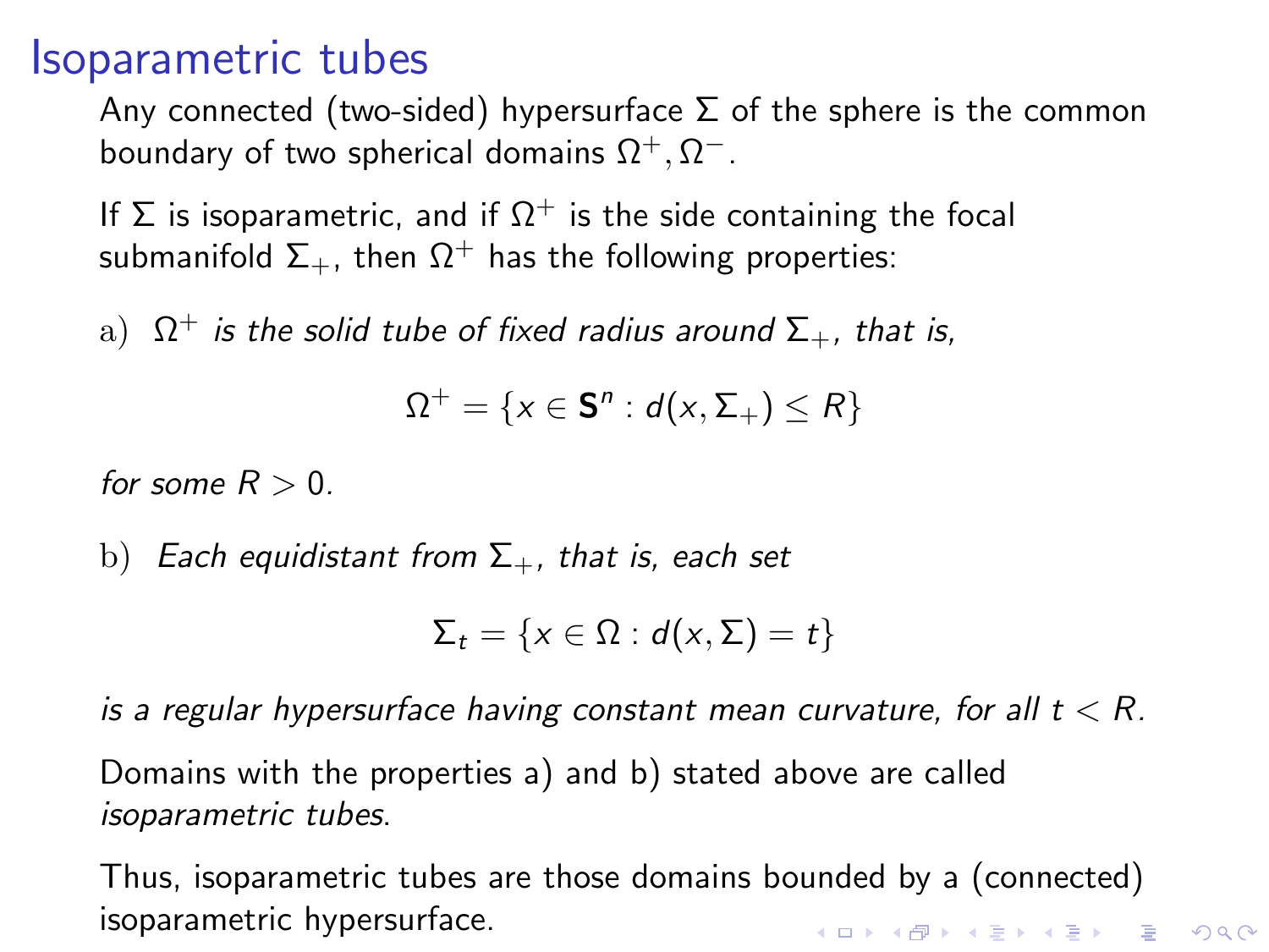# Isoparametric tubes

Any connected (two-sided) hypersurface $\Sigma$ of the sphere is the common boundary of two spherical domains $\Omega^+, \Omega^-$.

If $\Sigma$ is isoparametric, and if $\Omega^+$ is the side containing the focal submanifold $\Sigma_+$, then $\Omega^+$ has the following properties:

a) *$\Omega^+$ is the solid tube of fixed radius around $\Sigma_+$, that is,*

$$\Omega^+ = \{x \in \mathbf{S}^n : d(x, \Sigma_+) \leq R\}$$

*for some $R > 0$.*

b) *Each equidistant from $\Sigma_+$, that is, each set*

$$\Sigma_t = \{x \in \Omega : d(x, \Sigma) = t\}$$

*is a regular hypersurface having constant mean curvature, for all $t < R$.*

Domains with the properties a) and b) stated above are called *isoparametric tubes*.

Thus, isoparametric tubes are those domains bounded by a (connected) isoparametric hypersurface.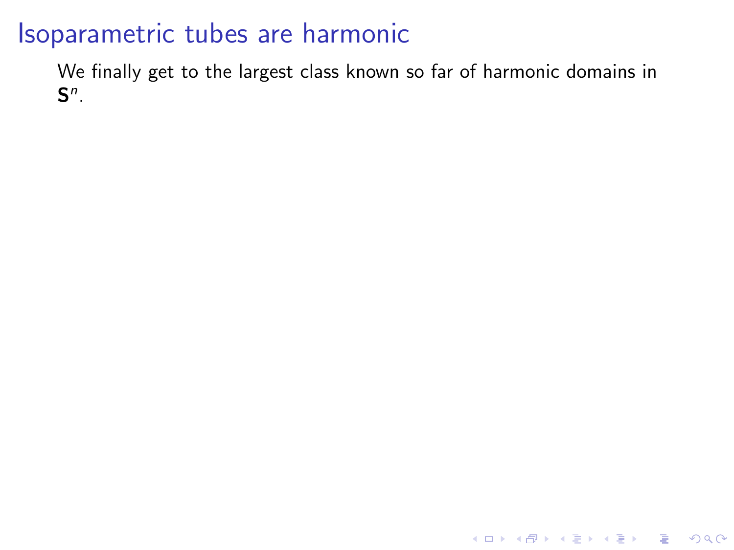# Isoparametric tubes are harmonic

We finally get to the largest class known so far of harmonic domains in $\mathbf{S}^n$.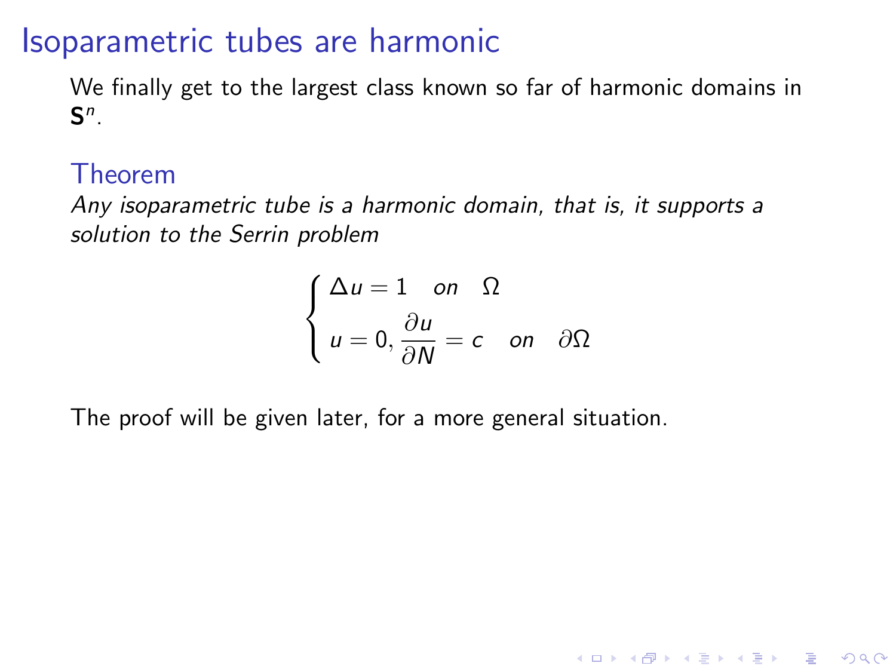# Isoparametric tubes are harmonic

We finally get to the largest class known so far of harmonic domains in $\mathbf{S}^n$.

### Theorem

*Any isoparametric tube is a harmonic domain, that is, it supports a solution to the Serrin problem*

$$
\begin{cases} \Delta u = 1 \quad on \quad \Omega \\ u = 0, \dfrac{\partial u}{\partial N} = c \quad on \quad \partial\Omega \end{cases}
$$

The proof will be given later, for a more general situation.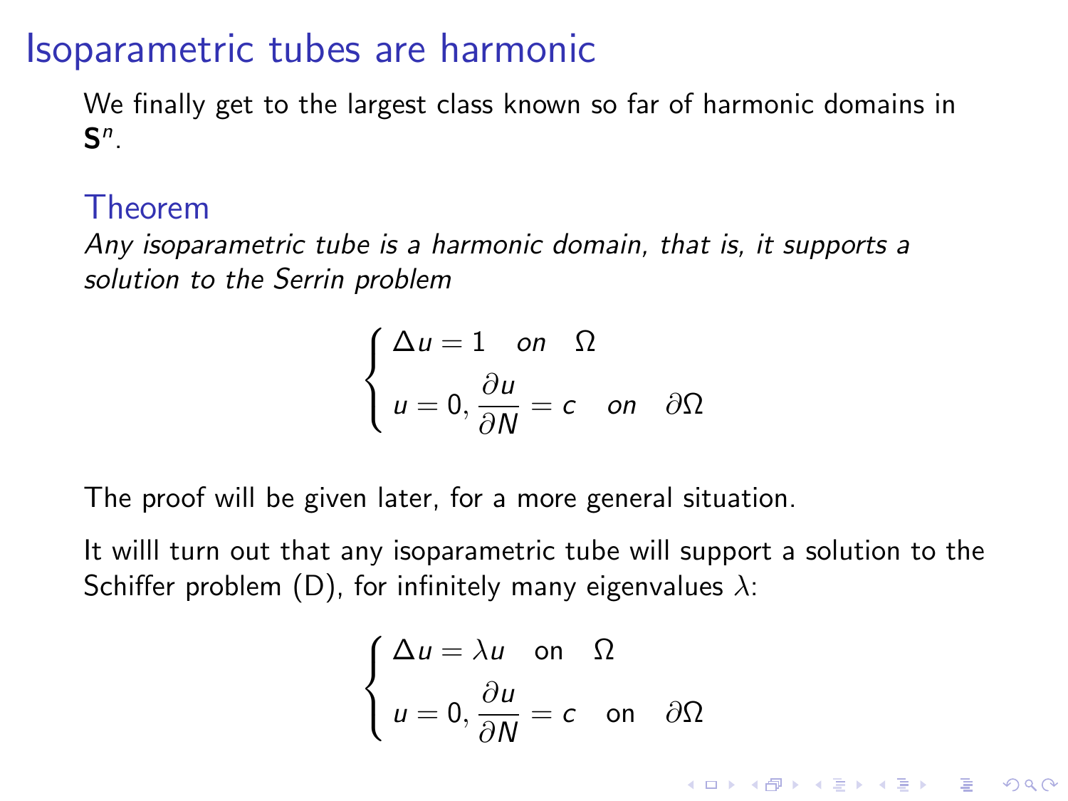# Isoparametric tubes are harmonic

We finally get to the largest class known so far of harmonic domains in $\mathbf{S}^n$.

## Theorem

*Any isoparametric tube is a harmonic domain, that is, it supports a solution to the Serrin problem*

$$
\begin{cases}
\Delta u = 1 \quad on \quad \Omega \\
u = 0, \dfrac{\partial u}{\partial N} = c \quad on \quad \partial\Omega
\end{cases}
$$

The proof will be given later, for a more general situation.

It willl turn out that any isoparametric tube will support a solution to the Schiffer problem (D), for infinitely many eigenvalues $\lambda$:

$$
\begin{cases}
\Delta u = \lambda u \quad \text{on} \quad \Omega \\
u = 0, \dfrac{\partial u}{\partial N} = c \quad \text{on} \quad \partial\Omega
\end{cases}
$$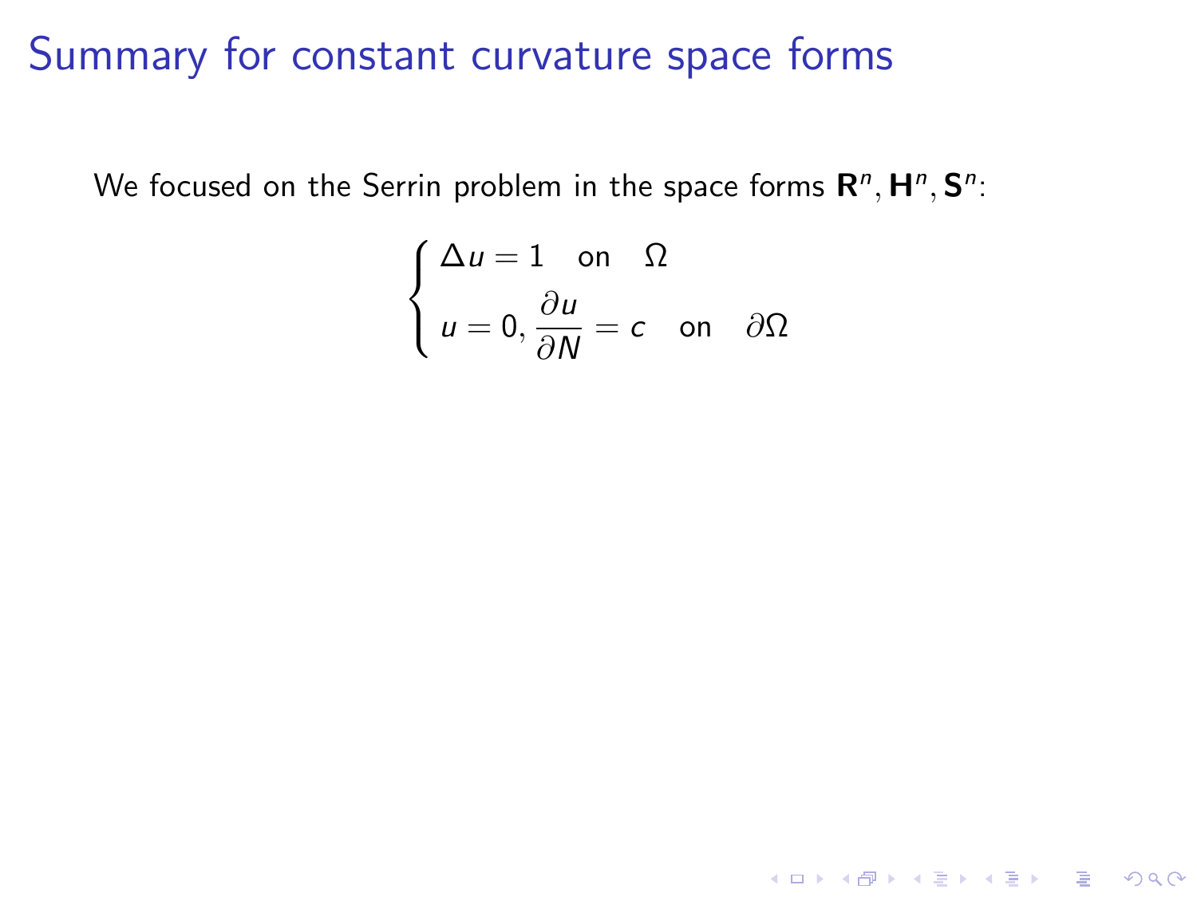# Summary for constant curvature space forms

We focused on the Serrin problem in the space forms $\mathbf{R}^n, \mathbf{H}^n, \mathbf{S}^n$:

$$
\begin{cases}
\Delta u = 1 \quad \text{on} \quad \Omega \\
u = 0, \dfrac{\partial u}{\partial N} = c \quad \text{on} \quad \partial\Omega
\end{cases}
$$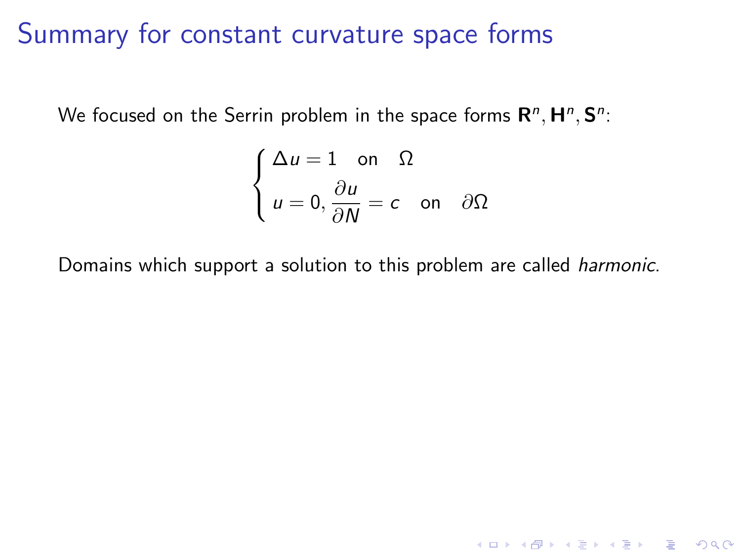# Summary for constant curvature space forms

We focused on the Serrin problem in the space forms $\mathbf{R}^n, \mathbf{H}^n, \mathbf{S}^n$:

$$
\begin{cases}
\Delta u = 1 \quad \text{on} \quad \Omega \\
u = 0, \dfrac{\partial u}{\partial N} = c \quad \text{on} \quad \partial\Omega
\end{cases}
$$

Domains which support a solution to this problem are called *harmonic*.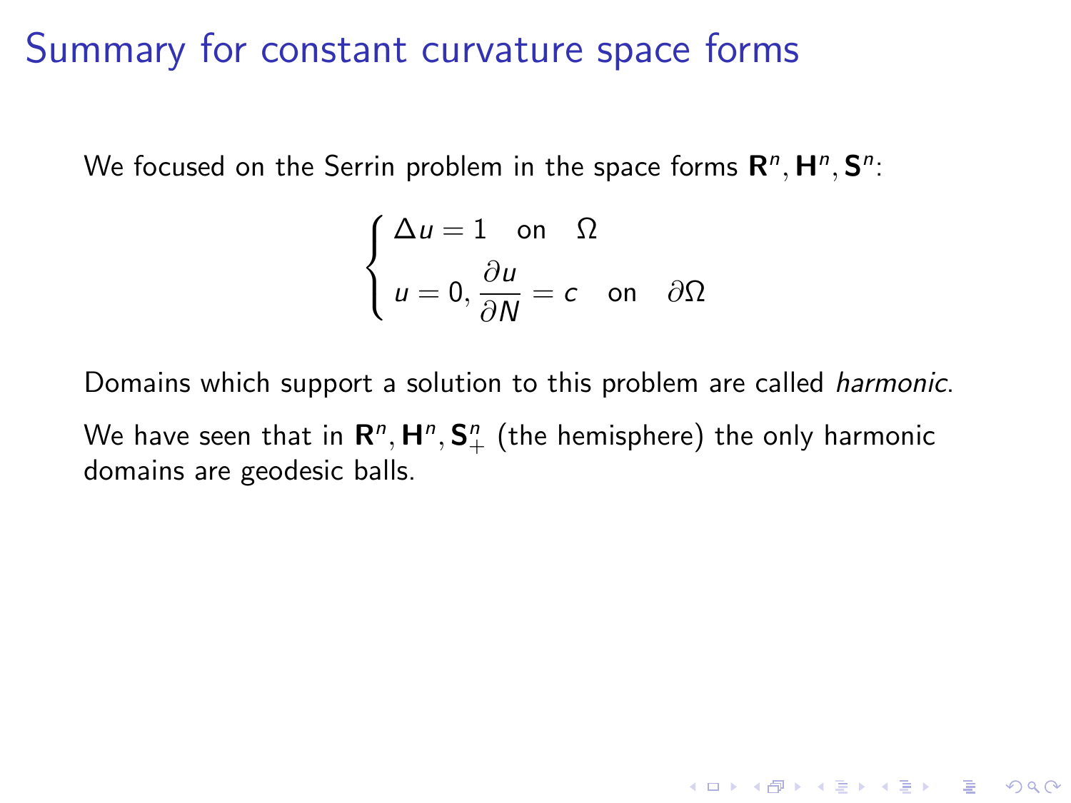# Summary for constant curvature space forms

We focused on the Serrin problem in the space forms $\mathbf{R}^n, \mathbf{H}^n, \mathbf{S}^n$:

$$
\begin{cases}
\Delta u = 1 \quad \text{on} \quad \Omega \\
u = 0, \dfrac{\partial u}{\partial N} = c \quad \text{on} \quad \partial\Omega
\end{cases}
$$

Domains which support a solution to this problem are called *harmonic*.

We have seen that in $\mathbf{R}^n, \mathbf{H}^n, \mathbf{S}^n_+$ (the hemisphere) the only harmonic domains are geodesic balls.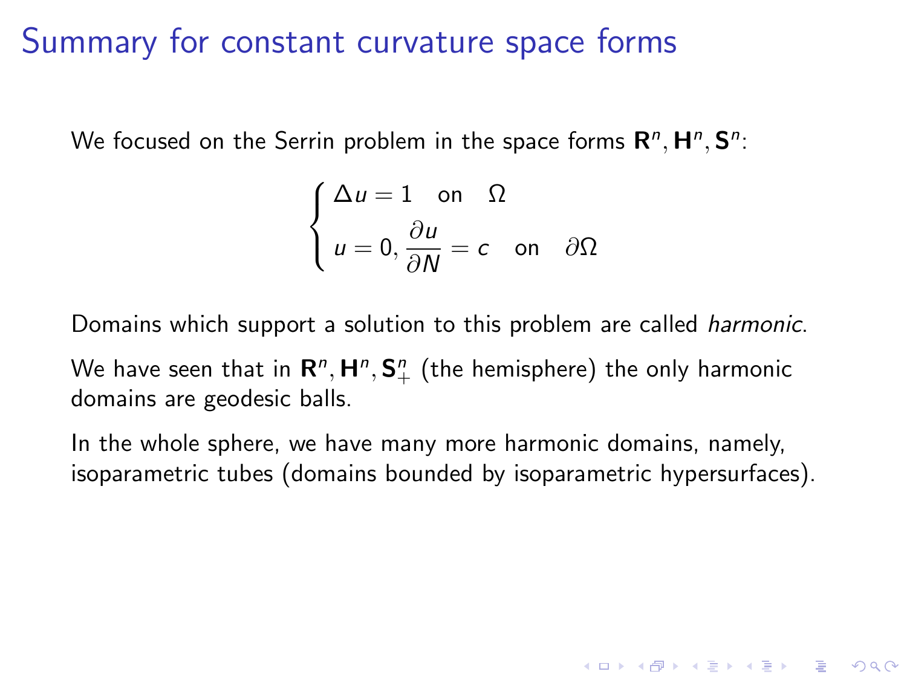# Summary for constant curvature space forms

We focused on the Serrin problem in the space forms $\mathbf{R}^n, \mathbf{H}^n, \mathbf{S}^n$:

$$
\begin{cases}
\Delta u = 1 \quad \text{on} \quad \Omega \\
u = 0, \dfrac{\partial u}{\partial N} = c \quad \text{on} \quad \partial\Omega
\end{cases}
$$

Domains which support a solution to this problem are called *harmonic*.

We have seen that in $\mathbf{R}^n, \mathbf{H}^n, \mathbf{S}^n_+$ (the hemisphere) the only harmonic domains are geodesic balls.

In the whole sphere, we have many more harmonic domains, namely, isoparametric tubes (domains bounded by isoparametric hypersurfaces).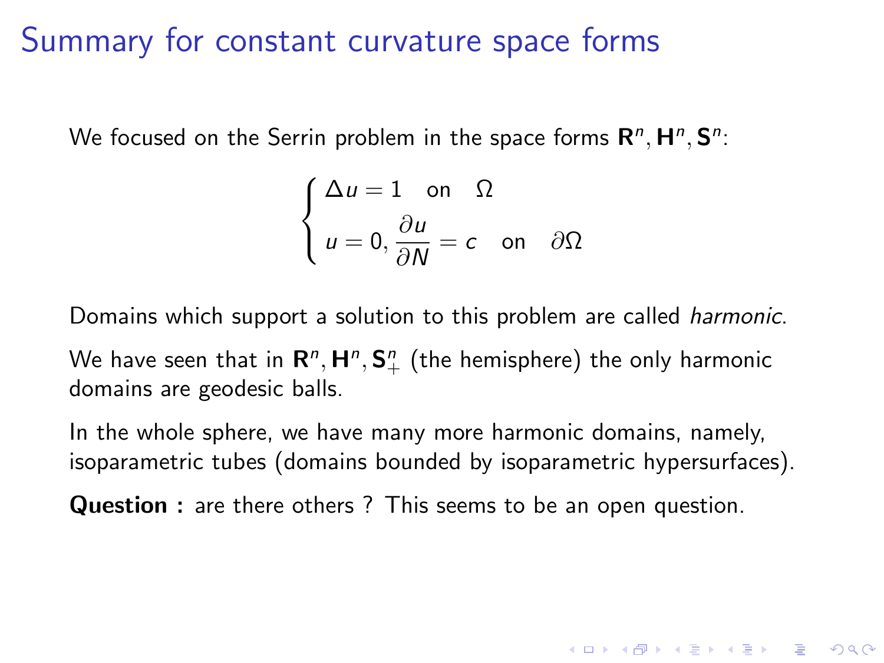# Summary for constant curvature space forms

We focused on the Serrin problem in the space forms $\mathbf{R}^n, \mathbf{H}^n, \mathbf{S}^n$:

$$
\begin{cases}
\Delta u = 1 \quad \text{on} \quad \Omega \\
u = 0, \dfrac{\partial u}{\partial N} = c \quad \text{on} \quad \partial\Omega
\end{cases}
$$

Domains which support a solution to this problem are called *harmonic*.

We have seen that in $\mathbf{R}^n, \mathbf{H}^n, \mathbf{S}^n_+$ (the hemisphere) the only harmonic domains are geodesic balls.

In the whole sphere, we have many more harmonic domains, namely, isoparametric tubes (domains bounded by isoparametric hypersurfaces).

**Question :** are there others ? This seems to be an open question.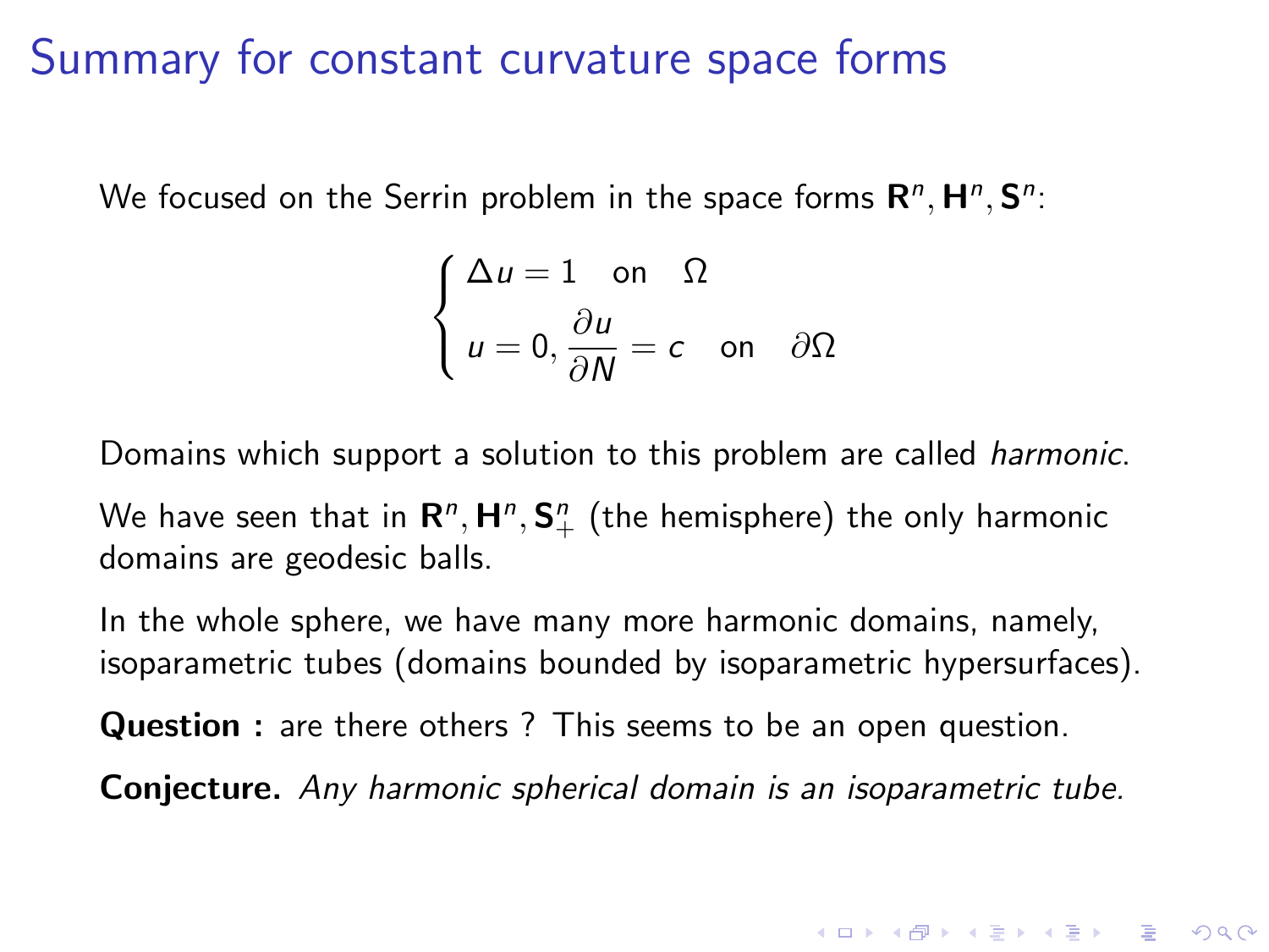# Summary for constant curvature space forms

We focused on the Serrin problem in the space forms $\mathbf{R}^n, \mathbf{H}^n, \mathbf{S}^n$:

$$
\begin{cases}
\Delta u = 1 \quad \text{on} \quad \Omega \\
u = 0, \dfrac{\partial u}{\partial N} = c \quad \text{on} \quad \partial\Omega
\end{cases}
$$

Domains which support a solution to this problem are called *harmonic*.

We have seen that in $\mathbf{R}^n, \mathbf{H}^n, \mathbf{S}^n_+$ (the hemisphere) the only harmonic domains are geodesic balls.

In the whole sphere, we have many more harmonic domains, namely, isoparametric tubes (domains bounded by isoparametric hypersurfaces).

**Question :** are there others ? This seems to be an open question.

**Conjecture.** *Any harmonic spherical domain is an isoparametric tube.*